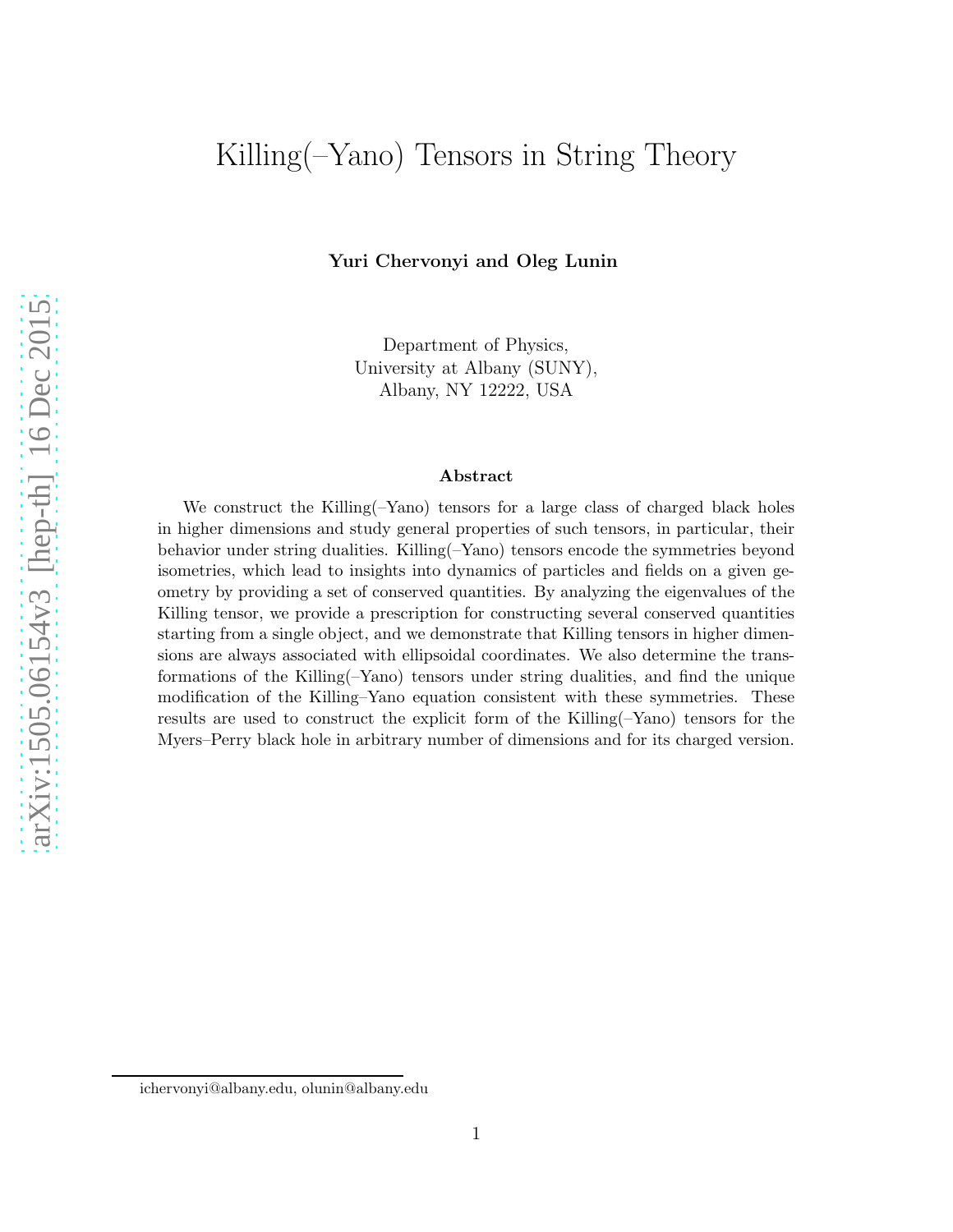# Killing(–Yano) Tensors in String Theory

**Yuri Chervonyi and Oleg Lunin**

Department of Physics,
University at Albany (SUNY),
Albany, NY 12222, USA

### Abstract

We construct the Killing(–Yano) tensors for a large class of charged black holes in higher dimensions and study general properties of such tensors, in particular, their behavior under string dualities. Killing(–Yano) tensors encode the symmetries beyond isometries, which lead to insights into dynamics of particles and fields on a given geometry by providing a set of conserved quantities. By analyzing the eigenvalues of the Killing tensor, we provide a prescription for constructing several conserved quantities starting from a single object, and we demonstrate that Killing tensors in higher dimensions are always associated with ellipsoidal coordinates. We also determine the transformations of the Killing(–Yano) tensors under string dualities, and find the unique modification of the Killing–Yano equation consistent with these symmetries. These results are used to construct the explicit form of the Killing(–Yano) tensors for the Myers–Perry black hole in arbitrary number of dimensions and for its charged version.

---

ichervonyi@albany.edu, olunin@albany.edu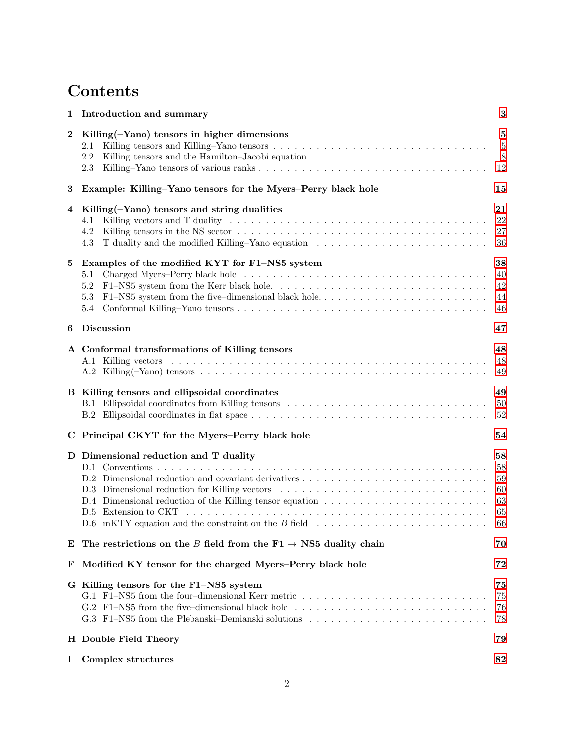# Contents

**1 Introduction and summary** 3

**2 Killing(–Yano) tensors in higher dimensions** 5
- 2.1 Killing tensors and Killing–Yano tensors 5
- 2.2 Killing tensors and the Hamilton–Jacobi equation 8
- 2.3 Killing–Yano tensors of various ranks 12

**3 Example: Killing–Yano tensors for the Myers–Perry black hole** 15

**4 Killing(–Yano) tensors and string dualities** 21
- 4.1 Killing vectors and T duality 22
- 4.2 Killing tensors in the NS sector 27
- 4.3 T duality and the modified Killing–Yano equation 36

**5 Examples of the modified KYT for F1–NS5 system** 38
- 5.1 Charged Myers–Perry black hole 40
- 5.2 F1–NS5 system from the Kerr black hole. 42
- 5.3 F1–NS5 system from the five–dimensional black hole. 44
- 5.4 Conformal Killing–Yano tensors 46

**6 Discussion** 47

**A Conformal transformations of Killing tensors** 48
- A.1 Killing vectors 48
- A.2 Killing(–Yano) tensors 49

**B Killing tensors and ellipsoidal coordinates** 49
- B.1 Ellipsoidal coordinates from Killing tensors 50
- B.2 Ellipsoidal coordinates in flat space 52

**C Principal CKYT for the Myers–Perry black hole** 54

**D Dimensional reduction and T duality** 58
- D.1 Conventions 58
- D.2 Dimensional reduction and covariant derivatives 59
- D.3 Dimensional reduction for Killing vectors 60
- D.4 Dimensional reduction of the Killing tensor equation 63
- D.5 Extension to CKT 65
- D.6 mKTY equation and the constraint on the $B$ field 66

**E The restrictions on the $B$ field from the F1 $\rightarrow$ NS5 duality chain** 70

**F Modified KY tensor for the charged Myers–Perry black hole** 72

**G Killing tensors for the F1–NS5 system** 75
- G.1 F1–NS5 from the four–dimensional Kerr metric 75
- G.2 F1–NS5 from the five–dimensional black hole 76
- G.3 F1–NS5 from the Plebanski–Demianski solutions 78

**H Double Field Theory** 79

**I Complex structures** 82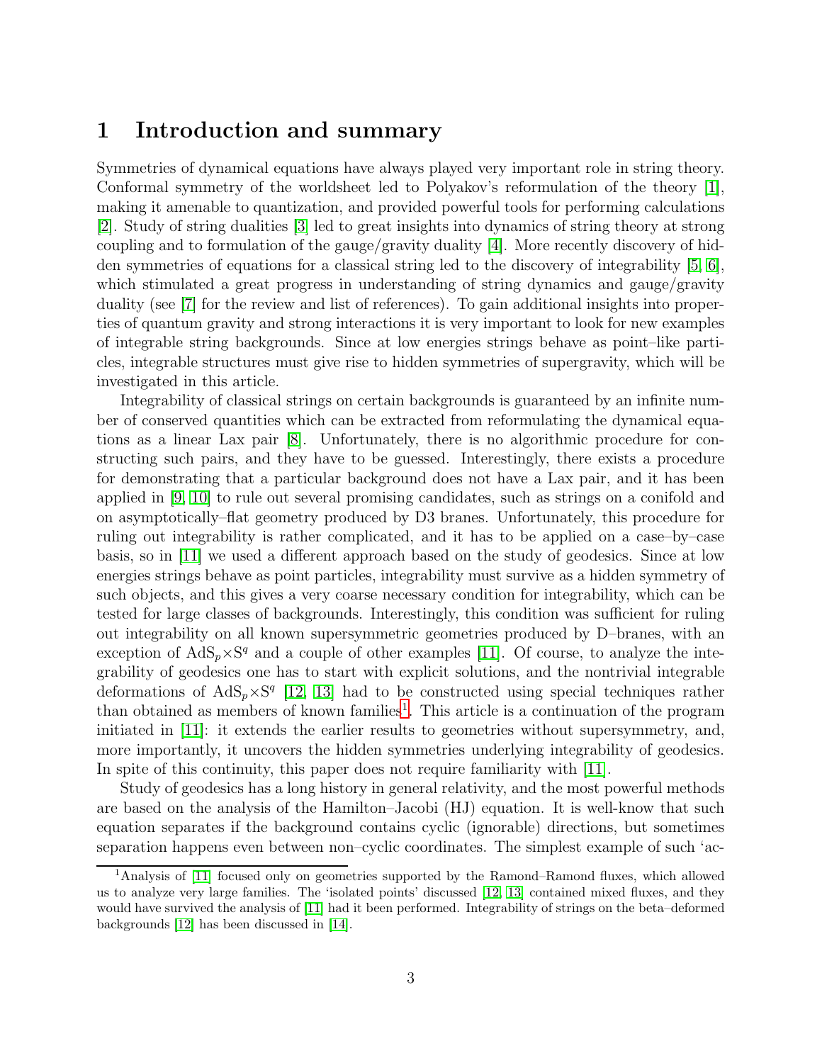# 1 Introduction and summary

Symmetries of dynamical equations have always played very important role in string theory. Conformal symmetry of the worldsheet led to Polyakov's reformulation of the theory [1], making it amenable to quantization, and provided powerful tools for performing calculations [2]. Study of string dualities [3] led to great insights into dynamics of string theory at strong coupling and to formulation of the gauge/gravity duality [4]. More recently discovery of hidden symmetries of equations for a classical string led to the discovery of integrability [5, 6], which stimulated a great progress in understanding of string dynamics and gauge/gravity duality (see [7] for the review and list of references). To gain additional insights into properties of quantum gravity and strong interactions it is very important to look for new examples of integrable string backgrounds. Since at low energies strings behave as point–like particles, integrable structures must give rise to hidden symmetries of supergravity, which will be investigated in this article.

Integrability of classical strings on certain backgrounds is guaranteed by an infinite number of conserved quantities which can be extracted from reformulating the dynamical equations as a linear Lax pair [8]. Unfortunately, there is no algorithmic procedure for constructing such pairs, and they have to be guessed. Interestingly, there exists a procedure for demonstrating that a particular background does not have a Lax pair, and it has been applied in [9, 10] to rule out several promising candidates, such as strings on a conifold and on asymptotically–flat geometry produced by D3 branes. Unfortunately, this procedure for ruling out integrability is rather complicated, and it has to be applied on a case–by–case basis, so in [11] we used a different approach based on the study of geodesics. Since at low energies strings behave as point particles, integrability must survive as a hidden symmetry of such objects, and this gives a very coarse necessary condition for integrability, which can be tested for large classes of backgrounds. Interestingly, this condition was sufficient for ruling out integrability on all known supersymmetric geometries produced by D–branes, with an exception of $\text{AdS}_p \times \text{S}^q$ and a couple of other examples [11]. Of course, to analyze the integrability of geodesics one has to start with explicit solutions, and the nontrivial integrable deformations of $\text{AdS}_p \times \text{S}^q$ [12, 13] had to be constructed using special techniques rather than obtained as members of known families[1]. This article is a continuation of the program initiated in [11]: it extends the earlier results to geometries without supersymmetry, and, more importantly, it uncovers the hidden symmetries underlying integrability of geodesics. In spite of this continuity, this paper does not require familiarity with [11].

Study of geodesics has a long history in general relativity, and the most powerful methods are based on the analysis of the Hamilton–Jacobi (HJ) equation. It is well-know that such equation separates if the background contains cyclic (ignorable) directions, but sometimes separation happens even between non–cyclic coordinates. The simplest example of such 'ac-

[1] Analysis of [11] focused only on geometries supported by the Ramond–Ramond fluxes, which allowed us to analyze very large families. The 'isolated points' discussed [12, 13] contained mixed fluxes, and they would have survived the analysis of [11] had it been performed. Integrability of strings on the beta–deformed backgrounds [12] has been discussed in [14].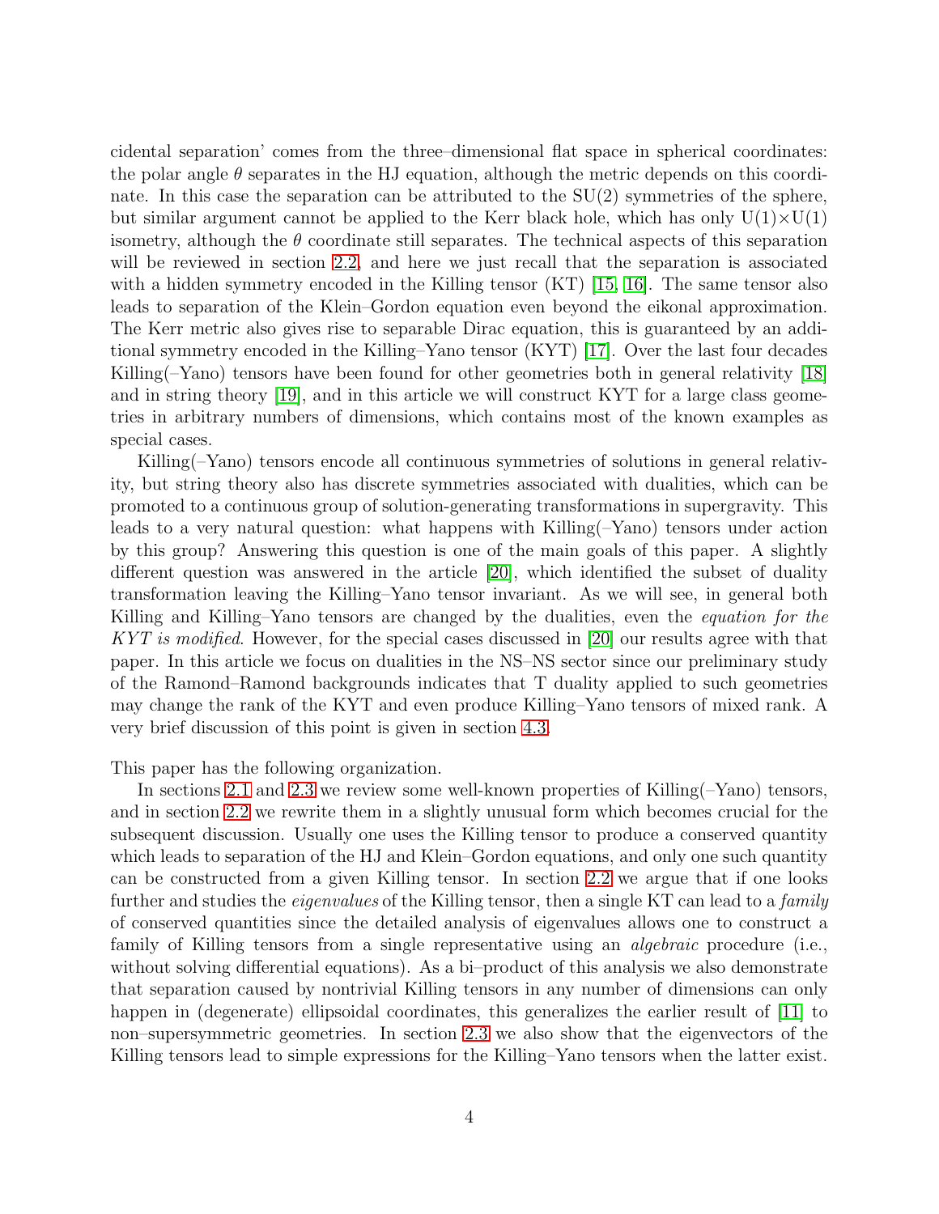cidental separation' comes from the three–dimensional flat space in spherical coordinates: the polar angle $\theta$ separates in the HJ equation, although the metric depends on this coordinate. In this case the separation can be attributed to the SU(2) symmetries of the sphere, but similar argument cannot be applied to the Kerr black hole, which has only U(1)×U(1) isometry, although the $\theta$ coordinate still separates. The technical aspects of this separation will be reviewed in section 2.2, and here we just recall that the separation is associated with a hidden symmetry encoded in the Killing tensor (KT) [15, 16]. The same tensor also leads to separation of the Klein–Gordon equation even beyond the eikonal approximation. The Kerr metric also gives rise to separable Dirac equation, this is guaranteed by an additional symmetry encoded in the Killing–Yano tensor (KYT) [17]. Over the last four decades Killing(–Yano) tensors have been found for other geometries both in general relativity [18] and in string theory [19], and in this article we will construct KYT for a large class geometries in arbitrary numbers of dimensions, which contains most of the known examples as special cases.

Killing(–Yano) tensors encode all continuous symmetries of solutions in general relativity, but string theory also has discrete symmetries associated with dualities, which can be promoted to a continuous group of solution-generating transformations in supergravity. This leads to a very natural question: what happens with Killing(–Yano) tensors under action by this group? Answering this question is one of the main goals of this paper. A slightly different question was answered in the article [20], which identified the subset of duality transformation leaving the Killing–Yano tensor invariant. As we will see, in general both Killing and Killing–Yano tensors are changed by the dualities, even the *equation for the KYT is modified*. However, for the special cases discussed in [20] our results agree with that paper. In this article we focus on dualities in the NS–NS sector since our preliminary study of the Ramond–Ramond backgrounds indicates that T duality applied to such geometries may change the rank of the KYT and even produce Killing–Yano tensors of mixed rank. A very brief discussion of this point is given in section 4.3.

This paper has the following organization.

In sections 2.1 and 2.3 we review some well-known properties of Killing(–Yano) tensors, and in section 2.2 we rewrite them in a slightly unusual form which becomes crucial for the subsequent discussion. Usually one uses the Killing tensor to produce a conserved quantity which leads to separation of the HJ and Klein–Gordon equations, and only one such quantity can be constructed from a given Killing tensor. In section 2.2 we argue that if one looks further and studies the *eigenvalues* of the Killing tensor, then a single KT can lead to a *family* of conserved quantities since the detailed analysis of eigenvalues allows one to construct a family of Killing tensors from a single representative using an *algebraic* procedure (i.e., without solving differential equations). As a bi–product of this analysis we also demonstrate that separation caused by nontrivial Killing tensors in any number of dimensions can only happen in (degenerate) ellipsoidal coordinates, this generalizes the earlier result of [11] to non–supersymmetric geometries. In section 2.3 we also show that the eigenvectors of the Killing tensors lead to simple expressions for the Killing–Yano tensors when the latter exist.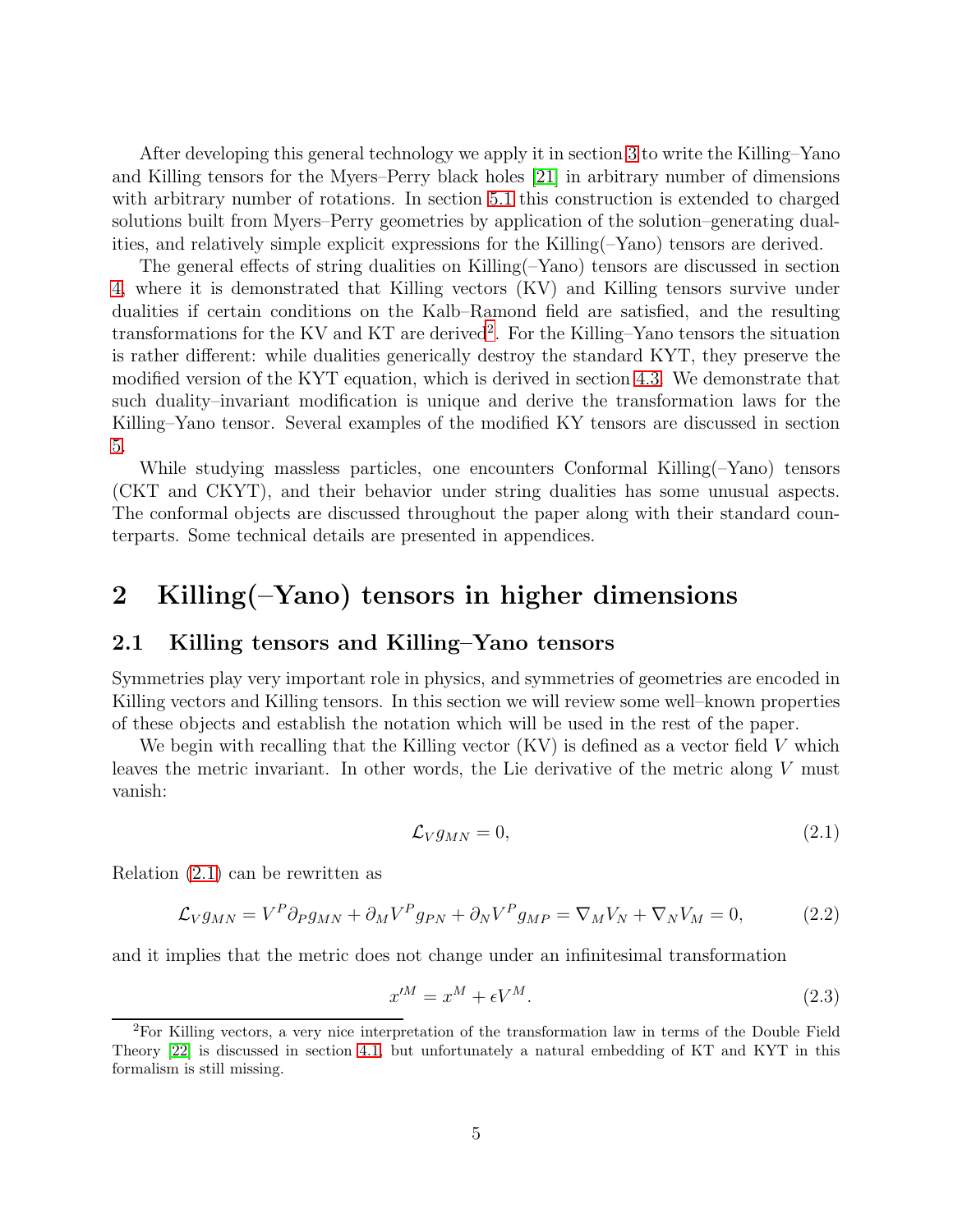After developing this general technology we apply it in section 3 to write the Killing–Yano and Killing tensors for the Myers–Perry black holes [21] in arbitrary number of dimensions with arbitrary number of rotations. In section 5.1 this construction is extended to charged solutions built from Myers–Perry geometries by application of the solution–generating dualities, and relatively simple explicit expressions for the Killing(–Yano) tensors are derived.

The general effects of string dualities on Killing(–Yano) tensors are discussed in section 4, where it is demonstrated that Killing vectors (KV) and Killing tensors survive under dualities if certain conditions on the Kalb–Ramond field are satisfied, and the resulting transformations for the KV and KT are derived[2]. For the Killing–Yano tensors the situation is rather different: while dualities generically destroy the standard KYT, they preserve the modified version of the KYT equation, which is derived in section 4.3. We demonstrate that such duality–invariant modification is unique and derive the transformation laws for the Killing–Yano tensor. Several examples of the modified KY tensors are discussed in section 5.

While studying massless particles, one encounters Conformal Killing(–Yano) tensors (CKT and CKYT), and their behavior under string dualities has some unusual aspects. The conformal objects are discussed throughout the paper along with their standard counterparts. Some technical details are presented in appendices.

# 2 Killing(–Yano) tensors in higher dimensions

## 2.1 Killing tensors and Killing–Yano tensors

Symmetries play very important role in physics, and symmetries of geometries are encoded in Killing vectors and Killing tensors. In this section we will review some well–known properties of these objects and establish the notation which will be used in the rest of the paper.

We begin with recalling that the Killing vector (KV) is defined as a vector field $V$ which leaves the metric invariant. In other words, the Lie derivative of the metric along $V$ must vanish:

$$\mathcal{L}_V g_{MN} = 0, \tag{2.1}$$

Relation (2.1) can be rewritten as

$$\mathcal{L}_V g_{MN} = V^P \partial_P g_{MN} + \partial_M V^P g_{PN} + \partial_N V^P g_{MP} = \nabla_M V_N + \nabla_N V_M = 0, \tag{2.2}$$

and it implies that the metric does not change under an infinitesimal transformation

$$x'^M = x^M + \epsilon V^M. \tag{2.3}$$

[2] For Killing vectors, a very nice interpretation of the transformation law in terms of the Double Field Theory [22] is discussed in section 4.1, but unfortunately a natural embedding of KT and KYT in this formalism is still missing.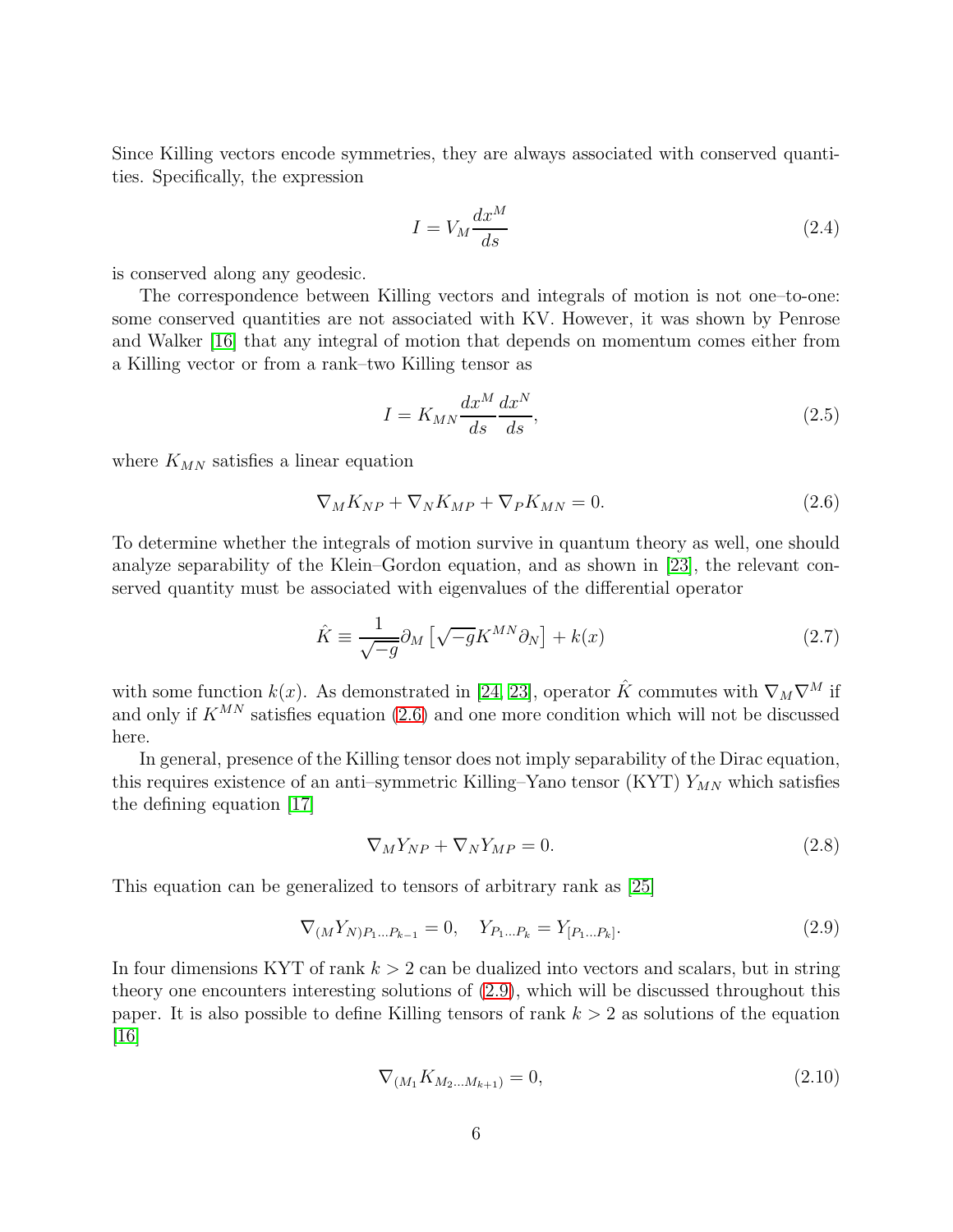Since Killing vectors encode symmetries, they are always associated with conserved quantities. Specifically, the expression

$$I = V_M \frac{dx^M}{ds} \tag{2.4}$$

is conserved along any geodesic.

The correspondence between Killing vectors and integrals of motion is not one–to-one: some conserved quantities are not associated with KV. However, it was shown by Penrose and Walker [16] that any integral of motion that depends on momentum comes either from a Killing vector or from a rank–two Killing tensor as

$$I = K_{MN} \frac{dx^M}{ds} \frac{dx^N}{ds}, \tag{2.5}$$

where $K_{MN}$ satisfies a linear equation

$$\nabla_M K_{NP} + \nabla_N K_{MP} + \nabla_P K_{MN} = 0. \tag{2.6}$$

To determine whether the integrals of motion survive in quantum theory as well, one should analyze separability of the Klein–Gordon equation, and as shown in [23], the relevant conserved quantity must be associated with eigenvalues of the differential operator

$$\hat{K} \equiv \frac{1}{\sqrt{-g}} \partial_M \left[ \sqrt{-g} K^{MN} \partial_N \right] + k(x) \tag{2.7}$$

with some function $k(x)$. As demonstrated in [24, 23], operator $\hat{K}$ commutes with $\nabla_M \nabla^M$ if and only if $K^{MN}$ satisfies equation (2.6) and one more condition which will not be discussed here.

In general, presence of the Killing tensor does not imply separability of the Dirac equation, this requires existence of an anti–symmetric Killing–Yano tensor (KYT) $Y_{MN}$ which satisfies the defining equation [17]

$$\nabla_M Y_{NP} + \nabla_N Y_{MP} = 0. \tag{2.8}$$

This equation can be generalized to tensors of arbitrary rank as [25]

$$\nabla_{(M} Y_{N) P_1 \dots P_{k-1}} = 0, \quad Y_{P_1 \dots P_k} = Y_{[P_1 \dots P_k]}. \tag{2.9}$$

In four dimensions KYT of rank $k > 2$ can be dualized into vectors and scalars, but in string theory one encounters interesting solutions of (2.9), which will be discussed throughout this paper. It is also possible to define Killing tensors of rank $k > 2$ as solutions of the equation [16]

$$\nabla_{(M_1} K_{M_2 \dots M_{k+1})} = 0, \tag{2.10}$$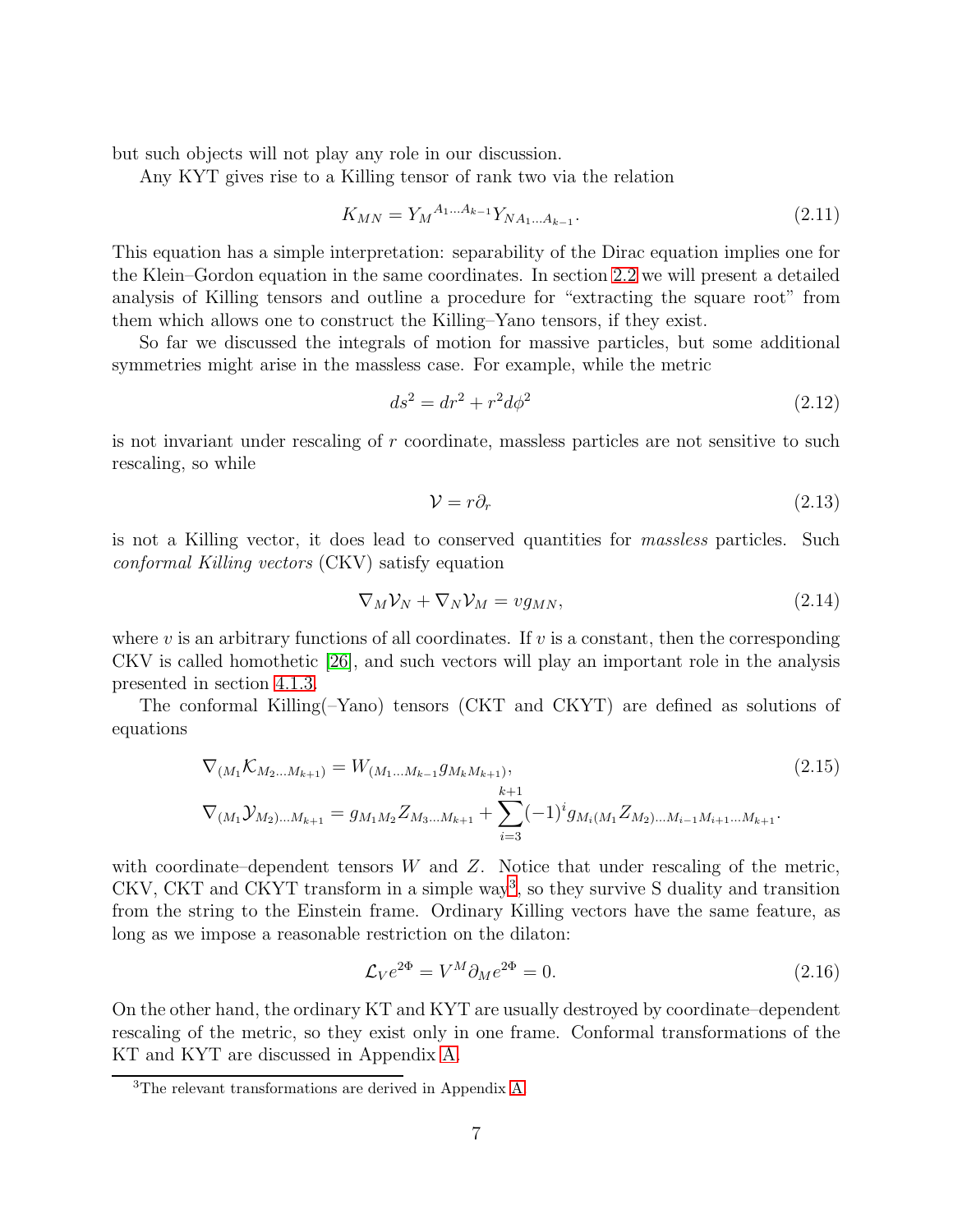but such objects will not play any role in our discussion.

Any KYT gives rise to a Killing tensor of rank two via the relation

$$K_{MN} = Y_M{}^{A_1 \dots A_{k-1}} Y_{N A_1 \dots A_{k-1}}. \tag{2.11}$$

This equation has a simple interpretation: separability of the Dirac equation implies one for the Klein–Gordon equation in the same coordinates. In section 2.2 we will present a detailed analysis of Killing tensors and outline a procedure for "extracting the square root" from them which allows one to construct the Killing–Yano tensors, if they exist.

So far we discussed the integrals of motion for massive particles, but some additional symmetries might arise in the massless case. For example, while the metric

$$ds^2 = dr^2 + r^2 d\phi^2 \tag{2.12}$$

is not invariant under rescaling of $r$ coordinate, massless particles are not sensitive to such rescaling, so while

$$\mathcal{V} = r\partial_r \tag{2.13}$$

is not a Killing vector, it does lead to conserved quantities for *massless* particles. Such *conformal Killing vectors* (CKV) satisfy equation

$$\nabla_M \mathcal{V}_N + \nabla_N \mathcal{V}_M = v g_{MN}, \tag{2.14}$$

where $v$ is an arbitrary functions of all coordinates. If $v$ is a constant, then the corresponding CKV is called homothetic [26], and such vectors will play an important role in the analysis presented in section 4.1.3.

The conformal Killing(–Yano) tensors (CKT and CKYT) are defined as solutions of equations

$$\begin{aligned} &\nabla_{(M_1} \mathcal{K}_{M_2 \dots M_{k+1})} = W_{(M_1 \dots M_{k-1}} g_{M_k M_{k+1})}, \\ &\nabla_{(M_1} \mathcal{Y}_{M_2) \dots M_{k+1}} = g_{M_1 M_2} Z_{M_3 \dots M_{k+1}} + \sum_{i=3}^{k+1} (-1)^i g_{M_i (M_1} Z_{M_2) \dots M_{i-1} M_{i+1} \dots M_{k+1}}. \end{aligned} \tag{2.15}$$

with coordinate–dependent tensors $W$ and $Z$. Notice that under rescaling of the metric, CKV, CKT and CKYT transform in a simple way[3], so they survive S duality and transition from the string to the Einstein frame. Ordinary Killing vectors have the same feature, as long as we impose a reasonable restriction on the dilaton:

$$\mathcal{L}_V e^{2\Phi} = V^M \partial_M e^{2\Phi} = 0. \tag{2.16}$$

On the other hand, the ordinary KT and KYT are usually destroyed by coordinate–dependent rescaling of the metric, so they exist only in one frame. Conformal transformations of the KT and KYT are discussed in Appendix A.

[3] The relevant transformations are derived in Appendix A.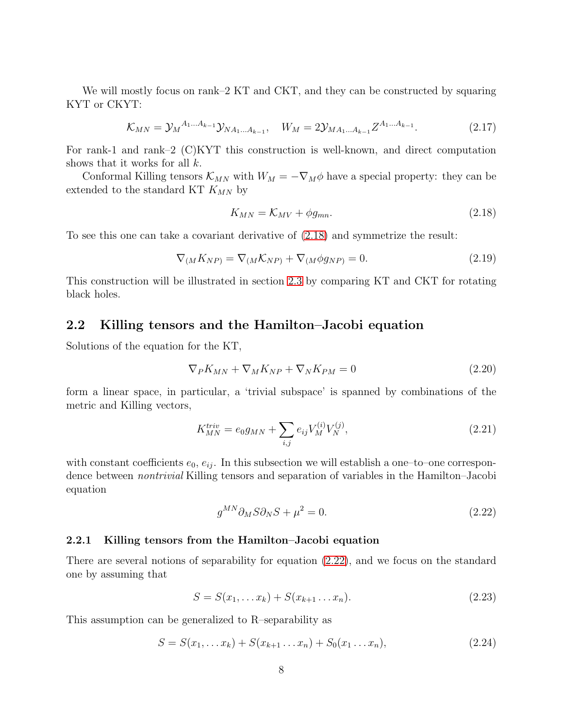We will mostly focus on rank–2 KT and CKT, and they can be constructed by squaring KYT or CKYT:

$$\mathcal{K}_{MN} = \mathcal{Y}_M{}^{A_1 \dots A_{k-1}} \mathcal{Y}_{NA_1 \dots A_{k-1}}, \quad W_M = 2\mathcal{Y}_{MA_1 \dots A_{k-1}} Z^{A_1 \dots A_{k-1}}. \tag{2.17}$$

For rank-1 and rank–2 (C)KYT this construction is well-known, and direct computation shows that it works for all $k$.

Conformal Killing tensors $\mathcal{K}_{MN}$ with $W_M = -\nabla_M \phi$ have a special property: they can be extended to the standard KT $K_{MN}$ by

$$K_{MN} = \mathcal{K}_{MV} + \phi g_{mn}. \tag{2.18}$$

To see this one can take a covariant derivative of (2.18) and symmetrize the result:

$$\nabla_{(M} K_{NP)} = \nabla_{(M} \mathcal{K}_{NP)} + \nabla_{(M} \phi g_{NP)} = 0. \tag{2.19}$$

This construction will be illustrated in section 2.3 by comparing KT and CKT for rotating black holes.

## 2.2 Killing tensors and the Hamilton–Jacobi equation

Solutions of the equation for the KT,

$$\nabla_P K_{MN} + \nabla_M K_{NP} + \nabla_N K_{PM} = 0 \tag{2.20}$$

form a linear space, in particular, a 'trivial subspace' is spanned by combinations of the metric and Killing vectors,

$$K^{triv}_{MN} = e_0 g_{MN} + \sum_{i,j} e_{ij} V^{(i)}_M V^{(j)}_N, \tag{2.21}$$

with constant coefficients $e_0$, $e_{ij}$. In this subsection we will establish a one–to–one correspondence between *nontrivial* Killing tensors and separation of variables in the Hamilton–Jacobi equation

$$g^{MN} \partial_M S \partial_N S + \mu^2 = 0. \tag{2.22}$$

### 2.2.1 Killing tensors from the Hamilton–Jacobi equation

There are several notions of separability for equation (2.22), and we focus on the standard one by assuming that

$$S = S(x_1, \dots x_k) + S(x_{k+1} \dots x_n). \tag{2.23}$$

This assumption can be generalized to R–separability as

$$S = S(x_1, \dots x_k) + S(x_{k+1} \dots x_n) + S_0(x_1 \dots x_n), \tag{2.24}$$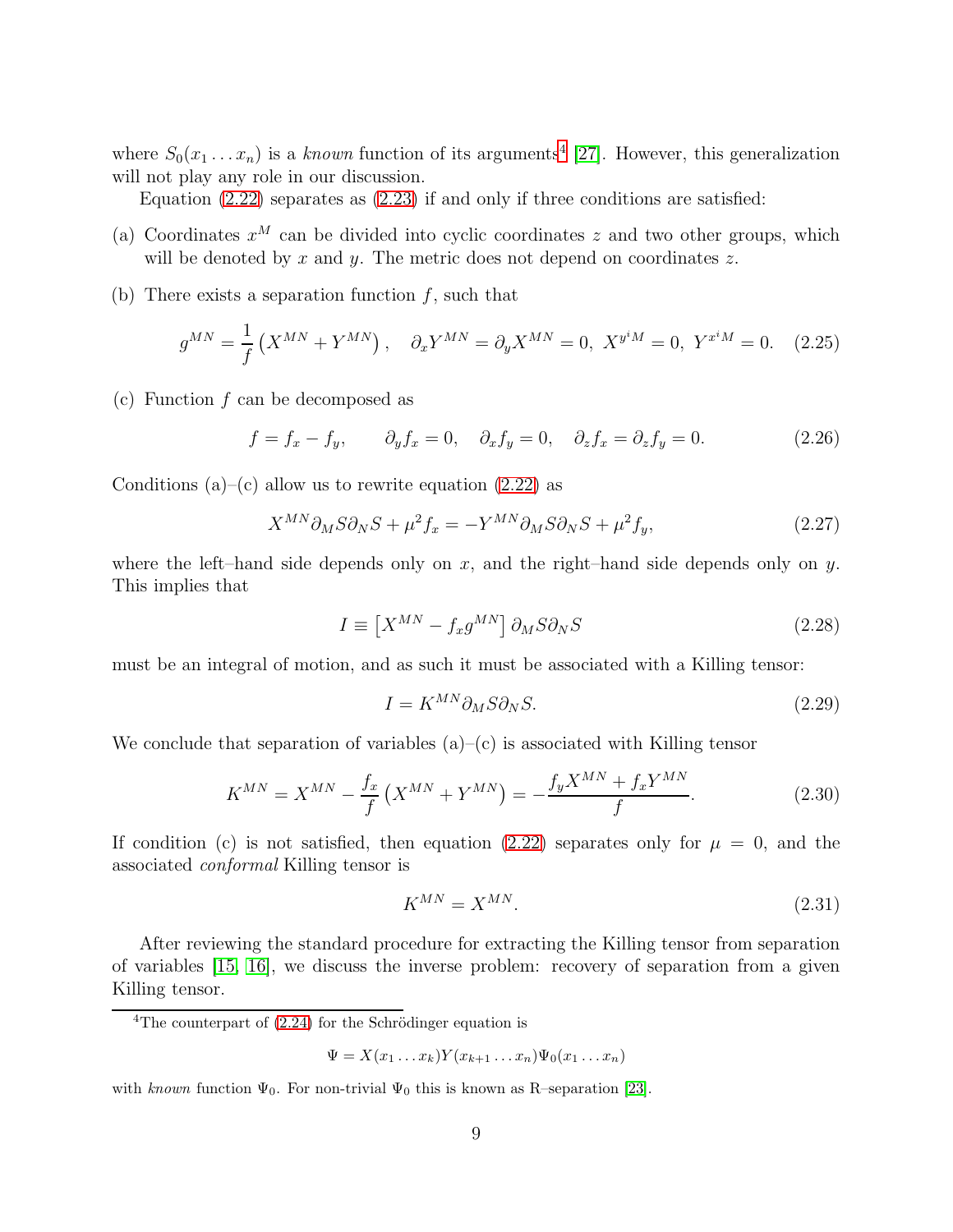where $S_0(x_1 \dots x_n)$ is a *known* function of its arguments[4] [27]. However, this generalization will not play any role in our discussion.

Equation (2.22) separates as (2.23) if and only if three conditions are satisfied:

(a) Coordinates $x^M$ can be divided into cyclic coordinates $z$ and two other groups, which will be denoted by $x$ and $y$. The metric does not depend on coordinates $z$.

(b) There exists a separation function $f$, such that

$$g^{MN} = \frac{1}{f}\left(X^{MN} + Y^{MN}\right), \quad \partial_x Y^{MN} = \partial_y X^{MN} = 0,\ X^{y^i M} = 0,\ Y^{x^i M} = 0. \quad (2.25)$$

(c) Function $f$ can be decomposed as

$$f = f_x - f_y, \qquad \partial_y f_x = 0, \quad \partial_x f_y = 0, \quad \partial_z f_x = \partial_z f_y = 0. \quad (2.26)$$

Conditions (a)–(c) allow us to rewrite equation (2.22) as

$$X^{MN}\partial_M S \partial_N S + \mu^2 f_x = -Y^{MN}\partial_M S \partial_N S + \mu^2 f_y, \quad (2.27)$$

where the left–hand side depends only on $x$, and the right–hand side depends only on $y$. This implies that

$$I \equiv \left[X^{MN} - f_x g^{MN}\right]\partial_M S \partial_N S \quad (2.28)$$

must be an integral of motion, and as such it must be associated with a Killing tensor:

$$I = K^{MN}\partial_M S \partial_N S. \quad (2.29)$$

We conclude that separation of variables (a)–(c) is associated with Killing tensor

$$K^{MN} = X^{MN} - \frac{f_x}{f}\left(X^{MN} + Y^{MN}\right) = -\frac{f_y X^{MN} + f_x Y^{MN}}{f}. \quad (2.30)$$

If condition (c) is not satisfied, then equation (2.22) separates only for $\mu = 0$, and the associated *conformal* Killing tensor is

$$K^{MN} = X^{MN}. \quad (2.31)$$

After reviewing the standard procedure for extracting the Killing tensor from separation of variables [15, 16], we discuss the inverse problem: recovery of separation from a given Killing tensor.

[4] The counterpart of (2.24) for the Schrödinger equation is

$$\Psi = X(x_1 \dots x_k)Y(x_{k+1} \dots x_n)\Psi_0(x_1 \dots x_n)$$

with *known* function $\Psi_0$. For non-trivial $\Psi_0$ this is known as R–separation [23].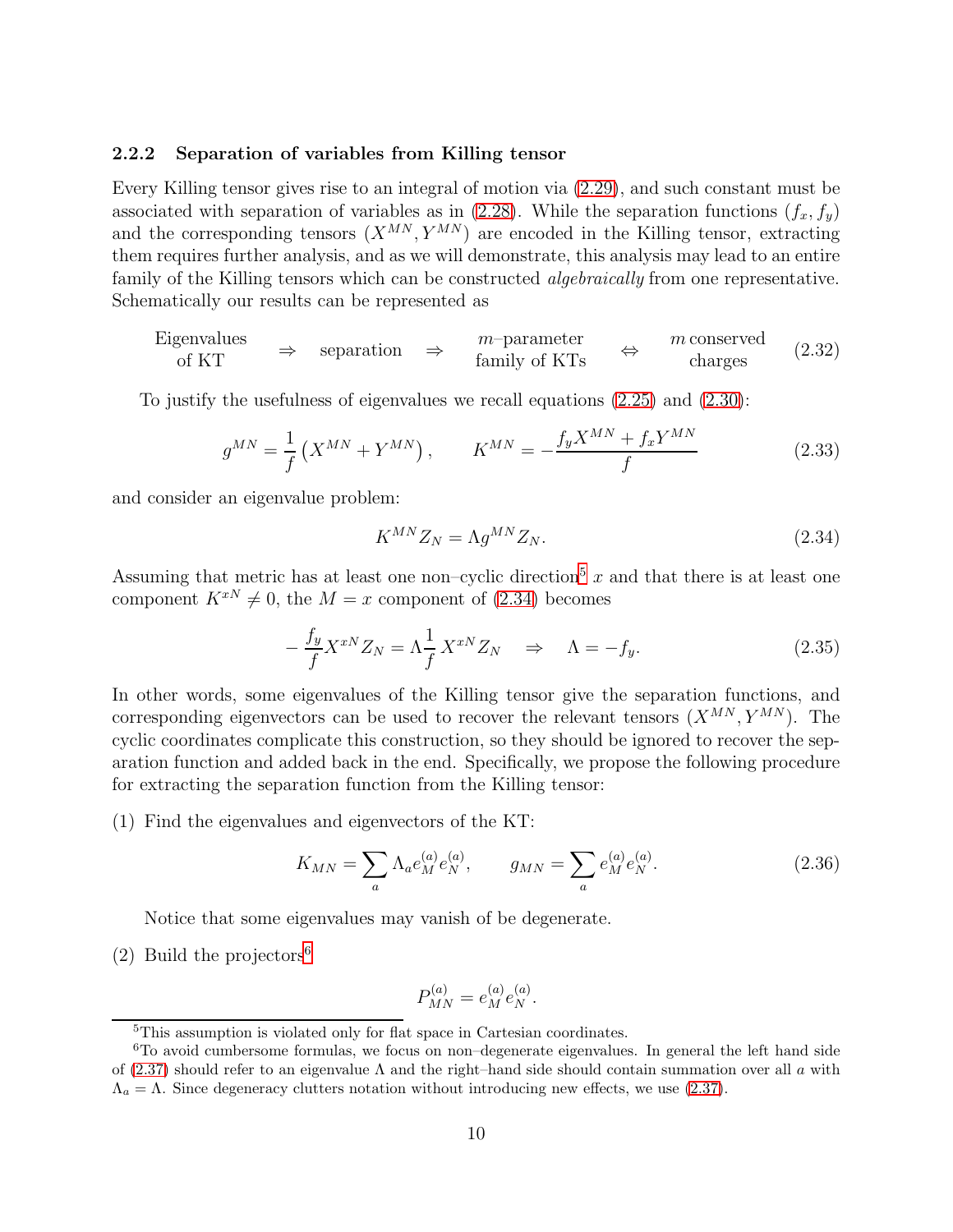### 2.2.2 Separation of variables from Killing tensor

Every Killing tensor gives rise to an integral of motion via (2.29), and such constant must be associated with separation of variables as in (2.28). While the separation functions $(f_x, f_y)$ and the corresponding tensors $(X^{MN}, Y^{MN})$ are encoded in the Killing tensor, extracting them requires further analysis, and as we will demonstrate, this analysis may lead to an entire family of the Killing tensors which can be constructed *algebraically* from one representative. Schematically our results can be represented as

$$\begin{array}{c}\text{Eigenvalues}\\ \text{of KT}\end{array} \quad\Rightarrow\quad \text{separation} \quad\Rightarrow\quad \begin{array}{c}m\text{–parameter}\\ \text{family of KTs}\end{array} \quad\Leftrightarrow\quad \begin{array}{c}m\,\text{conserved}\\ \text{charges}\end{array} \tag{2.32}$$

To justify the usefulness of eigenvalues we recall equations (2.25) and (2.30):

$$g^{MN} = \frac{1}{f}\left(X^{MN} + Y^{MN}\right), \qquad K^{MN} = -\frac{f_y X^{MN} + f_x Y^{MN}}{f} \tag{2.33}$$

and consider an eigenvalue problem:

$$K^{MN} Z_N = \Lambda g^{MN} Z_N. \tag{2.34}$$

Assuming that metric has at least one non–cyclic direction[5] $x$ and that there is at least one component $K^{xN} \neq 0$, the $M = x$ component of (2.34) becomes

$$-\frac{f_y}{f} X^{xN} Z_N = \Lambda \frac{1}{f} X^{xN} Z_N \quad\Rightarrow\quad \Lambda = -f_y. \tag{2.35}$$

In other words, some eigenvalues of the Killing tensor give the separation functions, and corresponding eigenvectors can be used to recover the relevant tensors $(X^{MN}, Y^{MN})$. The cyclic coordinates complicate this construction, so they should be ignored to recover the separation function and added back in the end. Specifically, we propose the following procedure for extracting the separation function from the Killing tensor:

(1) Find the eigenvalues and eigenvectors of the KT:

$$K_{MN} = \sum_a \Lambda_a e^{(a)}_M e^{(a)}_N, \qquad g_{MN} = \sum_a e^{(a)}_M e^{(a)}_N. \tag{2.36}$$

Notice that some eigenvalues may vanish of be degenerate.

(2) Build the projectors[6]

$$P^{(a)}_{MN} = e^{(a)}_M e^{(a)}_N.$$

---

[5] This assumption is violated only for flat space in Cartesian coordinates.

[6] To avoid cumbersome formulas, we focus on non–degenerate eigenvalues. In general the left hand side of (2.37) should refer to an eigenvalue $\Lambda$ and the right–hand side should contain summation over all $a$ with $\Lambda_a = \Lambda$. Since degeneracy clutters notation without introducing new effects, we use (2.37).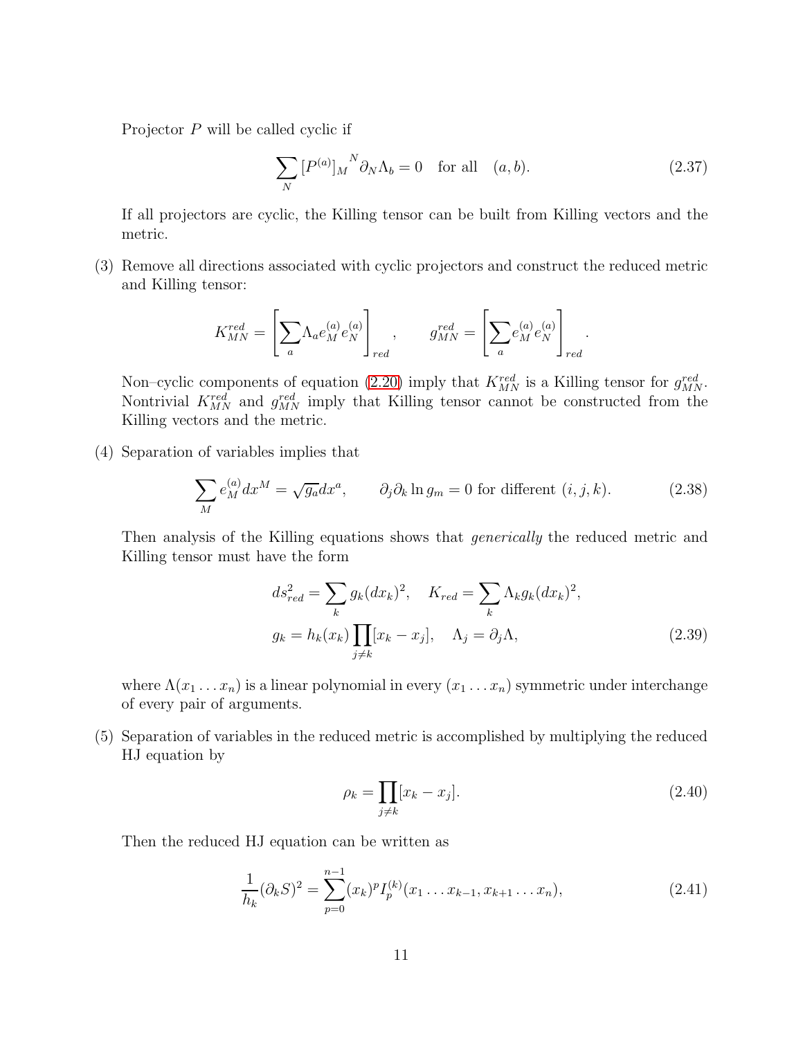Projector $P$ will be called cyclic if

$$\sum_N [P^{(a)}]_M{}^N \partial_N \Lambda_b = 0 \quad \text{for all} \quad (a,b). \tag{2.37}$$

If all projectors are cyclic, the Killing tensor can be built from Killing vectors and the metric.

(3) Remove all directions associated with cyclic projectors and construct the reduced metric and Killing tensor:

$$K^{red}_{MN} = \left[\sum_a \Lambda_a e^{(a)}_M e^{(a)}_N\right]_{red}, \qquad g^{red}_{MN} = \left[\sum_a e^{(a)}_M e^{(a)}_N\right]_{red}.$$

Non–cyclic components of equation (2.20) imply that $K^{red}_{MN}$ is a Killing tensor for $g^{red}_{MN}$. Nontrivial $K^{red}_{MN}$ and $g^{red}_{MN}$ imply that Killing tensor cannot be constructed from the Killing vectors and the metric.

(4) Separation of variables implies that

$$\sum_M e^{(a)}_M dx^M = \sqrt{g_a} dx^a, \qquad \partial_j \partial_k \ln g_m = 0 \text{ for different } (i,j,k). \tag{2.38}$$

Then analysis of the Killing equations shows that *generically* the reduced metric and Killing tensor must have the form

$$\begin{aligned} ds^2_{red} &= \sum_k g_k (dx_k)^2, \quad K_{red} = \sum_k \Lambda_k g_k (dx_k)^2, \\ g_k &= h_k(x_k) \prod_{j\ne k} [x_k - x_j], \quad \Lambda_j = \partial_j \Lambda, \end{aligned} \tag{2.39}$$

where $\Lambda(x_1 \dots x_n)$ is a linear polynomial in every $(x_1 \dots x_n)$ symmetric under interchange of every pair of arguments.

(5) Separation of variables in the reduced metric is accomplished by multiplying the reduced HJ equation by

$$\rho_k = \prod_{j\ne k} [x_k - x_j]. \tag{2.40}$$

Then the reduced HJ equation can be written as

$$\frac{1}{h_k} (\partial_k S)^2 = \sum_{p=0}^{n-1} (x_k)^p I^{(k)}_p (x_1 \dots x_{k-1}, x_{k+1} \dots x_n), \tag{2.41}$$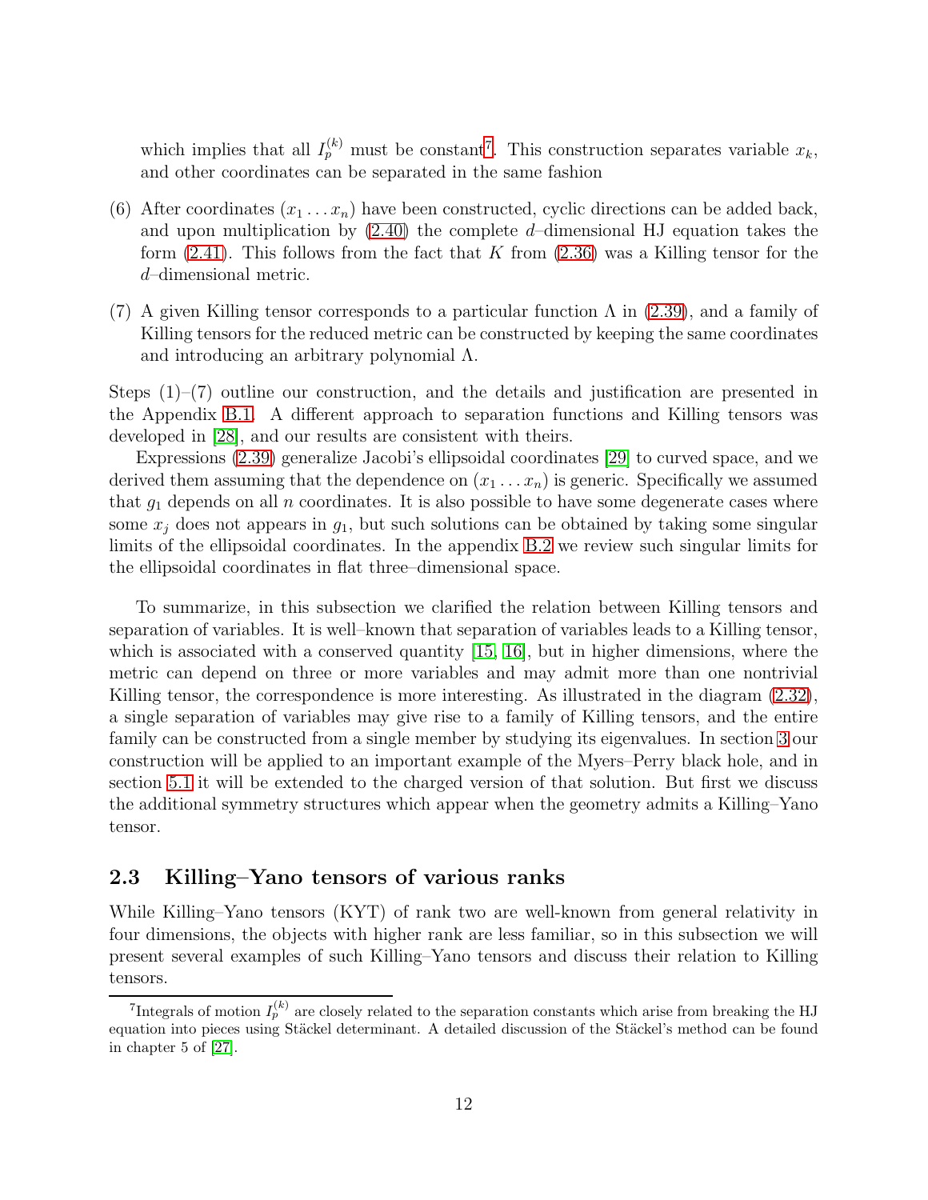which implies that all $I_p^{(k)}$ must be constant[7]. This construction separates variable $x_k$, and other coordinates can be separated in the same fashion

(6) After coordinates $(x_1 \dots x_n)$ have been constructed, cyclic directions can be added back, and upon multiplication by (2.40) the complete $d$–dimensional HJ equation takes the form (2.41). This follows from the fact that $K$ from (2.36) was a Killing tensor for the $d$–dimensional metric.

(7) A given Killing tensor corresponds to a particular function $\Lambda$ in (2.39), and a family of Killing tensors for the reduced metric can be constructed by keeping the same coordinates and introducing an arbitrary polynomial $\Lambda$.

Steps (1)–(7) outline our construction, and the details and justification are presented in the Appendix B.1. A different approach to separation functions and Killing tensors was developed in [28], and our results are consistent with theirs.

Expressions (2.39) generalize Jacobi's ellipsoidal coordinates [29] to curved space, and we derived them assuming that the dependence on $(x_1 \dots x_n)$ is generic. Specifically we assumed that $g_1$ depends on all $n$ coordinates. It is also possible to have some degenerate cases where some $x_j$ does not appears in $g_1$, but such solutions can be obtained by taking some singular limits of the ellipsoidal coordinates. In the appendix B.2 we review such singular limits for the ellipsoidal coordinates in flat three–dimensional space.

To summarize, in this subsection we clarified the relation between Killing tensors and separation of variables. It is well–known that separation of variables leads to a Killing tensor, which is associated with a conserved quantity [15, 16], but in higher dimensions, where the metric can depend on three or more variables and may admit more than one nontrivial Killing tensor, the correspondence is more interesting. As illustrated in the diagram (2.32), a single separation of variables may give rise to a family of Killing tensors, and the entire family can be constructed from a single member by studying its eigenvalues. In section 3 our construction will be applied to an important example of the Myers–Perry black hole, and in section 5.1 it will be extended to the charged version of that solution. But first we discuss the additional symmetry structures which appear when the geometry admits a Killing–Yano tensor.

## 2.3 Killing–Yano tensors of various ranks

While Killing–Yano tensors (KYT) of rank two are well-known from general relativity in four dimensions, the objects with higher rank are less familiar, so in this subsection we will present several examples of such Killing–Yano tensors and discuss their relation to Killing tensors.

[7] Integrals of motion $I_p^{(k)}$ are closely related to the separation constants which arise from breaking the HJ equation into pieces using Stäckel determinant. A detailed discussion of the Stäckel's method can be found in chapter 5 of [27].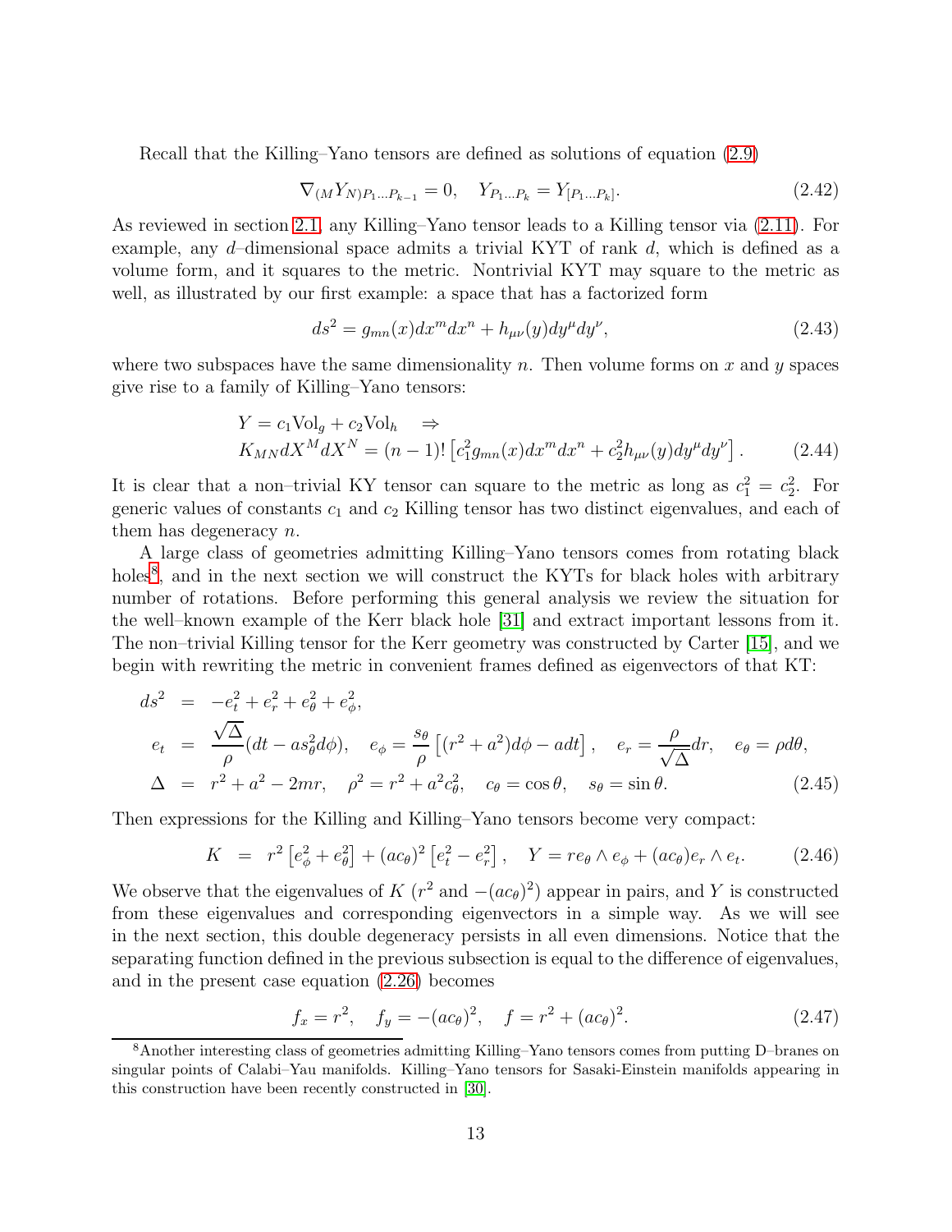Recall that the Killing–Yano tensors are defined as solutions of equation (2.9)

$$\nabla_{(M}Y_{N)P_1\dots P_{k-1}} = 0, \quad Y_{P_1\dots P_k} = Y_{[P_1\dots P_k]}. \tag{2.42}$$

As reviewed in section 2.1, any Killing–Yano tensor leads to a Killing tensor via (2.11). For example, any $d$–dimensional space admits a trivial KYT of rank $d$, which is defined as a volume form, and it squares to the metric. Nontrivial KYT may square to the metric as well, as illustrated by our first example: a space that has a factorized form

$$ds^2 = g_{mn}(x)dx^m dx^n + h_{\mu\nu}(y)dy^\mu dy^\nu, \tag{2.43}$$

where two subspaces have the same dimensionality $n$. Then volume forms on $x$ and $y$ spaces give rise to a family of Killing–Yano tensors:

$$\begin{aligned}
&Y = c_1 \text{Vol}_g + c_2 \text{Vol}_h \quad \Rightarrow \\
&K_{MN}dX^M dX^N = (n-1)!\left[c_1^2 g_{mn}(x)dx^m dx^n + c_2^2 h_{\mu\nu}(y)dy^\mu dy^\nu\right].
\end{aligned} \tag{2.44}$$

It is clear that a non–trivial KY tensor can square to the metric as long as $c_1^2 = c_2^2$. For generic values of constants $c_1$ and $c_2$ Killing tensor has two distinct eigenvalues, and each of them has degeneracy $n$.

A large class of geometries admitting Killing–Yano tensors comes from rotating black holes[8], and in the next section we will construct the KYTs for black holes with arbitrary number of rotations. Before performing this general analysis we review the situation for the well–known example of the Kerr black hole [31] and extract important lessons from it. The non–trivial Killing tensor for the Kerr geometry was constructed by Carter [15], and we begin with rewriting the metric in convenient frames defined as eigenvectors of that KT:

$$\begin{aligned}
ds^2 &= -e_t^2 + e_r^2 + e_\theta^2 + e_\phi^2, \\
e_t &= \frac{\sqrt{\Delta}}{\rho}(dt - a s_\theta^2 d\phi), \quad e_\phi = \frac{s_\theta}{\rho}\left[(r^2+a^2)d\phi - a dt\right], \quad e_r = \frac{\rho}{\sqrt{\Delta}}dr, \quad e_\theta = \rho d\theta, \\
\Delta &= r^2 + a^2 - 2mr, \quad \rho^2 = r^2 + a^2 c_\theta^2, \quad c_\theta = \cos\theta, \quad s_\theta = \sin\theta.
\end{aligned} \tag{2.45}$$

Then expressions for the Killing and Killing–Yano tensors become very compact:

$$K = r^2\left[e_\phi^2 + e_\theta^2\right] + (ac_\theta)^2\left[e_t^2 - e_r^2\right], \quad Y = r e_\theta \wedge e_\phi + (ac_\theta) e_r \wedge e_t. \tag{2.46}$$

We observe that the eigenvalues of $K$ ($r^2$ and $-(ac_\theta)^2$) appear in pairs, and $Y$ is constructed from these eigenvalues and corresponding eigenvectors in a simple way. As we will see in the next section, this double degeneracy persists in all even dimensions. Notice that the separating function defined in the previous subsection is equal to the difference of eigenvalues, and in the present case equation (2.26) becomes

$$f_x = r^2, \quad f_y = -(ac_\theta)^2, \quad f = r^2 + (ac_\theta)^2. \tag{2.47}$$

[8] Another interesting class of geometries admitting Killing–Yano tensors comes from putting D–branes on singular points of Calabi–Yau manifolds. Killing–Yano tensors for Sasaki-Einstein manifolds appearing in this construction have been recently constructed in [30].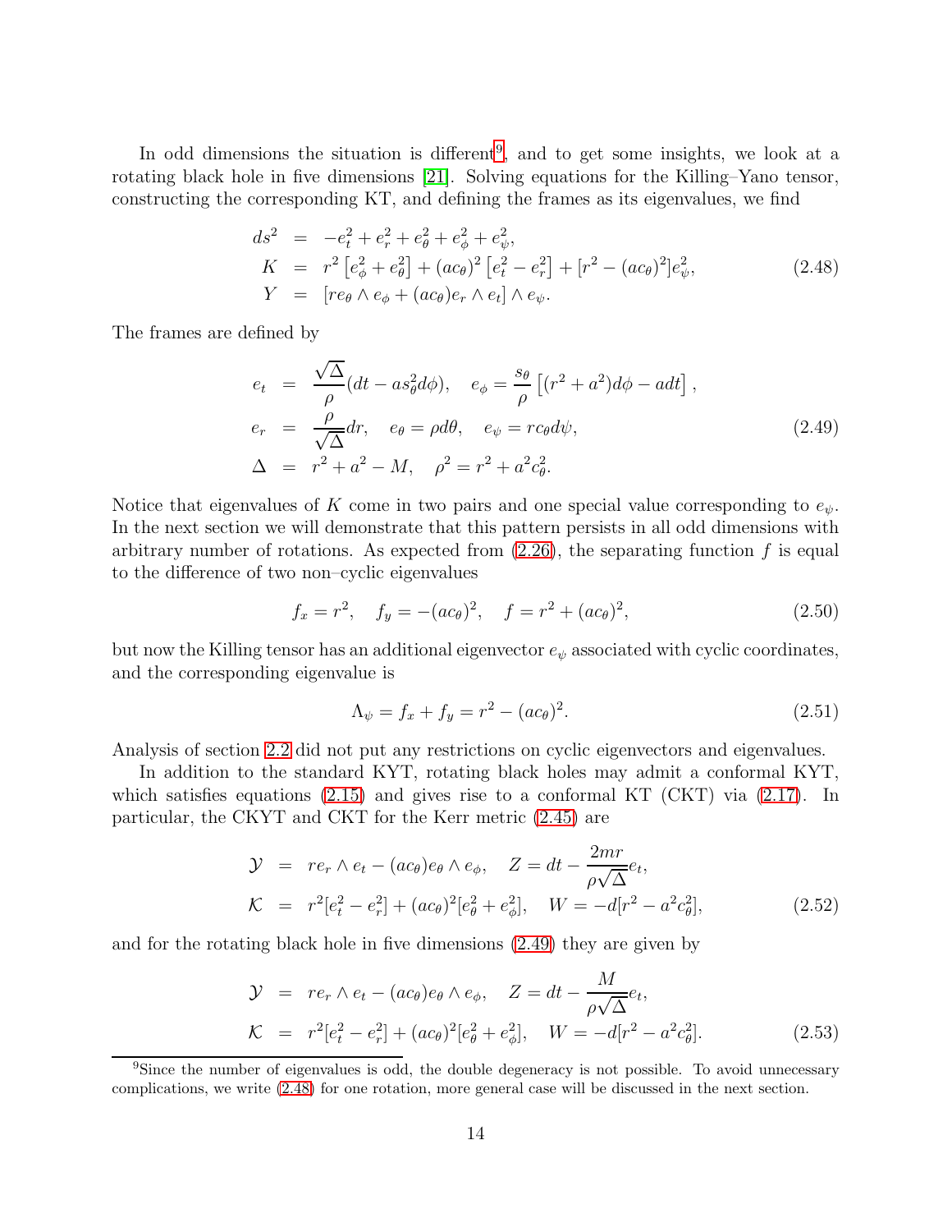In odd dimensions the situation is different[9], and to get some insights, we look at a rotating black hole in five dimensions [21]. Solving equations for the Killing–Yano tensor, constructing the corresponding KT, and defining the frames as its eigenvalues, we find

$$
\begin{aligned}
ds^2 &= -e_t^2 + e_r^2 + e_\theta^2 + e_\phi^2 + e_\psi^2, \\
K &= r^2\left[e_\phi^2 + e_\theta^2\right] + (ac_\theta)^2\left[e_t^2 - e_r^2\right] + [r^2 - (ac_\theta)^2]e_\psi^2, \\
Y &= [re_\theta \wedge e_\phi + (ac_\theta)e_r \wedge e_t] \wedge e_\psi.
\end{aligned}
\tag{2.48}
$$

The frames are defined by

$$
\begin{aligned}
e_t &= \frac{\sqrt{\Delta}}{\rho}(dt - as_\theta^2 d\phi), \quad e_\phi = \frac{s_\theta}{\rho}\left[(r^2+a^2)d\phi - adt\right], \\
e_r &= \frac{\rho}{\sqrt{\Delta}}dr, \quad e_\theta = \rho d\theta, \quad e_\psi = rc_\theta d\psi, \\
\Delta &= r^2 + a^2 - M, \quad \rho^2 = r^2 + a^2 c_\theta^2.
\end{aligned}
\tag{2.49}
$$

Notice that eigenvalues of $K$ come in two pairs and one special value corresponding to $e_\psi$. In the next section we will demonstrate that this pattern persists in all odd dimensions with arbitrary number of rotations. As expected from (2.26), the separating function $f$ is equal to the difference of two non–cyclic eigenvalues

$$
f_x = r^2, \quad f_y = -(ac_\theta)^2, \quad f = r^2 + (ac_\theta)^2,
\tag{2.50}
$$

but now the Killing tensor has an additional eigenvector $e_\psi$ associated with cyclic coordinates, and the corresponding eigenvalue is

$$
\Lambda_\psi = f_x + f_y = r^2 - (ac_\theta)^2.
\tag{2.51}
$$

Analysis of section 2.2 did not put any restrictions on cyclic eigenvectors and eigenvalues.

In addition to the standard KYT, rotating black holes may admit a conformal KYT, which satisfies equations (2.15) and gives rise to a conformal KT (CKT) via (2.17). In particular, the CKYT and CKT for the Kerr metric (2.45) are

$$
\begin{aligned}
\mathcal{Y} &= re_r \wedge e_t - (ac_\theta)e_\theta \wedge e_\phi, \quad Z = dt - \frac{2mr}{\rho\sqrt{\Delta}}e_t, \\
\mathcal{K} &= r^2[e_t^2 - e_r^2] + (ac_\theta)^2[e_\theta^2 + e_\phi^2], \quad W = -d[r^2 - a^2c_\theta^2],
\end{aligned}
\tag{2.52}
$$

and for the rotating black hole in five dimensions (2.49) they are given by

$$
\begin{aligned}
\mathcal{Y} &= re_r \wedge e_t - (ac_\theta)e_\theta \wedge e_\phi, \quad Z = dt - \frac{M}{\rho\sqrt{\Delta}}e_t, \\
\mathcal{K} &= r^2[e_t^2 - e_r^2] + (ac_\theta)^2[e_\theta^2 + e_\phi^2], \quad W = -d[r^2 - a^2c_\theta^2].
\end{aligned}
\tag{2.53}
$$

---

[9] Since the number of eigenvalues is odd, the double degeneracy is not possible. To avoid unnecessary complications, we write (2.48) for one rotation, more general case will be discussed in the next section.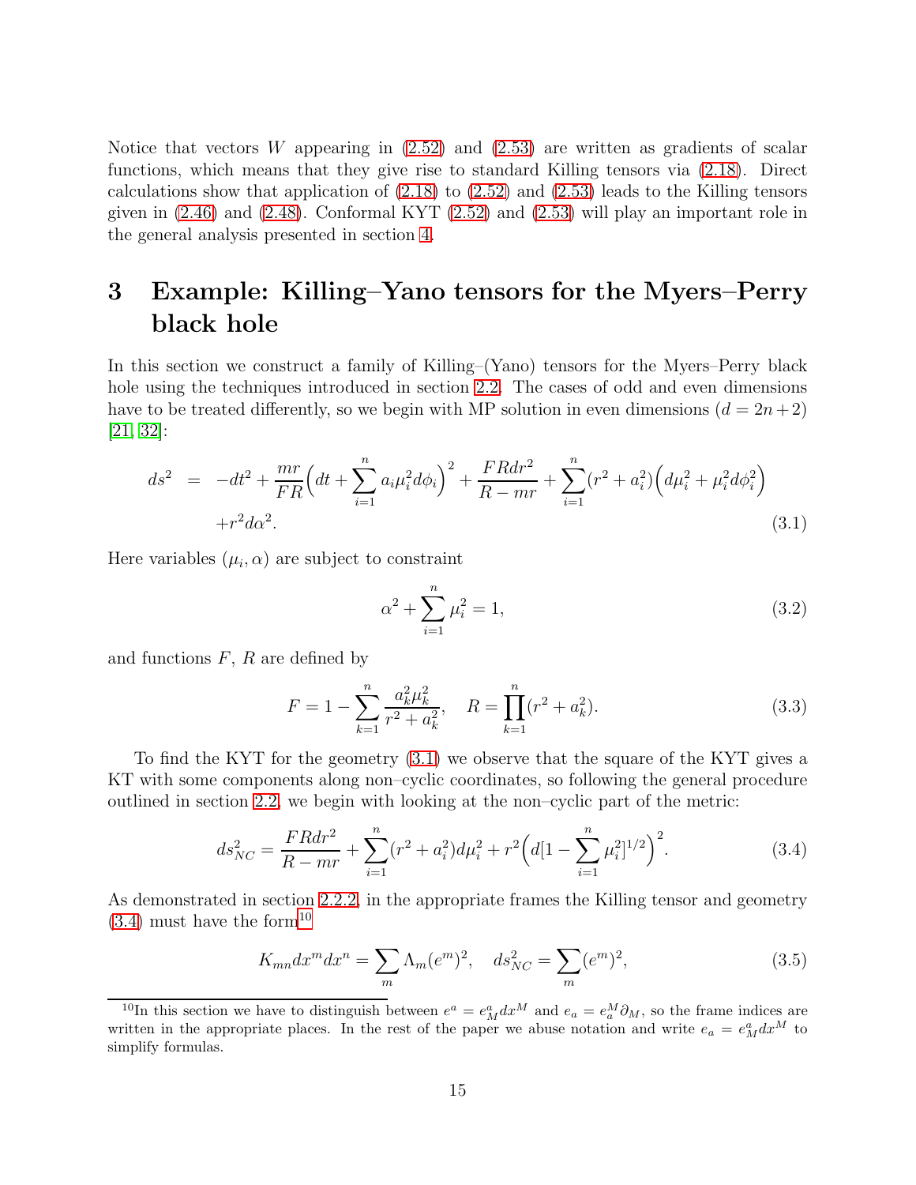Notice that vectors $W$ appearing in (2.52) and (2.53) are written as gradients of scalar functions, which means that they give rise to standard Killing tensors via (2.18). Direct calculations show that application of (2.18) to (2.52) and (2.53) leads to the Killing tensors given in (2.46) and (2.48). Conformal KYT (2.52) and (2.53) will play an important role in the general analysis presented in section 4.

# 3 Example: Killing–Yano tensors for the Myers–Perry black hole

In this section we construct a family of Killing–(Yano) tensors for the Myers–Perry black hole using the techniques introduced in section 2.2. The cases of odd and even dimensions have to be treated differently, so we begin with MP solution in even dimensions ($d = 2n+2$) [21, 32]:

$$
\begin{aligned}
ds^2 &= -dt^2 + \frac{mr}{FR}\Big(dt + \sum_{i=1}^{n} a_i \mu_i^2 d\phi_i\Big)^2 + \frac{FRdr^2}{R - mr} + \sum_{i=1}^{n}(r^2 + a_i^2)\Big(d\mu_i^2 + \mu_i^2 d\phi_i^2\Big) \\
&\quad + r^2 d\alpha^2.
\end{aligned}
\tag{3.1}
$$

Here variables $(\mu_i, \alpha)$ are subject to constraint

$$
\alpha^2 + \sum_{i=1}^{n} \mu_i^2 = 1,
\tag{3.2}
$$

and functions $F$, $R$ are defined by

$$
F = 1 - \sum_{k=1}^{n} \frac{a_k^2 \mu_k^2}{r^2 + a_k^2}, \quad R = \prod_{k=1}^{n}(r^2 + a_k^2).
\tag{3.3}
$$

To find the KYT for the geometry (3.1) we observe that the square of the KYT gives a KT with some components along non–cyclic coordinates, so following the general procedure outlined in section 2.2, we begin with looking at the non–cyclic part of the metric:

$$
ds_{NC}^2 = \frac{FRdr^2}{R - mr} + \sum_{i=1}^{n}(r^2 + a_i^2)d\mu_i^2 + r^2\Big(d[1 - \sum_{i=1}^{n}\mu_i^2]^{1/2}\Big)^2.
\tag{3.4}
$$

As demonstrated in section 2.2.2, in the appropriate frames the Killing tensor and geometry (3.4) must have the form[10]

$$
K_{mn} dx^m dx^n = \sum_m \Lambda_m (e^m)^2, \quad ds_{NC}^2 = \sum_m (e^m)^2,
\tag{3.5}
$$

[10] In this section we have to distinguish between $e^a = e^a_M dx^M$ and $e_a = e_a^M \partial_M$, so the frame indices are written in the appropriate places. In the rest of the paper we abuse notation and write $e_a = e^a_M dx^M$ to simplify formulas.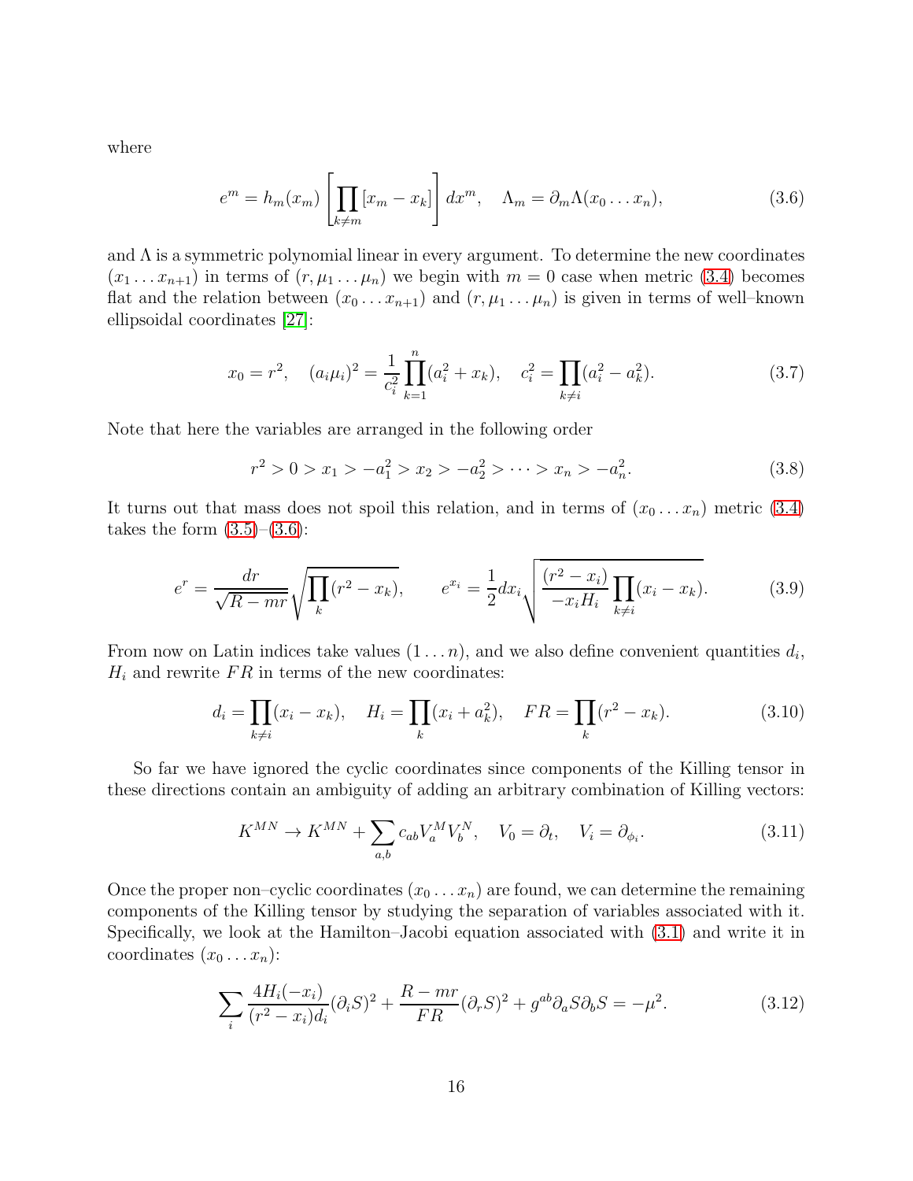where

$$e^m = h_m(x_m)\left[\prod_{k\neq m}[x_m - x_k]\right]dx^m, \quad \Lambda_m = \partial_m \Lambda(x_0 \dots x_n), \tag{3.6}$$

and $\Lambda$ is a symmetric polynomial linear in every argument. To determine the new coordinates $(x_1 \dots x_{n+1})$ in terms of $(r, \mu_1 \dots \mu_n)$ we begin with $m = 0$ case when metric (3.4) becomes flat and the relation between $(x_0 \dots x_{n+1})$ and $(r, \mu_1 \dots \mu_n)$ is given in terms of well–known ellipsoidal coordinates [27]:

$$x_0 = r^2, \quad (a_i\mu_i)^2 = \frac{1}{c_i^2}\prod_{k=1}^{n}(a_i^2 + x_k), \quad c_i^2 = \prod_{k\neq i}(a_i^2 - a_k^2). \tag{3.7}$$

Note that here the variables are arranged in the following order

$$r^2 > 0 > x_1 > -a_1^2 > x_2 > -a_2^2 > \dots > x_n > -a_n^2. \tag{3.8}$$

It turns out that mass does not spoil this relation, and in terms of $(x_0 \dots x_n)$ metric (3.4) takes the form (3.5)–(3.6):

$$e^r = \frac{dr}{\sqrt{R - mr}}\sqrt{\prod_k (r^2 - x_k)}, \qquad e^{x_i} = \frac{1}{2}dx_i\sqrt{\frac{(r^2 - x_i)}{-x_i H_i}\prod_{k\neq i}(x_i - x_k)}. \tag{3.9}$$

From now on Latin indices take values $(1 \dots n)$, and we also define convenient quantities $d_i$, $H_i$ and rewrite $FR$ in terms of the new coordinates:

$$d_i = \prod_{k\neq i}(x_i - x_k), \quad H_i = \prod_k (x_i + a_k^2), \quad FR = \prod_k (r^2 - x_k). \tag{3.10}$$

So far we have ignored the cyclic coordinates since components of the Killing tensor in these directions contain an ambiguity of adding an arbitrary combination of Killing vectors:

$$K^{MN} \to K^{MN} + \sum_{a,b} c_{ab}V_a^M V_b^N, \quad V_0 = \partial_t, \quad V_i = \partial_{\phi_i}. \tag{3.11}$$

Once the proper non–cyclic coordinates $(x_0 \dots x_n)$ are found, we can determine the remaining components of the Killing tensor by studying the separation of variables associated with it. Specifically, we look at the Hamilton–Jacobi equation associated with (3.1) and write it in coordinates $(x_0 \dots x_n)$:

$$\sum_i \frac{4H_i(-x_i)}{(r^2 - x_i)d_i}(\partial_i S)^2 + \frac{R - mr}{FR}(\partial_r S)^2 + g^{ab}\partial_a S \partial_b S = -\mu^2. \tag{3.12}$$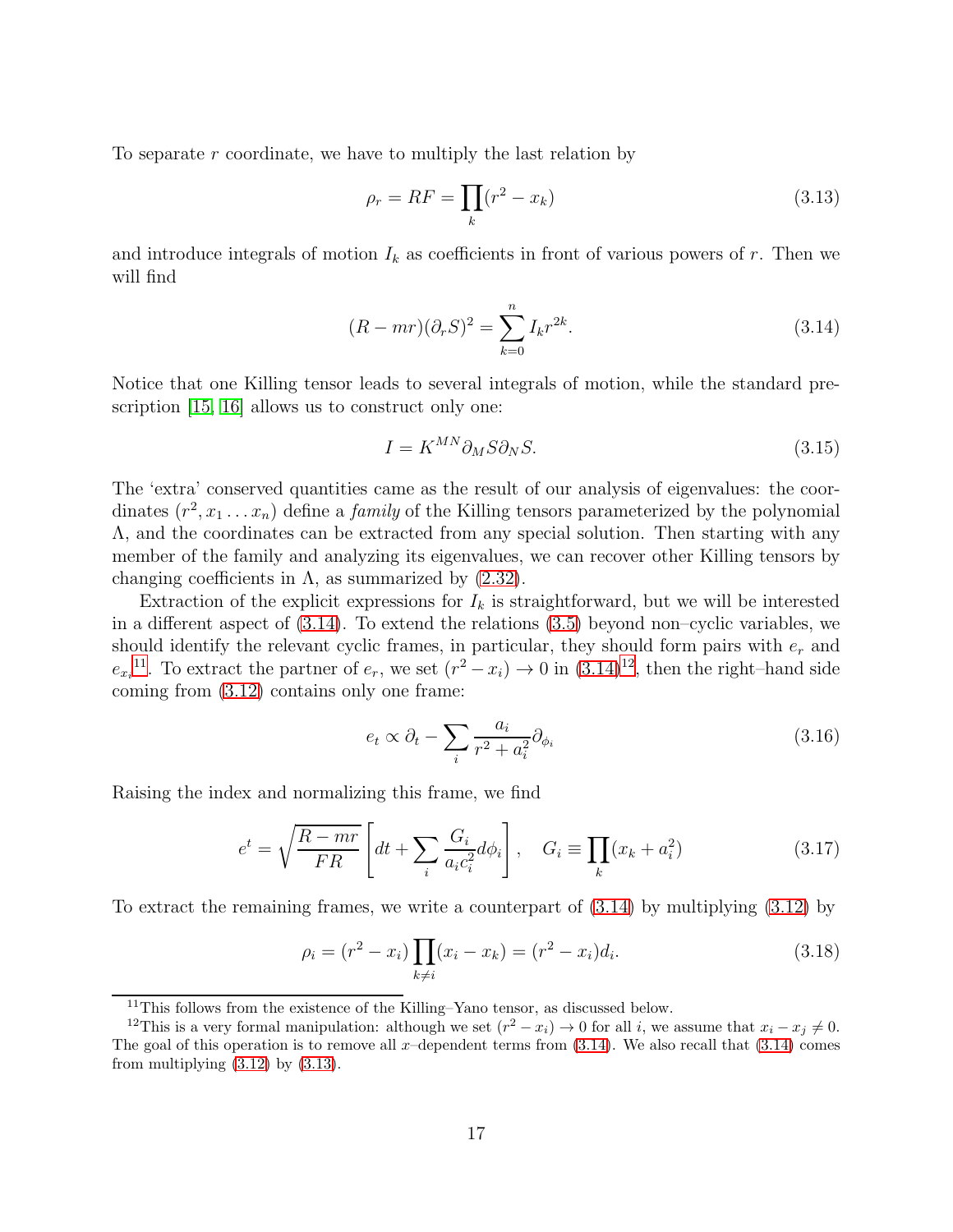To separate $r$ coordinate, we have to multiply the last relation by

$$\rho_r = RF = \prod_k (r^2 - x_k) \tag{3.13}$$

and introduce integrals of motion $I_k$ as coefficients in front of various powers of $r$. Then we will find

$$(R - mr)(\partial_r S)^2 = \sum_{k=0}^{n} I_k r^{2k}. \tag{3.14}$$

Notice that one Killing tensor leads to several integrals of motion, while the standard prescription [15, 16] allows us to construct only one:

$$I = K^{MN} \partial_M S \partial_N S. \tag{3.15}$$

The 'extra' conserved quantities came as the result of our analysis of eigenvalues: the coordinates $(r^2, x_1 \dots x_n)$ define a *family* of the Killing tensors parameterized by the polynomial $\Lambda$, and the coordinates can be extracted from any special solution. Then starting with any member of the family and analyzing its eigenvalues, we can recover other Killing tensors by changing coefficients in $\Lambda$, as summarized by (2.32).

Extraction of the explicit expressions for $I_k$ is straightforward, but we will be interested in a different aspect of (3.14). To extend the relations (3.5) beyond non–cyclic variables, we should identify the relevant cyclic frames, in particular, they should form pairs with $e_r$ and $e_{x_i}$[11]. To extract the partner of $e_r$, we set $(r^2 - x_i) \to 0$ in (3.14)[12], then the right–hand side coming from (3.12) contains only one frame:

$$e_t \propto \partial_t - \sum_i \frac{a_i}{r^2 + a_i^2} \partial_{\phi_i} \tag{3.16}$$

Raising the index and normalizing this frame, we find

$$e^t = \sqrt{\frac{R - mr}{FR}} \left[ dt + \sum_i \frac{G_i}{a_i c_i^2} d\phi_i \right], \quad G_i \equiv \prod_k (x_k + a_i^2) \tag{3.17}$$

To extract the remaining frames, we write a counterpart of (3.14) by multiplying (3.12) by

$$\rho_i = (r^2 - x_i) \prod_{k \neq i} (x_i - x_k) = (r^2 - x_i) d_i. \tag{3.18}$$

[11] This follows from the existence of the Killing–Yano tensor, as discussed below.

[12] This is a very formal manipulation: although we set $(r^2 - x_i) \to 0$ for all $i$, we assume that $x_i - x_j \neq 0$. The goal of this operation is to remove all $x$–dependent terms from (3.14). We also recall that (3.14) comes from multiplying (3.12) by (3.13).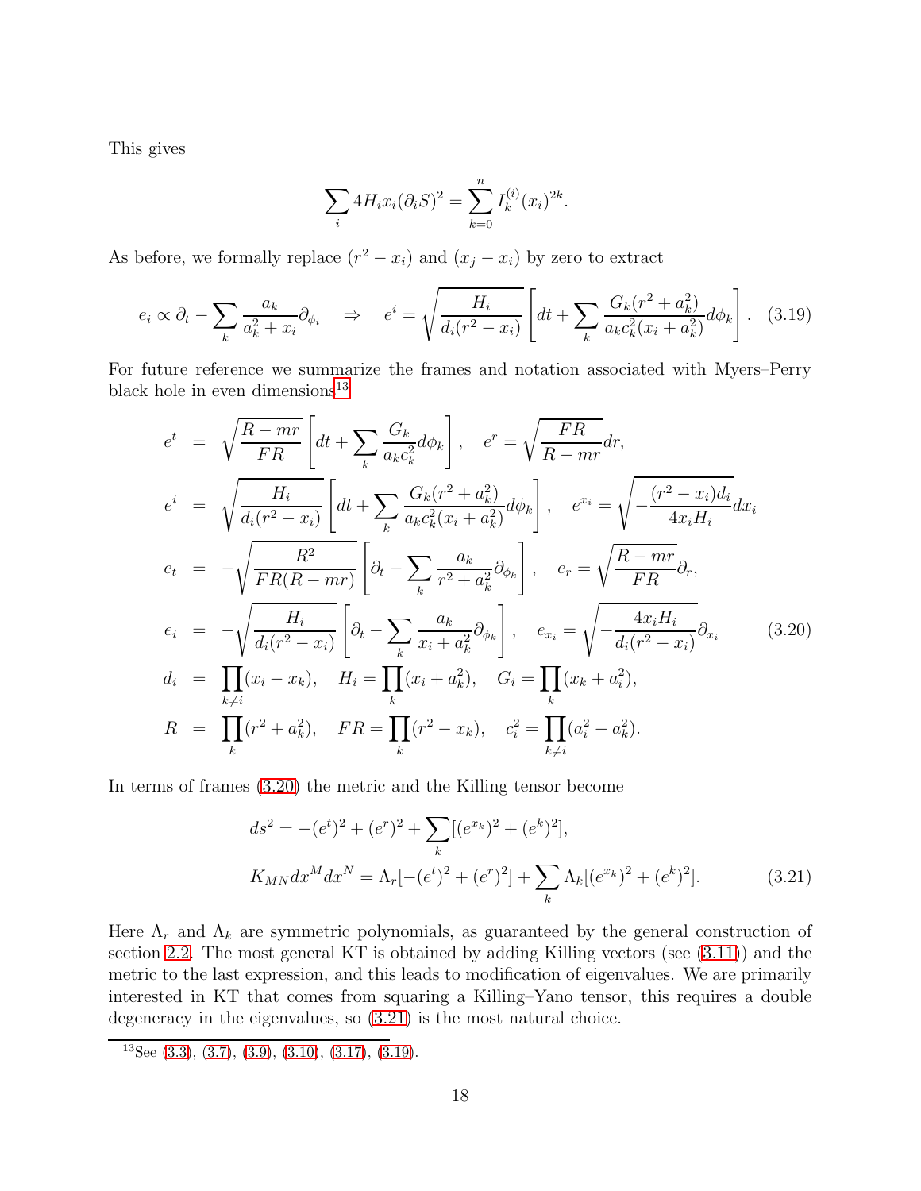This gives

$$\sum_i 4H_i x_i (\partial_i S)^2 = \sum_{k=0}^{n} I_k^{(i)} (x_i)^{2k}.$$

As before, we formally replace $(r^2 - x_i)$ and $(x_j - x_i)$ by zero to extract

$$e_i \propto \partial_t - \sum_k \frac{a_k}{a_k^2 + x_i} \partial_{\phi_i} \quad \Rightarrow \quad e^i = \sqrt{\frac{H_i}{d_i (r^2 - x_i)}} \left[ dt + \sum_k \frac{G_k (r^2 + a_k^2)}{a_k c_k^2 (x_i + a_k^2)} d\phi_k \right]. \quad (3.19)$$

For future reference we summarize the frames and notation associated with Myers–Perry black hole in even dimensions[13]

$$\begin{aligned}
e^t &= \sqrt{\frac{R - mr}{FR}} \left[ dt + \sum_k \frac{G_k}{a_k c_k^2} d\phi_k \right], \quad e^r = \sqrt{\frac{FR}{R - mr}} dr, \\
e^i &= \sqrt{\frac{H_i}{d_i (r^2 - x_i)}} \left[ dt + \sum_k \frac{G_k (r^2 + a_k^2)}{a_k c_k^2 (x_i + a_k^2)} d\phi_k \right], \quad e^{x_i} = \sqrt{-\frac{(r^2 - x_i) d_i}{4 x_i H_i}} dx_i \\
e_t &= -\sqrt{\frac{R^2}{FR(R - mr)}} \left[ \partial_t - \sum_k \frac{a_k}{r^2 + a_k^2} \partial_{\phi_k} \right], \quad e_r = \sqrt{\frac{R - mr}{FR}} \partial_r, \\
e_i &= -\sqrt{\frac{H_i}{d_i (r^2 - x_i)}} \left[ \partial_t - \sum_k \frac{a_k}{x_i + a_k^2} \partial_{\phi_k} \right], \quad e_{x_i} = \sqrt{-\frac{4 x_i H_i}{d_i (r^2 - x_i)}} \partial_{x_i} \qquad (3.20) \\
d_i &= \prod_{k \neq i} (x_i - x_k), \quad H_i = \prod_k (x_i + a_k^2), \quad G_i = \prod_k (x_k + a_i^2), \\
R &= \prod_k (r^2 + a_k^2), \quad FR = \prod_k (r^2 - x_k), \quad c_i^2 = \prod_{k \neq i} (a_i^2 - a_k^2).
\end{aligned}$$

In terms of frames (3.20) the metric and the Killing tensor become

$$\begin{aligned}
ds^2 &= -(e^t)^2 + (e^r)^2 + \sum_k [(e^{x_k})^2 + (e^k)^2], \\
K_{MN} dx^M dx^N &= \Lambda_r [-(e^t)^2 + (e^r)^2] + \sum_k \Lambda_k [(e^{x_k})^2 + (e^k)^2]. \qquad (3.21)
\end{aligned}$$

Here $\Lambda_r$ and $\Lambda_k$ are symmetric polynomials, as guaranteed by the general construction of section 2.2. The most general KT is obtained by adding Killing vectors (see (3.11)) and the metric to the last expression, and this leads to modification of eigenvalues. We are primarily interested in KT that comes from squaring a Killing–Yano tensor, this requires a double degeneracy in the eigenvalues, so (3.21) is the most natural choice.

[13] See (3.3), (3.7), (3.9), (3.10), (3.17), (3.19).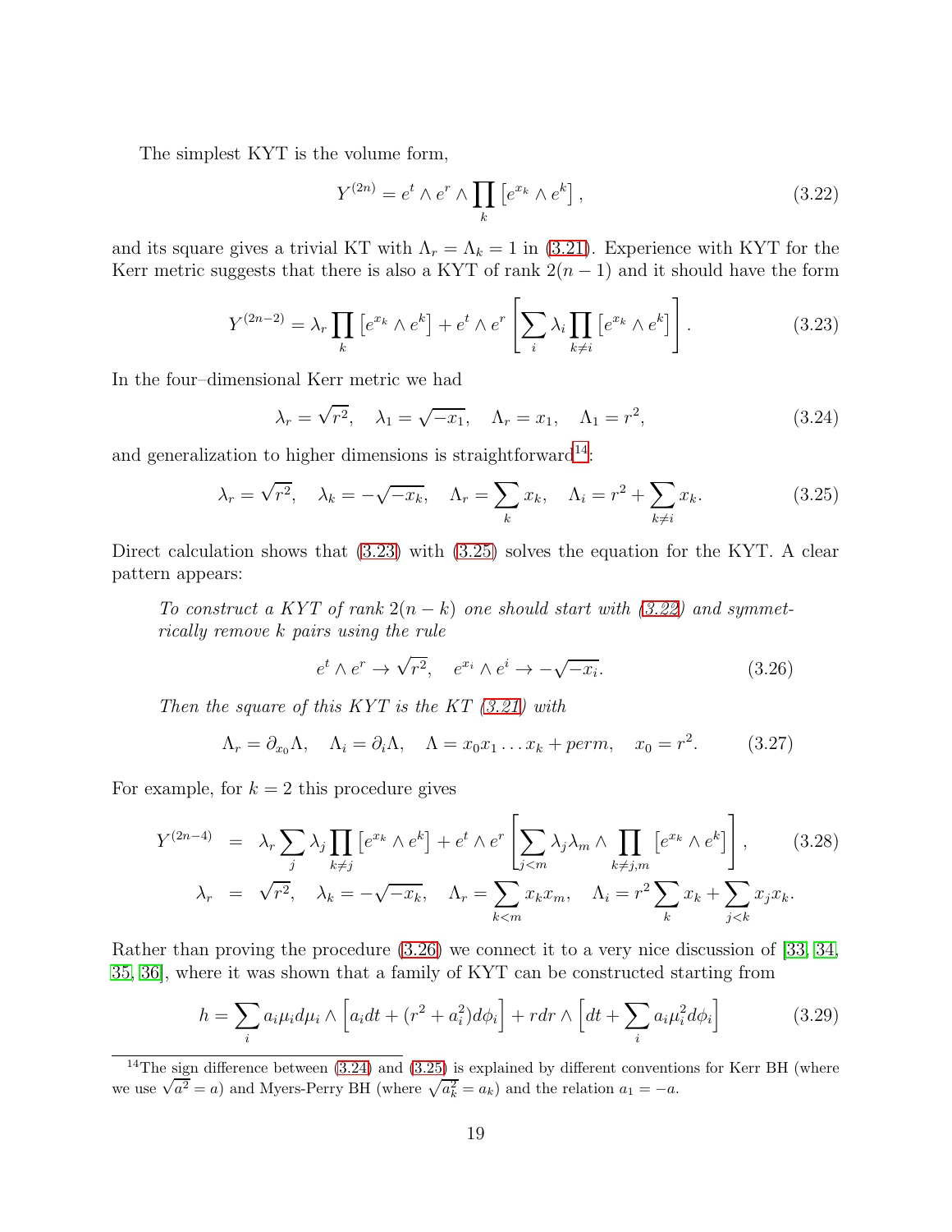The simplest KYT is the volume form,

$$Y^{(2n)} = e^t \wedge e^r \wedge \prod_k \left[ e^{x_k} \wedge e^k \right], \tag{3.22}$$

and its square gives a trivial KT with $\Lambda_r = \Lambda_k = 1$ in (3.21). Experience with KYT for the Kerr metric suggests that there is also a KYT of rank $2(n-1)$ and it should have the form

$$Y^{(2n-2)} = \lambda_r \prod_k \left[ e^{x_k} \wedge e^k \right] + e^t \wedge e^r \left[ \sum_i \lambda_i \prod_{k \neq i} \left[ e^{x_k} \wedge e^k \right] \right]. \tag{3.23}$$

In the four–dimensional Kerr metric we had

$$\lambda_r = \sqrt{r^2}, \quad \lambda_1 = \sqrt{-x_1}, \quad \Lambda_r = x_1, \quad \Lambda_1 = r^2, \tag{3.24}$$

and generalization to higher dimensions is straightforward[14]:

$$\lambda_r = \sqrt{r^2}, \quad \lambda_k = -\sqrt{-x_k}, \quad \Lambda_r = \sum_k x_k, \quad \Lambda_i = r^2 + \sum_{k \neq i} x_k. \tag{3.25}$$

Direct calculation shows that (3.23) with (3.25) solves the equation for the KYT. A clear pattern appears:

*To construct a KYT of rank $2(n-k)$ one should start with (3.22) and symmetrically remove $k$ pairs using the rule*

$$e^t \wedge e^r \to \sqrt{r^2}, \quad e^{x_i} \wedge e^i \to -\sqrt{-x_i}. \tag{3.26}$$

*Then the square of this KYT is the KT (3.21) with*

$$\Lambda_r = \partial_{x_0} \Lambda, \quad \Lambda_i = \partial_i \Lambda, \quad \Lambda = x_0 x_1 \dots x_k + perm, \quad x_0 = r^2. \tag{3.27}$$

For example, for $k = 2$ this procedure gives

$$\begin{aligned} Y^{(2n-4)} &= \lambda_r \sum_j \lambda_j \prod_{k \neq j} \left[ e^{x_k} \wedge e^k \right] + e^t \wedge e^r \left[ \sum_{j<m} \lambda_j \lambda_m \wedge \prod_{k \neq j,m} \left[ e^{x_k} \wedge e^k \right] \right], \\ \lambda_r &= \sqrt{r^2}, \quad \lambda_k = -\sqrt{-x_k}, \quad \Lambda_r = \sum_{k<m} x_k x_m, \quad \Lambda_i = r^2 \sum_k x_k + \sum_{j<k} x_j x_k. \end{aligned} \tag{3.28}$$

Rather than proving the procedure (3.26) we connect it to a very nice discussion of [33, 34, 35, 36], where it was shown that a family of KYT can be constructed starting from

$$h = \sum_i a_i \mu_i d\mu_i \wedge \left[ a_i dt + (r^2 + a_i^2) d\phi_i \right] + r dr \wedge \left[ dt + \sum_i a_i \mu_i^2 d\phi_i \right] \tag{3.29}$$

[14] The sign difference between (3.24) and (3.25) is explained by different conventions for Kerr BH (where we use $\sqrt{a^2} = a$) and Myers-Perry BH (where $\sqrt{a_k^2} = a_k$) and the relation $a_1 = -a$.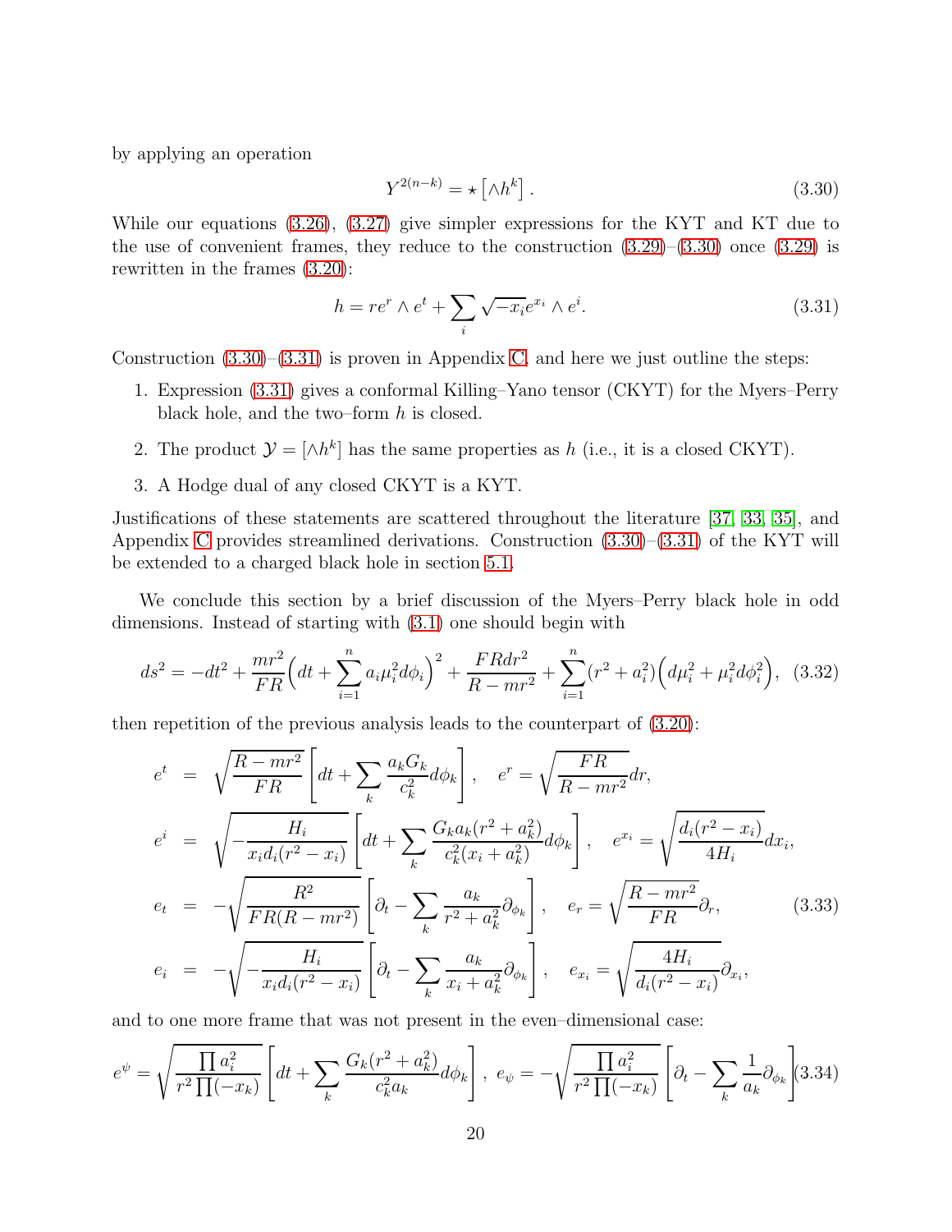by applying an operation

$$Y^{2(n-k)} = \star \left[ \wedge h^k \right]. \tag{3.30}$$

While our equations (3.26), (3.27) give simpler expressions for the KYT and KT due to the use of convenient frames, they reduce to the construction (3.29)–(3.30) once (3.29) is rewritten in the frames (3.20):

$$h = r e^r \wedge e^t + \sum_i \sqrt{-x_i} e^{x_i} \wedge e^i. \tag{3.31}$$

Construction (3.30)–(3.31) is proven in Appendix C, and here we just outline the steps:

1. Expression (3.31) gives a conformal Killing–Yano tensor (CKYT) for the Myers–Perry black hole, and the two–form $h$ is closed.
2. The product $\mathcal{Y} = [\wedge h^k]$ has the same properties as $h$ (i.e., it is a closed CKYT).
3. A Hodge dual of any closed CKYT is a KYT.

Justifications of these statements are scattered throughout the literature [37, 33, 35], and Appendix C provides streamlined derivations. Construction (3.30)–(3.31) of the KYT will be extended to a charged black hole in section 5.1.

We conclude this section by a brief discussion of the Myers–Perry black hole in odd dimensions. Instead of starting with (3.1) one should begin with

$$ds^2 = -dt^2 + \frac{mr^2}{FR}\Big(dt + \sum_{i=1}^{n} a_i \mu_i^2 d\phi_i\Big)^2 + \frac{FRdr^2}{R - mr^2} + \sum_{i=1}^{n}(r^2 + a_i^2)\Big(d\mu_i^2 + \mu_i^2 d\phi_i^2\Big), \tag{3.32}$$

then repetition of the previous analysis leads to the counterpart of (3.20):

$$\begin{aligned}
e^t &= \sqrt{\frac{R - mr^2}{FR}} \left[ dt + \sum_k \frac{a_k G_k}{c_k^2} d\phi_k \right], \quad e^r = \sqrt{\frac{FR}{R - mr^2}} dr, \\
e^i &= \sqrt{-\frac{H_i}{x_i d_i (r^2 - x_i)}} \left[ dt + \sum_k \frac{G_k a_k (r^2 + a_k^2)}{c_k^2 (x_i + a_k^2)} d\phi_k \right], \quad e^{x_i} = \sqrt{\frac{d_i (r^2 - x_i)}{4H_i}} dx_i, \\
e_t &= -\sqrt{\frac{R^2}{FR(R - mr^2)}} \left[ \partial_t - \sum_k \frac{a_k}{r^2 + a_k^2} \partial_{\phi_k} \right], \quad e_r = \sqrt{\frac{R - mr^2}{FR}} \partial_r, \\
e_i &= -\sqrt{-\frac{H_i}{x_i d_i (r^2 - x_i)}} \left[ \partial_t - \sum_k \frac{a_k}{x_i + a_k^2} \partial_{\phi_k} \right], \quad e_{x_i} = \sqrt{\frac{4H_i}{d_i (r^2 - x_i)}} \partial_{x_i},
\end{aligned} \tag{3.33}$$

and to one more frame that was not present in the even–dimensional case:

$$e^\psi = \sqrt{\frac{\prod a_i^2}{r^2 \prod(-x_k)}} \left[ dt + \sum_k \frac{G_k (r^2 + a_k^2)}{c_k^2 a_k} d\phi_k \right], \; e_\psi = -\sqrt{\frac{\prod a_i^2}{r^2 \prod(-x_k)}} \left[ \partial_t - \sum_k \frac{1}{a_k} \partial_{\phi_k} \right] \tag{3.34}$$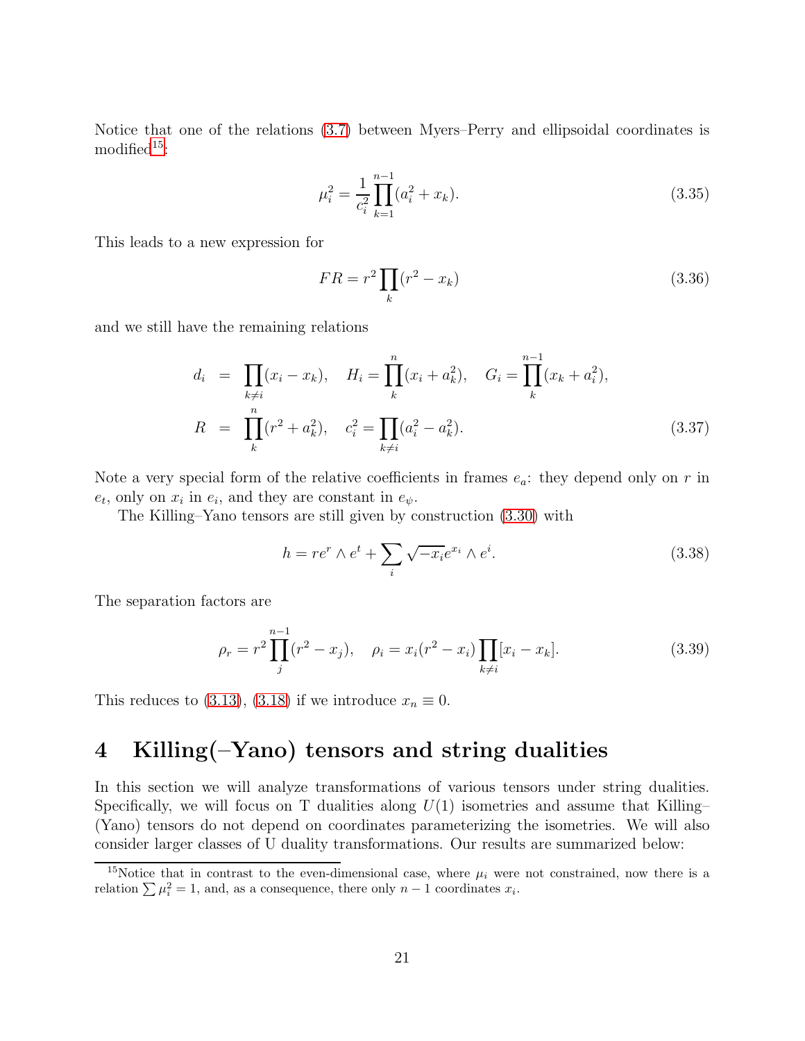Notice that one of the relations (3.7) between Myers–Perry and ellipsoidal coordinates is modified[15]:

$$\mu_i^2 = \frac{1}{c_i^2}\prod_{k=1}^{n-1}(a_i^2 + x_k). \tag{3.35}$$

This leads to a new expression for

$$FR = r^2\prod_k (r^2 - x_k) \tag{3.36}$$

and we still have the remaining relations

$$\begin{aligned}
d_i &= \prod_{k\neq i}(x_i - x_k), \quad H_i = \prod_k^n (x_i + a_k^2), \quad G_i = \prod_k^{n-1}(x_k + a_i^2), \\
R &= \prod_k^n (r^2 + a_k^2), \quad c_i^2 = \prod_{k\neq i}(a_i^2 - a_k^2).
\end{aligned} \tag{3.37}$$

Note a very special form of the relative coefficients in frames $e_a$: they depend only on $r$ in $e_t$, only on $x_i$ in $e_i$, and they are constant in $e_\psi$.

The Killing–Yano tensors are still given by construction (3.30) with

$$h = re^r \wedge e^t + \sum_i \sqrt{-x_i}e^{x_i} \wedge e^i. \tag{3.38}$$

The separation factors are

$$\rho_r = r^2\prod_j^{n-1}(r^2 - x_j), \quad \rho_i = x_i(r^2 - x_i)\prod_{k\neq i}[x_i - x_k]. \tag{3.39}$$

This reduces to (3.13), (3.18) if we introduce $x_n \equiv 0$.

# 4 Killing(–Yano) tensors and string dualities

In this section we will analyze transformations of various tensors under string dualities. Specifically, we will focus on T dualities along $U(1)$ isometries and assume that Killing–(Yano) tensors do not depend on coordinates parameterizing the isometries. We will also consider larger classes of U duality transformations. Our results are summarized below:

[15] Notice that in contrast to the even-dimensional case, where $\mu_i$ were not constrained, now there is a relation $\sum \mu_i^2 = 1$, and, as a consequence, there only $n-1$ coordinates $x_i$.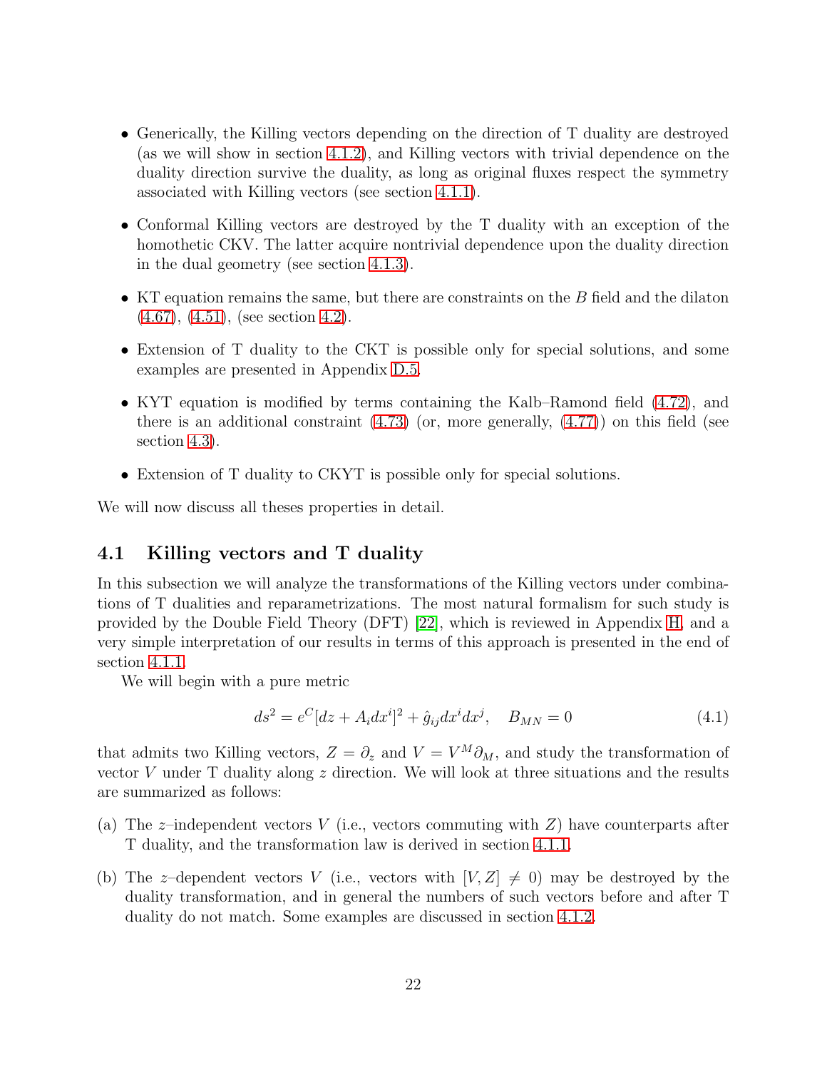- Generically, the Killing vectors depending on the direction of T duality are destroyed (as we will show in section 4.1.2), and Killing vectors with trivial dependence on the duality direction survive the duality, as long as original fluxes respect the symmetry associated with Killing vectors (see section 4.1.1).

- Conformal Killing vectors are destroyed by the T duality with an exception of the homothetic CKV. The latter acquire nontrivial dependence upon the duality direction in the dual geometry (see section 4.1.3).

- KT equation remains the same, but there are constraints on the $B$ field and the dilaton (4.67), (4.51), (see section 4.2).

- Extension of T duality to the CKT is possible only for special solutions, and some examples are presented in Appendix D.5.

- KYT equation is modified by terms containing the Kalb–Ramond field (4.72), and there is an additional constraint (4.73) (or, more generally, (4.77)) on this field (see section 4.3).

- Extension of T duality to CKYT is possible only for special solutions.

We will now discuss all theses properties in detail.

## 4.1 Killing vectors and T duality

In this subsection we will analyze the transformations of the Killing vectors under combinations of T dualities and reparametrizations. The most natural formalism for such study is provided by the Double Field Theory (DFT) [22], which is reviewed in Appendix H, and a very simple interpretation of our results in terms of this approach is presented in the end of section 4.1.1.

We will begin with a pure metric

$$ds^2 = e^C[dz + A_i dx^i]^2 + \hat{g}_{ij}dx^i dx^j, \quad B_{MN} = 0 \tag{4.1}$$

that admits two Killing vectors, $Z = \partial_z$ and $V = V^M\partial_M$, and study the transformation of vector $V$ under T duality along $z$ direction. We will look at three situations and the results are summarized as follows:

(a) The $z$–independent vectors $V$ (i.e., vectors commuting with $Z$) have counterparts after T duality, and the transformation law is derived in section 4.1.1.

(b) The $z$–dependent vectors $V$ (i.e., vectors with $[V, Z] \neq 0$) may be destroyed by the duality transformation, and in general the numbers of such vectors before and after T duality do not match. Some examples are discussed in section 4.1.2.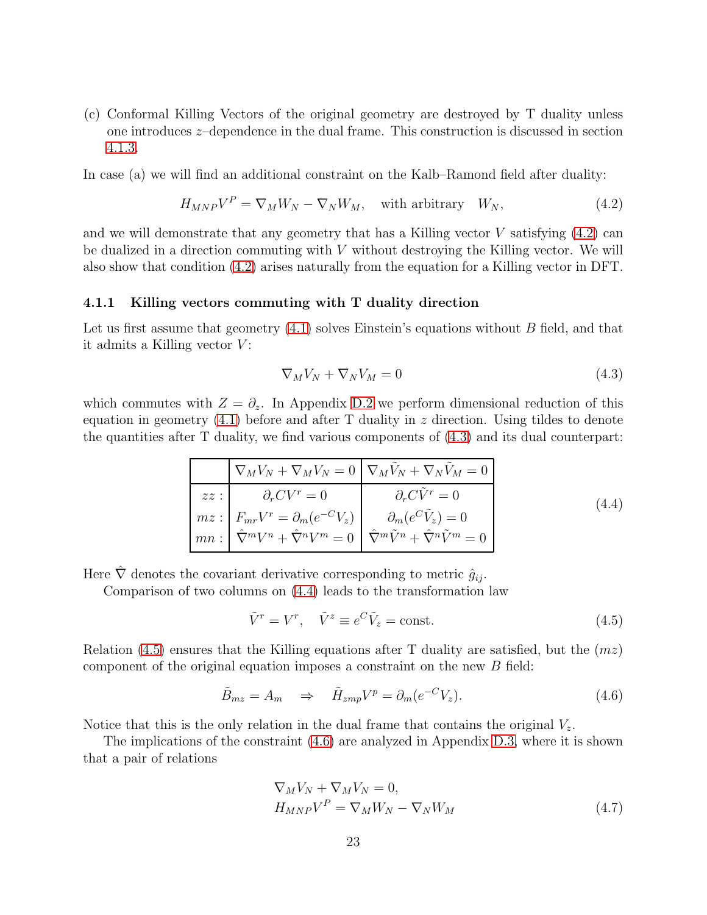(c) Conformal Killing Vectors of the original geometry are destroyed by T duality unless one introduces $z$–dependence in the dual frame. This construction is discussed in section 4.1.3.

In case (a) we will find an additional constraint on the Kalb–Ramond field after duality:

$$H_{MNP}V^P = \nabla_M W_N - \nabla_N W_M, \quad \text{with arbitrary} \quad W_N, \tag{4.2}$$

and we will demonstrate that any geometry that has a Killing vector $V$ satisfying (4.2) can be dualized in a direction commuting with $V$ without destroying the Killing vector. We will also show that condition (4.2) arises naturally from the equation for a Killing vector in DFT.

### 4.1.1 Killing vectors commuting with T duality direction

Let us first assume that geometry (4.1) solves Einstein's equations without $B$ field, and that it admits a Killing vector $V$:

$$\nabla_M V_N + \nabla_N V_M = 0 \tag{4.3}$$

which commutes with $Z = \partial_z$. In Appendix D.2 we perform dimensional reduction of this equation in geometry (4.1) before and after T duality in $z$ direction. Using tildes to denote the quantities after T duality, we find various components of (4.3) and its dual counterpart:

$$\begin{array}{|r|c|c|}
\hline
 & \nabla_M V_N + \nabla_M V_N = 0 & \nabla_M \tilde{V}_N + \nabla_N \tilde{V}_M = 0 \\
\hline
zz: & \partial_r C V^r = 0 & \partial_r C \tilde{V}^r = 0 \\
mz: & F_{mr}V^r = \partial_m (e^{-C} V_z) & \partial_m (e^{C} \tilde{V}_z) = 0 \\
mn: & \hat{\nabla}^m V^n + \hat{\nabla}^n V^m = 0 & \hat{\nabla}^m \tilde{V}^n + \hat{\nabla}^n \tilde{V}^m = 0 \\
\hline
\end{array} \tag{4.4}$$

Here $\hat{\nabla}$ denotes the covariant derivative corresponding to metric $\hat{g}_{ij}$.

Comparison of two columns on (4.4) leads to the transformation law

$$\tilde{V}^r = V^r, \quad \tilde{V}^z \equiv e^C \tilde{V}_z = \text{const.} \tag{4.5}$$

Relation (4.5) ensures that the Killing equations after T duality are satisfied, but the $(mz)$ component of the original equation imposes a constraint on the new $B$ field:

$$\tilde{B}_{mz} = A_m \quad \Rightarrow \quad \tilde{H}_{zmp} V^p = \partial_m (e^{-C} V_z). \tag{4.6}$$

Notice that this is the only relation in the dual frame that contains the original $V_z$.

The implications of the constraint (4.6) are analyzed in Appendix D.3, where it is shown that a pair of relations

$$\begin{aligned}
&\nabla_M V_N + \nabla_M V_N = 0, \\
&H_{MNP} V^P = \nabla_M W_N - \nabla_N W_M
\end{aligned} \tag{4.7}$$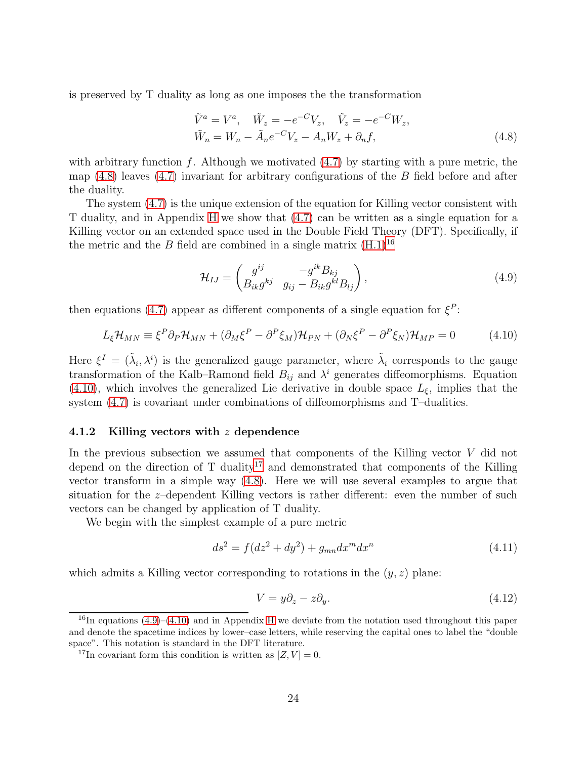is preserved by T duality as long as one imposes the the transformation

$$
\begin{aligned}
&\tilde{V}^a = V^a, \quad \tilde{W}_z = -e^{-C} V_z, \quad \tilde{V}_z = -e^{-C} W_z, \\
&\tilde{W}_n = W_n - \tilde{A}_n e^{-C} V_z - A_n W_z + \partial_n f,
\end{aligned}
\tag{4.8}
$$

with arbitrary function $f$. Although we motivated (4.7) by starting with a pure metric, the map (4.8) leaves (4.7) invariant for arbitrary configurations of the $B$ field before and after the duality.

The system (4.7) is the unique extension of the equation for Killing vector consistent with T duality, and in Appendix H we show that (4.7) can be written as a single equation for a Killing vector on an extended space used in the Double Field Theory (DFT). Specifically, if the metric and the $B$ field are combined in a single matrix (H.1)[16]

$$
\mathcal{H}_{IJ} = \begin{pmatrix} g^{ij} & -g^{ik} B_{kj} \\ B_{ik} g^{kj} & g_{ij} - B_{ik} g^{kl} B_{lj} \end{pmatrix},
\tag{4.9}
$$

then equations (4.7) appear as different components of a single equation for $\xi^P$:

$$
L_\xi \mathcal{H}_{MN} \equiv \xi^P \partial_P \mathcal{H}_{MN} + (\partial_M \xi^P - \partial^P \xi_M) \mathcal{H}_{PN} + (\partial_N \xi^P - \partial^P \xi_N) \mathcal{H}_{MP} = 0
\tag{4.10}
$$

Here $\xi^I = (\tilde{\lambda}_i, \lambda^i)$ is the generalized gauge parameter, where $\tilde{\lambda}_i$ corresponds to the gauge transformation of the Kalb–Ramond field $B_{ij}$ and $\lambda^i$ generates diffeomorphisms. Equation (4.10), which involves the generalized Lie derivative in double space $L_\xi$, implies that the system (4.7) is covariant under combinations of diffeomorphisms and T–dualities.

### 4.1.2 Killing vectors with $z$ dependence

In the previous subsection we assumed that components of the Killing vector $V$ did not depend on the direction of T duality[17] and demonstrated that components of the Killing vector transform in a simple way (4.8). Here we will use several examples to argue that situation for the $z$–dependent Killing vectors is rather different: even the number of such vectors can be changed by application of T duality.

We begin with the simplest example of a pure metric

$$
ds^2 = f(dz^2 + dy^2) + g_{mn} dx^m dx^n
\tag{4.11}
$$

which admits a Killing vector corresponding to rotations in the $(y, z)$ plane:

$$
V = y\partial_z - z\partial_y.
\tag{4.12}
$$

[16] In equations (4.9)–(4.10) and in Appendix H we deviate from the notation used throughout this paper and denote the spacetime indices by lower–case letters, while reserving the capital ones to label the "double space". This notation is standard in the DFT literature.

[17] In covariant form this condition is written as $[Z, V] = 0$.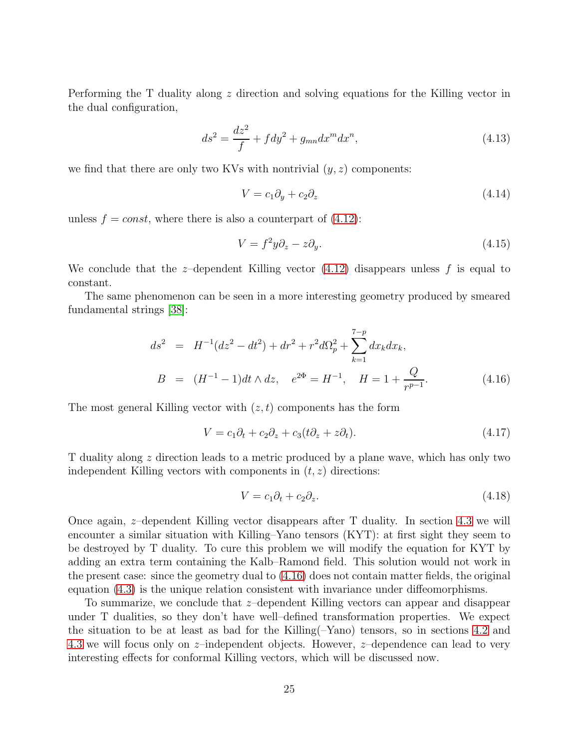Performing the T duality along $z$ direction and solving equations for the Killing vector in the dual configuration,

$$ds^2 = \frac{dz^2}{f} + f dy^2 + g_{mn} dx^m dx^n, \tag{4.13}$$

we find that there are only two KVs with nontrivial $(y, z)$ components:

$$V = c_1 \partial_y + c_2 \partial_z \tag{4.14}$$

unless $f = const$, where there is also a counterpart of (4.12):

$$V = f^2 y \partial_z - z \partial_y. \tag{4.15}$$

We conclude that the $z$–dependent Killing vector (4.12) disappears unless $f$ is equal to constant.

The same phenomenon can be seen in a more interesting geometry produced by smeared fundamental strings [38]:

$$\begin{aligned}
ds^2 &= H^{-1}(dz^2 - dt^2) + dr^2 + r^2 d\Omega_p^2 + \sum_{k=1}^{7-p} dx_k dx_k, \\
B &= (H^{-1} - 1) dt \wedge dz, \quad e^{2\Phi} = H^{-1}, \quad H = 1 + \frac{Q}{r^{p-1}}.
\end{aligned} \tag{4.16}$$

The most general Killing vector with $(z, t)$ components has the form

$$V = c_1 \partial_t + c_2 \partial_z + c_3 (t \partial_z + z \partial_t). \tag{4.17}$$

T duality along $z$ direction leads to a metric produced by a plane wave, which has only two independent Killing vectors with components in $(t, z)$ directions:

$$V = c_1 \partial_t + c_2 \partial_z. \tag{4.18}$$

Once again, $z$–dependent Killing vector disappears after T duality. In section 4.3 we will encounter a similar situation with Killing–Yano tensors (KYT): at first sight they seem to be destroyed by T duality. To cure this problem we will modify the equation for KYT by adding an extra term containing the Kalb–Ramond field. This solution would not work in the present case: since the geometry dual to (4.16) does not contain matter fields, the original equation (4.3) is the unique relation consistent with invariance under diffeomorphisms.

To summarize, we conclude that $z$–dependent Killing vectors can appear and disappear under T dualities, so they don't have well–defined transformation properties. We expect the situation to be at least as bad for the Killing(–Yano) tensors, so in sections 4.2 and 4.3 we will focus only on $z$–independent objects. However, $z$–dependence can lead to very interesting effects for conformal Killing vectors, which will be discussed now.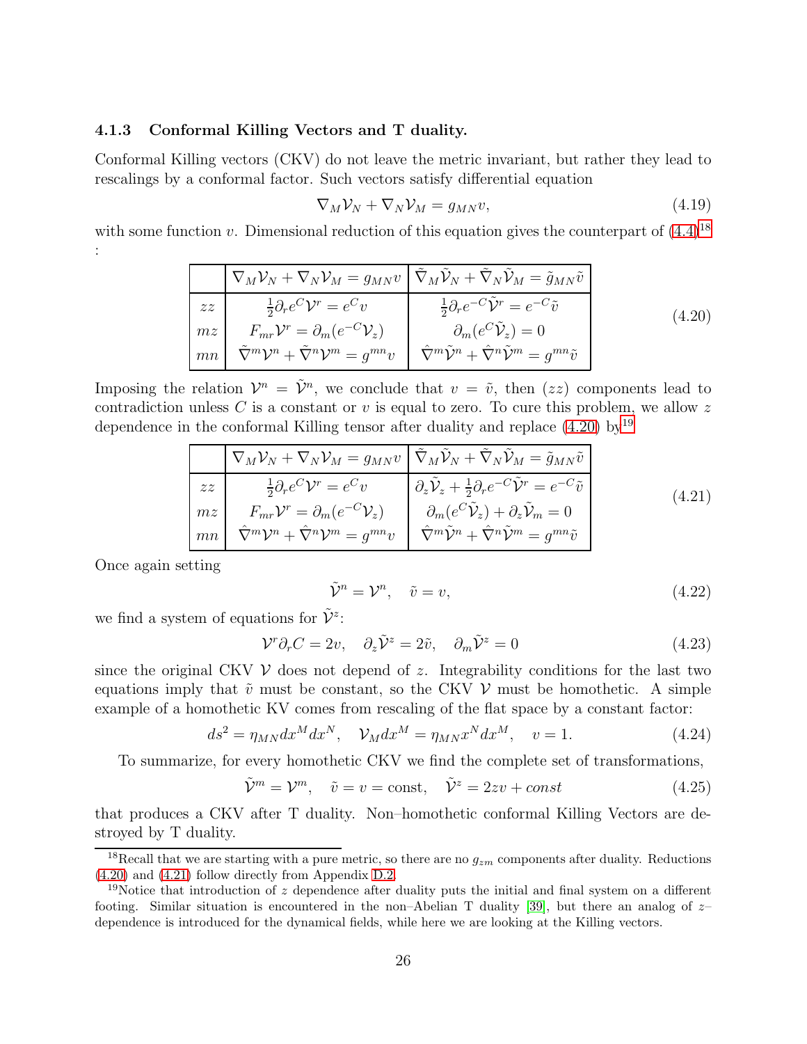### 4.1.3 Conformal Killing Vectors and T duality.

Conformal Killing vectors (CKV) do not leave the metric invariant, but rather they lead to rescalings by a conformal factor. Such vectors satisfy differential equation

$$\nabla_M \mathcal{V}_N + \nabla_N \mathcal{V}_M = g_{MN} v, \tag{4.19}$$

with some function $v$. Dimensional reduction of this equation gives the counterpart of (4.4)[18] :

$$\begin{array}{|c|c|c|}
\hline
 & \nabla_M \mathcal{V}_N + \nabla_N \mathcal{V}_M = g_{MN} v & \tilde{\nabla}_M \tilde{\mathcal{V}}_N + \tilde{\nabla}_N \tilde{\mathcal{V}}_M = \tilde{g}_{MN} \tilde{v} \\
\hline
zz & \frac{1}{2}\partial_r e^C \mathcal{V}^r = e^C v & \frac{1}{2}\partial_r e^{-C} \tilde{\mathcal{V}}^r = e^{-C} \tilde{v} \\
mz & F_{mr} \mathcal{V}^r = \partial_m (e^{-C} \mathcal{V}_z) & \partial_m (e^C \tilde{\mathcal{V}}_z) = 0 \\
mn & \hat{\nabla}^m \mathcal{V}^n + \hat{\nabla}^n \mathcal{V}^m = g^{mn} v & \hat{\nabla}^m \tilde{\mathcal{V}}^n + \hat{\nabla}^n \tilde{\mathcal{V}}^m = g^{mn} \tilde{v} \\
\hline
\end{array} \tag{4.20}$$

Imposing the relation $\mathcal{V}^n = \tilde{\mathcal{V}}^n$, we conclude that $v = \tilde{v}$, then $(zz)$ components lead to contradiction unless $C$ is a constant or $v$ is equal to zero. To cure this problem, we allow $z$ dependence in the conformal Killing tensor after duality and replace (4.20) by[19]

$$\begin{array}{|c|c|c|}
\hline
 & \nabla_M \mathcal{V}_N + \nabla_N \mathcal{V}_M = g_{MN} v & \tilde{\nabla}_M \tilde{\mathcal{V}}_N + \tilde{\nabla}_N \tilde{\mathcal{V}}_M = \tilde{g}_{MN} \tilde{v} \\
\hline
zz & \frac{1}{2}\partial_r e^C \mathcal{V}^r = e^C v & \partial_z \tilde{\mathcal{V}}_z + \frac{1}{2}\partial_r e^{-C} \tilde{\mathcal{V}}^r = e^{-C} \tilde{v} \\
mz & F_{mr} \mathcal{V}^r = \partial_m (e^{-C} \mathcal{V}_z) & \partial_m (e^C \tilde{\mathcal{V}}_z) + \partial_z \tilde{\mathcal{V}}_m = 0 \\
mn & \hat{\nabla}^m \mathcal{V}^n + \hat{\nabla}^n \mathcal{V}^m = g^{mn} v & \hat{\nabla}^m \tilde{\mathcal{V}}^n + \hat{\nabla}^n \tilde{\mathcal{V}}^m = g^{mn} \tilde{v} \\
\hline
\end{array} \tag{4.21}$$

Once again setting

$$\tilde{\mathcal{V}}^n = \mathcal{V}^n, \quad \tilde{v} = v, \tag{4.22}$$

we find a system of equations for $\tilde{\mathcal{V}}^z$:

$$\mathcal{V}^r \partial_r C = 2v, \quad \partial_z \tilde{\mathcal{V}}^z = 2\tilde{v}, \quad \partial_m \tilde{\mathcal{V}}^z = 0 \tag{4.23}$$

since the original CKV $\mathcal{V}$ does not depend of $z$. Integrability conditions for the last two equations imply that $\tilde{v}$ must be constant, so the CKV $\mathcal{V}$ must be homothetic. A simple example of a homothetic KV comes from rescaling of the flat space by a constant factor:

$$ds^2 = \eta_{MN} dx^M dx^N, \quad \mathcal{V}_M dx^M = \eta_{MN} x^N dx^M, \quad v = 1. \tag{4.24}$$

To summarize, for every homothetic CKV we find the complete set of transformations,

$$\tilde{\mathcal{V}}^m = \mathcal{V}^m, \quad \tilde{v} = v = \text{const}, \quad \tilde{\mathcal{V}}^z = 2zv + const \tag{4.25}$$

that produces a CKV after T duality. Non–homothetic conformal Killing Vectors are destroyed by T duality.

---

[18] Recall that we are starting with a pure metric, so there are no $g_{zm}$ components after duality. Reductions (4.20) and (4.21) follow directly from Appendix D.2.

[19] Notice that introduction of $z$ dependence after duality puts the initial and final system on a different footing. Similar situation is encountered in the non–Abelian T duality [39], but there an analog of $z$–dependence is introduced for the dynamical fields, while here we are looking at the Killing vectors.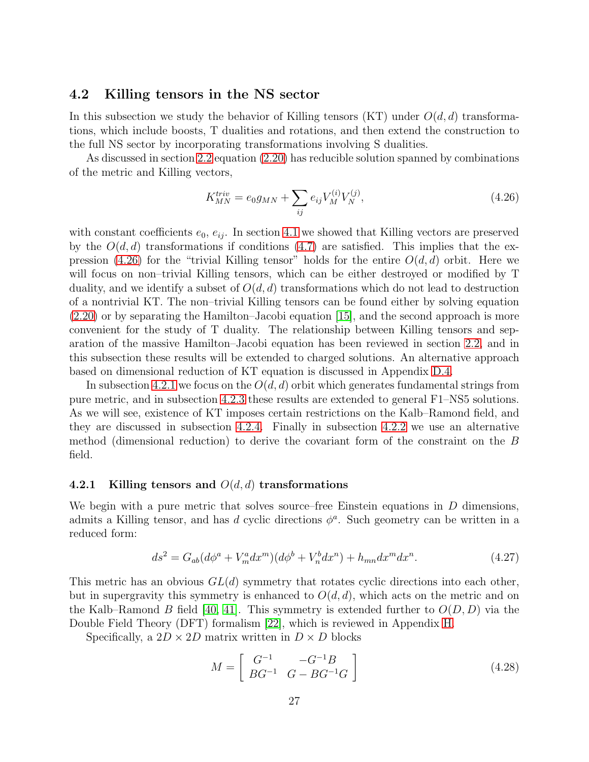## 4.2 Killing tensors in the NS sector

In this subsection we study the behavior of Killing tensors (KT) under $O(d,d)$ transformations, which include boosts, T dualities and rotations, and then extend the construction to the full NS sector by incorporating transformations involving S dualities.

As discussed in section 2.2 equation (2.20) has reducible solution spanned by combinations of the metric and Killing vectors,

$$K^{triv}_{MN} = e_0 g_{MN} + \sum_{ij} e_{ij} V^{(i)}_M V^{(j)}_N, \tag{4.26}$$

with constant coefficients $e_0$, $e_{ij}$. In section 4.1 we showed that Killing vectors are preserved by the $O(d,d)$ transformations if conditions (4.7) are satisfied. This implies that the expression (4.26) for the "trivial Killing tensor" holds for the entire $O(d,d)$ orbit. Here we will focus on non–trivial Killing tensors, which can be either destroyed or modified by T duality, and we identify a subset of $O(d,d)$ transformations which do not lead to destruction of a nontrivial KT. The non–trivial Killing tensors can be found either by solving equation (2.20) or by separating the Hamilton–Jacobi equation [15], and the second approach is more convenient for the study of T duality. The relationship between Killing tensors and separation of the massive Hamilton–Jacobi equation has been reviewed in section 2.2, and in this subsection these results will be extended to charged solutions. An alternative approach based on dimensional reduction of KT equation is discussed in Appendix D.4.

In subsection 4.2.1 we focus on the $O(d,d)$ orbit which generates fundamental strings from pure metric, and in subsection 4.2.3 these results are extended to general F1–NS5 solutions. As we will see, existence of KT imposes certain restrictions on the Kalb–Ramond field, and they are discussed in subsection 4.2.4. Finally in subsection 4.2.2 we use an alternative method (dimensional reduction) to derive the covariant form of the constraint on the $B$ field.

### 4.2.1 Killing tensors and $O(d,d)$ transformations

We begin with a pure metric that solves source–free Einstein equations in $D$ dimensions, admits a Killing tensor, and has $d$ cyclic directions $\phi^a$. Such geometry can be written in a reduced form:

$$ds^2 = G_{ab}(d\phi^a + V^a_m dx^m)(d\phi^b + V^b_n dx^n) + h_{mn} dx^m dx^n. \tag{4.27}$$

This metric has an obvious $GL(d)$ symmetry that rotates cyclic directions into each other, but in supergravity this symmetry is enhanced to $O(d,d)$, which acts on the metric and on the Kalb–Ramond $B$ field [40, 41]. This symmetry is extended further to $O(D,D)$ via the Double Field Theory (DFT) formalism [22], which is reviewed in Appendix H.

Specifically, a $2D \times 2D$ matrix written in $D \times D$ blocks

$$M = \left[ \begin{array}{cc} G^{-1} & -G^{-1}B \\ BG^{-1} & G - BG^{-1}G \end{array} \right] \tag{4.28}$$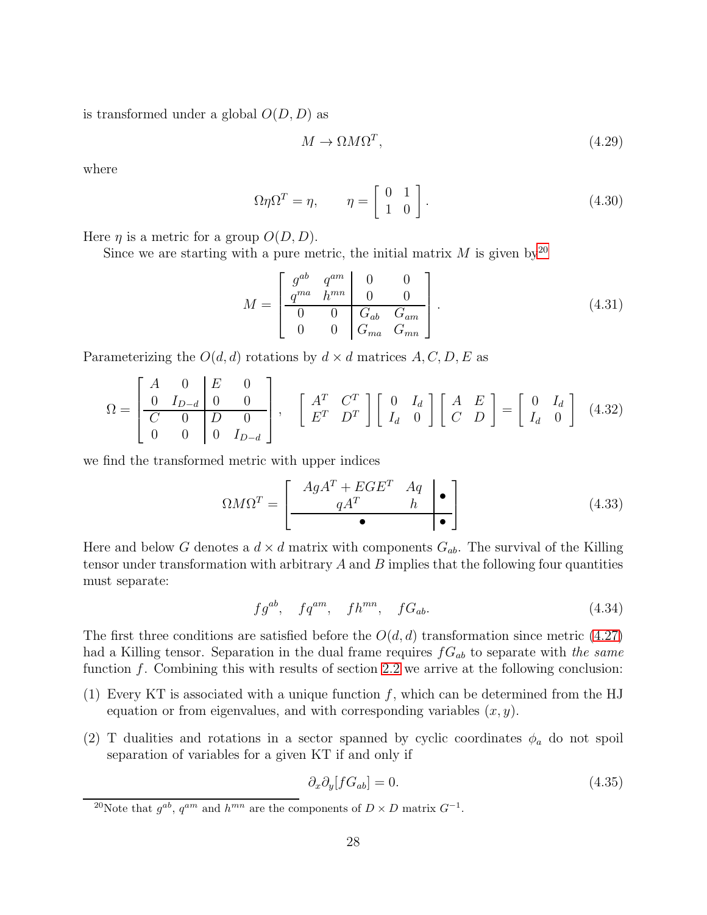is transformed under a global $O(D,D)$ as

$$M \to \Omega M \Omega^T, \tag{4.29}$$

where

$$\Omega \eta \Omega^T = \eta, \qquad \eta = \left[\begin{array}{cc} 0 & 1 \\ 1 & 0 \end{array}\right]. \tag{4.30}$$

Here $\eta$ is a metric for a group $O(D,D)$.

Since we are starting with a pure metric, the initial matrix $M$ is given by[20]

$$M = \left[\begin{array}{cc|cc} g^{ab} & q^{am} & 0 & 0 \\ q^{ma} & h^{mn} & 0 & 0 \\ \hline 0 & 0 & G_{ab} & G_{am} \\ 0 & 0 & G_{ma} & G_{mn} \end{array}\right]. \tag{4.31}$$

Parameterizing the $O(d,d)$ rotations by $d \times d$ matrices $A, C, D, E$ as

$$\Omega = \left[\begin{array}{cc|cc} A & 0 & E & 0 \\ 0 & I_{D-d} & 0 & 0 \\ \hline C & 0 & D & 0 \\ 0 & 0 & 0 & I_{D-d} \end{array}\right], \quad \left[\begin{array}{cc} A^T & C^T \\ E^T & D^T \end{array}\right] \left[\begin{array}{cc} 0 & I_d \\ I_d & 0 \end{array}\right] \left[\begin{array}{cc} A & E \\ C & D \end{array}\right] = \left[\begin{array}{cc} 0 & I_d \\ I_d & 0 \end{array}\right] \tag{4.32}$$

we find the transformed metric with upper indices

$$\Omega M \Omega^T = \left[\begin{array}{cc|c} AgA^T + EGE^T & Aq & \bullet \\ qA^T & h & \\ \hline \bullet & & \bullet \end{array}\right] \tag{4.33}$$

Here and below $G$ denotes a $d \times d$ matrix with components $G_{ab}$. The survival of the Killing tensor under transformation with arbitrary $A$ and $B$ implies that the following four quantities must separate:

$$fg^{ab}, \quad fq^{am}, \quad fh^{mn}, \quad fG_{ab}. \tag{4.34}$$

The first three conditions are satisfied before the $O(d,d)$ transformation since metric (4.27) had a Killing tensor. Separation in the dual frame requires $fG_{ab}$ to separate with *the same* function $f$. Combining this with results of section 2.2 we arrive at the following conclusion:

(1) Every KT is associated with a unique function $f$, which can be determined from the HJ equation or from eigenvalues, and with corresponding variables $(x, y)$.

(2) T dualities and rotations in a sector spanned by cyclic coordinates $\phi_a$ do not spoil separation of variables for a given KT if and only if

$$\partial_x \partial_y [fG_{ab}] = 0. \tag{4.35}$$

[20] Note that $g^{ab}$, $q^{am}$ and $h^{mn}$ are the components of $D \times D$ matrix $G^{-1}$.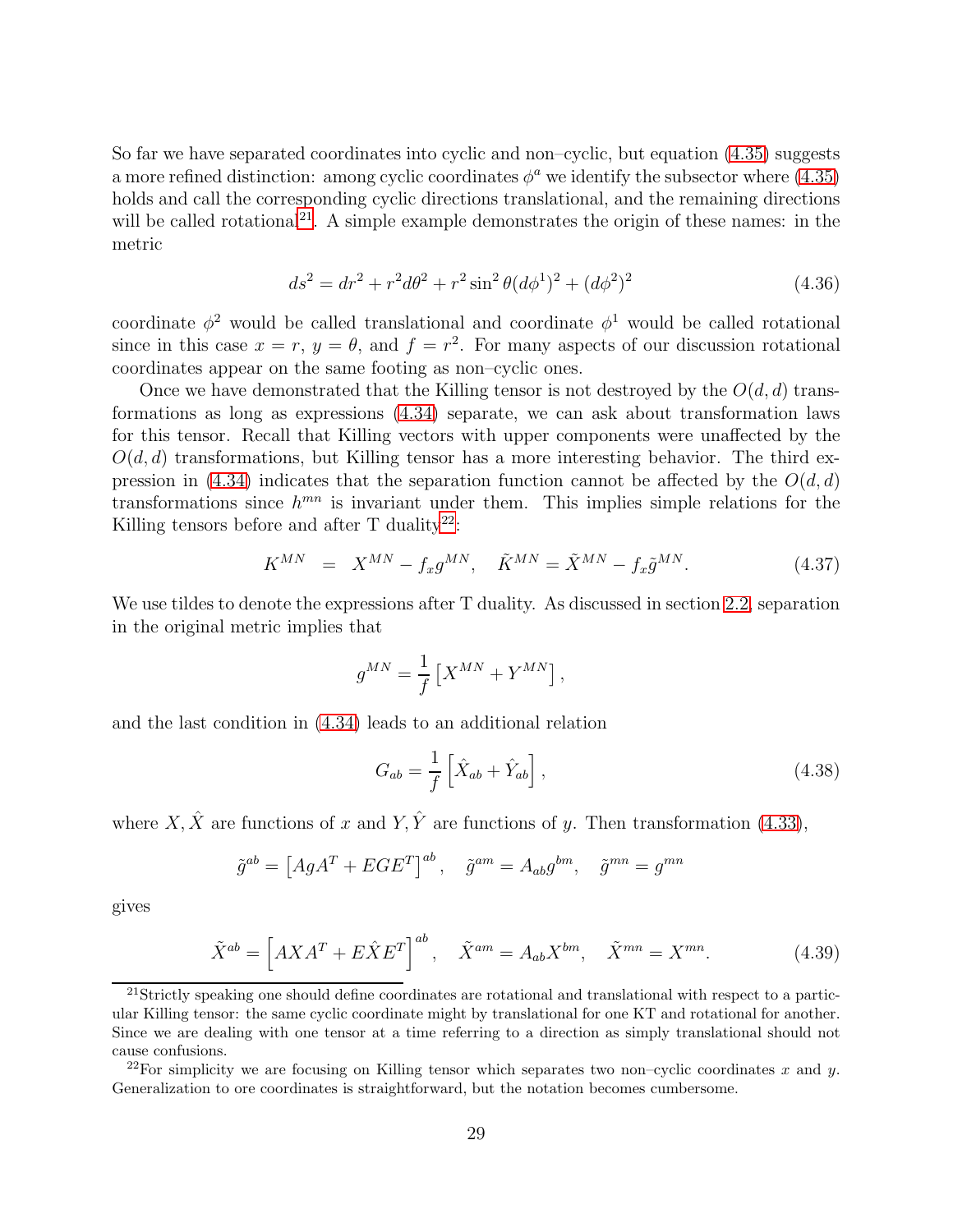So far we have separated coordinates into cyclic and non–cyclic, but equation (4.35) suggests a more refined distinction: among cyclic coordinates $\phi^a$ we identify the subsector where (4.35) holds and call the corresponding cyclic directions translational, and the remaining directions will be called rotational[21]. A simple example demonstrates the origin of these names: in the metric

$$ds^2 = dr^2 + r^2 d\theta^2 + r^2 \sin^2\theta (d\phi^1)^2 + (d\phi^2)^2 \tag{4.36}$$

coordinate $\phi^2$ would be called translational and coordinate $\phi^1$ would be called rotational since in this case $x = r$, $y = \theta$, and $f = r^2$. For many aspects of our discussion rotational coordinates appear on the same footing as non–cyclic ones.

Once we have demonstrated that the Killing tensor is not destroyed by the $O(d,d)$ transformations as long as expressions (4.34) separate, we can ask about transformation laws for this tensor. Recall that Killing vectors with upper components were unaffected by the $O(d,d)$ transformations, but Killing tensor has a more interesting behavior. The third expression in (4.34) indicates that the separation function cannot be affected by the $O(d,d)$ transformations since $h^{mn}$ is invariant under them. This implies simple relations for the Killing tensors before and after T duality[22]:

$$K^{MN} = X^{MN} - f_x g^{MN}, \quad \tilde{K}^{MN} = \tilde{X}^{MN} - f_x \tilde{g}^{MN}. \tag{4.37}$$

We use tildes to denote the expressions after T duality. As discussed in section 2.2, separation in the original metric implies that

$$g^{MN} = \frac{1}{f}\left[X^{MN} + Y^{MN}\right],$$

and the last condition in (4.34) leads to an additional relation

$$G_{ab} = \frac{1}{f}\left[\hat{X}_{ab} + \hat{Y}_{ab}\right], \tag{4.38}$$

where $X, \hat{X}$ are functions of $x$ and $Y, \hat{Y}$ are functions of $y$. Then transformation (4.33),

$$\tilde{g}^{ab} = \left[AgA^T + EGE^T\right]^{ab}, \quad \tilde{g}^{am} = A_{ab} g^{bm}, \quad \tilde{g}^{mn} = g^{mn}$$

gives

$$\tilde{X}^{ab} = \left[AXA^T + E\hat{X}E^T\right]^{ab}, \quad \tilde{X}^{am} = A_{ab} X^{bm}, \quad \tilde{X}^{mn} = X^{mn}. \tag{4.39}$$

---

[21] Strictly speaking one should define coordinates are rotational and translational with respect to a particular Killing tensor: the same cyclic coordinate might by translational for one KT and rotational for another. Since we are dealing with one tensor at a time referring to a direction as simply translational should not cause confusions.

[22] For simplicity we are focusing on Killing tensor which separates two non–cyclic coordinates $x$ and $y$. Generalization to ore coordinates is straightforward, but the notation becomes cumbersome.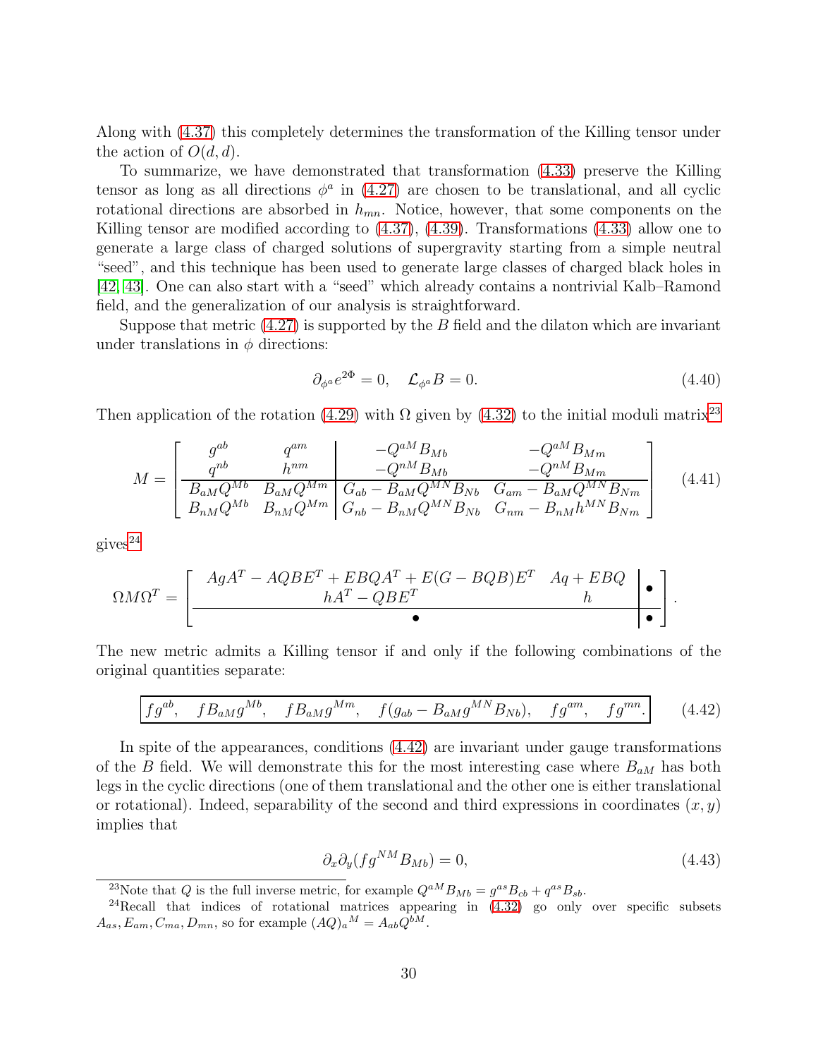Along with (4.37) this completely determines the transformation of the Killing tensor under the action of $O(d,d)$.

To summarize, we have demonstrated that transformation (4.33) preserve the Killing tensor as long as all directions $\phi^a$ in (4.27) are chosen to be translational, and all cyclic rotational directions are absorbed in $h_{mn}$. Notice, however, that some components on the Killing tensor are modified according to (4.37), (4.39). Transformations (4.33) allow one to generate a large class of charged solutions of supergravity starting from a simple neutral "seed", and this technique has been used to generate large classes of charged black holes in [42, 43]. One can also start with a "seed" which already contains a nontrivial Kalb–Ramond field, and the generalization of our analysis is straightforward.

Suppose that metric (4.27) is supported by the $B$ field and the dilaton which are invariant under translations in $\phi$ directions:

$$\partial_{\phi^a} e^{2\Phi} = 0, \quad \mathcal{L}_{\phi^a} B = 0. \tag{4.40}$$

Then application of the rotation (4.29) with $\Omega$ given by (4.32) to the initial moduli matrix[23]

$$M = \left[\begin{array}{cc|cc} g^{ab} & q^{am} & -Q^{aM}B_{Mb} & -Q^{aM}B_{Mm} \\ q^{nb} & h^{nm} & -Q^{nM}B_{Mb} & -Q^{nM}B_{Mm} \\ \hline B_{aM}Q^{Mb} & B_{aM}Q^{Mm} & G_{ab} - B_{aM}Q^{MN}B_{Nb} & G_{am} - B_{aM}Q^{MN}B_{Nm} \\ B_{nM}Q^{Mb} & B_{nM}Q^{Mm} & G_{nb} - B_{nM}Q^{MN}B_{Nb} & G_{nm} - B_{nM}h^{MN}B_{Nm} \end{array}\right] \tag{4.41}$$

gives[24]

$$\Omega M \Omega^T = \left[\begin{array}{cc|c} AgA^T - AQBE^T + EBQA^T + E(G-BQB)E^T & Aq + EBQ & \bullet \\ hA^T - QBE^T & h & \\ \hline & \bullet & \bullet \end{array}\right].$$

The new metric admits a Killing tensor if and only if the following combinations of the original quantities separate:

$$\boxed{fg^{ab}, \quad fB_{aM}g^{Mb}, \quad fB_{aM}g^{Mm}, \quad f(g_{ab} - B_{aM}g^{MN}B_{Nb}), \quad fg^{am}, \quad fg^{mn}.} \tag{4.42}$$

In spite of the appearances, conditions (4.42) are invariant under gauge transformations of the $B$ field. We will demonstrate this for the most interesting case where $B_{aM}$ has both legs in the cyclic directions (one of them translational and the other one is either translational or rotational). Indeed, separability of the second and third expressions in coordinates $(x, y)$ implies that

$$\partial_x \partial_y (fg^{NM} B_{Mb}) = 0, \tag{4.43}$$

---

[23] Note that $Q$ is the full inverse metric, for example $Q^{aM}B_{Mb} = g^{as}B_{cb} + q^{as}B_{sb}$.

[24] Recall that indices of rotational matrices appearing in (4.32) go only over specific subsets $A_{as}, E_{am}, C_{ma}, D_{mn}$, so for example $(AQ)_a{}^M = A_{ab}Q^{bM}$.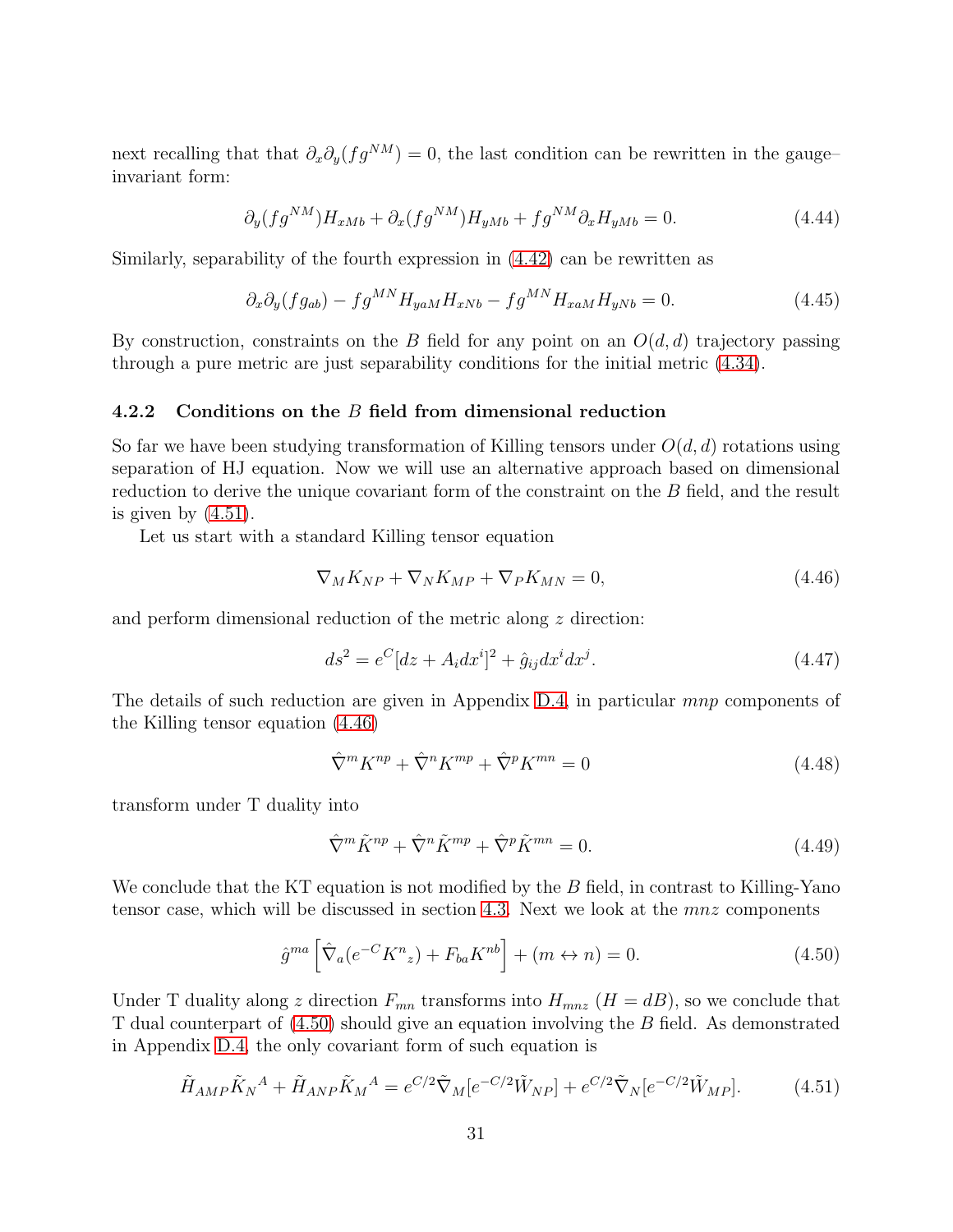next recalling that that $\partial_x\partial_y(fg^{NM}) = 0$, the last condition can be rewritten in the gauge–invariant form:

$$\partial_y(fg^{NM})H_{xMb} + \partial_x(fg^{NM})H_{yMb} + fg^{NM}\partial_x H_{yMb} = 0. \tag{4.44}$$

Similarly, separability of the fourth expression in (4.42) can be rewritten as

$$\partial_x\partial_y(fg_{ab}) - fg^{MN}H_{yaM}H_{xNb} - fg^{MN}H_{xaM}H_{yNb} = 0. \tag{4.45}$$

By construction, constraints on the $B$ field for any point on an $O(d,d)$ trajectory passing through a pure metric are just separability conditions for the initial metric (4.34).

### 4.2.2 Conditions on the $B$ field from dimensional reduction

So far we have been studying transformation of Killing tensors under $O(d,d)$ rotations using separation of HJ equation. Now we will use an alternative approach based on dimensional reduction to derive the unique covariant form of the constraint on the $B$ field, and the result is given by (4.51).

Let us start with a standard Killing tensor equation

$$\nabla_M K_{NP} + \nabla_N K_{MP} + \nabla_P K_{MN} = 0, \tag{4.46}$$

and perform dimensional reduction of the metric along $z$ direction:

$$ds^2 = e^C[dz + A_i dx^i]^2 + \hat{g}_{ij}dx^i dx^j. \tag{4.47}$$

The details of such reduction are given in Appendix D.4, in particular $mnp$ components of the Killing tensor equation (4.46)

$$\hat{\nabla}^m K^{np} + \hat{\nabla}^n K^{mp} + \hat{\nabla}^p K^{mn} = 0 \tag{4.48}$$

transform under T duality into

$$\hat{\nabla}^m \tilde{K}^{np} + \hat{\nabla}^n \tilde{K}^{mp} + \hat{\nabla}^p \tilde{K}^{mn} = 0. \tag{4.49}$$

We conclude that the KT equation is not modified by the $B$ field, in contrast to Killing-Yano tensor case, which will be discussed in section 4.3. Next we look at the $mnz$ components

$$\hat{g}^{ma}\left[\hat{\nabla}_a(e^{-C}K^n{}_z) + F_{ba}K^{nb}\right] + (m \leftrightarrow n) = 0. \tag{4.50}$$

Under T duality along $z$ direction $F_{mn}$ transforms into $H_{mnz}$ ($H = dB$), so we conclude that T dual counterpart of (4.50) should give an equation involving the $B$ field. As demonstrated in Appendix D.4, the only covariant form of such equation is

$$\tilde{H}_{AMP}\tilde{K}_N{}^A + \tilde{H}_{ANP}\tilde{K}_M{}^A = e^{C/2}\tilde{\nabla}_M[e^{-C/2}\tilde{W}_{NP}] + e^{C/2}\tilde{\nabla}_N[e^{-C/2}\tilde{W}_{MP}]. \tag{4.51}$$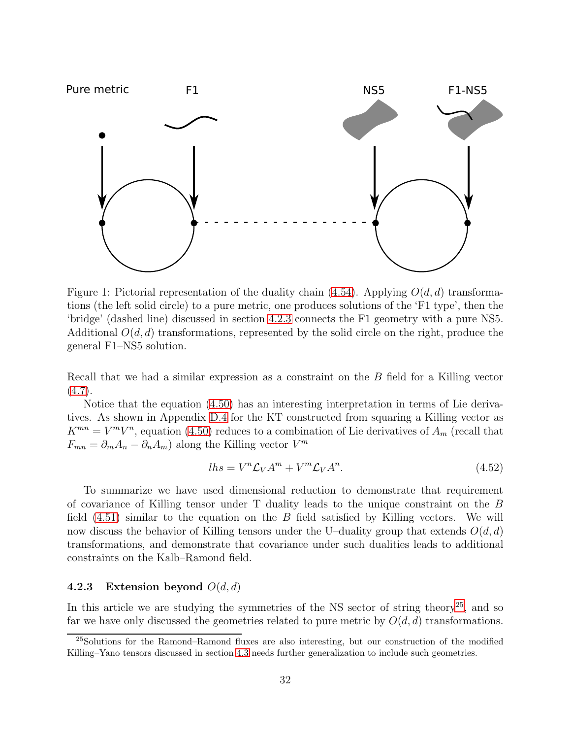Figure 1: Pictorial representation of the duality chain (4.54). Applying $O(d,d)$ transformations (the left solid circle) to a pure metric, one produces solutions of the 'F1 type', then the 'bridge' (dashed line) discussed in section 4.2.3 connects the F1 geometry with a pure NS5. Additional $O(d,d)$ transformations, represented by the solid circle on the right, produce the general F1–NS5 solution.

Recall that we had a similar expression as a constraint on the $B$ field for a Killing vector (4.7).

Notice that the equation (4.50) has an interesting interpretation in terms of Lie derivatives. As shown in Appendix D.4 for the KT constructed from squaring a Killing vector as $K^{mn} = V^m V^n$, equation (4.50) reduces to a combination of Lie derivatives of $A_m$ (recall that $F_{mn} = \partial_m A_n - \partial_n A_m$) along the Killing vector $V^m$

$$lhs = V^n \mathcal{L}_V A^m + V^m \mathcal{L}_V A^n. \tag{4.52}$$

To summarize we have used dimensional reduction to demonstrate that requirement of covariance of Killing tensor under T duality leads to the unique constraint on the $B$ field (4.51) similar to the equation on the $B$ field satisfied by Killing vectors. We will now discuss the behavior of Killing tensors under the U–duality group that extends $O(d,d)$ transformations, and demonstrate that covariance under such dualities leads to additional constraints on the Kalb–Ramond field.

### 4.2.3 Extension beyond $O(d,d)$

In this article we are studying the symmetries of the NS sector of string theory[25], and so far we have only discussed the geometries related to pure metric by $O(d,d)$ transformations.

[25] Solutions for the Ramond–Ramond fluxes are also interesting, but our construction of the modified Killing–Yano tensors discussed in section 4.3 needs further generalization to include such geometries.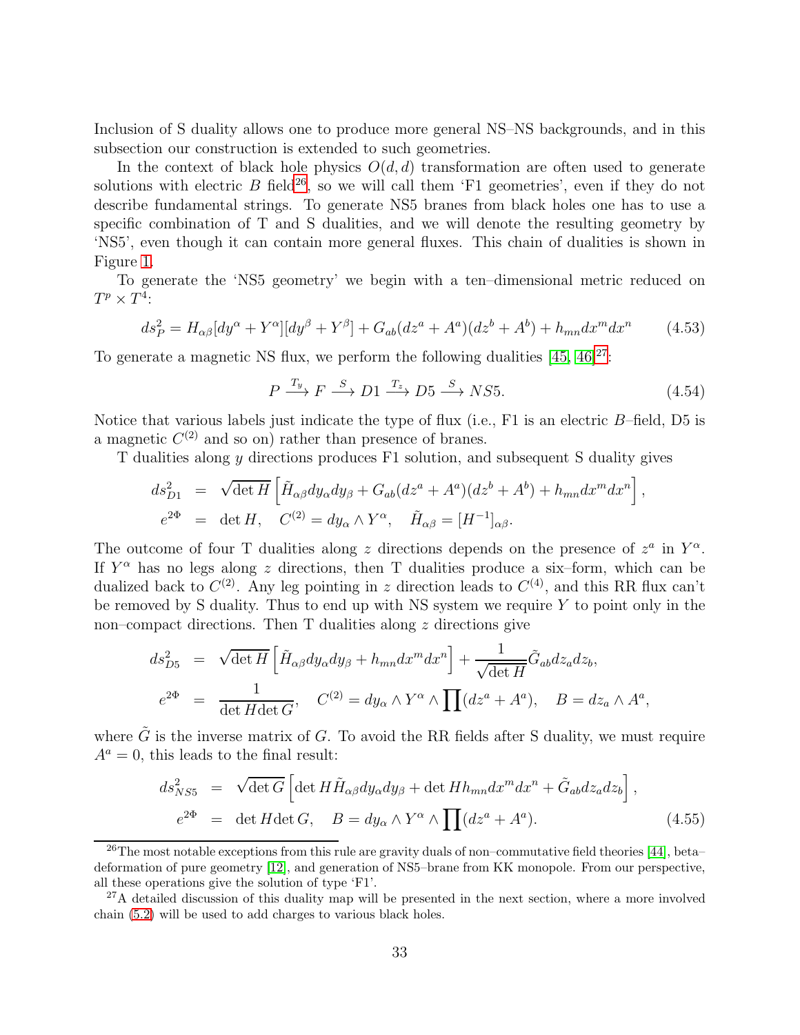Inclusion of S duality allows one to produce more general NS–NS backgrounds, and in this subsection our construction is extended to such geometries.

In the context of black hole physics $O(d,d)$ transformation are often used to generate solutions with electric $B$ field[26], so we will call them 'F1 geometries', even if they do not describe fundamental strings. To generate NS5 branes from black holes one has to use a specific combination of T and S dualities, and we will denote the resulting geometry by 'NS5', even though it can contain more general fluxes. This chain of dualities is shown in Figure 1.

To generate the 'NS5 geometry' we begin with a ten–dimensional metric reduced on $T^p \times T^4$:

$$ds_P^2 = H_{\alpha\beta}[dy^\alpha + Y^\alpha][dy^\beta + Y^\beta] + G_{ab}(dz^a + A^a)(dz^b + A^b) + h_{mn}dx^m dx^n \qquad (4.53)$$

To generate a magnetic NS flux, we perform the following dualities [45, 46][27]:

$$P \xrightarrow{T_y} F \xrightarrow{S} D1 \xrightarrow{T_z} D5 \xrightarrow{S} NS5. \qquad (4.54)$$

Notice that various labels just indicate the type of flux (i.e., F1 is an electric $B$–field, D5 is a magnetic $C^{(2)}$ and so on) rather than presence of branes.

T dualities along $y$ directions produces F1 solution, and subsequent S duality gives

$$\begin{aligned}
ds_{D1}^2 &= \sqrt{\det H}\left[\tilde{H}_{\alpha\beta}dy_\alpha dy_\beta + G_{ab}(dz^a + A^a)(dz^b + A^b) + h_{mn}dx^m dx^n\right],\\
e^{2\Phi} &= \det H, \quad C^{(2)} = dy_\alpha \wedge Y^\alpha, \quad \tilde{H}_{\alpha\beta} = [H^{-1}]_{\alpha\beta}.
\end{aligned}$$

The outcome of four T dualities along $z$ directions depends on the presence of $z^a$ in $Y^\alpha$. If $Y^\alpha$ has no legs along $z$ directions, then T dualities produce a six–form, which can be dualized back to $C^{(2)}$. Any leg pointing in $z$ direction leads to $C^{(4)}$, and this RR flux can't be removed by S duality. Thus to end up with NS system we require $Y$ to point only in the non–compact directions. Then T dualities along $z$ directions give

$$\begin{aligned}
ds_{D5}^2 &= \sqrt{\det H}\left[\tilde{H}_{\alpha\beta}dy_\alpha dy_\beta + h_{mn}dx^m dx^n\right] + \frac{1}{\sqrt{\det H}}\tilde{G}_{ab}dz_a dz_b,\\
e^{2\Phi} &= \frac{1}{\det H \det G}, \quad C^{(2)} = dy_\alpha \wedge Y^\alpha \wedge \prod(dz^a + A^a), \quad B = dz_a \wedge A^a,
\end{aligned}$$

where $\tilde{G}$ is the inverse matrix of $G$. To avoid the RR fields after S duality, we must require $A^a = 0$, this leads to the final result:

$$\begin{aligned}
ds_{NS5}^2 &= \sqrt{\det G}\left[\det H\tilde{H}_{\alpha\beta}dy_\alpha dy_\beta + \det H h_{mn}dx^m dx^n + \tilde{G}_{ab}dz_a dz_b\right],\\
e^{2\Phi} &= \det H \det G, \quad B = dy_\alpha \wedge Y^\alpha \wedge \prod(dz^a + A^a).
\end{aligned} \qquad (4.55)$$

[26] The most notable exceptions from this rule are gravity duals of non–commutative field theories [44], beta–deformation of pure geometry [12], and generation of NS5–brane from KK monopole. From our perspective, all these operations give the solution of type 'F1'.

[27] A detailed discussion of this duality map will be presented in the next section, where a more involved chain (5.2) will be used to add charges to various black holes.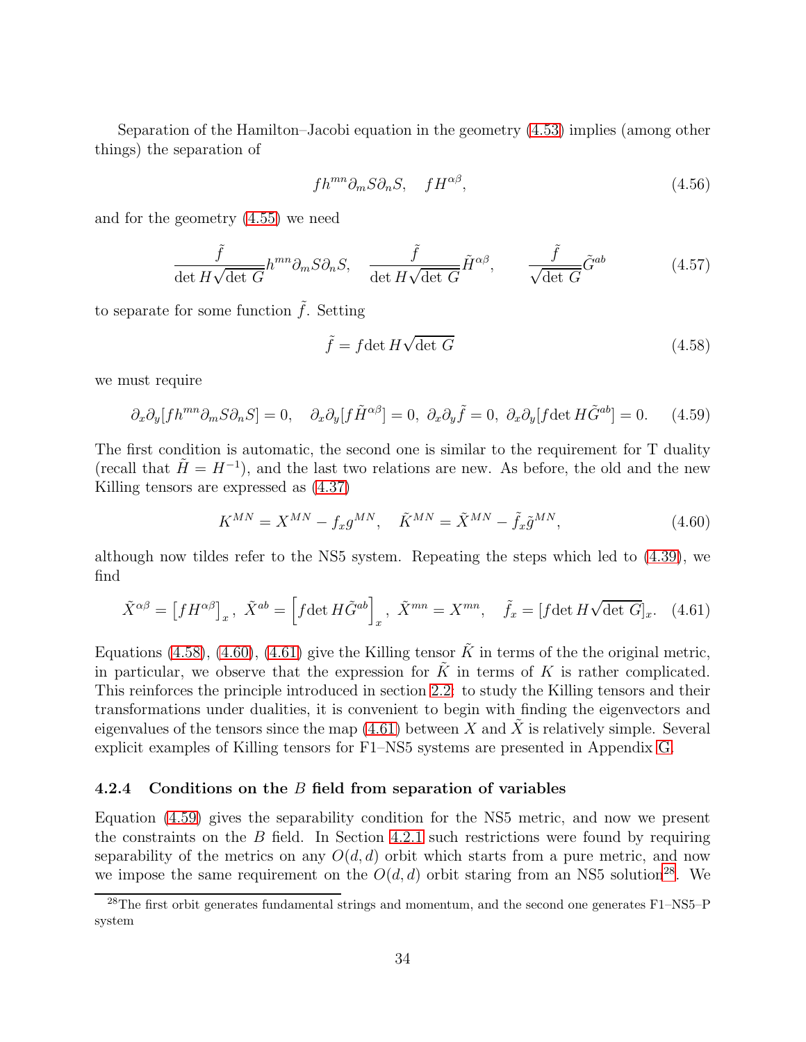Separation of the Hamilton–Jacobi equation in the geometry (4.53) implies (among other things) the separation of

$$f h^{mn}\partial_m S \partial_n S, \quad f H^{\alpha\beta}, \tag{4.56}$$

and for the geometry (4.55) we need

$$\frac{\tilde{f}}{\det H\sqrt{\det G}} h^{mn}\partial_m S\partial_n S, \quad \frac{\tilde{f}}{\det H\sqrt{\det G}}\tilde{H}^{\alpha\beta}, \qquad \frac{\tilde{f}}{\sqrt{\det G}}\tilde{G}^{ab} \tag{4.57}$$

to separate for some function $\tilde{f}$. Setting

$$\tilde{f} = f\det H\sqrt{\det G} \tag{4.58}$$

we must require

$$\partial_x\partial_y[f h^{mn}\partial_m S\partial_n S] = 0, \quad \partial_x\partial_y[f\tilde{H}^{\alpha\beta}] = 0, \ \partial_x\partial_y \tilde{f} = 0, \ \partial_x\partial_y[f\det H\tilde{G}^{ab}] = 0. \tag{4.59}$$

The first condition is automatic, the second one is similar to the requirement for T duality (recall that $\tilde{H} = H^{-1}$), and the last two relations are new. As before, the old and the new Killing tensors are expressed as (4.37)

$$K^{MN} = X^{MN} - f_x g^{MN}, \quad \tilde{K}^{MN} = \tilde{X}^{MN} - \tilde{f}_x\tilde{g}^{MN}, \tag{4.60}$$

although now tildes refer to the NS5 system. Repeating the steps which led to (4.39), we find

$$\tilde{X}^{\alpha\beta} = \left[f H^{\alpha\beta}\right]_x, \ \tilde{X}^{ab} = \left[f\det H\tilde{G}^{ab}\right]_x, \ \tilde{X}^{mn} = X^{mn}, \quad \tilde{f}_x = [f\det H\sqrt{\det G}]_x. \tag{4.61}$$

Equations (4.58), (4.60), (4.61) give the Killing tensor $\tilde{K}$ in terms of the the original metric, in particular, we observe that the expression for $\tilde{K}$ in terms of $K$ is rather complicated. This reinforces the principle introduced in section 2.2: to study the Killing tensors and their transformations under dualities, it is convenient to begin with finding the eigenvectors and eigenvalues of the tensors since the map (4.61) between $X$ and $\tilde{X}$ is relatively simple. Several explicit examples of Killing tensors for F1–NS5 systems are presented in Appendix G.

### 4.2.4 Conditions on the $B$ field from separation of variables

Equation (4.59) gives the separability condition for the NS5 metric, and now we present the constraints on the $B$ field. In Section 4.2.1 such restrictions were found by requiring separability of the metrics on any $O(d,d)$ orbit which starts from a pure metric, and now we impose the same requirement on the $O(d,d)$ orbit staring from an NS5 solution[28]. We

[28] The first orbit generates fundamental strings and momentum, and the second one generates F1–NS5–P system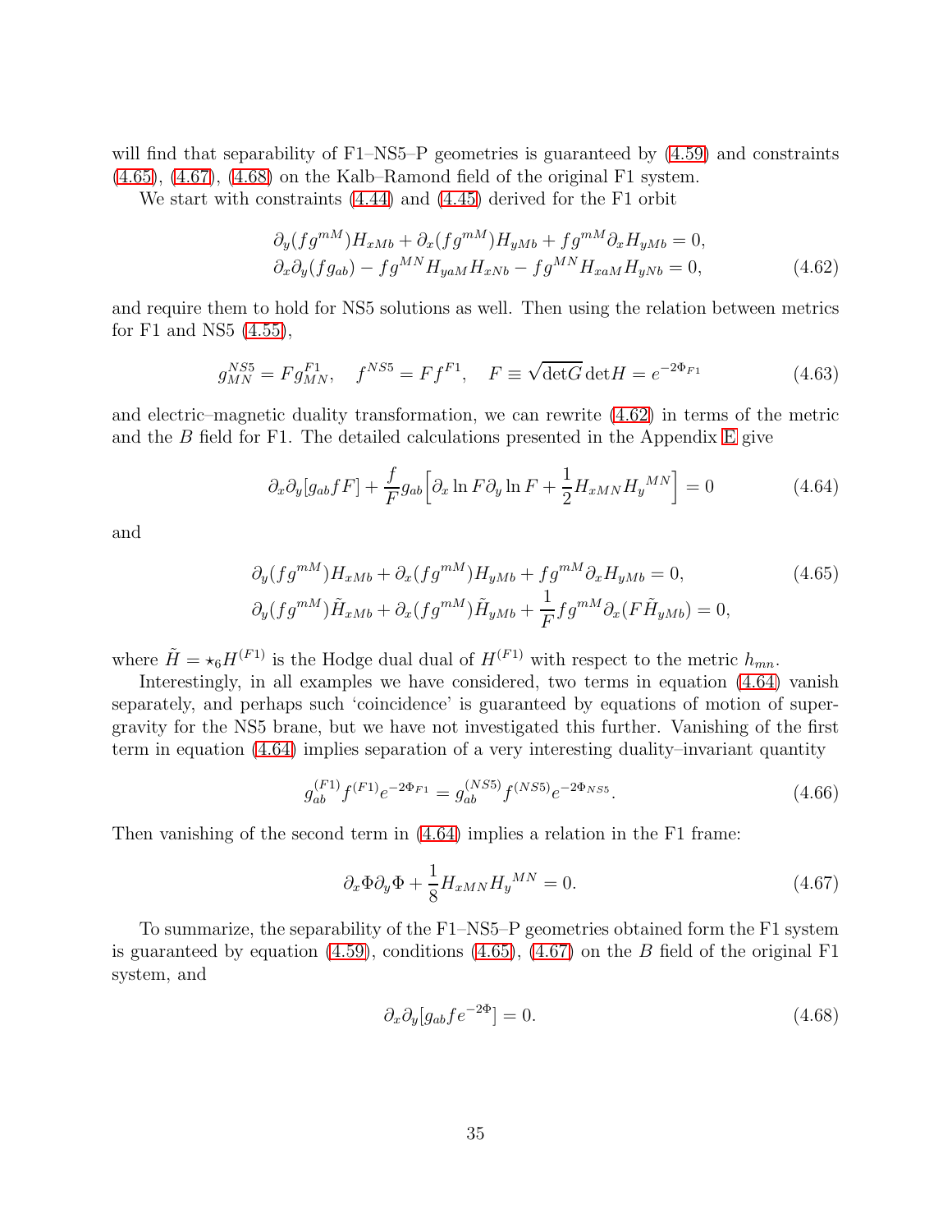will find that separability of F1–NS5–P geometries is guaranteed by (4.59) and constraints (4.65), (4.67), (4.68) on the Kalb–Ramond field of the original F1 system.

We start with constraints (4.44) and (4.45) derived for the F1 orbit

$$\begin{aligned}
&\partial_y(fg^{mM})H_{xMb} + \partial_x(fg^{mM})H_{yMb} + fg^{mM}\partial_x H_{yMb} = 0,\\
&\partial_x\partial_y(fg_{ab}) - fg^{MN}H_{yaM}H_{xNb} - fg^{MN}H_{xaM}H_{yNb} = 0,
\end{aligned} \tag{4.62}$$

and require them to hold for NS5 solutions as well. Then using the relation between metrics for F1 and NS5 (4.55),

$$g^{NS5}_{MN} = Fg^{F1}_{MN}, \quad f^{NS5} = Ff^{F1}, \quad F \equiv \sqrt{\det G}\,\det H = e^{-2\Phi_{F1}} \tag{4.63}$$

and electric–magnetic duality transformation, we can rewrite (4.62) in terms of the metric and the $B$ field for F1. The detailed calculations presented in the Appendix E give

$$\partial_x\partial_y[g_{ab}fF] + \frac{f}{F}g_{ab}\Big[\partial_x \ln F\,\partial_y \ln F + \frac{1}{2}H_{xMN}H_y{}^{MN}\Big] = 0 \tag{4.64}$$

and

$$\begin{aligned}
&\partial_y(fg^{mM})H_{xMb} + \partial_x(fg^{mM})H_{yMb} + fg^{mM}\partial_x H_{yMb} = 0,\\
&\partial_y(fg^{mM})\tilde{H}_{xMb} + \partial_x(fg^{mM})\tilde{H}_{yMb} + \frac{1}{F}fg^{mM}\partial_x(F\tilde{H}_{yMb}) = 0,
\end{aligned} \tag{4.65}$$

where $\tilde{H} = \star_6 H^{(F1)}$ is the Hodge dual dual of $H^{(F1)}$ with respect to the metric $h_{mn}$.

Interestingly, in all examples we have considered, two terms in equation (4.64) vanish separately, and perhaps such 'coincidence' is guaranteed by equations of motion of supergravity for the NS5 brane, but we have not investigated this further. Vanishing of the first term in equation (4.64) implies separation of a very interesting duality–invariant quantity

$$g^{(F1)}_{ab}f^{(F1)}e^{-2\Phi_{F1}} = g^{(NS5)}_{ab}f^{(NS5)}e^{-2\Phi_{NS5}}. \tag{4.66}$$

Then vanishing of the second term in (4.64) implies a relation in the F1 frame:

$$\partial_x\Phi\partial_y\Phi + \frac{1}{8}H_{xMN}H_y{}^{MN} = 0. \tag{4.67}$$

To summarize, the separability of the F1–NS5–P geometries obtained form the F1 system is guaranteed by equation (4.59), conditions (4.65), (4.67) on the $B$ field of the original F1 system, and

$$\partial_x\partial_y[g_{ab}fe^{-2\Phi}] = 0. \tag{4.68}$$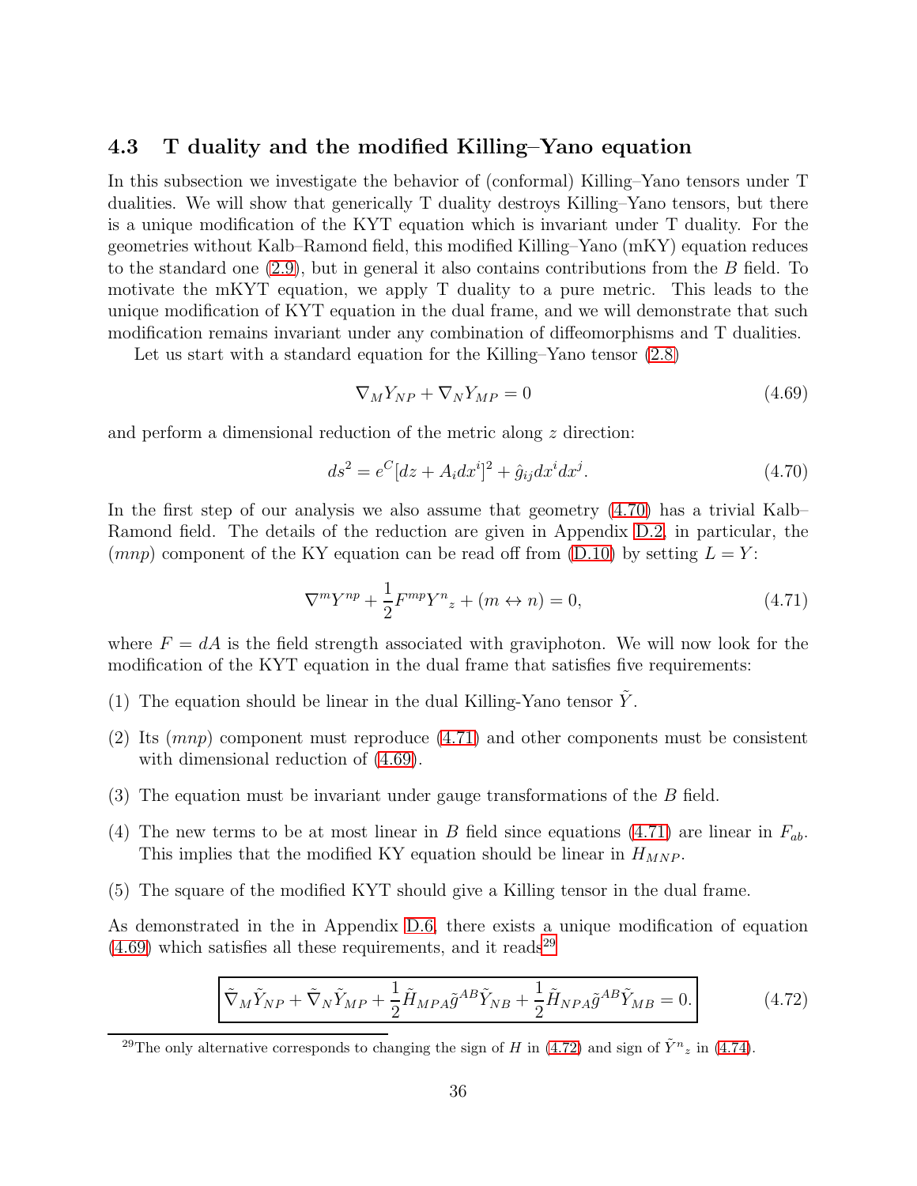### 4.3 T duality and the modified Killing–Yano equation

In this subsection we investigate the behavior of (conformal) Killing–Yano tensors under T dualities. We will show that generically T duality destroys Killing–Yano tensors, but there is a unique modification of the KYT equation which is invariant under T duality. For the geometries without Kalb–Ramond field, this modified Killing–Yano (mKY) equation reduces to the standard one (2.9), but in general it also contains contributions from the $B$ field. To motivate the mKYT equation, we apply T duality to a pure metric. This leads to the unique modification of KYT equation in the dual frame, and we will demonstrate that such modification remains invariant under any combination of diffeomorphisms and T dualities.

Let us start with a standard equation for the Killing–Yano tensor (2.8)

$$\nabla_M Y_{NP} + \nabla_N Y_{MP} = 0 \tag{4.69}$$

and perform a dimensional reduction of the metric along $z$ direction:

$$ds^2 = e^C[dz + A_i dx^i]^2 + \hat{g}_{ij}dx^i dx^j. \tag{4.70}$$

In the first step of our analysis we also assume that geometry (4.70) has a trivial Kalb–Ramond field. The details of the reduction are given in Appendix D.2, in particular, the $(mnp)$ component of the KY equation can be read off from (D.10) by setting $L = Y$:

$$\nabla^m Y^{np} + \frac{1}{2}F^{mp}Y^n{}_z + (m \leftrightarrow n) = 0, \tag{4.71}$$

where $F = dA$ is the field strength associated with graviphoton. We will now look for the modification of the KYT equation in the dual frame that satisfies five requirements:

(1) The equation should be linear in the dual Killing-Yano tensor $\tilde{Y}$.

(2) Its $(mnp)$ component must reproduce (4.71) and other components must be consistent with dimensional reduction of (4.69).

(3) The equation must be invariant under gauge transformations of the $B$ field.

(4) The new terms to be at most linear in $B$ field since equations (4.71) are linear in $F_{ab}$. This implies that the modified KY equation should be linear in $H_{MNP}$.

(5) The square of the modified KYT should give a Killing tensor in the dual frame.

As demonstrated in the in Appendix D.6, there exists a unique modification of equation (4.69) which satisfies all these requirements, and it reads[29]

$$\boxed{\tilde{\nabla}_M \tilde{Y}_{NP} + \tilde{\nabla}_N \tilde{Y}_{MP} + \frac{1}{2}\tilde{H}_{MPA}\tilde{g}^{AB}\tilde{Y}_{NB} + \frac{1}{2}\tilde{H}_{NPA}\tilde{g}^{AB}\tilde{Y}_{MB} = 0.} \tag{4.72}$$

[29] The only alternative corresponds to changing the sign of $H$ in (4.72) and sign of $\tilde{Y}^n{}_z$ in (4.74).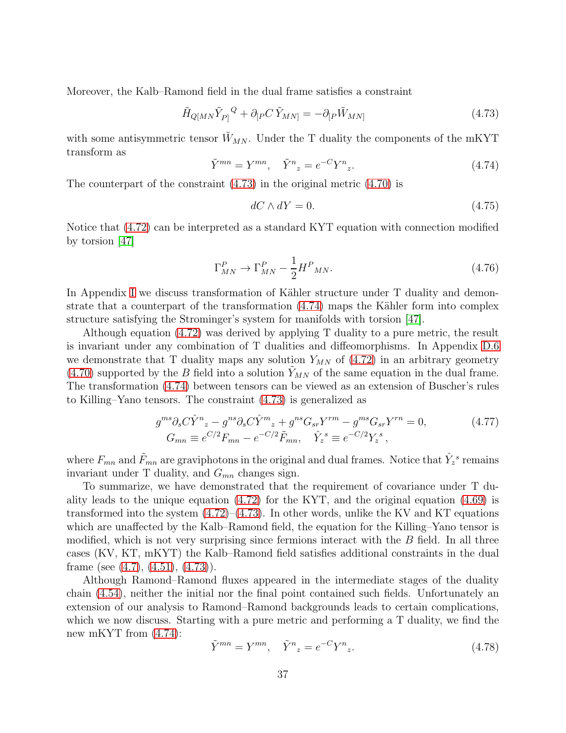Moreover, the Kalb–Ramond field in the dual frame satisfies a constraint

$$\tilde{H}_{Q[MN}\tilde{Y}_{P]}{}^{Q} + \partial_{[P}C\,\tilde{Y}_{MN]} = -\partial_{[P}\tilde{W}_{MN]} \tag{4.73}$$

with some antisymmetric tensor $\tilde{W}_{MN}$. Under the T duality the components of the mKYT transform as

$$\tilde{Y}^{mn} = Y^{mn}, \quad \tilde{Y}^{n}{}_{z} = e^{-C}Y^{n}{}_{z}. \tag{4.74}$$

The counterpart of the constraint (4.73) in the original metric (4.70) is

$$dC \wedge dY = 0. \tag{4.75}$$

Notice that (4.72) can be interpreted as a standard KYT equation with connection modified by torsion [47]

$$\Gamma^{P}_{MN} \to \Gamma^{P}_{MN} - \frac{1}{2}H^{P}{}_{MN}. \tag{4.76}$$

In Appendix I we discuss transformation of Kähler structure under T duality and demonstrate that a counterpart of the transformation (4.74) maps the Kähler form into complex structure satisfying the Strominger's system for manifolds with torsion [47].

Although equation (4.72) was derived by applying T duality to a pure metric, the result is invariant under any combination of T dualities and diffeomorphisms. In Appendix D.6 we demonstrate that T duality maps any solution $Y_{MN}$ of (4.72) in an arbitrary geometry (4.70) supported by the $B$ field into a solution $\tilde{Y}_{MN}$ of the same equation in the dual frame. The transformation (4.74) between tensors can be viewed as an extension of Buscher's rules to Killing–Yano tensors. The constraint (4.73) is generalized as

$$\begin{gathered} g^{ms}\partial_s C\hat{Y}^{n}{}_{z} - g^{ns}\partial_s C\hat{Y}^{m}{}_{z} + g^{ns}G_{sr}Y^{rm} - g^{ms}G_{sr}Y^{rn} = 0, \\ G_{mn} \equiv e^{C/2}F_{mn} - e^{-C/2}\tilde{F}_{mn}, \quad \hat{Y}_{z}{}^{s} \equiv e^{-C/2}Y_{z}{}^{s}, \end{gathered} \tag{4.77}$$

where $F_{mn}$ and $\tilde{F}_{mn}$ are graviphotons in the original and dual frames. Notice that $\hat{Y}_{z}{}^{s}$ remains invariant under T duality, and $G_{mn}$ changes sign.

To summarize, we have demonstrated that the requirement of covariance under T duality leads to the unique equation (4.72) for the KYT, and the original equation (4.69) is transformed into the system (4.72)–(4.73). In other words, unlike the KV and KT equations which are unaffected by the Kalb–Ramond field, the equation for the Killing–Yano tensor is modified, which is not very surprising since fermions interact with the $B$ field. In all three cases (KV, KT, mKYT) the Kalb–Ramond field satisfies additional constraints in the dual frame (see (4.7), (4.51), (4.73)).

Although Ramond–Ramond fluxes appeared in the intermediate stages of the duality chain (4.54), neither the initial nor the final point contained such fields. Unfortunately an extension of our analysis to Ramond–Ramond backgrounds leads to certain complications, which we now discuss. Starting with a pure metric and performing a T duality, we find the new mKYT from (4.74):

$$\tilde{Y}^{mn} = Y^{mn}, \quad \tilde{Y}^{n}{}_{z} = e^{-C}Y^{n}{}_{z}. \tag{4.78}$$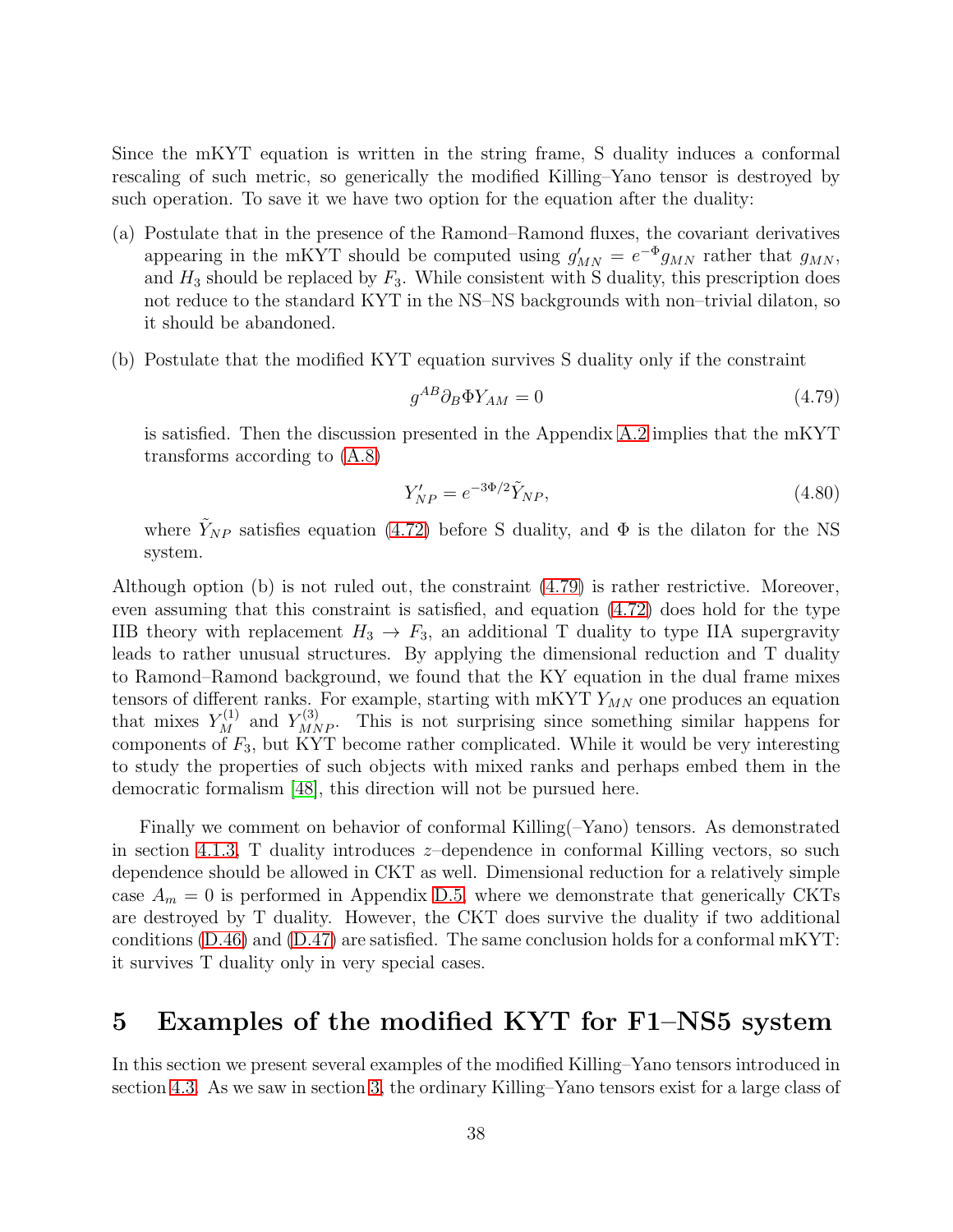Since the mKYT equation is written in the string frame, S duality induces a conformal rescaling of such metric, so generically the modified Killing–Yano tensor is destroyed by such operation. To save it we have two option for the equation after the duality:

(a) Postulate that in the presence of the Ramond–Ramond fluxes, the covariant derivatives appearing in the mKYT should be computed using $g'_{MN} = e^{-\Phi} g_{MN}$ rather that $g_{MN}$, and $H_3$ should be replaced by $F_3$. While consistent with S duality, this prescription does not reduce to the standard KYT in the NS–NS backgrounds with non–trivial dilaton, so it should be abandoned.

(b) Postulate that the modified KYT equation survives S duality only if the constraint

$$g^{AB} \partial_B \Phi Y_{AM} = 0 \tag{4.79}$$

is satisfied. Then the discussion presented in the Appendix A.2 implies that the mKYT transforms according to (A.8)

$$Y'_{NP} = e^{-3\Phi/2} \tilde{Y}_{NP}, \tag{4.80}$$

where $\tilde{Y}_{NP}$ satisfies equation (4.72) before S duality, and $\Phi$ is the dilaton for the NS system.

Although option (b) is not ruled out, the constraint (4.79) is rather restrictive. Moreover, even assuming that this constraint is satisfied, and equation (4.72) does hold for the type IIB theory with replacement $H_3 \to F_3$, an additional T duality to type IIA supergravity leads to rather unusual structures. By applying the dimensional reduction and T duality to Ramond–Ramond background, we found that the KY equation in the dual frame mixes tensors of different ranks. For example, starting with mKYT $Y_{MN}$ one produces an equation that mixes $Y^{(1)}_M$ and $Y^{(3)}_{MNP}$. This is not surprising since something similar happens for components of $F_3$, but KYT become rather complicated. While it would be very interesting to study the properties of such objects with mixed ranks and perhaps embed them in the democratic formalism [48], this direction will not be pursued here.

Finally we comment on behavior of conformal Killing(–Yano) tensors. As demonstrated in section 4.1.3, T duality introduces $z$–dependence in conformal Killing vectors, so such dependence should be allowed in CKT as well. Dimensional reduction for a relatively simple case $A_m = 0$ is performed in Appendix D.5, where we demonstrate that generically CKTs are destroyed by T duality. However, the CKT does survive the duality if two additional conditions (D.46) and (D.47) are satisfied. The same conclusion holds for a conformal mKYT: it survives T duality only in very special cases.

# 5 Examples of the modified KYT for F1–NS5 system

In this section we present several examples of the modified Killing–Yano tensors introduced in section 4.3. As we saw in section 3, the ordinary Killing–Yano tensors exist for a large class of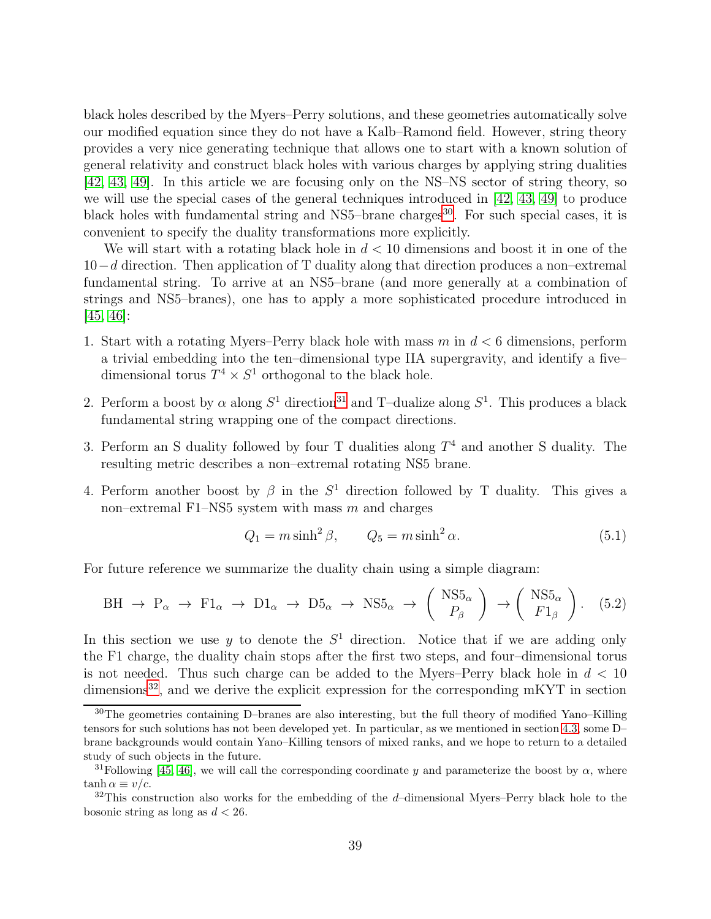black holes described by the Myers–Perry solutions, and these geometries automatically solve our modified equation since they do not have a Kalb–Ramond field. However, string theory provides a very nice generating technique that allows one to start with a known solution of general relativity and construct black holes with various charges by applying string dualities [42, 43, 49]. In this article we are focusing only on the NS–NS sector of string theory, so we will use the special cases of the general techniques introduced in [42, 43, 49] to produce black holes with fundamental string and NS5–brane charges[30]. For such special cases, it is convenient to specify the duality transformations more explicitly.

We will start with a rotating black hole in $d < 10$ dimensions and boost it in one of the $10-d$ direction. Then application of T duality along that direction produces a non–extremal fundamental string. To arrive at an NS5–brane (and more generally at a combination of strings and NS5–branes), one has to apply a more sophisticated procedure introduced in [45, 46]:

1. Start with a rotating Myers–Perry black hole with mass $m$ in $d < 6$ dimensions, perform a trivial embedding into the ten–dimensional type IIA supergravity, and identify a five–dimensional torus $T^4 \times S^1$ orthogonal to the black hole.
2. Perform a boost by $\alpha$ along $S^1$ direction[31] and T–dualize along $S^1$. This produces a black fundamental string wrapping one of the compact directions.
3. Perform an S duality followed by four T dualities along $T^4$ and another S duality. The resulting metric describes a non–extremal rotating NS5 brane.
4. Perform another boost by $\beta$ in the $S^1$ direction followed by T duality. This gives a non–extremal F1–NS5 system with mass $m$ and charges

$$Q_1 = m \sinh^2 \beta, \qquad Q_5 = m \sinh^2 \alpha. \tag{5.1}$$

For future reference we summarize the duality chain using a simple diagram:

$$\text{BH} \;\to\; \text{P}_\alpha \;\to\; \text{F1}_\alpha \;\to\; \text{D1}_\alpha \;\to\; \text{D5}_\alpha \;\to\; \text{NS5}_\alpha \;\to\; \begin{pmatrix} \text{NS5}_\alpha \\ P_\beta \end{pmatrix} \;\to \begin{pmatrix} \text{NS5}_\alpha \\ F1_\beta \end{pmatrix}. \tag{5.2}$$

In this section we use $y$ to denote the $S^1$ direction. Notice that if we are adding only the F1 charge, the duality chain stops after the first two steps, and four–dimensional torus is not needed. Thus such charge can be added to the Myers–Perry black hole in $d < 10$ dimensions[32], and we derive the explicit expression for the corresponding mKYT in section

---

[30] The geometries containing D–branes are also interesting, but the full theory of modified Yano–Killing tensors for such solutions has not been developed yet. In particular, as we mentioned in section 4.3, some D–brane backgrounds would contain Yano–Killing tensors of mixed ranks, and we hope to return to a detailed study of such objects in the future.

[31] Following [45, 46], we will call the corresponding coordinate $y$ and parameterize the boost by $\alpha$, where $\tanh \alpha \equiv v/c$.

[32] This construction also works for the embedding of the $d$–dimensional Myers–Perry black hole to the bosonic string as long as $d < 26$.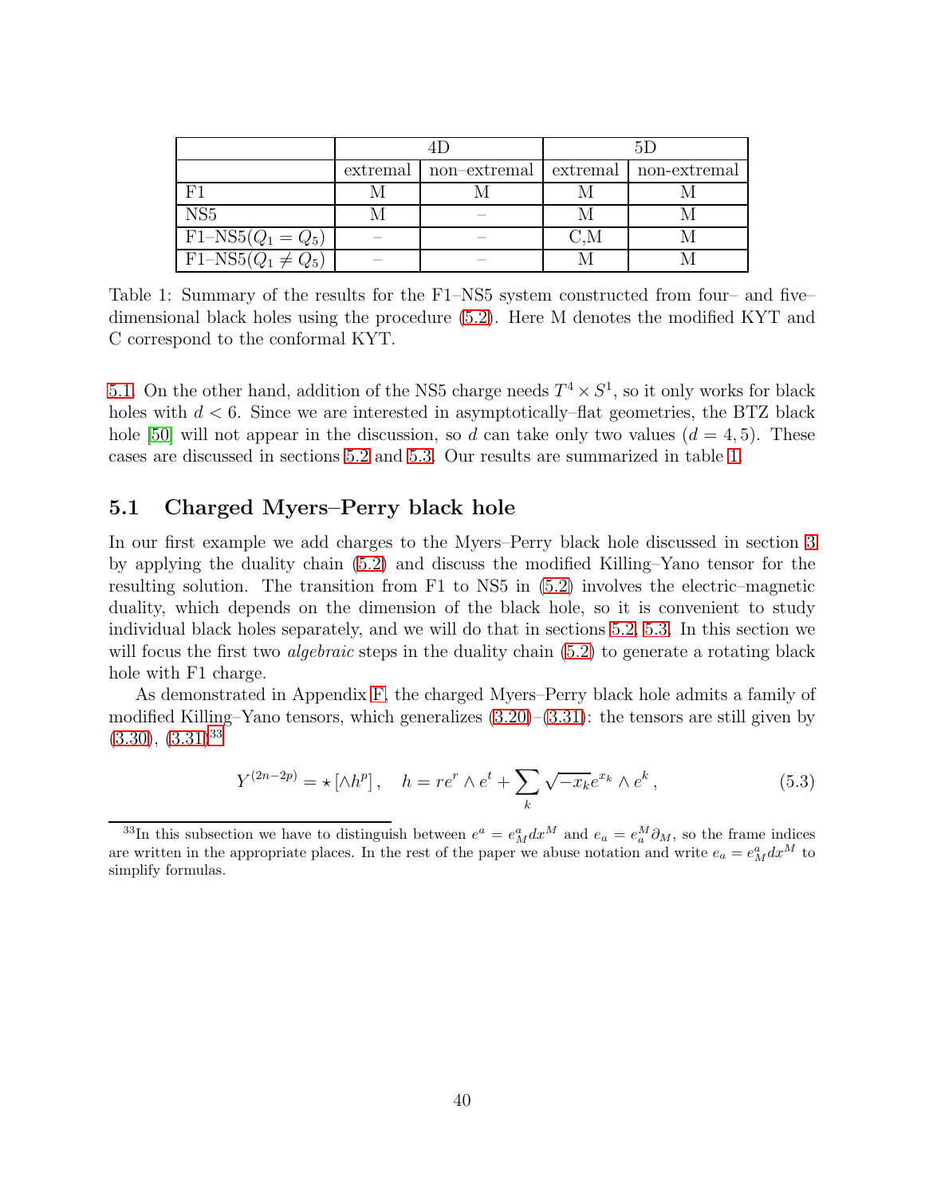| | 4D | | 5D | |
|---|---|---|---|---|
| | extremal | non–extremal | extremal | non-extremal |
| F1 | M | M | M | M |
| NS5 | M | – | M | M |
| F1–NS5($Q_1 = Q_5$) | – | – | C,M | M |
| F1–NS5($Q_1 \neq Q_5$) | – | – | M | M |

Table 1: Summary of the results for the F1–NS5 system constructed from four– and five–dimensional black holes using the procedure (5.2). Here M denotes the modified KYT and C correspond to the conformal KYT.

5.1. On the other hand, addition of the NS5 charge needs $T^4 \times S^1$, so it only works for black holes with $d < 6$. Since we are interested in asymptotically–flat geometries, the BTZ black hole [50] will not appear in the discussion, so $d$ can take only two values ($d = 4, 5$). These cases are discussed in sections 5.2 and 5.3. Our results are summarized in table 1.

## 5.1 Charged Myers–Perry black hole

In our first example we add charges to the Myers–Perry black hole discussed in section 3 by applying the duality chain (5.2) and discuss the modified Killing–Yano tensor for the resulting solution. The transition from F1 to NS5 in (5.2) involves the electric–magnetic duality, which depends on the dimension of the black hole, so it is convenient to study individual black holes separately, and we will do that in sections 5.2, 5.3. In this section we will focus the first two *algebraic* steps in the duality chain (5.2) to generate a rotating black hole with F1 charge.

As demonstrated in Appendix F, the charged Myers–Perry black hole admits a family of modified Killing–Yano tensors, which generalizes (3.20)–(3.31): the tensors are still given by (3.30), (3.31)[33]

$$Y^{(2n-2p)} = \star [\wedge h^p] , \quad h = re^r \wedge e^t + \sum_k \sqrt{-x_k} e^{x_k} \wedge e^k , \tag{5.3}$$

[33]In this subsection we have to distinguish between $e^a = e^a_M dx^M$ and $e_a = e_a^M \partial_M$, so the frame indices are written in the appropriate places. In the rest of the paper we abuse notation and write $e_a = e^a_M dx^M$ to simplify formulas.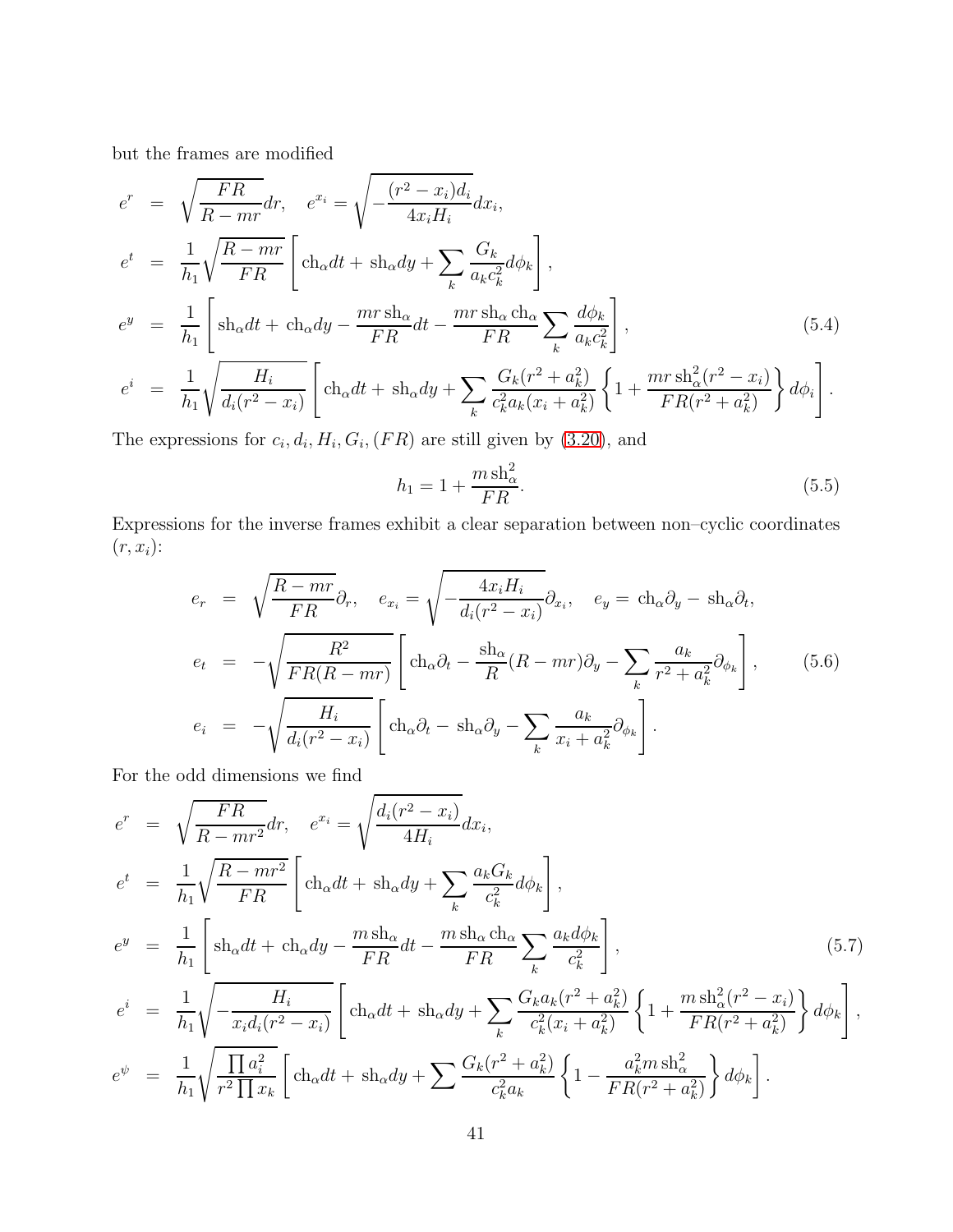but the frames are modified

$$
\begin{aligned}
e^r &= \sqrt{\frac{FR}{R-mr}}dr, \quad e^{x_i} = \sqrt{-\frac{(r^2-x_i)d_i}{4x_iH_i}}dx_i, \\
e^t &= \frac{1}{h_1}\sqrt{\frac{R-mr}{FR}}\left[\mathrm{ch}_\alpha dt + \mathrm{sh}_\alpha dy + \sum_k \frac{G_k}{a_k c_k^2}d\phi_k\right], \\
e^y &= \frac{1}{h_1}\left[\mathrm{sh}_\alpha dt + \mathrm{ch}_\alpha dy - \frac{mr\,\mathrm{sh}_\alpha}{FR}dt - \frac{mr\,\mathrm{sh}_\alpha\,\mathrm{ch}_\alpha}{FR}\sum_k \frac{d\phi_k}{a_k c_k^2}\right], \qquad (5.4) \\
e^i &= \frac{1}{h_1}\sqrt{\frac{H_i}{d_i(r^2-x_i)}}\left[\mathrm{ch}_\alpha dt + \mathrm{sh}_\alpha dy + \sum_k \frac{G_k(r^2+a_k^2)}{c_k^2 a_k(x_i+a_k^2)}\left\{1 + \frac{mr\,\mathrm{sh}_\alpha^2(r^2-x_i)}{FR(r^2+a_k^2)}\right\}d\phi_i\right].
\end{aligned}
$$

The expressions for $c_i, d_i, H_i, G_i, (FR)$ are still given by (3.20), and

$$
h_1 = 1 + \frac{m\,\mathrm{sh}_\alpha^2}{FR}. \qquad (5.5)
$$

Expressions for the inverse frames exhibit a clear separation between non–cyclic coordinates $(r, x_i)$:

$$
\begin{aligned}
e_r &= \sqrt{\frac{R-mr}{FR}}\partial_r, \quad e_{x_i} = \sqrt{-\frac{4x_iH_i}{d_i(r^2-x_i)}}\partial_{x_i}, \quad e_y = \mathrm{ch}_\alpha\partial_y - \mathrm{sh}_\alpha\partial_t, \\
e_t &= -\sqrt{\frac{R^2}{FR(R-mr)}}\left[\mathrm{ch}_\alpha\partial_t - \frac{\mathrm{sh}_\alpha}{R}(R-mr)\partial_y - \sum_k \frac{a_k}{r^2+a_k^2}\partial_{\phi_k}\right], \qquad (5.6) \\
e_i &= -\sqrt{\frac{H_i}{d_i(r^2-x_i)}}\left[\mathrm{ch}_\alpha\partial_t - \mathrm{sh}_\alpha\partial_y - \sum_k \frac{a_k}{x_i+a_k^2}\partial_{\phi_k}\right].
\end{aligned}
$$

For the odd dimensions we find

$$
\begin{aligned}
e^r &= \sqrt{\frac{FR}{R-mr^2}}dr, \quad e^{x_i} = \sqrt{\frac{d_i(r^2-x_i)}{4H_i}}dx_i, \\
e^t &= \frac{1}{h_1}\sqrt{\frac{R-mr^2}{FR}}\left[\mathrm{ch}_\alpha dt + \mathrm{sh}_\alpha dy + \sum_k \frac{a_k G_k}{c_k^2}d\phi_k\right], \\
e^y &= \frac{1}{h_1}\left[\mathrm{sh}_\alpha dt + \mathrm{ch}_\alpha dy - \frac{m\,\mathrm{sh}_\alpha}{FR}dt - \frac{m\,\mathrm{sh}_\alpha\,\mathrm{ch}_\alpha}{FR}\sum_k \frac{a_k d\phi_k}{c_k^2}\right], \qquad (5.7) \\
e^i &= \frac{1}{h_1}\sqrt{-\frac{H_i}{x_i d_i(r^2-x_i)}}\left[\mathrm{ch}_\alpha dt + \mathrm{sh}_\alpha dy + \sum_k \frac{G_k a_k(r^2+a_k^2)}{c_k^2(x_i+a_k^2)}\left\{1 + \frac{m\,\mathrm{sh}_\alpha^2(r^2-x_i)}{FR(r^2+a_k^2)}\right\}d\phi_k\right], \\
e^\psi &= \frac{1}{h_1}\sqrt{\frac{\prod a_i^2}{r^2\prod x_k}}\left[\mathrm{ch}_\alpha dt + \mathrm{sh}_\alpha dy + \sum \frac{G_k(r^2+a_k^2)}{c_k^2 a_k}\left\{1 - \frac{a_k^2 m\,\mathrm{sh}_\alpha^2}{FR(r^2+a_k^2)}\right\}d\phi_k\right].
\end{aligned}
$$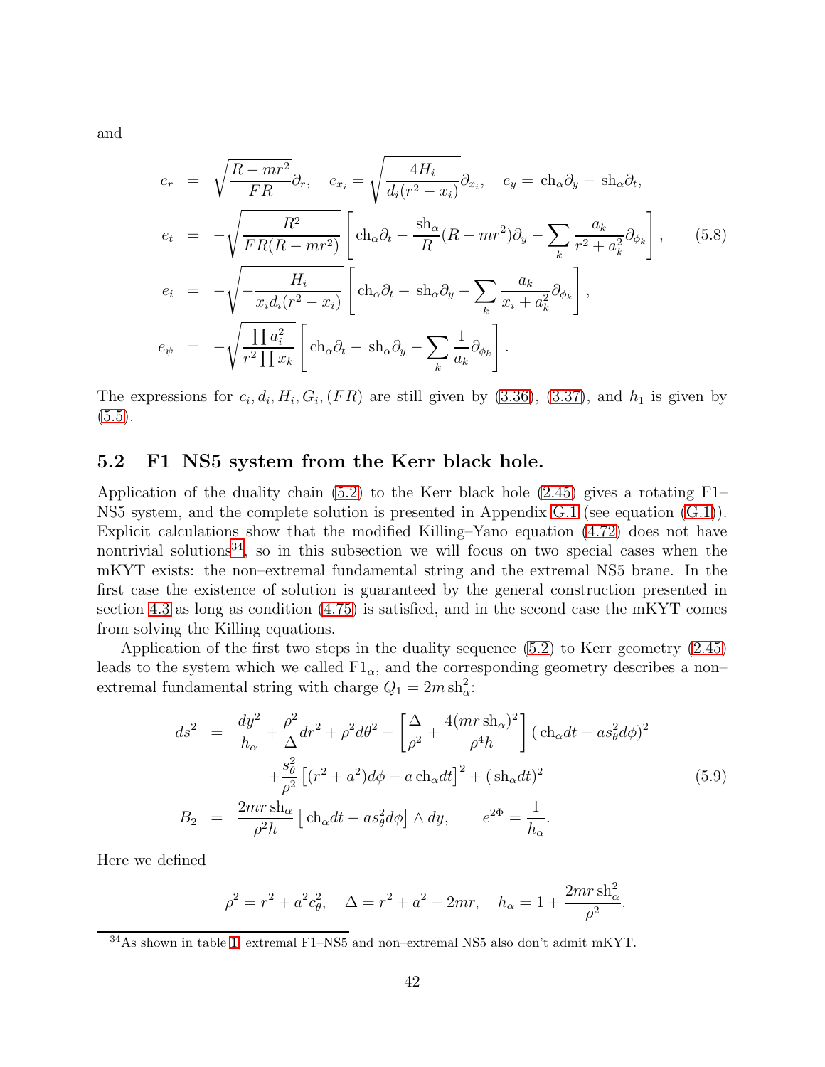and

$$
\begin{aligned}
e_r &= \sqrt{\frac{R-mr^2}{FR}}\partial_r, \quad e_{x_i} = \sqrt{\frac{4H_i}{d_i(r^2-x_i)}}\partial_{x_i}, \quad e_y = \mathrm{ch}_\alpha \partial_y - \mathrm{sh}_\alpha \partial_t, \\
e_t &= -\sqrt{\frac{R^2}{FR(R-mr^2)}}\left[\mathrm{ch}_\alpha \partial_t - \frac{\mathrm{sh}_\alpha}{R}(R-mr^2)\partial_y - \sum_k \frac{a_k}{r^2+a_k^2}\partial_{\phi_k}\right], \qquad (5.8) \\
e_i &= -\sqrt{-\frac{H_i}{x_i d_i(r^2-x_i)}}\left[\mathrm{ch}_\alpha \partial_t - \mathrm{sh}_\alpha \partial_y - \sum_k \frac{a_k}{x_i+a_k^2}\partial_{\phi_k}\right], \\
e_\psi &= -\sqrt{\frac{\prod a_i^2}{r^2\prod x_k}}\left[\mathrm{ch}_\alpha \partial_t - \mathrm{sh}_\alpha \partial_y - \sum_k \frac{1}{a_k}\partial_{\phi_k}\right].
\end{aligned}
$$

The expressions for $c_i, d_i, H_i, G_i, (FR)$ are still given by (3.36), (3.37), and $h_1$ is given by (5.5).

## 5.2 F1–NS5 system from the Kerr black hole.

Application of the duality chain (5.2) to the Kerr black hole (2.45) gives a rotating F1–NS5 system, and the complete solution is presented in Appendix G.1 (see equation (G.1)). Explicit calculations show that the modified Killing–Yano equation (4.72) does not have nontrivial solutions[34], so in this subsection we will focus on two special cases when the mKYT exists: the non–extremal fundamental string and the extremal NS5 brane. In the first case the existence of solution is guaranteed by the general construction presented in section 4.3 as long as condition (4.75) is satisfied, and in the second case the mKYT comes from solving the Killing equations.

Application of the first two steps in the duality sequence (5.2) to Kerr geometry (2.45) leads to the system which we called $\mathrm{F1}_\alpha$, and the corresponding geometry describes a non–extremal fundamental string with charge $Q_1 = 2m\,\mathrm{sh}_\alpha^2$:

$$
\begin{aligned}
ds^2 &= \frac{dy^2}{h_\alpha} + \frac{\rho^2}{\Delta}dr^2 + \rho^2 d\theta^2 - \left[\frac{\Delta}{\rho^2} + \frac{4(mr\,\mathrm{sh}_\alpha)^2}{\rho^4 h}\right](\mathrm{ch}_\alpha dt - a s_\theta^2 d\phi)^2 \\
&\quad + \frac{s_\theta^2}{\rho^2}\left[(r^2+a^2)d\phi - a\,\mathrm{ch}_\alpha dt\right]^2 + (\mathrm{sh}_\alpha dt)^2 \qquad (5.9) \\
B_2 &= \frac{2mr\,\mathrm{sh}_\alpha}{\rho^2 h}\left[\mathrm{ch}_\alpha dt - a s_\theta^2 d\phi\right]\wedge dy, \qquad e^{2\Phi} = \frac{1}{h_\alpha}.
\end{aligned}
$$

Here we defined

$$
\rho^2 = r^2 + a^2 c_\theta^2, \quad \Delta = r^2 + a^2 - 2mr, \quad h_\alpha = 1 + \frac{2mr\,\mathrm{sh}_\alpha^2}{\rho^2}.
$$

[34] As shown in table 1, extremal F1–NS5 and non–extremal NS5 also don't admit mKYT.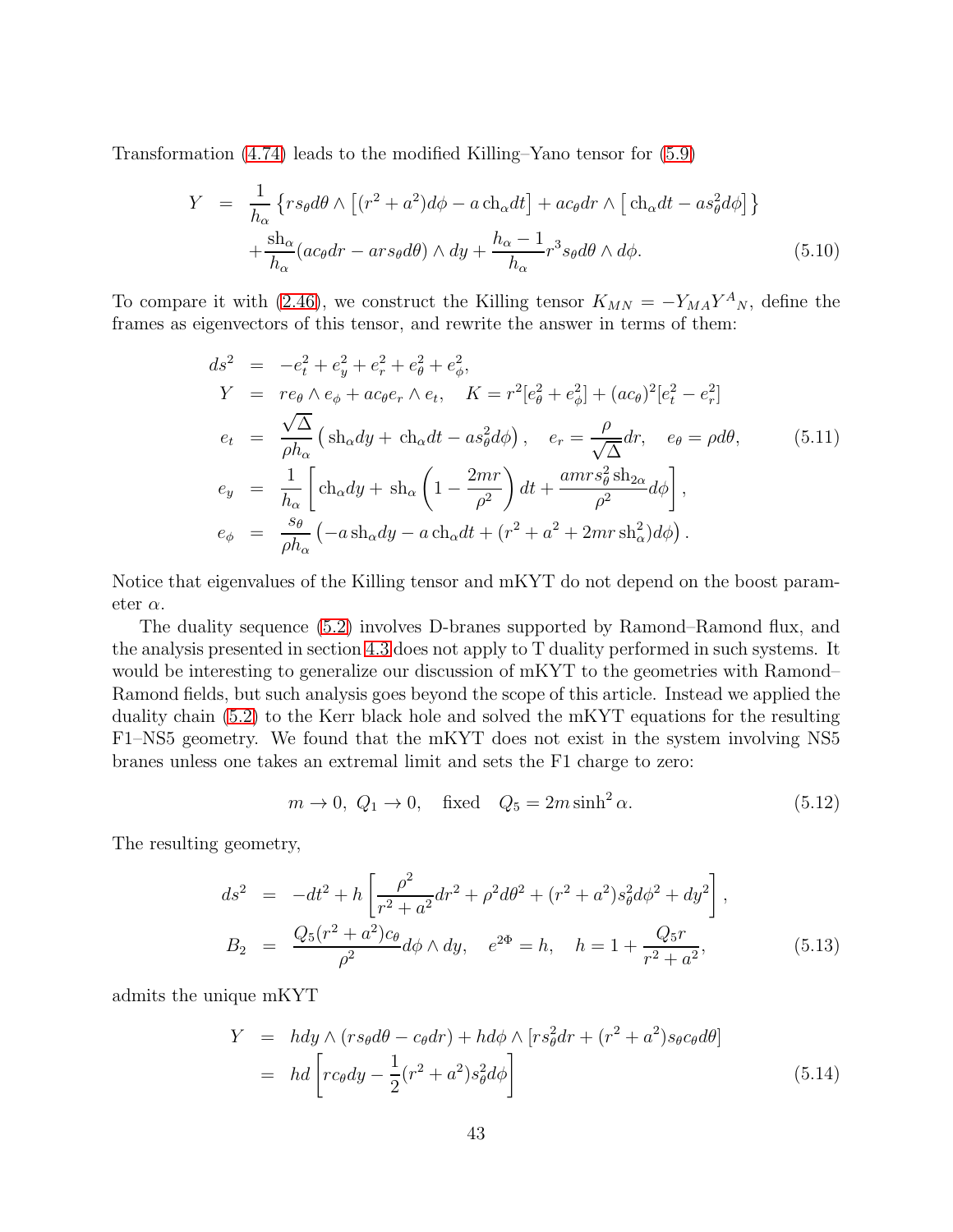Transformation (4.74) leads to the modified Killing–Yano tensor for (5.9)

$$
\begin{aligned}
Y &= \frac{1}{h_\alpha}\left\{ r s_\theta d\theta \wedge \left[(r^2+a^2)d\phi - a\,\mathrm{ch}_\alpha dt\right] + a c_\theta dr \wedge \left[\,\mathrm{ch}_\alpha dt - a s_\theta^2 d\phi\right]\right\} \\
&\quad + \frac{\mathrm{sh}_\alpha}{h_\alpha}(a c_\theta dr - a r s_\theta d\theta)\wedge dy + \frac{h_\alpha - 1}{h_\alpha} r^3 s_\theta d\theta \wedge d\phi.
\end{aligned}
\tag{5.10}
$$

To compare it with (2.46), we construct the Killing tensor $K_{MN} = -Y_{MA}Y^A{}_N$, define the frames as eigenvectors of this tensor, and rewrite the answer in terms of them:

$$
\begin{aligned}
ds^2 &= -e_t^2 + e_y^2 + e_r^2 + e_\theta^2 + e_\phi^2, \\
Y &= r e_\theta \wedge e_\phi + a c_\theta e_r \wedge e_t, \quad K = r^2[e_\theta^2 + e_\phi^2] + (a c_\theta)^2[e_t^2 - e_r^2] \\
e_t &= \frac{\sqrt{\Delta}}{\rho h_\alpha}\left(\,\mathrm{sh}_\alpha dy + \,\mathrm{ch}_\alpha dt - a s_\theta^2 d\phi\right), \quad e_r = \frac{\rho}{\sqrt{\Delta}}dr, \quad e_\theta = \rho d\theta, \\
e_y &= \frac{1}{h_\alpha}\left[\,\mathrm{ch}_\alpha dy + \,\mathrm{sh}_\alpha\left(1 - \frac{2mr}{\rho^2}\right)dt + \frac{a m r s_\theta^2\,\mathrm{sh}_{2\alpha}}{\rho^2}d\phi\right], \\
e_\phi &= \frac{s_\theta}{\rho h_\alpha}\left(-a\,\mathrm{sh}_\alpha dy - a\,\mathrm{ch}_\alpha dt + (r^2 + a^2 + 2mr\,\mathrm{sh}_\alpha^2)d\phi\right).
\end{aligned}
\tag{5.11}
$$

Notice that eigenvalues of the Killing tensor and mKYT do not depend on the boost parameter $\alpha$.

The duality sequence (5.2) involves D-branes supported by Ramond–Ramond flux, and the analysis presented in section 4.3 does not apply to T duality performed in such systems. It would be interesting to generalize our discussion of mKYT to the geometries with Ramond–Ramond fields, but such analysis goes beyond the scope of this article. Instead we applied the duality chain (5.2) to the Kerr black hole and solved the mKYT equations for the resulting F1–NS5 geometry. We found that the mKYT does not exist in the system involving NS5 branes unless one takes an extremal limit and sets the F1 charge to zero:

$$
m \to 0,\ Q_1 \to 0, \quad \text{fixed} \quad Q_5 = 2m\sinh^2\alpha.
\tag{5.12}
$$

The resulting geometry,

$$
\begin{aligned}
ds^2 &= -dt^2 + h\left[\frac{\rho^2}{r^2+a^2}dr^2 + \rho^2 d\theta^2 + (r^2+a^2)s_\theta^2 d\phi^2 + dy^2\right], \\
B_2 &= \frac{Q_5(r^2+a^2)c_\theta}{\rho^2}d\phi\wedge dy, \quad e^{2\Phi} = h, \quad h = 1 + \frac{Q_5 r}{r^2+a^2},
\end{aligned}
\tag{5.13}
$$

admits the unique mKYT

$$
\begin{aligned}
Y &= h\,dy\wedge(r s_\theta d\theta - c_\theta dr) + h\,d\phi\wedge\left[r s_\theta^2 dr + (r^2+a^2)s_\theta c_\theta d\theta\right] \\
&= h\,d\left[r c_\theta dy - \frac{1}{2}(r^2+a^2)s_\theta^2 d\phi\right]
\end{aligned}
\tag{5.14}
$$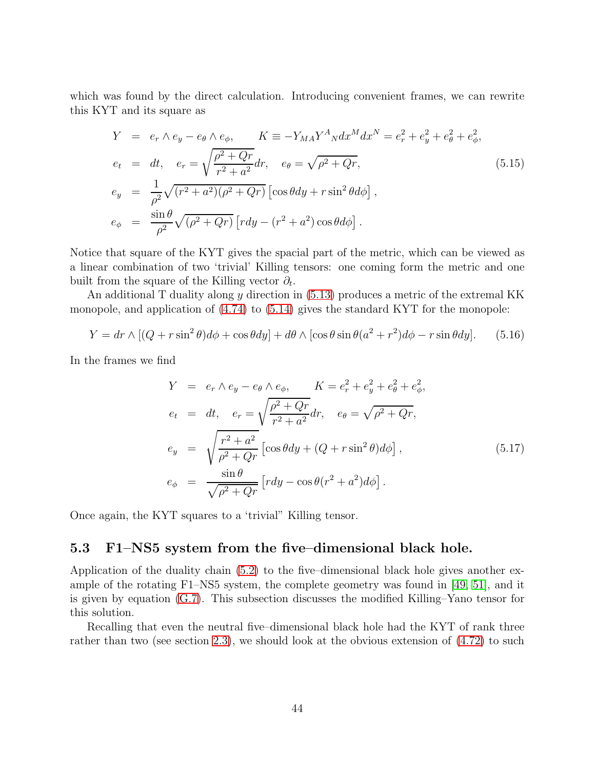which was found by the direct calculation. Introducing convenient frames, we can rewrite this KYT and its square as

$$
\begin{aligned}
Y &= e_r \wedge e_y - e_\theta \wedge e_\phi, \qquad K \equiv -Y_{MA}Y^A{}_N dx^M dx^N = e_r^2 + e_y^2 + e_\theta^2 + e_\phi^2, \\
e_t &= dt, \quad e_r = \sqrt{\frac{\rho^2 + Qr}{r^2 + a^2}} dr, \quad e_\theta = \sqrt{\rho^2 + Qr}, \\
e_y &= \frac{1}{\rho^2}\sqrt{(r^2+a^2)(\rho^2+Qr)}\left[\cos\theta dy + r\sin^2\theta d\phi\right], \\
e_\phi &= \frac{\sin\theta}{\rho^2}\sqrt{(\rho^2+Qr)}\left[r dy - (r^2+a^2)\cos\theta d\phi\right].
\end{aligned}
\tag{5.15}
$$

Notice that square of the KYT gives the spacial part of the metric, which can be viewed as a linear combination of two 'trivial' Killing tensors: one coming form the metric and one built from the square of the Killing vector $\partial_t$.

An additional T duality along $y$ direction in (5.13) produces a metric of the extremal KK monopole, and application of (4.74) to (5.14) gives the standard KYT for the monopole:

$$
Y = dr \wedge [(Q + r\sin^2\theta)d\phi + \cos\theta dy] + d\theta \wedge [\cos\theta\sin\theta(a^2+r^2)d\phi - r\sin\theta dy]. \tag{5.16}
$$

In the frames we find

$$
\begin{aligned}
Y &= e_r \wedge e_y - e_\theta \wedge e_\phi, \qquad K = e_r^2 + e_y^2 + e_\theta^2 + e_\phi^2, \\
e_t &= dt, \quad e_r = \sqrt{\frac{\rho^2 + Qr}{r^2 + a^2}} dr, \quad e_\theta = \sqrt{\rho^2 + Qr}, \\
e_y &= \sqrt{\frac{r^2+a^2}{\rho^2+Qr}}\left[\cos\theta dy + (Q + r\sin^2\theta)d\phi\right], \\
e_\phi &= \frac{\sin\theta}{\sqrt{\rho^2+Qr}}\left[r dy - \cos\theta(r^2+a^2)d\phi\right].
\end{aligned}
\tag{5.17}
$$

Once again, the KYT squares to a 'trivial" Killing tensor.

## 5.3 F1–NS5 system from the five–dimensional black hole.

Application of the duality chain (5.2) to the five–dimensional black hole gives another example of the rotating F1–NS5 system, the complete geometry was found in [49, 51], and it is given by equation (G.7). This subsection discusses the modified Killing–Yano tensor for this solution.

Recalling that even the neutral five–dimensional black hole had the KYT of rank three rather than two (see section 2.3), we should look at the obvious extension of (4.72) to such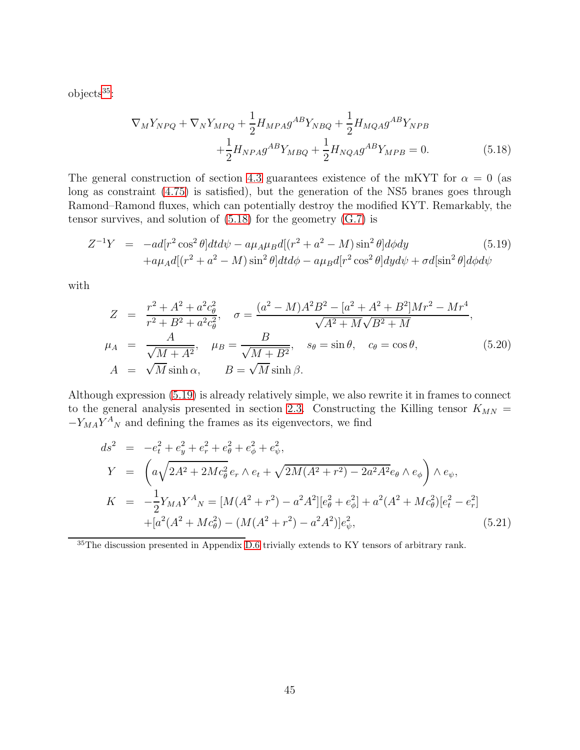objects[35]:

$$
\begin{aligned}
\nabla_M Y_{NPQ} + \nabla_N Y_{MPQ} + \frac{1}{2} H_{MPA} g^{AB} Y_{NBQ} + \frac{1}{2} H_{MQA} g^{AB} Y_{NPB} \\
+ \frac{1}{2} H_{NPA} g^{AB} Y_{MBQ} + \frac{1}{2} H_{NQA} g^{AB} Y_{MPB} = 0.
\end{aligned}
\tag{5.18}
$$

The general construction of section 4.3 guarantees existence of the mKYT for $\alpha = 0$ (as long as constraint (4.75) is satisfied), but the generation of the NS5 branes goes through Ramond–Ramond fluxes, which can potentially destroy the modified KYT. Remarkably, the tensor survives, and solution of (5.18) for the geometry (G.7) is

$$
\begin{aligned}
Z^{-1} Y &= -a d[r^2 \cos^2\theta] dt d\psi - a\mu_A \mu_B d[(r^2 + a^2 - M)\sin^2\theta] d\phi dy \\
&\quad + a\mu_A d[(r^2 + a^2 - M)\sin^2\theta] dt d\phi - a\mu_B d[r^2 \cos^2\theta] dy d\psi + \sigma d[\sin^2\theta] d\phi d\psi
\end{aligned}
\tag{5.19}
$$

with

$$
\begin{aligned}
Z &= \frac{r^2 + A^2 + a^2 c_\theta^2}{r^2 + B^2 + a^2 c_\theta^2}, \quad \sigma = \frac{(a^2 - M)A^2 B^2 - [a^2 + A^2 + B^2]Mr^2 - Mr^4}{\sqrt{A^2 + M}\sqrt{B^2 + M}}, \\
\mu_A &= \frac{A}{\sqrt{M + A^2}}, \quad \mu_B = \frac{B}{\sqrt{M + B^2}}, \quad s_\theta = \sin\theta, \quad c_\theta = \cos\theta, \\
A &= \sqrt{M}\sinh\alpha, \qquad B = \sqrt{M}\sinh\beta.
\end{aligned}
\tag{5.20}
$$

Although expression (5.19) is already relatively simple, we also rewrite it in frames to connect to the general analysis presented in section 2.3. Constructing the Killing tensor $K_{MN} = -Y_{MA} Y^A{}_N$ and defining the frames as its eigenvectors, we find

$$
\begin{aligned}
ds^2 &= -e_t^2 + e_y^2 + e_r^2 + e_\theta^2 + e_\phi^2 + e_\psi^2, \\
Y &= \left( a\sqrt{2A^2 + 2Mc_\theta^2}\, e_r \wedge e_t + \sqrt{2M(A^2 + r^2) - 2a^2 A^2}\, e_\theta \wedge e_\phi \right) \wedge e_\psi, \\
K &= -\frac{1}{2} Y_{MA} Y^A{}_N = [M(A^2 + r^2) - a^2 A^2][e_\theta^2 + e_\phi^2] + a^2(A^2 + Mc_\theta^2)[e_t^2 - e_r^2] \\
&\quad + [a^2(A^2 + Mc_\theta^2) - (M(A^2 + r^2) - a^2 A^2)]e_\psi^2,
\end{aligned}
\tag{5.21}
$$

[35] The discussion presented in Appendix D.6 trivially extends to KY tensors of arbitrary rank.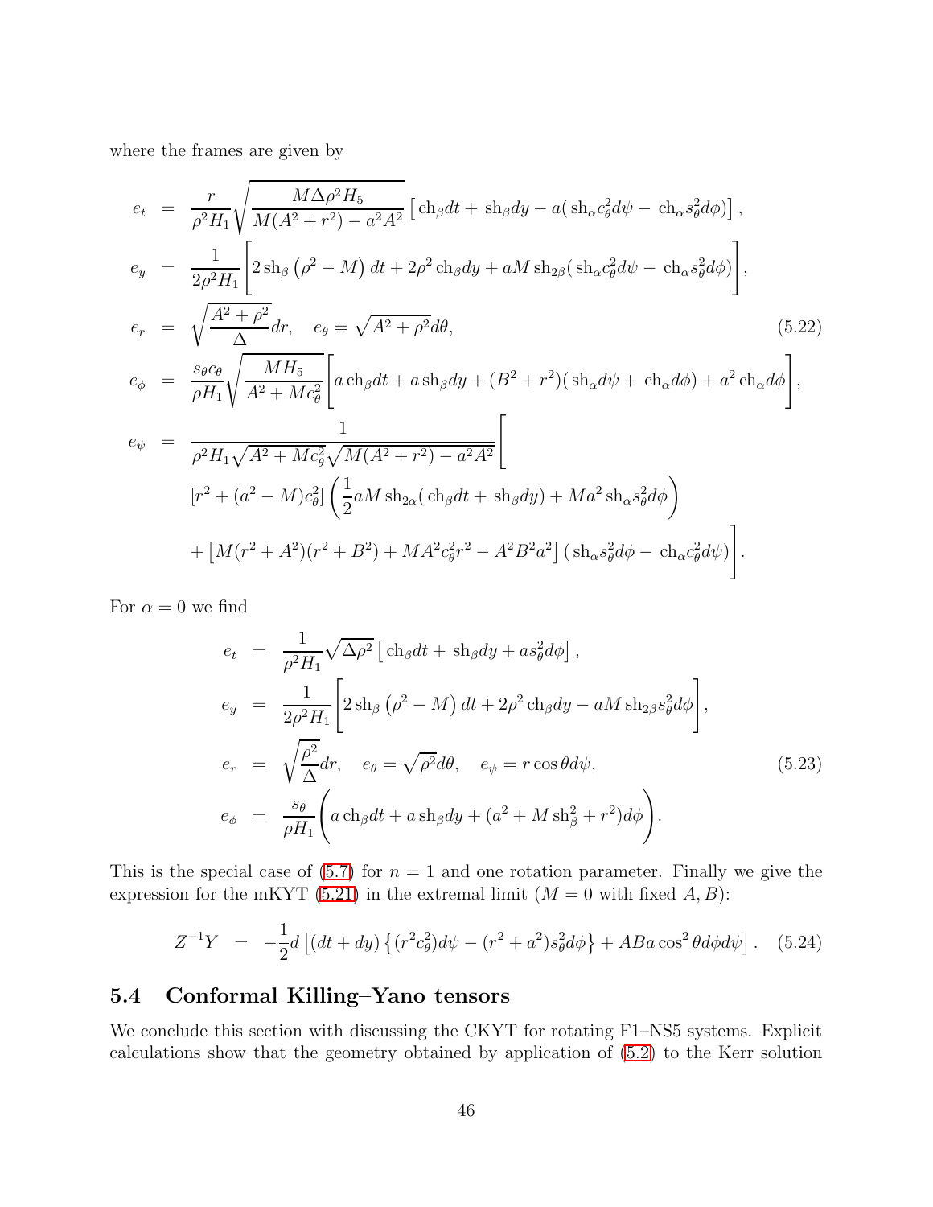where the frames are given by

$$
\begin{aligned}
e_t &= \frac{r}{\rho^2 H_1}\sqrt{\frac{M\Delta\rho^2 H_5}{M(A^2+r^2)-a^2A^2}}\left[\,\mathrm{ch}_\beta dt + \mathrm{sh}_\beta dy - a(\mathrm{sh}_\alpha c_\theta^2 d\psi - \mathrm{ch}_\alpha s_\theta^2 d\phi)\right],\\
e_y &= \frac{1}{2\rho^2 H_1}\left[2\,\mathrm{sh}_\beta\left(\rho^2 - M\right)dt + 2\rho^2\,\mathrm{ch}_\beta dy + aM\,\mathrm{sh}_{2\beta}(\mathrm{sh}_\alpha c_\theta^2 d\psi - \mathrm{ch}_\alpha s_\theta^2 d\phi)\right],\\
e_r &= \sqrt{\frac{A^2+\rho^2}{\Delta}}dr, \quad e_\theta = \sqrt{A^2+\rho^2}d\theta, \qquad\qquad (5.22)\\
e_\phi &= \frac{s_\theta c_\theta}{\rho H_1}\sqrt{\frac{MH_5}{A^2+Mc_\theta^2}}\left[a\,\mathrm{ch}_\beta dt + a\,\mathrm{sh}_\beta dy + (B^2+r^2)(\mathrm{sh}_\alpha d\psi + \mathrm{ch}_\alpha d\phi) + a^2\,\mathrm{ch}_\alpha d\phi\right],\\
e_\psi &= \frac{1}{\rho^2 H_1\sqrt{A^2+Mc_\theta^2}\sqrt{M(A^2+r^2)-a^2A^2}}\Bigg[\\
&\quad [r^2+(a^2-M)c_\theta^2]\left(\frac{1}{2}aM\,\mathrm{sh}_{2\alpha}(\mathrm{ch}_\beta dt + \mathrm{sh}_\beta dy) + Ma^2\,\mathrm{sh}_\alpha s_\theta^2 d\phi\right)\\
&\quad + \left[M(r^2+A^2)(r^2+B^2) + MA^2c_\theta^2 r^2 - A^2B^2a^2\right](\mathrm{sh}_\alpha s_\theta^2 d\phi - \mathrm{ch}_\alpha c_\theta^2 d\psi)\Bigg].
\end{aligned}
$$

For $\alpha = 0$ we find

$$
\begin{aligned}
e_t &= \frac{1}{\rho^2 H_1}\sqrt{\Delta\rho^2}\left[\,\mathrm{ch}_\beta dt + \mathrm{sh}_\beta dy + a s_\theta^2 d\phi\right],\\
e_y &= \frac{1}{2\rho^2 H_1}\left[2\,\mathrm{sh}_\beta\left(\rho^2 - M\right)dt + 2\rho^2\,\mathrm{ch}_\beta dy - aM\,\mathrm{sh}_{2\beta} s_\theta^2 d\phi\right],\\
e_r &= \sqrt{\frac{\rho^2}{\Delta}}dr, \quad e_\theta = \sqrt{\rho^2}d\theta, \quad e_\psi = r\cos\theta d\psi, \qquad\qquad (5.23)\\
e_\phi &= \frac{s_\theta}{\rho H_1}\left(a\,\mathrm{ch}_\beta dt + a\,\mathrm{sh}_\beta dy + (a^2 + M\,\mathrm{sh}_\beta^2 + r^2)d\phi\right).
\end{aligned}
$$

This is the special case of (5.7) for $n = 1$ and one rotation parameter. Finally we give the expression for the mKYT (5.21) in the extremal limit ($M = 0$ with fixed $A, B$):

$$
Z^{-1}Y = -\frac{1}{2}d\left[(dt+dy)\left\{(r^2c_\theta^2)d\psi - (r^2+a^2)s_\theta^2 d\phi\right\} + ABa\cos^2\theta d\phi d\psi\right]. \quad (5.24)
$$

## 5.4 Conformal Killing–Yano tensors

We conclude this section with discussing the CKYT for rotating F1–NS5 systems. Explicit calculations show that the geometry obtained by application of (5.2) to the Kerr solution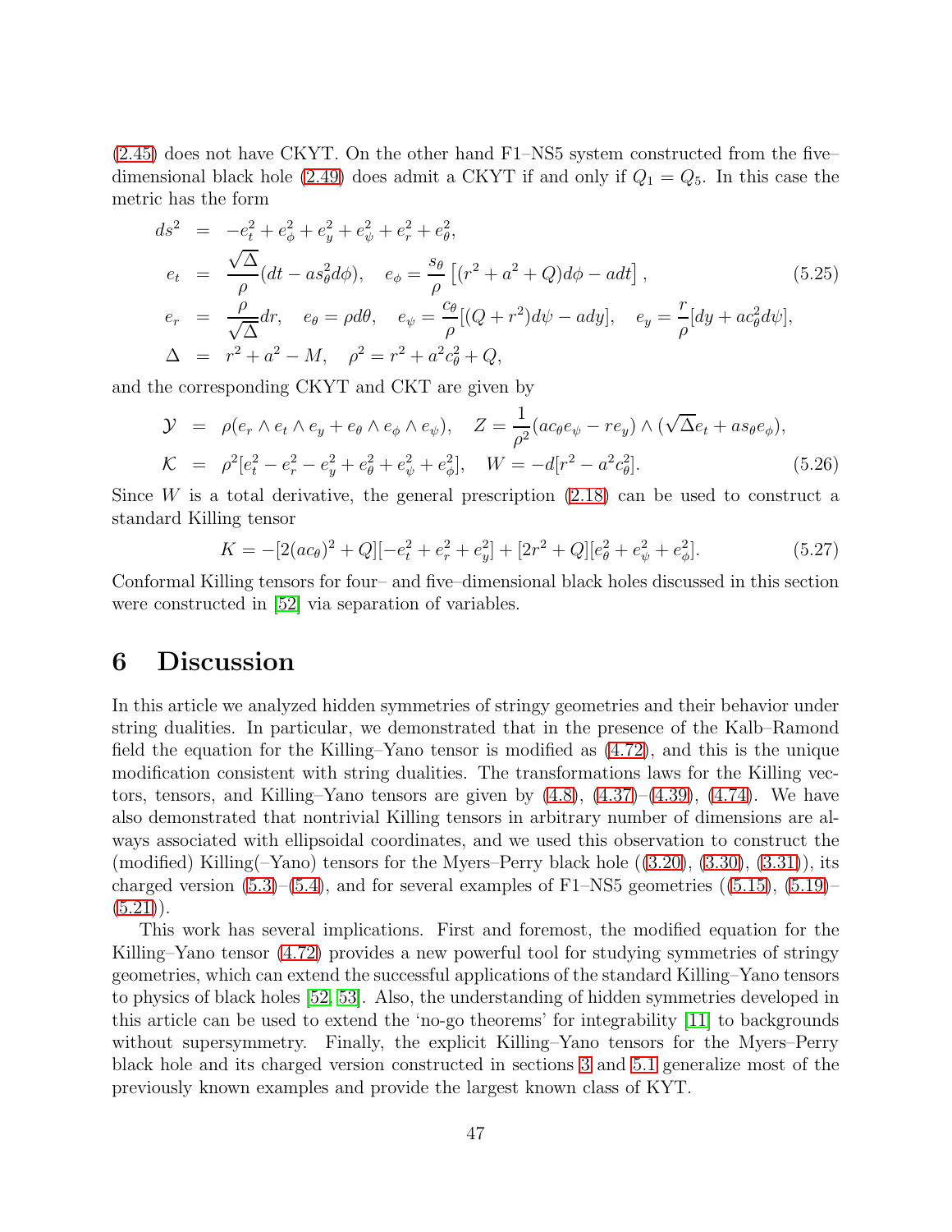(2.45) does not have CKYT. On the other hand F1–NS5 system constructed from the five–dimensional black hole (2.49) does admit a CKYT if and only if $Q_1 = Q_5$. In this case the metric has the form

$$
\begin{aligned}
ds^2 &= -e_t^2 + e_\phi^2 + e_y^2 + e_\psi^2 + e_r^2 + e_\theta^2, \\
e_t &= \frac{\sqrt{\Delta}}{\rho}(dt - as_\theta^2 d\phi), \quad e_\phi = \frac{s_\theta}{\rho}\left[(r^2 + a^2 + Q)d\phi - adt\right], \\
e_r &= \frac{\rho}{\sqrt{\Delta}}dr, \quad e_\theta = \rho d\theta, \quad e_\psi = \frac{c_\theta}{\rho}[(Q + r^2)d\psi - ady], \quad e_y = \frac{r}{\rho}[dy + ac_\theta^2 d\psi], \\
\Delta &= r^2 + a^2 - M, \quad \rho^2 = r^2 + a^2 c_\theta^2 + Q,
\end{aligned}
\tag{5.25}
$$

and the corresponding CKYT and CKT are given by

$$
\begin{aligned}
\mathcal{Y} &= \rho(e_r \wedge e_t \wedge e_y + e_\theta \wedge e_\phi \wedge e_\psi), \quad Z = \frac{1}{\rho^2}(ac_\theta e_\psi - re_y) \wedge (\sqrt{\Delta}e_t + as_\theta e_\phi), \\
\mathcal{K} &= \rho^2[e_t^2 - e_r^2 - e_y^2 + e_\theta^2 + e_\psi^2 + e_\phi^2], \quad W = -d[r^2 - a^2 c_\theta^2].
\end{aligned}
\tag{5.26}
$$

Since $W$ is a total derivative, the general prescription (2.18) can be used to construct a standard Killing tensor

$$
K = -[2(ac_\theta)^2 + Q][-e_t^2 + e_r^2 + e_y^2] + [2r^2 + Q][e_\theta^2 + e_\psi^2 + e_\phi^2]. \tag{5.27}
$$

Conformal Killing tensors for four– and five–dimensional black holes discussed in this section were constructed in [52] via separation of variables.

# 6 Discussion

In this article we analyzed hidden symmetries of stringy geometries and their behavior under string dualities. In particular, we demonstrated that in the presence of the Kalb–Ramond field the equation for the Killing–Yano tensor is modified as (4.72), and this is the unique modification consistent with string dualities. The transformations laws for the Killing vectors, tensors, and Killing–Yano tensors are given by (4.8), (4.37)–(4.39), (4.74). We have also demonstrated that nontrivial Killing tensors in arbitrary number of dimensions are always associated with ellipsoidal coordinates, and we used this observation to construct the (modified) Killing(–Yano) tensors for the Myers–Perry black hole ((3.20), (3.30), (3.31)), its charged version (5.3)–(5.4), and for several examples of F1–NS5 geometries ((5.15), (5.19)–(5.21)).

This work has several implications. First and foremost, the modified equation for the Killing–Yano tensor (4.72) provides a new powerful tool for studying symmetries of stringy geometries, which can extend the successful applications of the standard Killing–Yano tensors to physics of black holes [52, 53]. Also, the understanding of hidden symmetries developed in this article can be used to extend the 'no-go theorems' for integrability [11] to backgrounds without supersymmetry. Finally, the explicit Killing–Yano tensors for the Myers–Perry black hole and its charged version constructed in sections 3 and 5.1 generalize most of the previously known examples and provide the largest known class of KYT.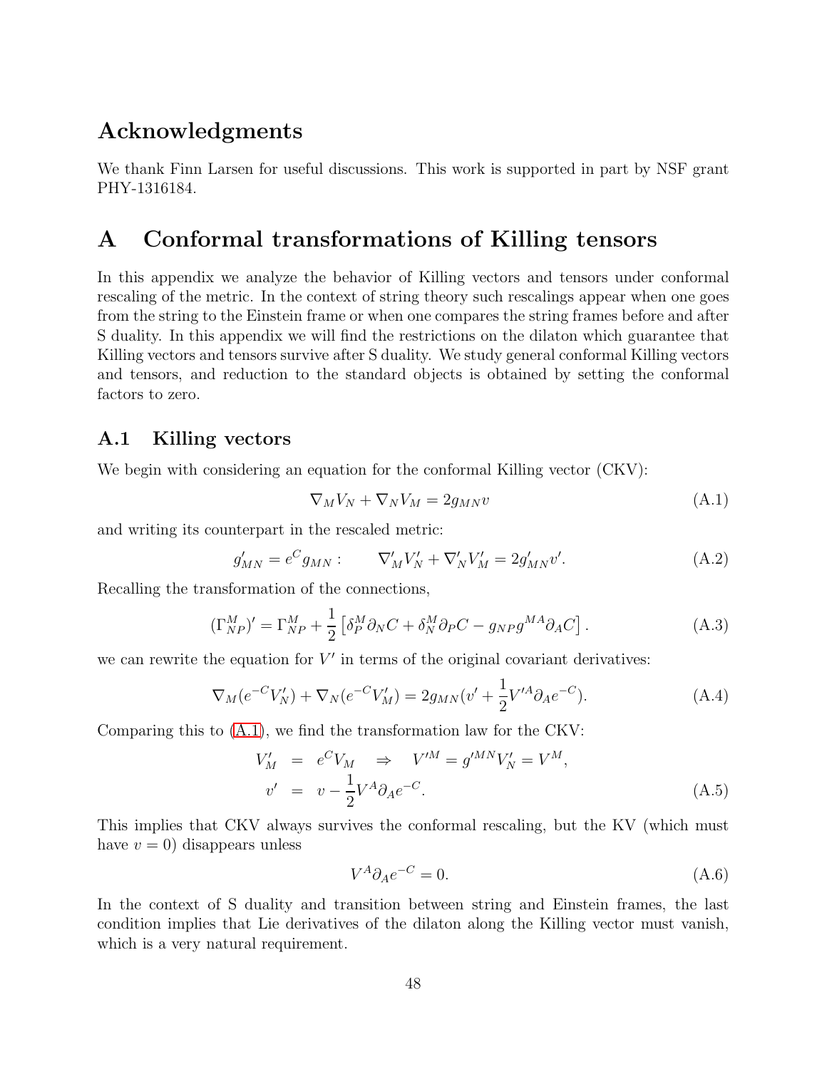## Acknowledgments

We thank Finn Larsen for useful discussions. This work is supported in part by NSF grant PHY-1316184.

# A Conformal transformations of Killing tensors

In this appendix we analyze the behavior of Killing vectors and tensors under conformal rescaling of the metric. In the context of string theory such rescalings appear when one goes from the string to the Einstein frame or when one compares the string frames before and after S duality. In this appendix we will find the restrictions on the dilaton which guarantee that Killing vectors and tensors survive after S duality. We study general conformal Killing vectors and tensors, and reduction to the standard objects is obtained by setting the conformal factors to zero.

## A.1 Killing vectors

We begin with considering an equation for the conformal Killing vector (CKV):

$$\nabla_M V_N + \nabla_N V_M = 2 g_{MN} v \tag{A.1}$$

and writing its counterpart in the rescaled metric:

$$g'_{MN} = e^C g_{MN} : \qquad \nabla'_M V'_N + \nabla'_N V'_M = 2 g'_{MN} v'. \tag{A.2}$$

Recalling the transformation of the connections,

$$(\Gamma^M_{NP})' = \Gamma^M_{NP} + \frac{1}{2}\left[\delta^M_P \partial_N C + \delta^M_N \partial_P C - g_{NP} g^{MA} \partial_A C\right]. \tag{A.3}$$

we can rewrite the equation for $V'$ in terms of the original covariant derivatives:

$$\nabla_M (e^{-C} V'_N) + \nabla_N (e^{-C} V'_M) = 2 g_{MN} (v' + \frac{1}{2} V'^A \partial_A e^{-C}). \tag{A.4}$$

Comparing this to (A.1), we find the transformation law for the CKV:

$$\begin{aligned} V'_M &= e^C V_M \quad \Rightarrow \quad V'^M = g'^{MN} V'_N = V^M, \\ v' &= v - \frac{1}{2} V^A \partial_A e^{-C}. \end{aligned} \tag{A.5}$$

This implies that CKV always survives the conformal rescaling, but the KV (which must have $v = 0$) disappears unless

$$V^A \partial_A e^{-C} = 0. \tag{A.6}$$

In the context of S duality and transition between string and Einstein frames, the last condition implies that Lie derivatives of the dilaton along the Killing vector must vanish, which is a very natural requirement.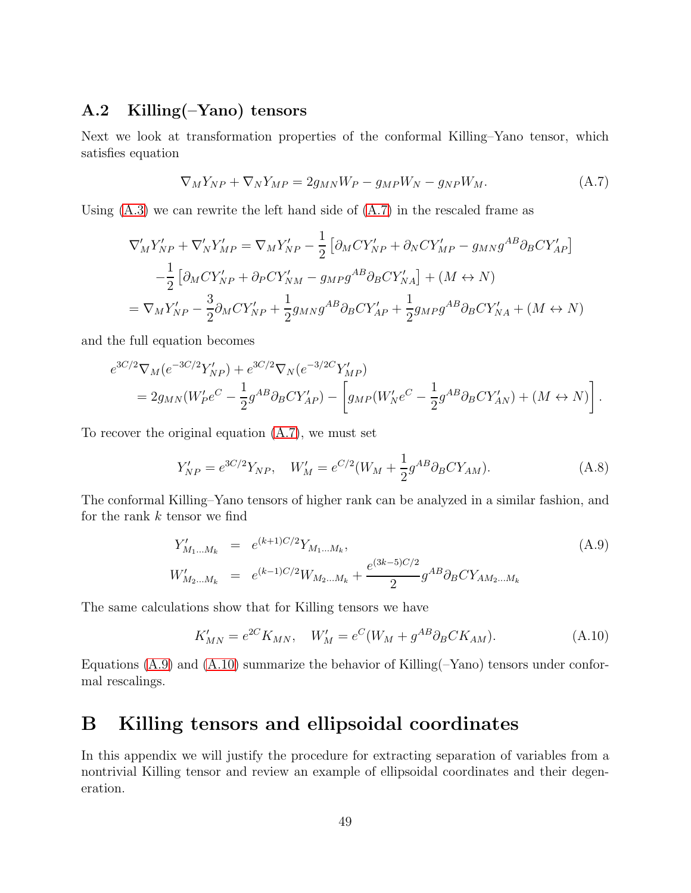### A.2 Killing(–Yano) tensors

Next we look at transformation properties of the conformal Killing–Yano tensor, which satisfies equation

$$\nabla_M Y_{NP} + \nabla_N Y_{MP} = 2g_{MN} W_P - g_{MP} W_N - g_{NP} W_M. \tag{A.7}$$

Using (A.3) we can rewrite the left hand side of (A.7) in the rescaled frame as

$$\begin{aligned}
\nabla'_M Y'_{NP} + \nabla'_N Y'_{MP} &= \nabla_M Y'_{NP} - \frac{1}{2}\left[\partial_M C Y'_{NP} + \partial_N C Y'_{MP} - g_{MN} g^{AB}\partial_B C Y'_{AP}\right] \\
&\quad -\frac{1}{2}\left[\partial_M C Y'_{NP} + \partial_P C Y'_{NM} - g_{MP} g^{AB}\partial_B C Y'_{NA}\right] + (M \leftrightarrow N) \\
&= \nabla_M Y'_{NP} - \frac{3}{2}\partial_M C Y'_{NP} + \frac{1}{2} g_{MN} g^{AB}\partial_B C Y'_{AP} + \frac{1}{2} g_{MP} g^{AB}\partial_B C Y'_{NA} + (M \leftrightarrow N)
\end{aligned}$$

and the full equation becomes

$$\begin{aligned}
&e^{3C/2}\nabla_M (e^{-3C/2} Y'_{NP}) + e^{3C/2}\nabla_N (e^{-3/2C} Y'_{MP}) \\
&\quad = 2g_{MN}(W'_P e^C - \frac{1}{2} g^{AB}\partial_B C Y'_{AP}) - \left[g_{MP}(W'_N e^C - \frac{1}{2} g^{AB}\partial_B C Y'_{AN}) + (M \leftrightarrow N)\right].
\end{aligned}$$

To recover the original equation (A.7), we must set

$$Y'_{NP} = e^{3C/2} Y_{NP}, \quad W'_M = e^{C/2}(W_M + \frac{1}{2} g^{AB}\partial_B C Y_{AM}). \tag{A.8}$$

The conformal Killing–Yano tensors of higher rank can be analyzed in a similar fashion, and for the rank $k$ tensor we find

$$\begin{aligned}
Y'_{M_1\dots M_k} &= e^{(k+1)C/2} Y_{M_1\dots M_k}, \\
W'_{M_2\dots M_k} &= e^{(k-1)C/2} W_{M_2\dots M_k} + \frac{e^{(3k-5)C/2}}{2} g^{AB}\partial_B C Y_{AM_2\dots M_k}
\end{aligned} \tag{A.9}$$

The same calculations show that for Killing tensors we have

$$K'_{MN} = e^{2C} K_{MN}, \quad W'_M = e^C (W_M + g^{AB}\partial_B C K_{AM}). \tag{A.10}$$

Equations (A.9) and (A.10) summarize the behavior of Killing(–Yano) tensors under conformal rescalings.

# B Killing tensors and ellipsoidal coordinates

In this appendix we will justify the procedure for extracting separation of variables from a nontrivial Killing tensor and review an example of ellipsoidal coordinates and their degeneration.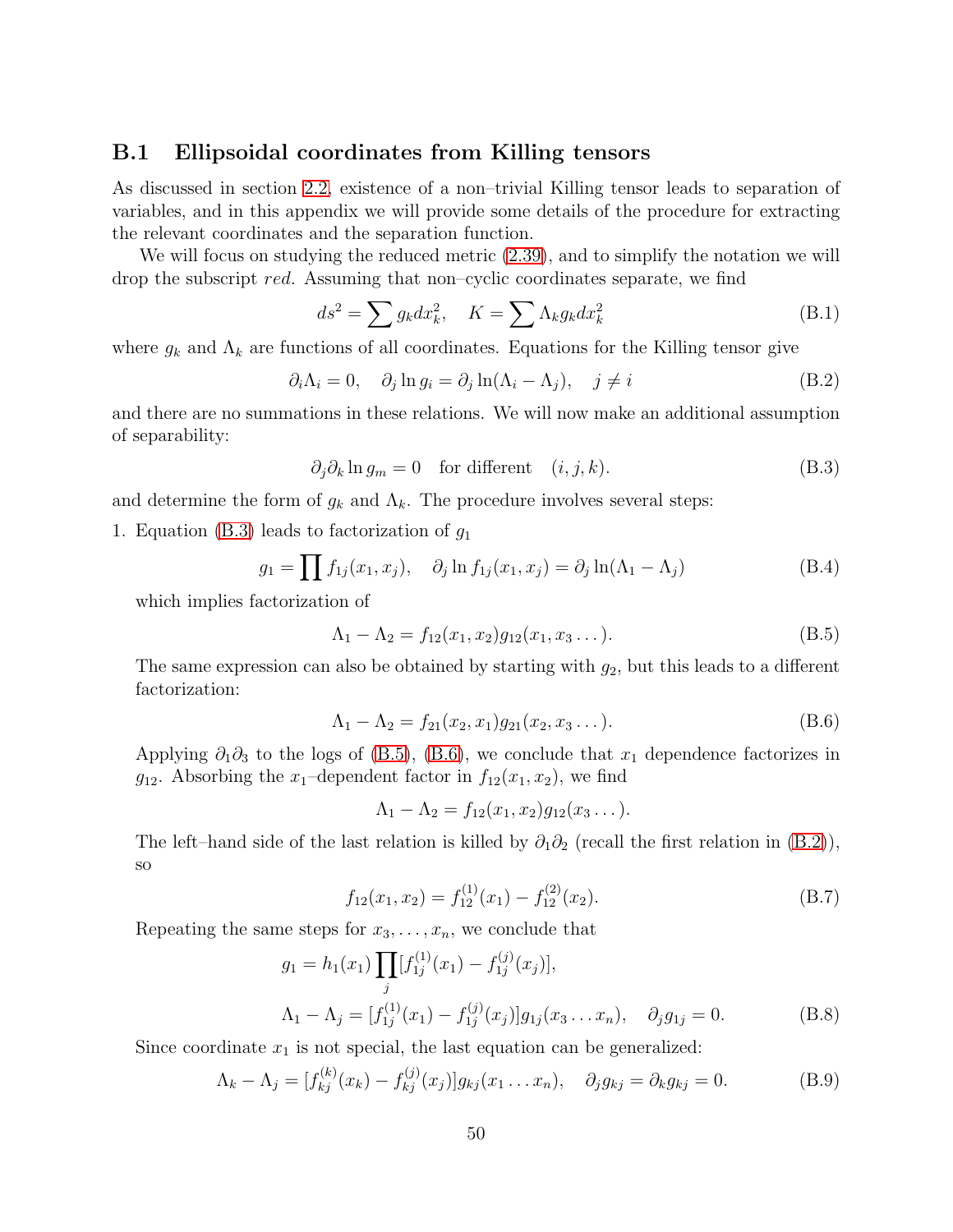## B.1 Ellipsoidal coordinates from Killing tensors

As discussed in section 2.2, existence of a non–trivial Killing tensor leads to separation of variables, and in this appendix we will provide some details of the procedure for extracting the relevant coordinates and the separation function.

We will focus on studying the reduced metric (2.39), and to simplify the notation we will drop the subscript *red*. Assuming that non–cyclic coordinates separate, we find

$$ds^2 = \sum g_k dx_k^2, \quad K = \sum \Lambda_k g_k dx_k^2 \tag{B.1}$$

where $g_k$ and $\Lambda_k$ are functions of all coordinates. Equations for the Killing tensor give

$$\partial_i \Lambda_i = 0, \quad \partial_j \ln g_i = \partial_j \ln(\Lambda_i - \Lambda_j), \quad j \neq i \tag{B.2}$$

and there are no summations in these relations. We will now make an additional assumption of separability:

$$\partial_j \partial_k \ln g_m = 0 \quad \text{for different} \quad (i, j, k). \tag{B.3}$$

and determine the form of $g_k$ and $\Lambda_k$. The procedure involves several steps:

1. Equation (B.3) leads to factorization of $g_1$

$$g_1 = \prod f_{1j}(x_1, x_j), \quad \partial_j \ln f_{1j}(x_1, x_j) = \partial_j \ln(\Lambda_1 - \Lambda_j) \tag{B.4}$$

which implies factorization of

$$\Lambda_1 - \Lambda_2 = f_{12}(x_1, x_2) g_{12}(x_1, x_3 \dots). \tag{B.5}$$

The same expression can also be obtained by starting with $g_2$, but this leads to a different factorization:

$$\Lambda_1 - \Lambda_2 = f_{21}(x_2, x_1) g_{21}(x_2, x_3 \dots). \tag{B.6}$$

Applying $\partial_1 \partial_3$ to the logs of (B.5), (B.6), we conclude that $x_1$ dependence factorizes in $g_{12}$. Absorbing the $x_1$–dependent factor in $f_{12}(x_1, x_2)$, we find

$$\Lambda_1 - \Lambda_2 = f_{12}(x_1, x_2) g_{12}(x_3 \dots).$$

The left–hand side of the last relation is killed by $\partial_1 \partial_2$ (recall the first relation in (B.2)), so

$$f_{12}(x_1, x_2) = f_{12}^{(1)}(x_1) - f_{12}^{(2)}(x_2). \tag{B.7}$$

Repeating the same steps for $x_3, \dots, x_n$, we conclude that

$$\begin{aligned} g_1 &= h_1(x_1) \prod_j [f_{1j}^{(1)}(x_1) - f_{1j}^{(j)}(x_j)], \\ \Lambda_1 - \Lambda_j &= [f_{1j}^{(1)}(x_1) - f_{1j}^{(j)}(x_j)] g_{1j}(x_3 \dots x_n), \quad \partial_j g_{1j} = 0. \end{aligned} \tag{B.8}$$

Since coordinate $x_1$ is not special, the last equation can be generalized:

$$\Lambda_k - \Lambda_j = [f_{kj}^{(k)}(x_k) - f_{kj}^{(j)}(x_j)] g_{kj}(x_1 \dots x_n), \quad \partial_j g_{kj} = \partial_k g_{kj} = 0. \tag{B.9}$$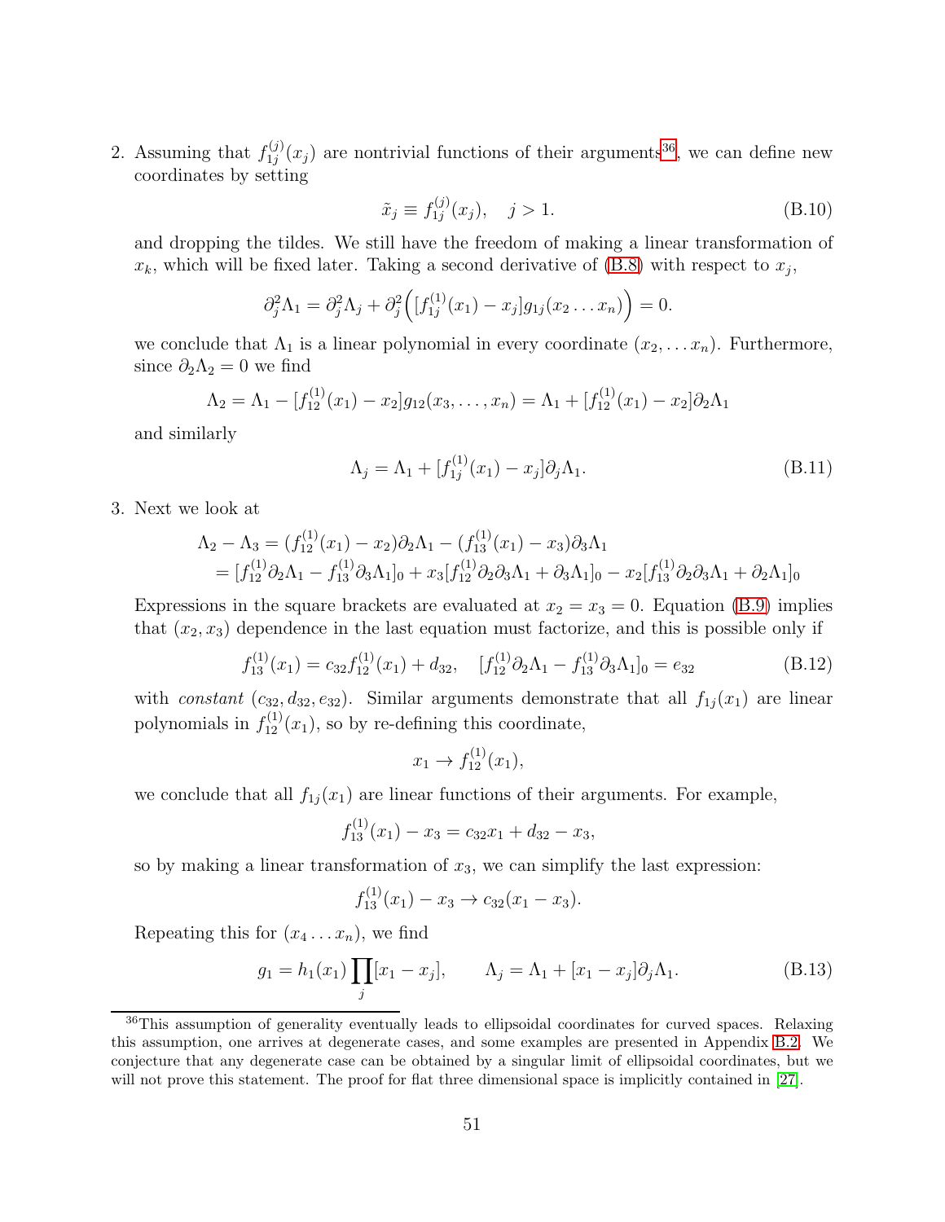2. Assuming that $f_{1j}^{(j)}(x_j)$ are nontrivial functions of their arguments[36], we can define new coordinates by setting

$$\tilde{x}_j \equiv f_{1j}^{(j)}(x_j), \quad j > 1. \tag{B.10}$$

and dropping the tildes. We still have the freedom of making a linear transformation of $x_k$, which will be fixed later. Taking a second derivative of (B.8) with respect to $x_j$,

$$\partial_j^2 \Lambda_1 = \partial_j^2 \Lambda_j + \partial_j^2 \Big( [f_{1j}^{(1)}(x_1) - x_j] g_{1j}(x_2 \dots x_n) \Big) = 0.$$

we conclude that $\Lambda_1$ is a linear polynomial in every coordinate $(x_2, \dots x_n)$. Furthermore, since $\partial_2 \Lambda_2 = 0$ we find

$$\Lambda_2 = \Lambda_1 - [f_{12}^{(1)}(x_1) - x_2] g_{12}(x_3, \dots, x_n) = \Lambda_1 + [f_{12}^{(1)}(x_1) - x_2] \partial_2 \Lambda_1$$

and similarly

$$\Lambda_j = \Lambda_1 + [f_{1j}^{(1)}(x_1) - x_j] \partial_j \Lambda_1. \tag{B.11}$$

3. Next we look at

$$\begin{aligned}
\Lambda_2 - \Lambda_3 &= (f_{12}^{(1)}(x_1) - x_2) \partial_2 \Lambda_1 - (f_{13}^{(1)}(x_1) - x_3) \partial_3 \Lambda_1 \\
&= [f_{12}^{(1)} \partial_2 \Lambda_1 - f_{13}^{(1)} \partial_3 \Lambda_1]_0 + x_3 [f_{12}^{(1)} \partial_2 \partial_3 \Lambda_1 + \partial_3 \Lambda_1]_0 - x_2 [f_{13}^{(1)} \partial_2 \partial_3 \Lambda_1 + \partial_2 \Lambda_1]_0
\end{aligned}$$

Expressions in the square brackets are evaluated at $x_2 = x_3 = 0$. Equation (B.9) implies that $(x_2, x_3)$ dependence in the last equation must factorize, and this is possible only if

$$f_{13}^{(1)}(x_1) = c_{32} f_{12}^{(1)}(x_1) + d_{32}, \quad [f_{12}^{(1)} \partial_2 \Lambda_1 - f_{13}^{(1)} \partial_3 \Lambda_1]_0 = e_{32} \tag{B.12}$$

with *constant* $(c_{32}, d_{32}, e_{32})$. Similar arguments demonstrate that all $f_{1j}(x_1)$ are linear polynomials in $f_{12}^{(1)}(x_1)$, so by re-defining this coordinate,

$$x_1 \to f_{12}^{(1)}(x_1),$$

we conclude that all $f_{1j}(x_1)$ are linear functions of their arguments. For example,

$$f_{13}^{(1)}(x_1) - x_3 = c_{32} x_1 + d_{32} - x_3,$$

so by making a linear transformation of $x_3$, we can simplify the last expression:

$$f_{13}^{(1)}(x_1) - x_3 \to c_{32}(x_1 - x_3).$$

Repeating this for $(x_4 \dots x_n)$, we find

$$g_1 = h_1(x_1) \prod_j [x_1 - x_j], \qquad \Lambda_j = \Lambda_1 + [x_1 - x_j] \partial_j \Lambda_1. \tag{B.13}$$

---

[36] This assumption of generality eventually leads to ellipsoidal coordinates for curved spaces. Relaxing this assumption, one arrives at degenerate cases, and some examples are presented in Appendix B.2. We conjecture that any degenerate case can be obtained by a singular limit of ellipsoidal coordinates, but we will not prove this statement. The proof for flat three dimensional space is implicitly contained in [27].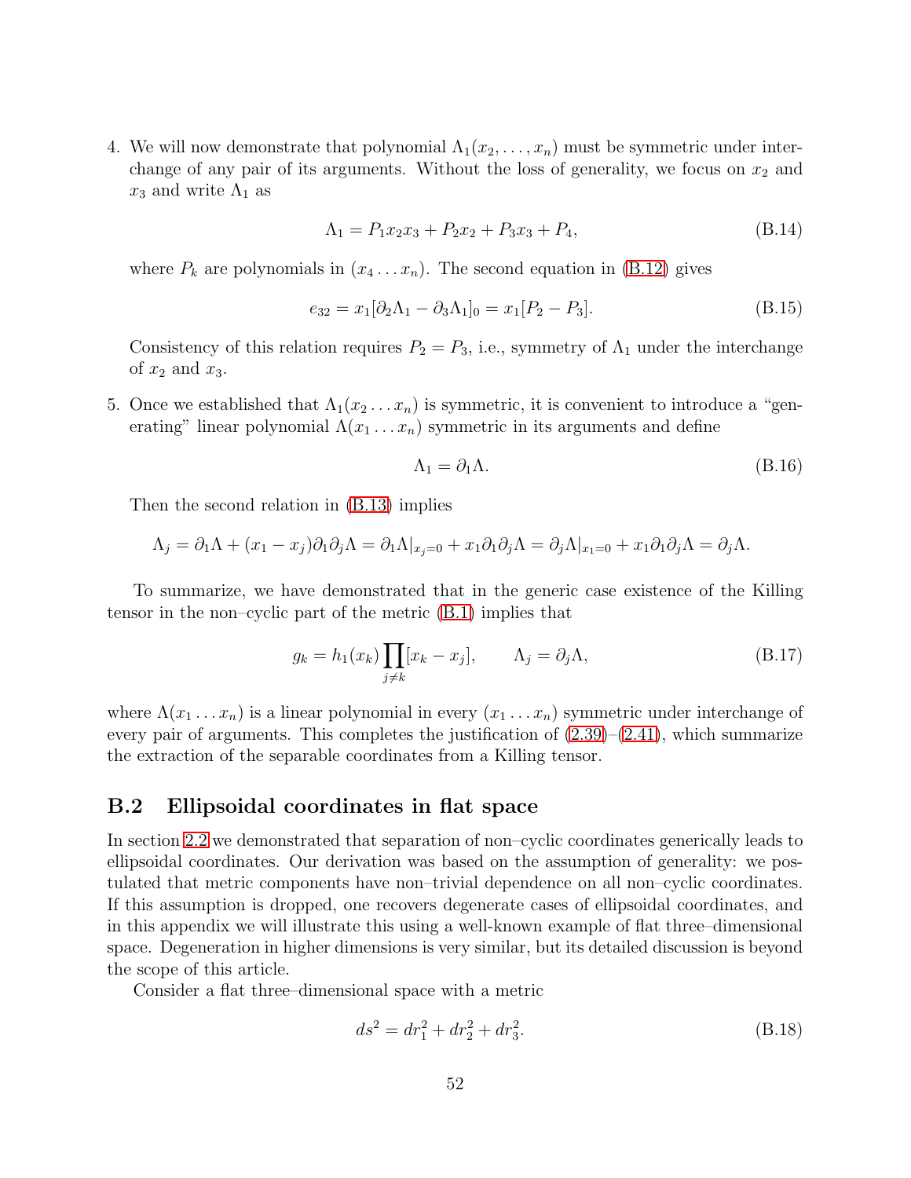4. We will now demonstrate that polynomial $\Lambda_1(x_2, \dots, x_n)$ must be symmetric under interchange of any pair of its arguments. Without the loss of generality, we focus on $x_2$ and $x_3$ and write $\Lambda_1$ as

$$\Lambda_1 = P_1 x_2 x_3 + P_2 x_2 + P_3 x_3 + P_4, \tag{B.14}$$

where $P_k$ are polynomials in $(x_4 \dots x_n)$. The second equation in (B.12) gives

$$e_{32} = x_1[\partial_2 \Lambda_1 - \partial_3 \Lambda_1]_0 = x_1[P_2 - P_3]. \tag{B.15}$$

Consistency of this relation requires $P_2 = P_3$, i.e., symmetry of $\Lambda_1$ under the interchange of $x_2$ and $x_3$.

5. Once we established that $\Lambda_1(x_2 \dots x_n)$ is symmetric, it is convenient to introduce a "generating" linear polynomial $\Lambda(x_1 \dots x_n)$ symmetric in its arguments and define

$$\Lambda_1 = \partial_1 \Lambda. \tag{B.16}$$

Then the second relation in (B.13) implies

$$\Lambda_j = \partial_1 \Lambda + (x_1 - x_j)\partial_1 \partial_j \Lambda = \partial_1 \Lambda|_{x_j=0} + x_1 \partial_1 \partial_j \Lambda = \partial_j \Lambda|_{x_1=0} + x_1 \partial_1 \partial_j \Lambda = \partial_j \Lambda.$$

To summarize, we have demonstrated that in the generic case existence of the Killing tensor in the non–cyclic part of the metric (B.1) implies that

$$g_k = h_1(x_k) \prod_{j \neq k} [x_k - x_j], \qquad \Lambda_j = \partial_j \Lambda, \tag{B.17}$$

where $\Lambda(x_1 \dots x_n)$ is a linear polynomial in every $(x_1 \dots x_n)$ symmetric under interchange of every pair of arguments. This completes the justification of (2.39)–(2.41), which summarize the extraction of the separable coordinates from a Killing tensor.

## B.2 Ellipsoidal coordinates in flat space

In section 2.2 we demonstrated that separation of non–cyclic coordinates generically leads to ellipsoidal coordinates. Our derivation was based on the assumption of generality: we postulated that metric components have non–trivial dependence on all non–cyclic coordinates. If this assumption is dropped, one recovers degenerate cases of ellipsoidal coordinates, and in this appendix we will illustrate this using a well-known example of flat three–dimensional space. Degeneration in higher dimensions is very similar, but its detailed discussion is beyond the scope of this article.

Consider a flat three–dimensional space with a metric

$$ds^2 = dr_1^2 + dr_2^2 + dr_3^2. \tag{B.18}$$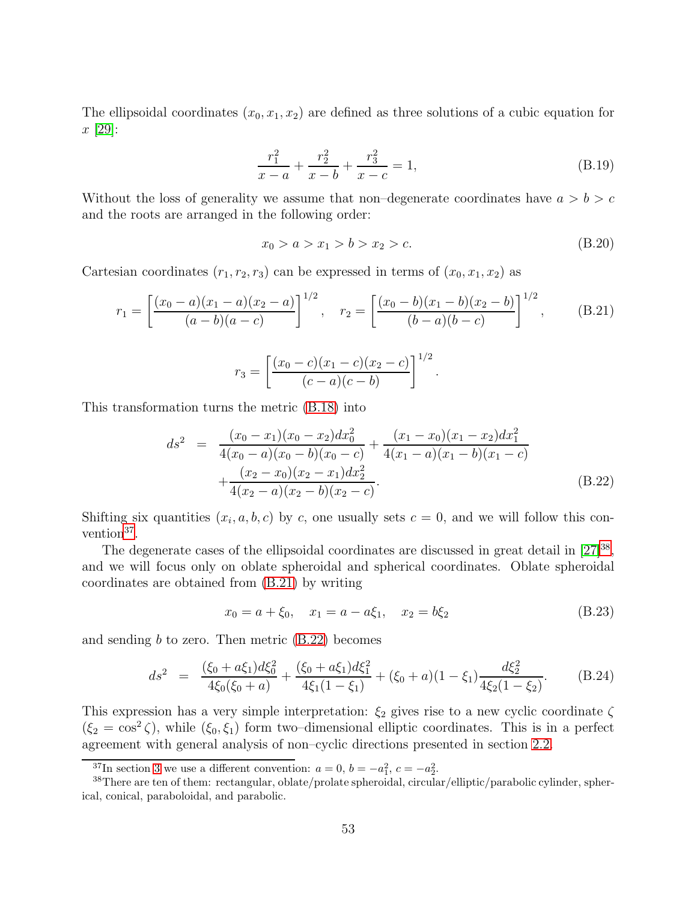The ellipsoidal coordinates $(x_0, x_1, x_2)$ are defined as three solutions of a cubic equation for $x$ [29]:

$$\frac{r_1^2}{x-a} + \frac{r_2^2}{x-b} + \frac{r_3^2}{x-c} = 1, \tag{B.19}$$

Without the loss of generality we assume that non–degenerate coordinates have $a > b > c$ and the roots are arranged in the following order:

$$x_0 > a > x_1 > b > x_2 > c. \tag{B.20}$$

Cartesian coordinates $(r_1, r_2, r_3)$ can be expressed in terms of $(x_0, x_1, x_2)$ as

$$r_1 = \left[\frac{(x_0-a)(x_1-a)(x_2-a)}{(a-b)(a-c)}\right]^{1/2}, \quad r_2 = \left[\frac{(x_0-b)(x_1-b)(x_2-b)}{(b-a)(b-c)}\right]^{1/2}, \tag{B.21}$$

$$r_3 = \left[\frac{(x_0-c)(x_1-c)(x_2-c)}{(c-a)(c-b)}\right]^{1/2}.$$

This transformation turns the metric (B.18) into

$$\begin{aligned} ds^2 &= \frac{(x_0-x_1)(x_0-x_2)dx_0^2}{4(x_0-a)(x_0-b)(x_0-c)} + \frac{(x_1-x_0)(x_1-x_2)dx_1^2}{4(x_1-a)(x_1-b)(x_1-c)} \\ &\quad + \frac{(x_2-x_0)(x_2-x_1)dx_2^2}{4(x_2-a)(x_2-b)(x_2-c)}. \end{aligned} \tag{B.22}$$

Shifting six quantities $(x_i, a, b, c)$ by $c$, one usually sets $c = 0$, and we will follow this convention[37].

The degenerate cases of the ellipsoidal coordinates are discussed in great detail in [27][38], and we will focus only on oblate spheroidal and spherical coordinates. Oblate spheroidal coordinates are obtained from (B.21) by writing

$$x_0 = a + \xi_0, \quad x_1 = a - a\xi_1, \quad x_2 = b\xi_2 \tag{B.23}$$

and sending $b$ to zero. Then metric (B.22) becomes

$$ds^2 = \frac{(\xi_0 + a\xi_1)d\xi_0^2}{4\xi_0(\xi_0+a)} + \frac{(\xi_0+a\xi_1)d\xi_1^2}{4\xi_1(1-\xi_1)} + (\xi_0+a)(1-\xi_1)\frac{d\xi_2^2}{4\xi_2(1-\xi_2)}. \tag{B.24}$$

This expression has a very simple interpretation: $\xi_2$ gives rise to a new cyclic coordinate $\zeta$ ($\xi_2 = \cos^2\zeta$), while $(\xi_0, \xi_1)$ form two–dimensional elliptic coordinates. This is in a perfect agreement with general analysis of non–cyclic directions presented in section 2.2.

---

[37] In section 3 we use a different convention: $a = 0$, $b = -a_1^2$, $c = -a_2^2$.

[38] There are ten of them: rectangular, oblate/prolate spheroidal, circular/elliptic/parabolic cylinder, spherical, conical, paraboloidal, and parabolic.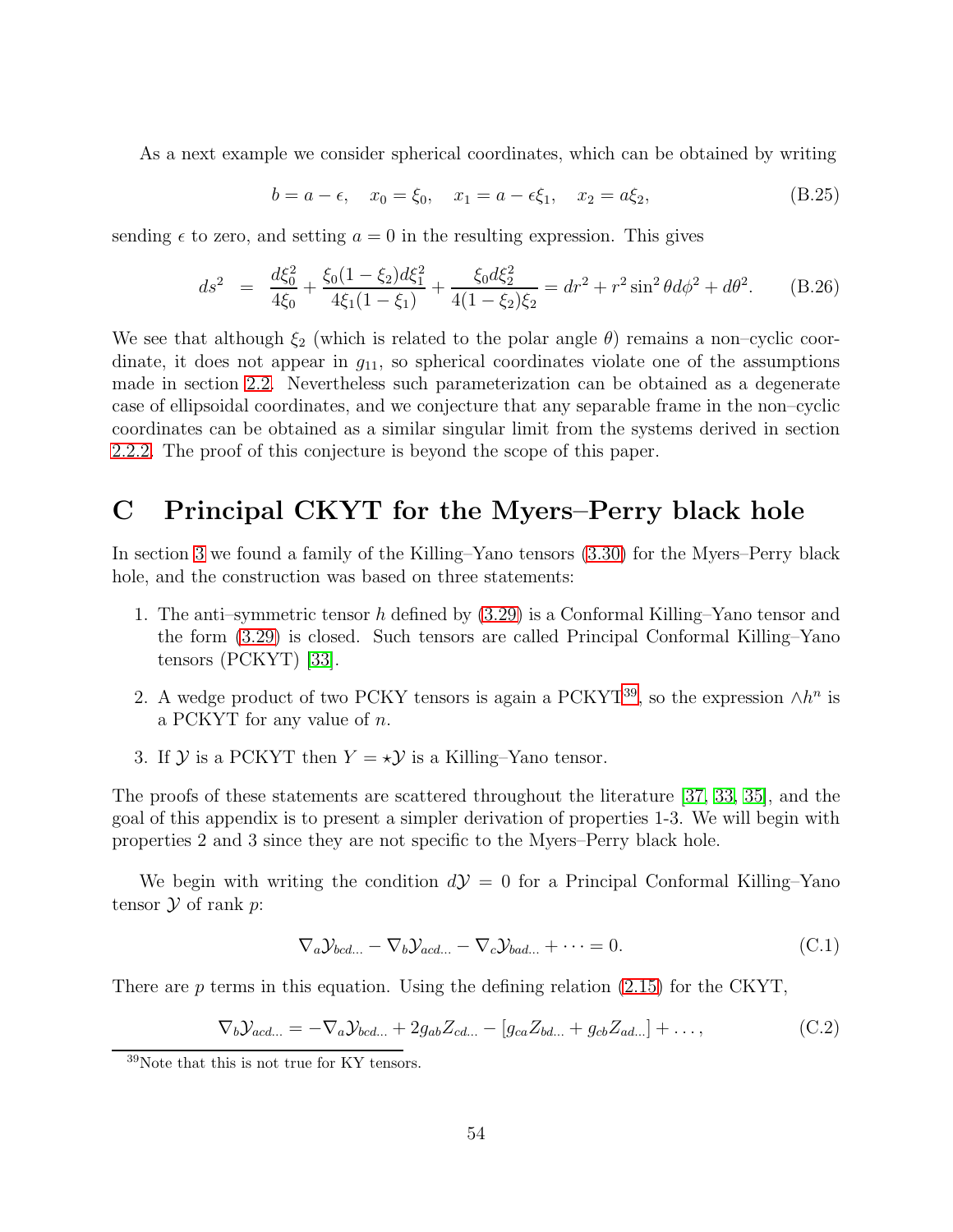As a next example we consider spherical coordinates, which can be obtained by writing

$$b = a - \epsilon, \quad x_0 = \xi_0, \quad x_1 = a - \epsilon \xi_1, \quad x_2 = a\xi_2, \tag{B.25}$$

sending $\epsilon$ to zero, and setting $a = 0$ in the resulting expression. This gives

$$ds^2 \;=\; \frac{d\xi_0^2}{4\xi_0} + \frac{\xi_0(1-\xi_2)d\xi_1^2}{4\xi_1(1-\xi_1)} + \frac{\xi_0 d\xi_2^2}{4(1-\xi_2)\xi_2} = dr^2 + r^2\sin^2\theta d\phi^2 + d\theta^2. \tag{B.26}$$

We see that although $\xi_2$ (which is related to the polar angle $\theta$) remains a non–cyclic coordinate, it does not appear in $g_{11}$, so spherical coordinates violate one of the assumptions made in section 2.2. Nevertheless such parameterization can be obtained as a degenerate case of ellipsoidal coordinates, and we conjecture that any separable frame in the non–cyclic coordinates can be obtained as a similar singular limit from the systems derived in section 2.2.2. The proof of this conjecture is beyond the scope of this paper.

# C Principal CKYT for the Myers–Perry black hole

In section 3 we found a family of the Killing–Yano tensors (3.30) for the Myers–Perry black hole, and the construction was based on three statements:

1. The anti–symmetric tensor $h$ defined by (3.29) is a Conformal Killing–Yano tensor and the form (3.29) is closed. Such tensors are called Principal Conformal Killing–Yano tensors (PCKYT) [33].
2. A wedge product of two PCKY tensors is again a PCKYT[39], so the expression $\wedge h^n$ is a PCKYT for any value of $n$.
3. If $\mathcal{Y}$ is a PCKYT then $Y = \star\mathcal{Y}$ is a Killing–Yano tensor.

The proofs of these statements are scattered throughout the literature [37, 33, 35], and the goal of this appendix is to present a simpler derivation of properties 1-3. We will begin with properties 2 and 3 since they are not specific to the Myers–Perry black hole.

We begin with writing the condition $d\mathcal{Y} = 0$ for a Principal Conformal Killing–Yano tensor $\mathcal{Y}$ of rank $p$:

$$\nabla_a \mathcal{Y}_{bcd\ldots} - \nabla_b \mathcal{Y}_{acd\ldots} - \nabla_c \mathcal{Y}_{bad\ldots} + \cdots = 0. \tag{C.1}$$

There are $p$ terms in this equation. Using the defining relation (2.15) for the CKYT,

$$\nabla_b \mathcal{Y}_{acd\ldots} = -\nabla_a \mathcal{Y}_{bcd\ldots} + 2g_{ab}Z_{cd\ldots} - [g_{ca}Z_{bd\ldots} + g_{cb}Z_{ad\ldots}] + \ldots, \tag{C.2}$$

[39] Note that this is not true for KY tensors.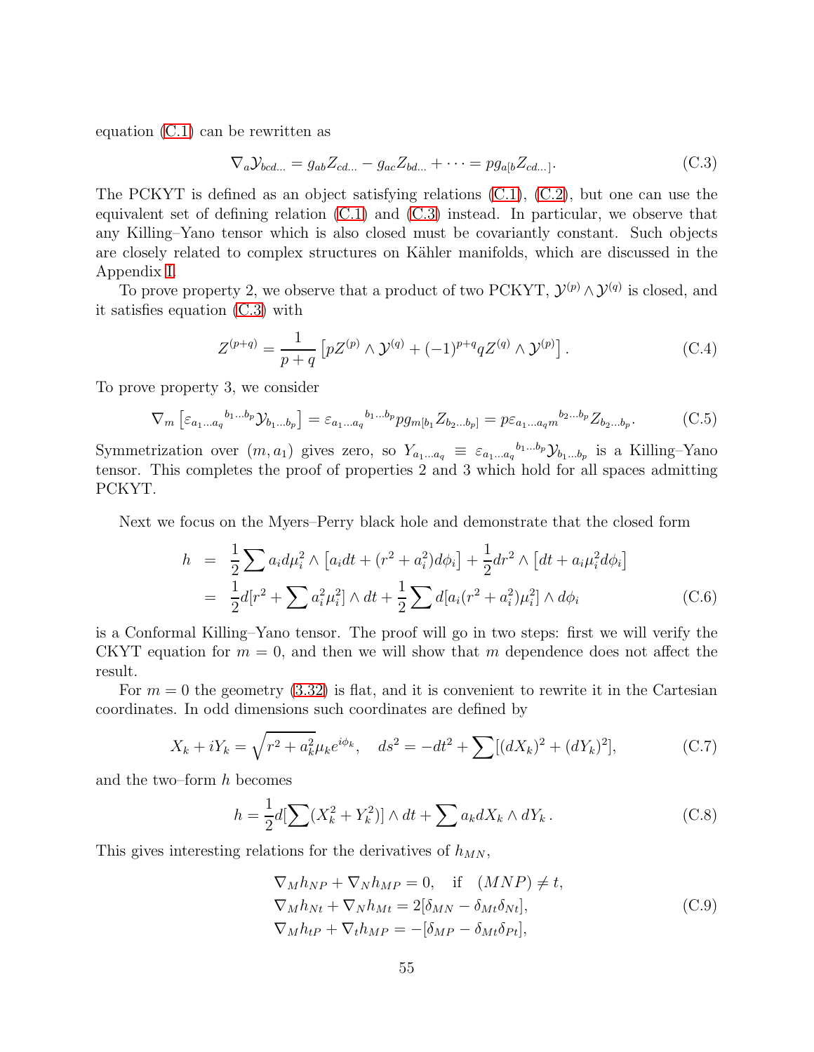equation (C.1) can be rewritten as

$$\nabla_a \mathcal{Y}_{bcd\ldots} = g_{ab} Z_{cd\ldots} - g_{ac} Z_{bd\ldots} + \cdots = p g_{a[b} Z_{cd\ldots]}. \tag{C.3}$$

The PCKYT is defined as an object satisfying relations (C.1), (C.2), but one can use the equivalent set of defining relation (C.1) and (C.3) instead. In particular, we observe that any Killing–Yano tensor which is also closed must be covariantly constant. Such objects are closely related to complex structures on Kähler manifolds, which are discussed in the Appendix I.

To prove property 2, we observe that a product of two PCKYT, $\mathcal{Y}^{(p)} \wedge \mathcal{Y}^{(q)}$ is closed, and it satisfies equation (C.3) with

$$Z^{(p+q)} = \frac{1}{p+q} \left[ p Z^{(p)} \wedge \mathcal{Y}^{(q)} + (-1)^{p+q} q Z^{(q)} \wedge \mathcal{Y}^{(p)} \right]. \tag{C.4}$$

To prove property 3, we consider

$$\nabla_m \left[ \varepsilon_{a_1\ldots a_q}{}^{b_1\ldots b_p} \mathcal{Y}_{b_1\ldots b_p} \right] = \varepsilon_{a_1\ldots a_q}{}^{b_1\ldots b_p} p g_{m[b_1} Z_{b_2\ldots b_p]} = p \varepsilon_{a_1\ldots a_q m}{}^{b_2\ldots b_p} Z_{b_2\ldots b_p}. \tag{C.5}$$

Symmetrization over $(m, a_1)$ gives zero, so $Y_{a_1\ldots a_q} \equiv \varepsilon_{a_1\ldots a_q}{}^{b_1\ldots b_p} \mathcal{Y}_{b_1\ldots b_p}$ is a Killing–Yano tensor. This completes the proof of properties 2 and 3 which hold for all spaces admitting PCKYT.

Next we focus on the Myers–Perry black hole and demonstrate that the closed form

$$\begin{aligned} h &= \frac{1}{2} \sum a_i d\mu_i^2 \wedge \left[ a_i dt + (r^2 + a_i^2) d\phi_i \right] + \frac{1}{2} dr^2 \wedge \left[ dt + a_i \mu_i^2 d\phi_i \right] \\ &= \frac{1}{2} d[r^2 + \sum a_i^2 \mu_i^2] \wedge dt + \frac{1}{2} \sum d[a_i (r^2 + a_i^2) \mu_i^2] \wedge d\phi_i \end{aligned} \tag{C.6}$$

is a Conformal Killing–Yano tensor. The proof will go in two steps: first we will verify the CKYT equation for $m = 0$, and then we will show that $m$ dependence does not affect the result.

For $m = 0$ the geometry (3.32) is flat, and it is convenient to rewrite it in the Cartesian coordinates. In odd dimensions such coordinates are defined by

$$X_k + i Y_k = \sqrt{r^2 + a_k^2} \mu_k e^{i\phi_k}, \quad ds^2 = -dt^2 + \sum [(dX_k)^2 + (dY_k)^2], \tag{C.7}$$

and the two–form $h$ becomes

$$h = \frac{1}{2} d[\sum (X_k^2 + Y_k^2)] \wedge dt + \sum a_k dX_k \wedge dY_k. \tag{C.8}$$

This gives interesting relations for the derivatives of $h_{MN}$,

$$\begin{aligned} &\nabla_M h_{NP} + \nabla_N h_{MP} = 0, \quad \text{if} \quad (MNP) \neq t, \\ &\nabla_M h_{Nt} + \nabla_N h_{Mt} = 2[\delta_{MN} - \delta_{Mt} \delta_{Nt}], \\ &\nabla_M h_{tP} + \nabla_t h_{MP} = -[\delta_{MP} - \delta_{Mt} \delta_{Pt}], \end{aligned} \tag{C.9}$$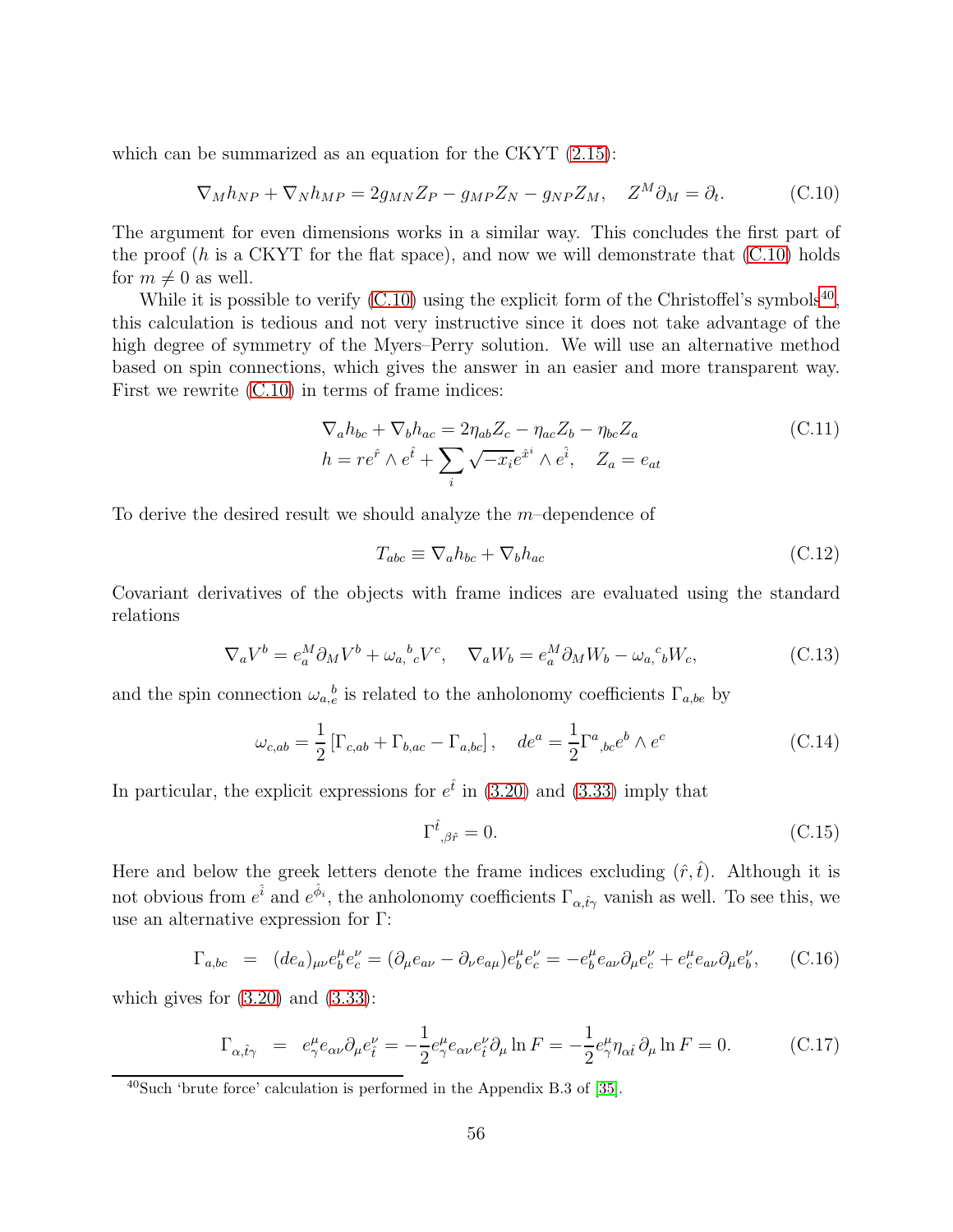which can be summarized as an equation for the CKYT (2.15):

$$\nabla_M h_{NP} + \nabla_N h_{MP} = 2g_{MN} Z_P - g_{MP} Z_N - g_{NP} Z_M, \quad Z^M \partial_M = \partial_t. \tag{C.10}$$

The argument for even dimensions works in a similar way. This concludes the first part of the proof ($h$ is a CKYT for the flat space), and now we will demonstrate that (C.10) holds for $m \neq 0$ as well.

While it is possible to verify (C.10) using the explicit form of the Christoffel's symbols[40], this calculation is tedious and not very instructive since it does not take advantage of the high degree of symmetry of the Myers–Perry solution. We will use an alternative method based on spin connections, which gives the answer in an easier and more transparent way. First we rewrite (C.10) in terms of frame indices:

$$\begin{aligned} &\nabla_a h_{bc} + \nabla_b h_{ac} = 2\eta_{ab} Z_c - \eta_{ac} Z_b - \eta_{bc} Z_a \\ &h = r e^{\hat{r}} \wedge e^{\hat{t}} + \sum_i \sqrt{-x_i} e^{\hat{x}^i} \wedge e^{\hat{i}}, \quad Z_a = e_{at} \end{aligned} \tag{C.11}$$

To derive the desired result we should analyze the $m$–dependence of

$$T_{abc} \equiv \nabla_a h_{bc} + \nabla_b h_{ac} \tag{C.12}$$

Covariant derivatives of the objects with frame indices are evaluated using the standard relations

$$\nabla_a V^b = e_a^M \partial_M V^b + \omega_{a,}{}^b{}_c V^c, \quad \nabla_a W_b = e_a^M \partial_M W_b - \omega_{a,}{}^c{}_b W_c, \tag{C.13}$$

and the spin connection $\omega_{a,e}^{\ \ b}$ is related to the anholonomy coefficients $\Gamma_{a,be}$ by

$$\omega_{c,ab} = \frac{1}{2}\left[\Gamma_{c,ab} + \Gamma_{b,ac} - \Gamma_{a,bc}\right], \quad de^a = \frac{1}{2}\Gamma^a{}_{,bc} e^b \wedge e^c \tag{C.14}$$

In particular, the explicit expressions for $e^{\hat{t}}$ in (3.20) and (3.33) imply that

$$\Gamma^{\hat{t}}{}_{,\beta\hat{r}} = 0. \tag{C.15}$$

Here and below the greek letters denote the frame indices excluding $(\hat{r}, \hat{t})$. Although it is not obvious from $e^{\hat{i}}$ and $e^{\hat{\phi}_i}$, the anholonomy coefficients $\Gamma_{\alpha,\hat{t}\gamma}$ vanish as well. To see this, we use an alternative expression for $\Gamma$:

$$\Gamma_{a,bc} = (de_a)_{\mu\nu} e_b^\mu e_c^\nu = (\partial_\mu e_{a\nu} - \partial_\nu e_{a\mu}) e_b^\mu e_c^\nu = -e_b^\mu e_{a\nu} \partial_\mu e_c^\nu + e_c^\mu e_{a\nu} \partial_\mu e_b^\nu, \tag{C.16}$$

which gives for (3.20) and (3.33):

$$\Gamma_{\alpha,\hat{t}\gamma} = e_\gamma^\mu e_{\alpha\nu} \partial_\mu e_{\hat{t}}^\nu = -\frac{1}{2} e_\gamma^\mu e_{\alpha\nu} e_{\hat{t}}^\nu \partial_\mu \ln F = -\frac{1}{2} e_\gamma^\mu \eta_{\alpha\hat{t}} \partial_\mu \ln F = 0. \tag{C.17}$$

---

[40] Such 'brute force' calculation is performed in the Appendix B.3 of [35].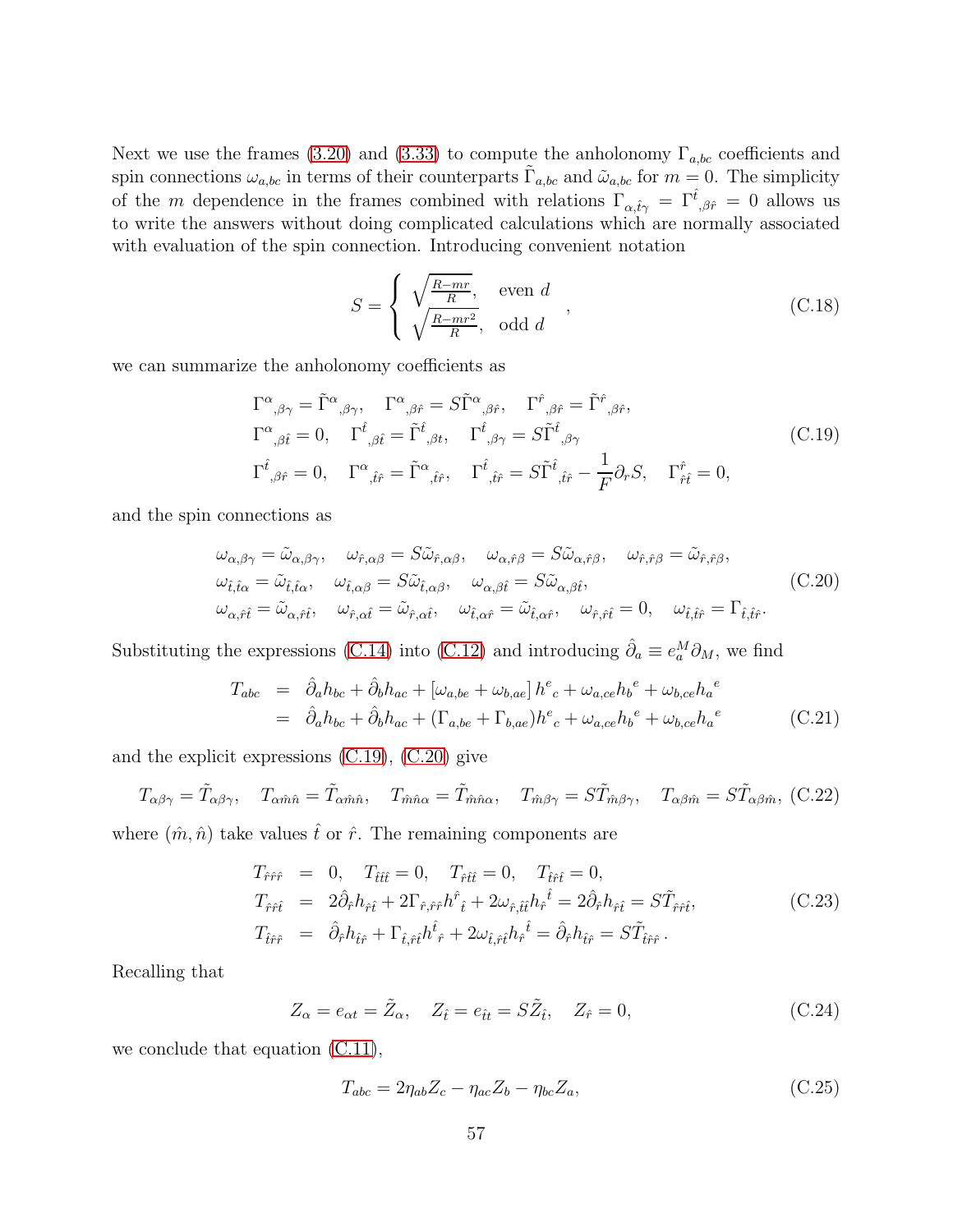Next we use the frames (3.20) and (3.33) to compute the anholonomy $\Gamma_{a,bc}$ coefficients and spin connections $\omega_{a,bc}$ in terms of their counterparts $\tilde{\Gamma}_{a,bc}$ and $\tilde{\omega}_{a,bc}$ for $m = 0$. The simplicity of the $m$ dependence in the frames combined with relations $\Gamma_{\alpha,\hat{t}\gamma} = \Gamma^{\hat{t}}{}_{,\beta\hat{r}} = 0$ allows us to write the answers without doing complicated calculations which are normally associated with evaluation of the spin connection. Introducing convenient notation

$$
S = \left\{ \begin{array}{ll} \sqrt{\frac{R-mr}{R}}, & \text{even } d \\ \sqrt{\frac{R-mr^2}{R}}, & \text{odd } d \end{array} \right. , \tag{C.18}
$$

we can summarize the anholonomy coefficients as

$$
\begin{aligned}
&\Gamma^{\alpha}{}_{,\beta\gamma} = \tilde{\Gamma}^{\alpha}{}_{,\beta\gamma}, \quad \Gamma^{\alpha}{}_{,\beta\hat{r}} = S\tilde{\Gamma}^{\alpha}{}_{,\beta\hat{r}}, \quad \Gamma^{\hat{r}}{}_{,\beta\hat{r}} = \tilde{\Gamma}^{\hat{r}}{}_{,\beta\hat{r}}, \\
&\Gamma^{\alpha}{}_{,\beta\hat{t}} = 0, \quad \Gamma^{\hat{t}}{}_{,\beta\hat{t}} = \tilde{\Gamma}^{\hat{t}}{}_{,\beta t}, \quad \Gamma^{\hat{t}}{}_{,\beta\gamma} = S\tilde{\Gamma}^{\hat{t}}{}_{,\beta\gamma} \\
&\Gamma^{\hat{t}}{}_{,\beta\hat{r}} = 0, \quad \Gamma^{\alpha}{}_{,\hat{t}\hat{r}} = \tilde{\Gamma}^{\alpha}{}_{,\hat{t}\hat{r}}, \quad \Gamma^{\hat{t}}{}_{,\hat{t}\hat{r}} = S\tilde{\Gamma}^{\hat{t}}{}_{,\hat{t}\hat{r}} - \frac{1}{F}\partial_r S, \quad \Gamma^{\hat{r}}_{\hat{r}\hat{t}} = 0,
\end{aligned} \tag{C.19}
$$

and the spin connections as

$$
\begin{aligned}
&\omega_{\alpha,\beta\gamma} = \tilde{\omega}_{\alpha,\beta\gamma}, \quad \omega_{\hat{r},\alpha\beta} = S\tilde{\omega}_{\hat{r},\alpha\beta}, \quad \omega_{\alpha,\hat{r}\beta} = S\tilde{\omega}_{\alpha,\hat{r}\beta}, \quad \omega_{\hat{r},\hat{r}\beta} = \tilde{\omega}_{\hat{r},\hat{r}\beta}, \\
&\omega_{\hat{t},\hat{t}\alpha} = \tilde{\omega}_{\hat{t},\hat{t}\alpha}, \quad \omega_{\hat{t},\alpha\beta} = S\tilde{\omega}_{\hat{t},\alpha\beta}, \quad \omega_{\alpha,\beta\hat{t}} = S\tilde{\omega}_{\alpha,\beta\hat{t}}, \\
&\omega_{\alpha,\hat{r}\hat{t}} = \tilde{\omega}_{\alpha,\hat{r}\hat{t}}, \quad \omega_{\hat{r},\alpha\hat{t}} = \tilde{\omega}_{\hat{r},\alpha\hat{t}}, \quad \omega_{\hat{t},\alpha\hat{r}} = \tilde{\omega}_{\hat{t},\alpha\hat{r}}, \quad \omega_{\hat{r},\hat{r}\hat{t}} = 0, \quad \omega_{\hat{t},\hat{t}\hat{r}} = \Gamma_{\hat{t},\hat{t}\hat{r}}.
\end{aligned} \tag{C.20}
$$

Substituting the expressions (C.14) into (C.12) and introducing $\hat{\partial}_a \equiv e^M_a \partial_M$, we find

$$
\begin{aligned}
T_{abc} &= \hat{\partial}_a h_{bc} + \hat{\partial}_b h_{ac} + \left[\omega_{a,be} + \omega_{b,ae}\right] h^e{}_c + \omega_{a,ce} h_b{}^e + \omega_{b,ce} h_a{}^e \\
&= \hat{\partial}_a h_{bc} + \hat{\partial}_b h_{ac} + (\Gamma_{a,be} + \Gamma_{b,ae}) h^e{}_c + \omega_{a,ce} h_b{}^e + \omega_{b,ce} h_a{}^e
\end{aligned} \tag{C.21}
$$

and the explicit expressions (C.19), (C.20) give

$$
T_{\alpha\beta\gamma} = \tilde{T}_{\alpha\beta\gamma}, \quad T_{\alpha\hat{m}\hat{n}} = \tilde{T}_{\alpha\hat{m}\hat{n}}, \quad T_{\hat{m}\hat{n}\alpha} = \tilde{T}_{\hat{m}\hat{n}\alpha}, \quad T_{\hat{m}\beta\gamma} = S\tilde{T}_{\hat{m}\beta\gamma}, \quad T_{\alpha\beta\hat{m}} = S\tilde{T}_{\alpha\beta\hat{m}}, \tag{C.22}
$$

where $(\hat{m}, \hat{n})$ take values $\hat{t}$ or $\hat{r}$. The remaining components are

$$
\begin{aligned}
T_{\hat{r}\hat{r}\hat{r}} &= 0, \quad T_{\hat{t}\hat{t}\hat{t}} = 0, \quad T_{\hat{r}\hat{t}\hat{t}} = 0, \quad T_{\hat{t}\hat{r}\hat{t}} = 0, \\
T_{\hat{r}\hat{r}\hat{t}} &= 2\hat{\partial}_{\hat{r}} h_{\hat{r}\hat{t}} + 2\Gamma_{\hat{r},\hat{r}\hat{r}} h^{\hat{r}}{}_{\hat{t}} + 2\omega_{\hat{r},\hat{t}\hat{t}} h_{\hat{r}}{}^{\hat{t}} = 2\hat{\partial}_{\hat{r}} h_{\hat{r}\hat{t}} = S\tilde{T}_{\hat{r}\hat{r}\hat{t}}, \\
T_{\hat{t}\hat{r}\hat{r}} &= \hat{\partial}_{\hat{r}} h_{\hat{t}\hat{r}} + \Gamma_{\hat{t},\hat{r}\hat{t}} h^{\hat{t}}{}_{\hat{r}} + 2\omega_{\hat{t},\hat{r}\hat{t}} h_{\hat{r}}{}^{\hat{t}} = \hat{\partial}_{\hat{r}} h_{\hat{t}\hat{r}} = S\tilde{T}_{\hat{t}\hat{r}\hat{r}}\,.
\end{aligned} \tag{C.23}
$$

Recalling that

$$
Z_\alpha = e_{\alpha t} = \tilde{Z}_\alpha, \quad Z_{\hat{t}} = e_{\hat{t}t} = S\tilde{Z}_{\hat{t}}, \quad Z_{\hat{r}} = 0, \tag{C.24}
$$

we conclude that equation (C.11),

$$
T_{abc} = 2\eta_{ab} Z_c - \eta_{ac} Z_b - \eta_{bc} Z_a, \tag{C.25}
$$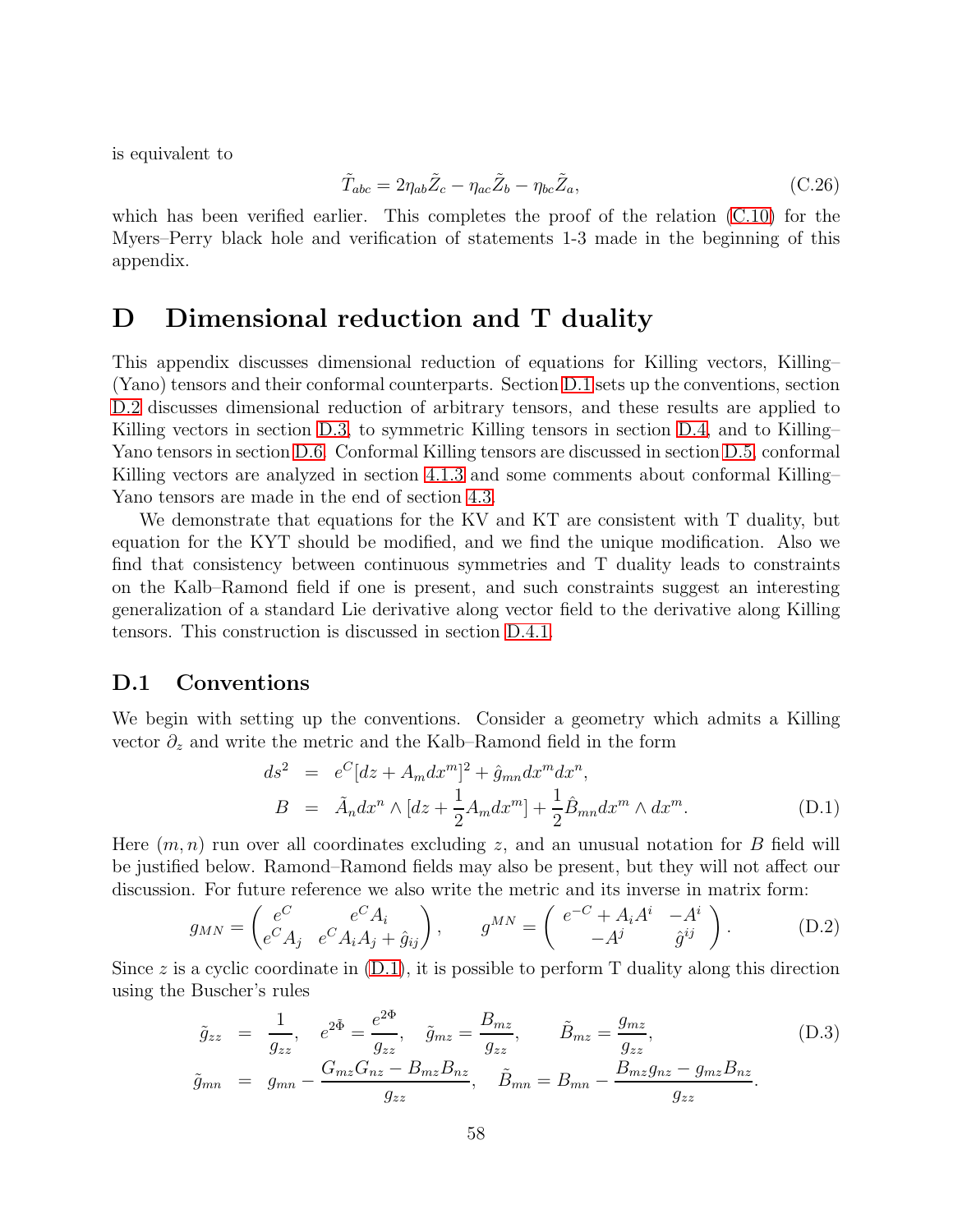is equivalent to

$$\tilde{T}_{abc} = 2\eta_{ab}\tilde{Z}_c - \eta_{ac}\tilde{Z}_b - \eta_{bc}\tilde{Z}_a, \tag{C.26}$$

which has been verified earlier. This completes the proof of the relation (C.10) for the Myers–Perry black hole and verification of statements 1-3 made in the beginning of this appendix.

# D Dimensional reduction and T duality

This appendix discusses dimensional reduction of equations for Killing vectors, Killing–(Yano) tensors and their conformal counterparts. Section D.1 sets up the conventions, section D.2 discusses dimensional reduction of arbitrary tensors, and these results are applied to Killing vectors in section D.3, to symmetric Killing tensors in section D.4, and to Killing–Yano tensors in section D.6. Conformal Killing tensors are discussed in section D.5, conformal Killing vectors are analyzed in section 4.1.3 and some comments about conformal Killing–Yano tensors are made in the end of section 4.3.

We demonstrate that equations for the KV and KT are consistent with T duality, but equation for the KYT should be modified, and we find the unique modification. Also we find that consistency between continuous symmetries and T duality leads to constraints on the Kalb–Ramond field if one is present, and such constraints suggest an interesting generalization of a standard Lie derivative along vector field to the derivative along Killing tensors. This construction is discussed in section D.4.1.

## D.1 Conventions

We begin with setting up the conventions. Consider a geometry which admits a Killing vector $\partial_z$ and write the metric and the Kalb–Ramond field in the form

$$\begin{aligned} ds^2 &= e^C[dz + A_m dx^m]^2 + \hat{g}_{mn}dx^m dx^n, \\ B &= \tilde{A}_n dx^n \wedge [dz + \frac{1}{2}A_m dx^m] + \frac{1}{2}\hat{B}_{mn}dx^m \wedge dx^m. \end{aligned} \tag{D.1}$$

Here $(m, n)$ run over all coordinates excluding $z$, and an unusual notation for $B$ field will be justified below. Ramond–Ramond fields may also be present, but they will not affect our discussion. For future reference we also write the metric and its inverse in matrix form:

$$g_{MN} = \begin{pmatrix} e^C & e^C A_i \\ e^C A_j & e^C A_i A_j + \hat{g}_{ij} \end{pmatrix}, \qquad g^{MN} = \begin{pmatrix} e^{-C} + A_i A^i & -A^i \\ -A^j & \hat{g}^{ij} \end{pmatrix}. \tag{D.2}$$

Since $z$ is a cyclic coordinate in (D.1), it is possible to perform T duality along this direction using the Buscher's rules

$$\begin{aligned} \tilde{g}_{zz} &= \frac{1}{g_{zz}}, \quad e^{2\tilde{\Phi}} = \frac{e^{2\Phi}}{g_{zz}}, \quad \tilde{g}_{mz} = \frac{B_{mz}}{g_{zz}}, \qquad \tilde{B}_{mz} = \frac{g_{mz}}{g_{zz}}, \\ \tilde{g}_{mn} &= g_{mn} - \frac{G_{mz}G_{nz} - B_{mz}B_{nz}}{g_{zz}}, \quad \tilde{B}_{mn} = B_{mn} - \frac{B_{mz}g_{nz} - g_{mz}B_{nz}}{g_{zz}}. \end{aligned} \tag{D.3}$$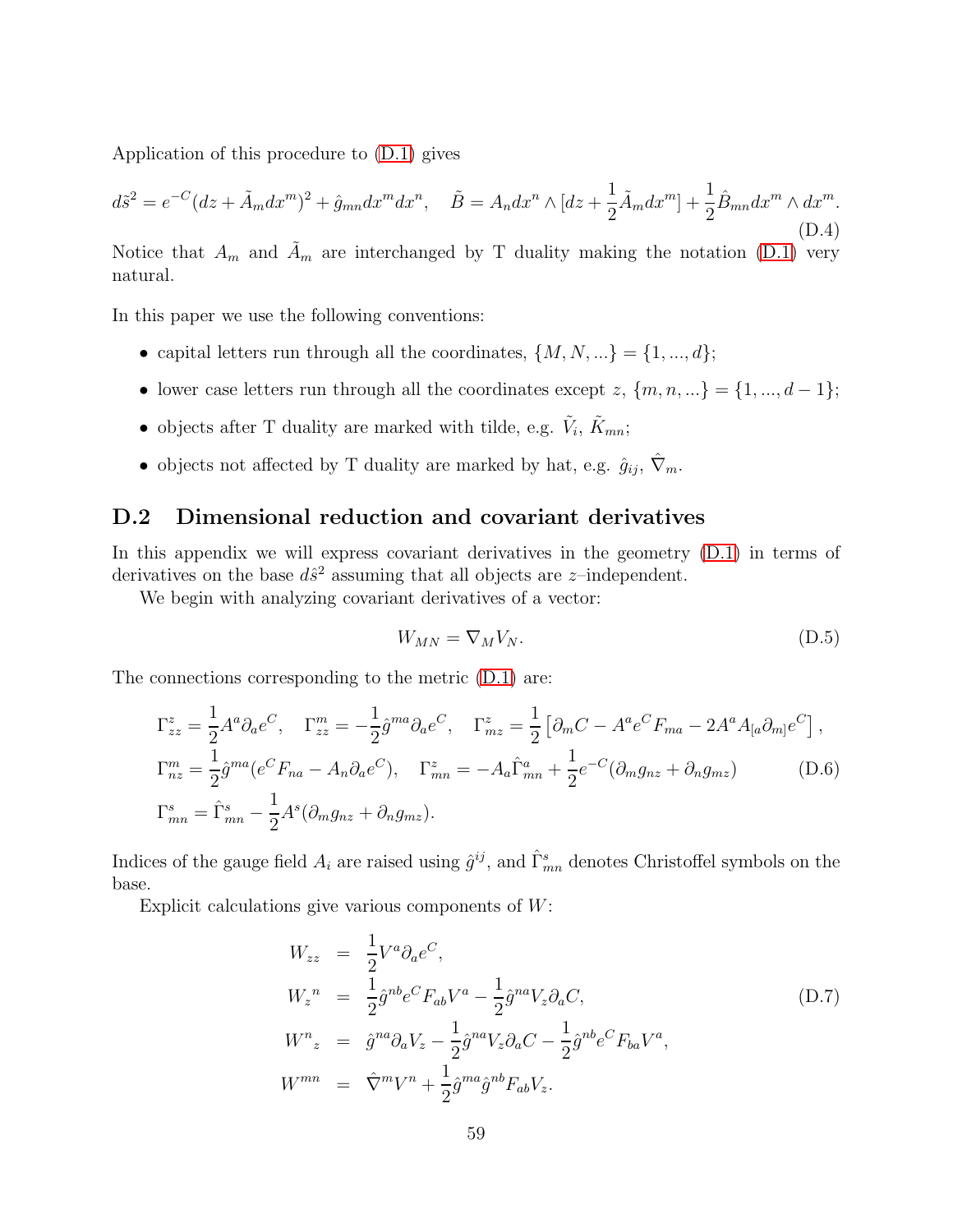Application of this procedure to (D.1) gives

$$d\tilde{s}^2 = e^{-C}(dz + \tilde{A}_m dx^m)^2 + \hat{g}_{mn}dx^m dx^n, \quad \tilde{B} = A_n dx^n \wedge [dz + \frac{1}{2}\tilde{A}_m dx^m] + \frac{1}{2}\hat{B}_{mn}dx^m \wedge dx^m. \tag{D.4}$$

Notice that $A_m$ and $\tilde{A}_m$ are interchanged by T duality making the notation (D.1) very natural.

In this paper we use the following conventions:

- capital letters run through all the coordinates, $\{M, N, ...\} = \{1, ..., d\}$;
- lower case letters run through all the coordinates except $z$, $\{m, n, ...\} = \{1, ..., d-1\}$;
- objects after T duality are marked with tilde, e.g. $\tilde{V}_i$, $\tilde{K}_{mn}$;
- objects not affected by T duality are marked by hat, e.g. $\hat{g}_{ij}$, $\hat{\nabla}_m$.

## D.2 Dimensional reduction and covariant derivatives

In this appendix we will express covariant derivatives in the geometry (D.1) in terms of derivatives on the base $d\hat{s}^2$ assuming that all objects are $z$–independent.

We begin with analyzing covariant derivatives of a vector:

$$W_{MN} = \nabla_M V_N. \tag{D.5}$$

The connections corresponding to the metric (D.1) are:

$$\begin{aligned}
&\Gamma^z_{zz} = \frac{1}{2}A^a\partial_a e^C, \quad \Gamma^m_{zz} = -\frac{1}{2}\hat{g}^{ma}\partial_a e^C, \quad \Gamma^z_{mz} = \frac{1}{2}\left[\partial_m C - A^a e^C F_{ma} - 2A^a A_{[a}\partial_{m]}e^C\right], \\
&\Gamma^m_{nz} = \frac{1}{2}\hat{g}^{ma}(e^C F_{na} - A_n\partial_a e^C), \quad \Gamma^z_{mn} = -A_a\hat{\Gamma}^a_{mn} + \frac{1}{2}e^{-C}(\partial_m g_{nz} + \partial_n g_{mz}) \\
&\Gamma^s_{mn} = \hat{\Gamma}^s_{mn} - \frac{1}{2}A^s(\partial_m g_{nz} + \partial_n g_{mz}).
\end{aligned} \tag{D.6}$$

Indices of the gauge field $A_i$ are raised using $\hat{g}^{ij}$, and $\hat{\Gamma}^s_{mn}$ denotes Christoffel symbols on the base.

Explicit calculations give various components of $W$:

$$\begin{aligned}
W_{zz} &= \frac{1}{2}V^a\partial_a e^C, \\
W_z{}^n &= \frac{1}{2}\hat{g}^{nb}e^C F_{ab}V^a - \frac{1}{2}\hat{g}^{na}V_z\partial_a C, \\
W^n{}_z &= \hat{g}^{na}\partial_a V_z - \frac{1}{2}\hat{g}^{na}V_z\partial_a C - \frac{1}{2}\hat{g}^{nb}e^C F_{ba}V^a, \\
W^{mn} &= \hat{\nabla}^m V^n + \frac{1}{2}\hat{g}^{ma}\hat{g}^{nb}F_{ab}V_z.
\end{aligned} \tag{D.7}$$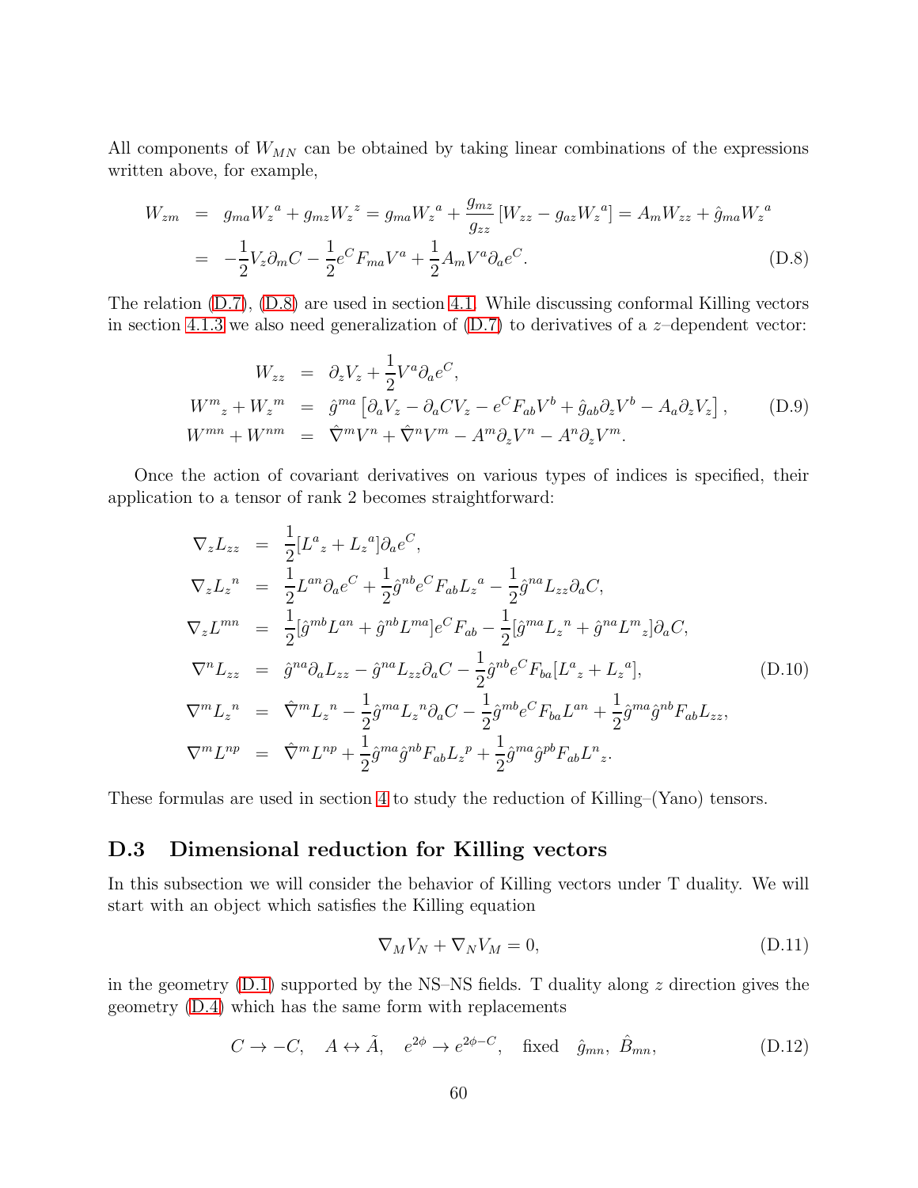All components of $W_{MN}$ can be obtained by taking linear combinations of the expressions written above, for example,

$$
\begin{aligned}
W_{zm} &= g_{ma}W_z{}^a + g_{mz}W_z{}^z = g_{ma}W_z{}^a + \frac{g_{mz}}{g_{zz}}\left[W_{zz} - g_{az}W_z{}^a\right] = A_m W_{zz} + \hat{g}_{ma}W_z{}^a \\
&= -\frac{1}{2}V_z\partial_m C - \frac{1}{2}e^C F_{ma}V^a + \frac{1}{2}A_m V^a \partial_a e^C.
\end{aligned}
\tag{D.8}
$$

The relation (D.7), (D.8) are used in section 4.1. While discussing conformal Killing vectors in section 4.1.3 we also need generalization of (D.7) to derivatives of a $z$–dependent vector:

$$
\begin{aligned}
W_{zz} &= \partial_z V_z + \frac{1}{2}V^a\partial_a e^C, \\
W^m{}_z + W_z{}^m &= \hat{g}^{ma}\left[\partial_a V_z - \partial_a C V_z - e^C F_{ab}V^b + \hat{g}_{ab}\partial_z V^b - A_a \partial_z V_z\right], \\
W^{mn} + W^{nm} &= \hat{\nabla}^m V^n + \hat{\nabla}^n V^m - A^m\partial_z V^n - A^n \partial_z V^m.
\end{aligned}
\tag{D.9}
$$

Once the action of covariant derivatives on various types of indices is specified, their application to a tensor of rank 2 becomes straightforward:

$$
\begin{aligned}
\nabla_z L_{zz} &= \frac{1}{2}[L^a{}_z + L_z{}^a]\partial_a e^C, \\
\nabla_z L_z{}^n &= \frac{1}{2}L^{an}\partial_a e^C + \frac{1}{2}\hat{g}^{nb}e^C F_{ab}L_z{}^a - \frac{1}{2}\hat{g}^{na}L_{zz}\partial_a C, \\
\nabla_z L^{mn} &= \frac{1}{2}[\hat{g}^{mb}L^{an} + \hat{g}^{nb}L^{ma}]e^C F_{ab} - \frac{1}{2}[\hat{g}^{ma}L_z{}^n + \hat{g}^{na}L^m{}_z]\partial_a C, \\
\nabla^n L_{zz} &= \hat{g}^{na}\partial_a L_{zz} - \hat{g}^{na}L_{zz}\partial_a C - \frac{1}{2}\hat{g}^{nb}e^C F_{ba}[L^a{}_z + L_z{}^a], \\
\nabla^m L_z{}^n &= \hat{\nabla}^m L_z{}^n - \frac{1}{2}\hat{g}^{ma}L_z{}^n\partial_a C - \frac{1}{2}\hat{g}^{mb}e^C F_{ba}L^{an} + \frac{1}{2}\hat{g}^{ma}\hat{g}^{nb}F_{ab}L_{zz}, \\
\nabla^m L^{np} &= \hat{\nabla}^m L^{np} + \frac{1}{2}\hat{g}^{ma}\hat{g}^{nb}F_{ab}L_z{}^p + \frac{1}{2}\hat{g}^{ma}\hat{g}^{pb}F_{ab}L^n{}_z.
\end{aligned}
\tag{D.10}
$$

These formulas are used in section 4 to study the reduction of Killing–(Yano) tensors.

### D.3 Dimensional reduction for Killing vectors

In this subsection we will consider the behavior of Killing vectors under T duality. We will start with an object which satisfies the Killing equation

$$
\nabla_M V_N + \nabla_N V_M = 0,
\tag{D.11}
$$

in the geometry (D.1) supported by the NS–NS fields. T duality along $z$ direction gives the geometry (D.4) which has the same form with replacements

$$
C \to -C, \quad A \leftrightarrow \tilde{A}, \quad e^{2\phi} \to e^{2\phi - C}, \quad \text{fixed} \quad \hat{g}_{mn},\ \hat{B}_{mn},
\tag{D.12}
$$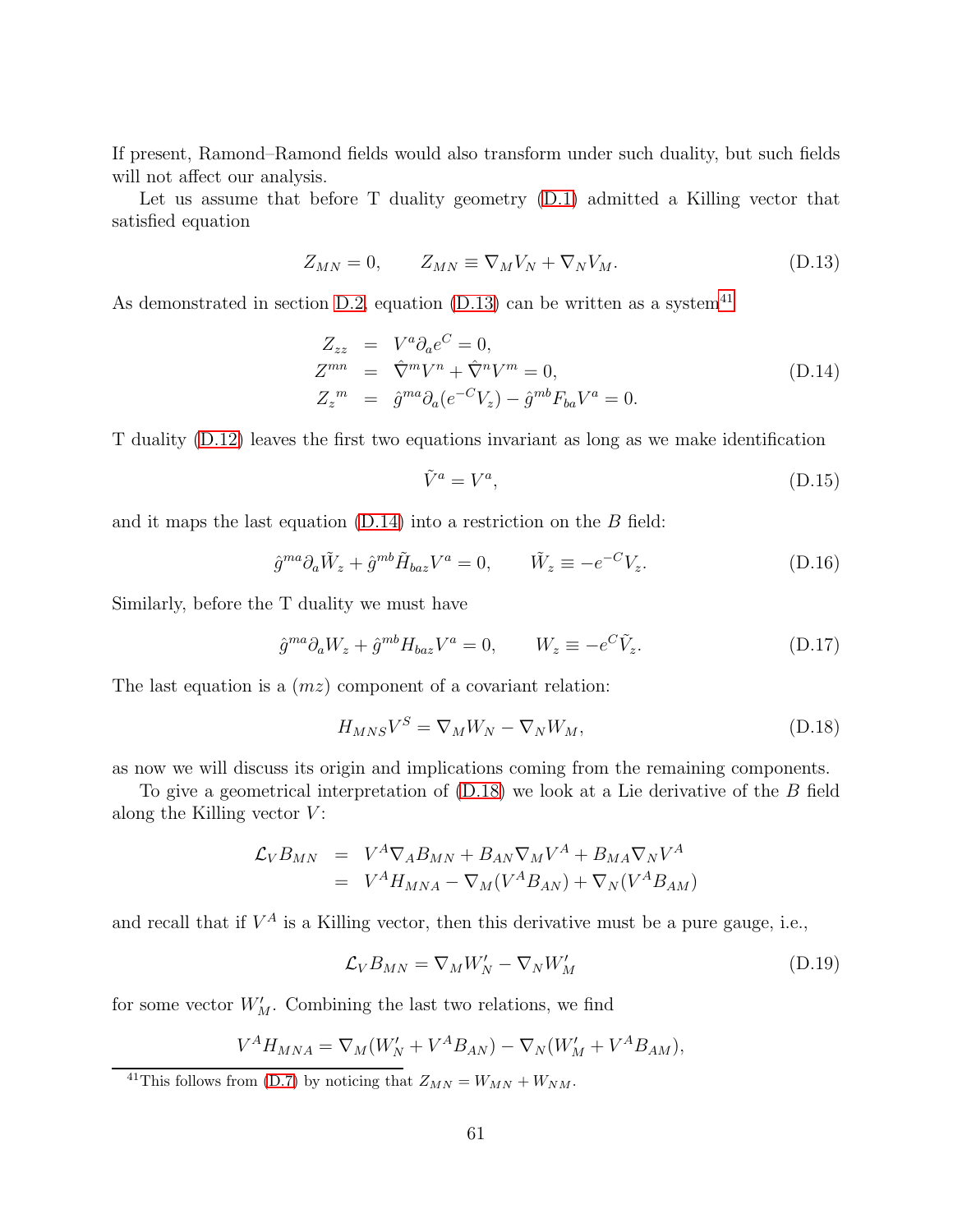If present, Ramond–Ramond fields would also transform under such duality, but such fields will not affect our analysis.

Let us assume that before T duality geometry (D.1) admitted a Killing vector that satisfied equation

$$Z_{MN} = 0, \qquad Z_{MN} \equiv \nabla_M V_N + \nabla_N V_M. \tag{D.13}$$

As demonstrated in section D.2, equation (D.13) can be written as a system[41]

$$\begin{aligned}
Z_{zz} &= V^a \partial_a e^C = 0, \\
Z^{mn} &= \hat{\nabla}^m V^n + \hat{\nabla}^n V^m = 0, \\
Z_z{}^m &= \hat{g}^{ma} \partial_a (e^{-C} V_z) - \hat{g}^{mb} F_{ba} V^a = 0.
\end{aligned} \tag{D.14}$$

T duality (D.12) leaves the first two equations invariant as long as we make identification

$$\tilde{V}^a = V^a, \tag{D.15}$$

and it maps the last equation (D.14) into a restriction on the $B$ field:

$$\hat{g}^{ma} \partial_a \tilde{W}_z + \hat{g}^{mb} \tilde{H}_{baz} V^a = 0, \qquad \tilde{W}_z \equiv -e^{-C} V_z. \tag{D.16}$$

Similarly, before the T duality we must have

$$\hat{g}^{ma} \partial_a W_z + \hat{g}^{mb} H_{baz} V^a = 0, \qquad W_z \equiv -e^{C} \tilde{V}_z. \tag{D.17}$$

The last equation is a $(mz)$ component of a covariant relation:

$$H_{MNS} V^S = \nabla_M W_N - \nabla_N W_M, \tag{D.18}$$

as now we will discuss its origin and implications coming from the remaining components.

To give a geometrical interpretation of (D.18) we look at a Lie derivative of the $B$ field along the Killing vector $V$:

$$\begin{aligned}
\mathcal{L}_V B_{MN} &= V^A \nabla_A B_{MN} + B_{AN} \nabla_M V^A + B_{MA} \nabla_N V^A \\
&= V^A H_{MNA} - \nabla_M (V^A B_{AN}) + \nabla_N (V^A B_{AM})
\end{aligned}$$

and recall that if $V^A$ is a Killing vector, then this derivative must be a pure gauge, i.e.,

$$\mathcal{L}_V B_{MN} = \nabla_M W'_N - \nabla_N W'_M \tag{D.19}$$

for some vector $W'_M$. Combining the last two relations, we find

$$V^A H_{MNA} = \nabla_M (W'_N + V^A B_{AN}) - \nabla_N (W'_M + V^A B_{AM}),$$

[41] This follows from (D.7) by noticing that $Z_{MN} = W_{MN} + W_{NM}$.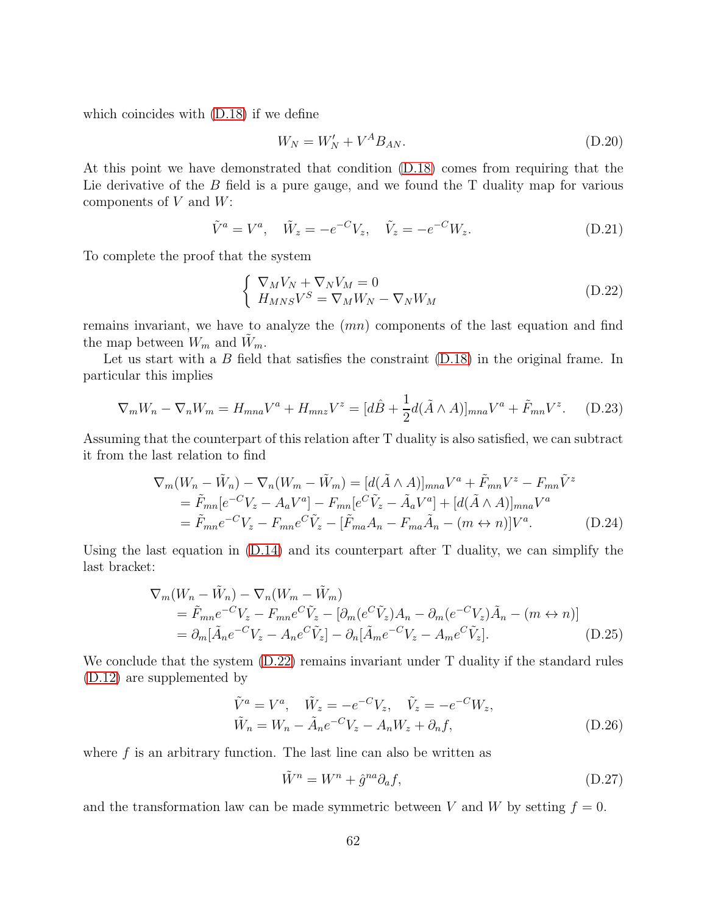which coincides with (D.18) if we define

$$W_N = W'_N + V^A B_{AN}. \tag{D.20}$$

At this point we have demonstrated that condition (D.18) comes from requiring that the Lie derivative of the $B$ field is a pure gauge, and we found the T duality map for various components of $V$ and $W$:

$$\tilde{V}^a = V^a, \quad \tilde{W}_z = -e^{-C} V_z, \quad \tilde{V}_z = -e^{-C} W_z. \tag{D.21}$$

To complete the proof that the system

$$\left\{ \begin{array}{l} \nabla_M V_N + \nabla_N V_M = 0 \\ H_{MNS} V^S = \nabla_M W_N - \nabla_N W_M \end{array} \right. \tag{D.22}$$

remains invariant, we have to analyze the $(mn)$ components of the last equation and find the map between $W_m$ and $\tilde{W}_m$.

Let us start with a $B$ field that satisfies the constraint (D.18) in the original frame. In particular this implies

$$\nabla_m W_n - \nabla_n W_m = H_{mna} V^a + H_{mnz} V^z = [d\hat{B} + \frac{1}{2} d(\tilde{A} \wedge A)]_{mna} V^a + \tilde{F}_{mn} V^z. \tag{D.23}$$

Assuming that the counterpart of this relation after T duality is also satisfied, we can subtract it from the last relation to find

$$\begin{aligned}
\nabla_m (W_n - \tilde{W}_n) - \nabla_n (W_m - \tilde{W}_m) &= [d(\tilde{A} \wedge A)]_{mna} V^a + \tilde{F}_{mn} V^z - F_{mn} \tilde{V}^z \\
&= \tilde{F}_{mn} [e^{-C} V_z - A_a V^a] - F_{mn} [e^C \tilde{V}_z - \tilde{A}_a V^a] + [d(\tilde{A} \wedge A)]_{mna} V^a \\
&= \tilde{F}_{mn} e^{-C} V_z - F_{mn} e^C \tilde{V}_z - [\tilde{F}_{ma} A_n - F_{ma} \tilde{A}_n - (m \leftrightarrow n)] V^a.
\end{aligned} \tag{D.24}$$

Using the last equation in (D.14) and its counterpart after T duality, we can simplify the last bracket:

$$\begin{aligned}
&\nabla_m (W_n - \tilde{W}_n) - \nabla_n (W_m - \tilde{W}_m) \\
&\quad = \tilde{F}_{mn} e^{-C} V_z - F_{mn} e^C \tilde{V}_z - [\partial_m (e^C \tilde{V}_z) A_n - \partial_m (e^{-C} V_z) \tilde{A}_n - (m \leftrightarrow n)] \\
&\quad = \partial_m [\tilde{A}_n e^{-C} V_z - A_n e^C \tilde{V}_z] - \partial_n [\tilde{A}_m e^{-C} V_z - A_m e^C \tilde{V}_z].
\end{aligned} \tag{D.25}$$

We conclude that the system (D.22) remains invariant under T duality if the standard rules (D.12) are supplemented by

$$\begin{aligned}
&\tilde{V}^a = V^a, \quad \tilde{W}_z = -e^{-C} V_z, \quad \tilde{V}_z = -e^{-C} W_z, \\
&\tilde{W}_n = W_n - \tilde{A}_n e^{-C} V_z - A_n W_z + \partial_n f,
\end{aligned} \tag{D.26}$$

where $f$ is an arbitrary function. The last line can also be written as

$$\tilde{W}^n = W^n + \hat{g}^{na} \partial_a f, \tag{D.27}$$

and the transformation law can be made symmetric between $V$ and $W$ by setting $f = 0$.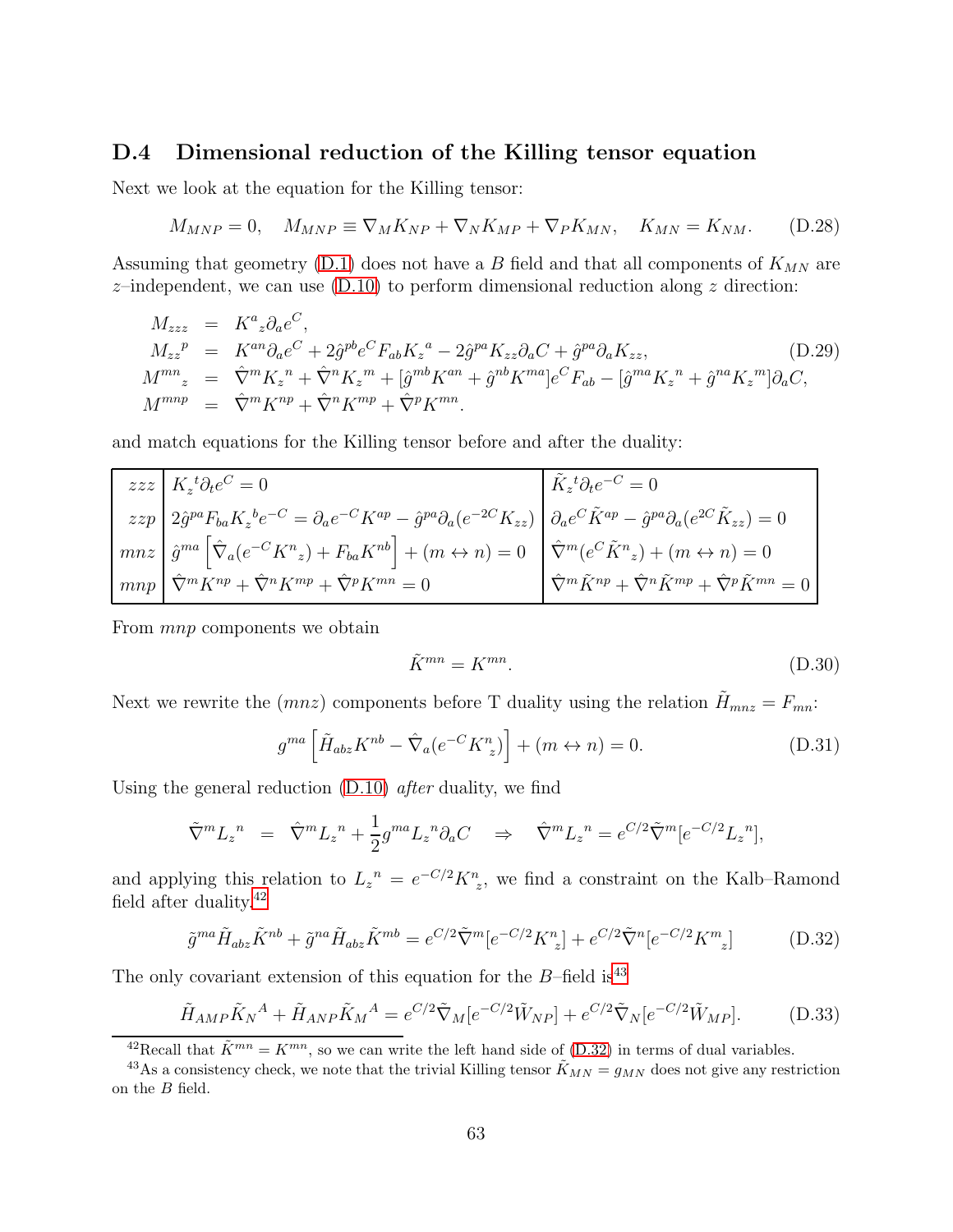### D.4 Dimensional reduction of the Killing tensor equation

Next we look at the equation for the Killing tensor:

$$M_{MNP} = 0, \quad M_{MNP} \equiv \nabla_M K_{NP} + \nabla_N K_{MP} + \nabla_P K_{MN}, \quad K_{MN} = K_{NM}. \tag{D.28}$$

Assuming that geometry (D.1) does not have a $B$ field and that all components of $K_{MN}$ are $z$–independent, we can use (D.10) to perform dimensional reduction along $z$ direction:

$$\begin{aligned}
M_{zzz} &= K^a{}_z \partial_a e^C, \\
M_{zz}{}^p &= K^{an}\partial_a e^C + 2\hat{g}^{pb} e^C F_{ab} K_z{}^a - 2\hat{g}^{pa} K_{zz}\partial_a C + \hat{g}^{pa}\partial_a K_{zz}, \\
M^{mn}{}_z &= \hat{\nabla}^m K_z{}^n + \hat{\nabla}^n K_z{}^m + [\hat{g}^{mb}K^{an} + \hat{g}^{nb}K^{ma}] e^C F_{ab} - [\hat{g}^{ma}K_z{}^n + \hat{g}^{na}K_z{}^m]\partial_a C, \\
M^{mnp} &= \hat{\nabla}^m K^{np} + \hat{\nabla}^n K^{mp} + \hat{\nabla}^p K^{mn}.
\end{aligned} \tag{D.29}$$

and match equations for the Killing tensor before and after the duality:

| | | |
|---|---|---|
| $zzz$ | $K_z{}^t \partial_t e^C = 0$ | $\tilde{K}_z{}^t \partial_t e^{-C} = 0$ |
| $zzp$ | $2\hat{g}^{pa} F_{ba} K_z{}^b e^{-C} = \partial_a e^{-C} K^{ap} - \hat{g}^{pa}\partial_a(e^{-2C}K_{zz})$ | $\partial_a e^C \tilde{K}^{ap} - \hat{g}^{pa}\partial_a(e^{2C}\tilde{K}_{zz}) = 0$ |
| $mnz$ | $\hat{g}^{ma}\left[\hat{\nabla}_a(e^{-C}K^n{}_z) + F_{ba}K^{nb}\right] + (m \leftrightarrow n) = 0$ | $\hat{\nabla}^m(e^C \tilde{K}^n{}_z) + (m \leftrightarrow n) = 0$ |
| $mnp$ | $\hat{\nabla}^m K^{np} + \hat{\nabla}^n K^{mp} + \hat{\nabla}^p K^{mn} = 0$ | $\hat{\nabla}^m \tilde{K}^{np} + \hat{\nabla}^n \tilde{K}^{mp} + \hat{\nabla}^p \tilde{K}^{mn} = 0$ |

From $mnp$ components we obtain

$$\tilde{K}^{mn} = K^{mn}. \tag{D.30}$$

Next we rewrite the $(mnz)$ components before T duality using the relation $\tilde{H}_{mnz} = F_{mn}$:

$$g^{ma}\left[\tilde{H}_{abz}K^{nb} - \hat{\nabla}_a(e^{-C}K^n{}_z)\right] + (m \leftrightarrow n) = 0. \tag{D.31}$$

Using the general reduction (D.10) *after* duality, we find

$$\tilde{\nabla}^m L_z{}^n \;=\; \hat{\nabla}^m L_z{}^n + \frac{1}{2} g^{ma} L_z{}^n \partial_a C \quad\Rightarrow\quad \hat{\nabla}^m L_z{}^n = e^{C/2}\tilde{\nabla}^m[e^{-C/2}L_z{}^n],$$

and applying this relation to $L_z{}^n = e^{-C/2}K^n{}_z$, we find a constraint on the Kalb–Ramond field after duality[42]

$$\tilde{g}^{ma}\tilde{H}_{abz}\tilde{K}^{nb} + \tilde{g}^{na}\tilde{H}_{abz}\tilde{K}^{mb} = e^{C/2}\tilde{\nabla}^m[e^{-C/2}K^n_{\ z}] + e^{C/2}\tilde{\nabla}^n[e^{-C/2}K^m_{\ z}] \tag{D.32}$$

The only covariant extension of this equation for the $B$–field is[43]

$$\tilde{H}_{AMP}\tilde{K}_N{}^A + \tilde{H}_{ANP}\tilde{K}_M{}^A = e^{C/2}\tilde{\nabla}_M[e^{-C/2}\tilde{W}_{NP}] + e^{C/2}\tilde{\nabla}_N[e^{-C/2}\tilde{W}_{MP}]. \tag{D.33}$$

[42] Recall that $\tilde{K}^{mn} = K^{mn}$, so we can write the left hand side of (D.32) in terms of dual variables.

[43] As a consistency check, we note that the trivial Killing tensor $\tilde{K}_{MN} = g_{MN}$ does not give any restriction on the $B$ field.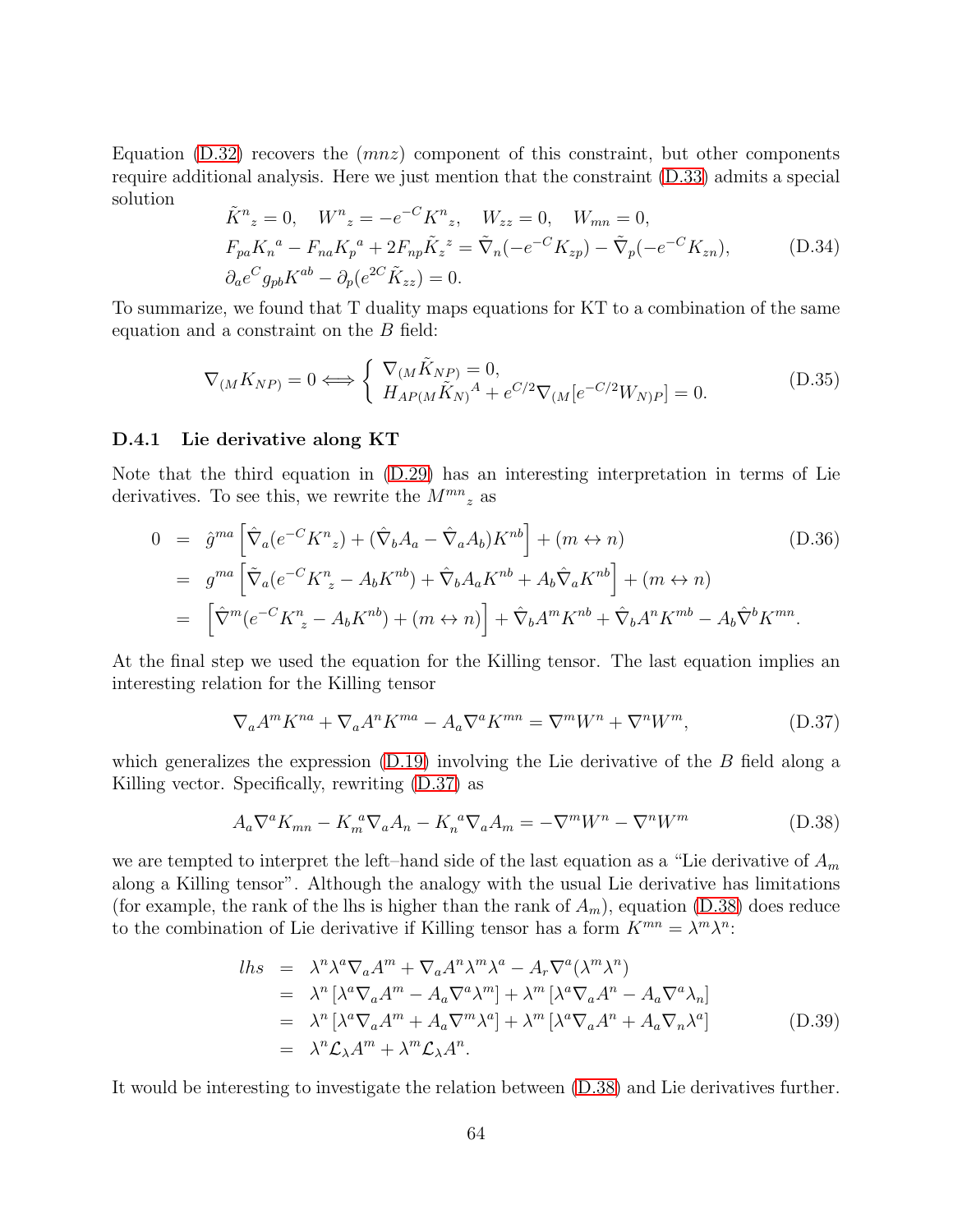Equation (D.32) recovers the $(mnz)$ component of this constraint, but other components require additional analysis. Here we just mention that the constraint (D.33) admits a special solution

$$
\begin{aligned}
&\tilde{K}^n{}_z = 0, \quad W^n{}_z = -e^{-C} K^n{}_z, \quad W_{zz} = 0, \quad W_{mn} = 0, \\
&F_{pa} K_n{}^a - F_{na} K_p{}^a + 2F_{np} \tilde{K}_z{}^z = \tilde{\nabla}_n(-e^{-C} K_{zp}) - \tilde{\nabla}_p(-e^{-C} K_{zn}), \\
&\partial_a e^C g_{pb} K^{ab} - \partial_p(e^{2C} \tilde{K}_{zz}) = 0.
\end{aligned}
\tag{D.34}
$$

To summarize, we found that T duality maps equations for KT to a combination of the same equation and a constraint on the $B$ field:

$$
\nabla_{(M} K_{NP)} = 0 \Longleftrightarrow \left\{ \begin{array}{l} \nabla_{(M} \tilde{K}_{NP)} = 0, \\ H_{AP(M} \tilde{K}_{N)}{}^A + e^{C/2} \nabla_{(M} [e^{-C/2} W_{N)P}] = 0. \end{array} \right.
\tag{D.35}
$$

### D.4.1 Lie derivative along KT

Note that the third equation in (D.29) has an interesting interpretation in terms of Lie derivatives. To see this, we rewrite the $M^{mn}{}_z$ as

$$
\begin{aligned}
0 &= \hat{g}^{ma} \left[ \hat{\nabla}_a (e^{-C} K^n{}_z) + (\hat{\nabla}_b A_a - \hat{\nabla}_a A_b) K^{nb} \right] + (m \leftrightarrow n) \\
&= g^{ma} \left[ \tilde{\nabla}_a (e^{-C} K^n_{\ z} - A_b K^{nb}) + \hat{\nabla}_b A_a K^{nb} + A_b \hat{\nabla}_a K^{nb} \right] + (m \leftrightarrow n) \\
&= \left[ \hat{\nabla}^m (e^{-C} K^n_{\ z} - A_b K^{nb}) + (m \leftrightarrow n) \right] + \hat{\nabla}_b A^m K^{nb} + \hat{\nabla}_b A^n K^{mb} - A_b \hat{\nabla}^b K^{mn}.
\end{aligned}
\tag{D.36}
$$

At the final step we used the equation for the Killing tensor. The last equation implies an interesting relation for the Killing tensor

$$
\nabla_a A^m K^{na} + \nabla_a A^n K^{ma} - A_a \nabla^a K^{mn} = \nabla^m W^n + \nabla^n W^m,
\tag{D.37}
$$

which generalizes the expression (D.19) involving the Lie derivative of the $B$ field along a Killing vector. Specifically, rewriting (D.37) as

$$
A_a \nabla^a K_{mn} - K_m{}^a \nabla_a A_n - K_n{}^a \nabla_a A_m = -\nabla^m W^n - \nabla^n W^m
\tag{D.38}
$$

we are tempted to interpret the left–hand side of the last equation as a "Lie derivative of $A_m$ along a Killing tensor". Although the analogy with the usual Lie derivative has limitations (for example, the rank of the lhs is higher than the rank of $A_m$), equation (D.38) does reduce to the combination of Lie derivative if Killing tensor has a form $K^{mn} = \lambda^m \lambda^n$:

$$
\begin{aligned}
lhs &= \lambda^n \lambda^a \nabla_a A^m + \nabla_a A^n \lambda^m \lambda^a - A_r \nabla^a (\lambda^m \lambda^n) \\
&= \lambda^n \left[ \lambda^a \nabla_a A^m - A_a \nabla^a \lambda^m \right] + \lambda^m \left[ \lambda^a \nabla_a A^n - A_a \nabla^a \lambda_n \right] \\
&= \lambda^n \left[ \lambda^a \nabla_a A^m + A_a \nabla^m \lambda^a \right] + \lambda^m \left[ \lambda^a \nabla_a A^n + A_a \nabla_n \lambda^a \right] \\
&= \lambda^n \mathcal{L}_\lambda A^m + \lambda^m \mathcal{L}_\lambda A^n.
\end{aligned}
\tag{D.39}
$$

It would be interesting to investigate the relation between (D.38) and Lie derivatives further.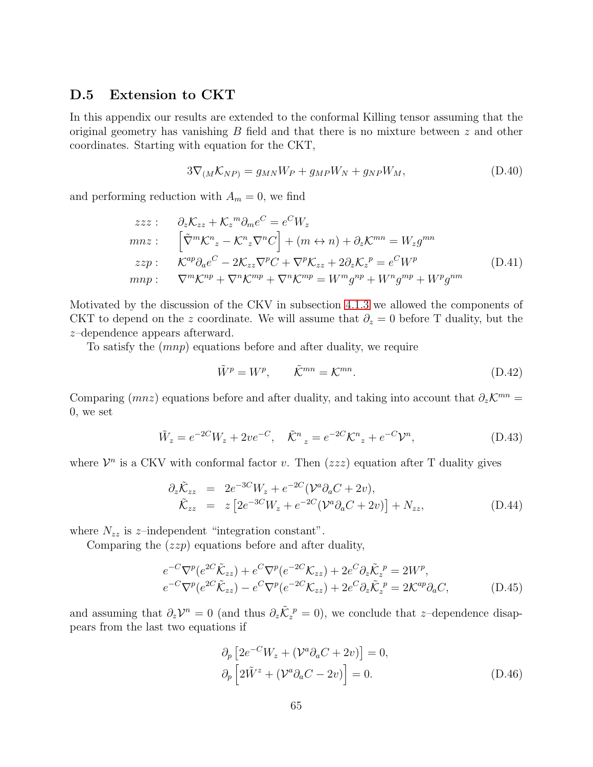### D.5 Extension to CKT

In this appendix our results are extended to the conformal Killing tensor assuming that the original geometry has vanishing $B$ field and that there is no mixture between $z$ and other coordinates. Starting with equation for the CKT,

$$3\nabla_{(M}\mathcal{K}_{NP)} = g_{MN}W_P + g_{MP}W_N + g_{NP}W_M, \tag{D.40}$$

and performing reduction with $A_m = 0$, we find

$$\begin{aligned}
zzz: &\quad \partial_z \mathcal{K}_{zz} + \mathcal{K}_z{}^m \partial_m e^C = e^C W_z \\
mnz: &\quad \left[\tilde{\nabla}^m \mathcal{K}^n{}_z - \mathcal{K}^n{}_z \nabla^n C\right] + (m \leftrightarrow n) + \partial_z \mathcal{K}^{mn} = W_z g^{mn} \\
zzp: &\quad \mathcal{K}^{ap}\partial_a e^C - 2\mathcal{K}_{zz}\nabla^p C + \nabla^p \mathcal{K}_{zz} + 2\partial_z \mathcal{K}_z{}^p = e^C W^p \\
mnp: &\quad \nabla^m \mathcal{K}^{np} + \nabla^n \mathcal{K}^{mp} + \nabla^n \mathcal{K}^{mp} = W^m g^{np} + W^n g^{mp} + W^p g^{nm}
\end{aligned} \tag{D.41}$$

Motivated by the discussion of the CKV in subsection 4.1.3 we allowed the components of CKT to depend on the $z$ coordinate. We will assume that $\partial_z = 0$ before T duality, but the $z$–dependence appears afterward.

To satisfy the $(mnp)$ equations before and after duality, we require

$$\tilde{W}^p = W^p, \qquad \tilde{\mathcal{K}}^{mn} = \mathcal{K}^{mn}. \tag{D.42}$$

Comparing $(mnz)$ equations before and after duality, and taking into account that $\partial_z \mathcal{K}^{mn} = 0$, we set

$$\tilde{W}_z = e^{-2C}W_z + 2ve^{-C}, \quad \tilde{\mathcal{K}}^n{}_z = e^{-2C}\mathcal{K}^n{}_z + e^{-C}\mathcal{V}^n, \tag{D.43}$$

where $\mathcal{V}^n$ is a CKV with conformal factor $v$. Then $(zzz)$ equation after T duality gives

$$\begin{aligned}
\partial_z \tilde{\mathcal{K}}_{zz} &= 2e^{-3C}W_z + e^{-2C}(\mathcal{V}^a\partial_a C + 2v), \\
\tilde{\mathcal{K}}_{zz} &= z\left[2e^{-3C}W_z + e^{-2C}(\mathcal{V}^a\partial_a C + 2v)\right] + N_{zz},
\end{aligned} \tag{D.44}$$

where $N_{zz}$ is $z$–independent "integration constant".

Comparing the $(zzp)$ equations before and after duality,

$$\begin{aligned}
&e^{-C}\nabla^p(e^{2C}\tilde{\mathcal{K}}_{zz}) + e^C\nabla^p(e^{-2C}\mathcal{K}_{zz}) + 2e^C\partial_z\tilde{\mathcal{K}}_z{}^p = 2W^p, \\
&e^{-C}\nabla^p(e^{2C}\tilde{\mathcal{K}}_{zz}) - e^C\nabla^p(e^{-2C}\mathcal{K}_{zz}) + 2e^C\partial_z\tilde{\mathcal{K}}_z{}^p = 2\mathcal{K}^{ap}\partial_a C,
\end{aligned} \tag{D.45}$$

and assuming that $\partial_z \mathcal{V}^n = 0$ (and thus $\partial_z \tilde{\mathcal{K}}_z{}^p = 0$), we conclude that $z$–dependence disappears from the last two equations if

$$\begin{aligned}
&\partial_p\left[2e^{-C}W_z + (\mathcal{V}^a\partial_a C + 2v)\right] = 0, \\
&\partial_p\left[2\tilde{W}^z + (\mathcal{V}^a\partial_a C - 2v)\right] = 0.
\end{aligned} \tag{D.46}$$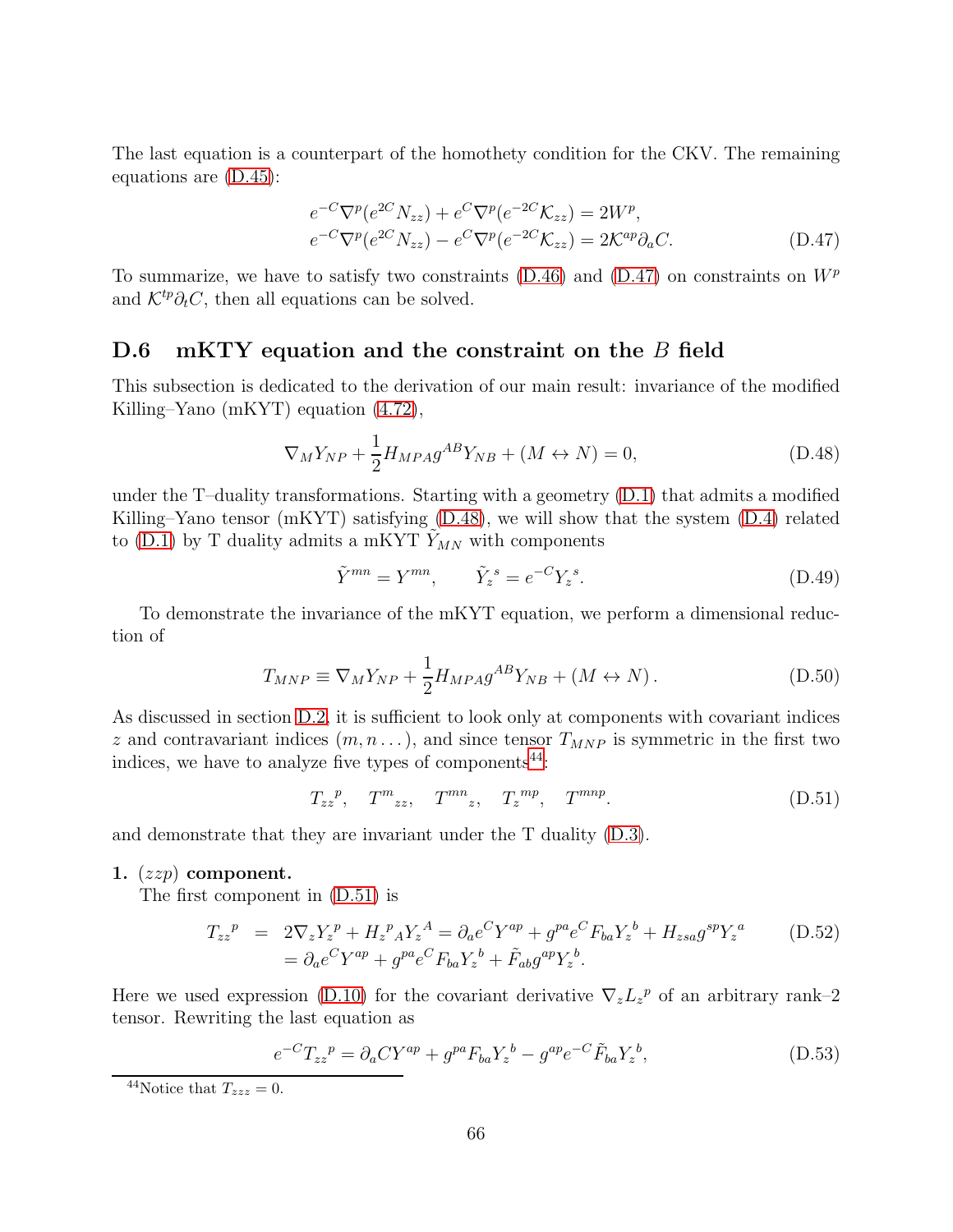The last equation is a counterpart of the homothety condition for the CKV. The remaining equations are (D.45):

$$
\begin{aligned}
&e^{-C}\nabla^p(e^{2C}N_{zz}) + e^{C}\nabla^p(e^{-2C}\mathcal{K}_{zz}) = 2W^p,\\
&e^{-C}\nabla^p(e^{2C}N_{zz}) - e^{C}\nabla^p(e^{-2C}\mathcal{K}_{zz}) = 2\mathcal{K}^{ap}\partial_a C.
\end{aligned}
\tag{D.47}
$$

To summarize, we have to satisfy two constraints (D.46) and (D.47) on constraints on $W^p$ and $\mathcal{K}^{tp}\partial_t C$, then all equations can be solved.

## D.6 mKTY equation and the constraint on the $B$ field

This subsection is dedicated to the derivation of our main result: invariance of the modified Killing–Yano (mKYT) equation (4.72),

$$
\nabla_M Y_{NP} + \frac{1}{2}H_{MPA}g^{AB}Y_{NB} + (M \leftrightarrow N) = 0, \tag{D.48}
$$

under the T–duality transformations. Starting with a geometry (D.1) that admits a modified Killing–Yano tensor (mKYT) satisfying (D.48), we will show that the system (D.4) related to (D.1) by T duality admits a mKYT $\tilde{Y}_{MN}$ with components

$$
\tilde{Y}^{mn} = Y^{mn}, \qquad \tilde{Y}_z{}^s = e^{-C}Y_z{}^s. \tag{D.49}
$$

To demonstrate the invariance of the mKYT equation, we perform a dimensional reduction of

$$
T_{MNP} \equiv \nabla_M Y_{NP} + \frac{1}{2}H_{MPA}g^{AB}Y_{NB} + (M \leftrightarrow N)\,. \tag{D.50}
$$

As discussed in section D.2, it is sufficient to look only at components with covariant indices $z$ and contravariant indices $(m, n\ldots)$, and since tensor $T_{MNP}$ is symmetric in the first two indices, we have to analyze five types of components[44]:

$$
T_{zz}{}^p, \quad T^m{}_{zz}, \quad T^{mn}{}_z, \quad T_z{}^{mp}, \quad T^{mnp}. \tag{D.51}
$$

and demonstrate that they are invariant under the T duality (D.3).

**1.** $(zzp)$ **component.**

The first component in (D.51) is

$$
\begin{aligned}
T_{zz}{}^p &= 2\nabla_z Y_z{}^p + H_z{}^p{}_A Y_z{}^A = \partial_a e^C Y^{ap} + g^{pa}e^C F_{ba}Y_z{}^b + H_{zsa}g^{sp}Y_z{}^a \\
&= \partial_a e^C Y^{ap} + g^{pa}e^C F_{ba}Y_z{}^b + \tilde{F}_{ab}g^{ap}Y_z{}^b.
\end{aligned}
\tag{D.52}
$$

Here we used expression (D.10) for the covariant derivative $\nabla_z L_z{}^p$ of an arbitrary rank–2 tensor. Rewriting the last equation as

$$
e^{-C}T_{zz}{}^p = \partial_a C Y^{ap} + g^{pa}F_{ba}Y_z{}^b - g^{ap}e^{-C}\tilde{F}_{ba}Y_z{}^b, \tag{D.53}
$$

[44] Notice that $T_{zzz} = 0$.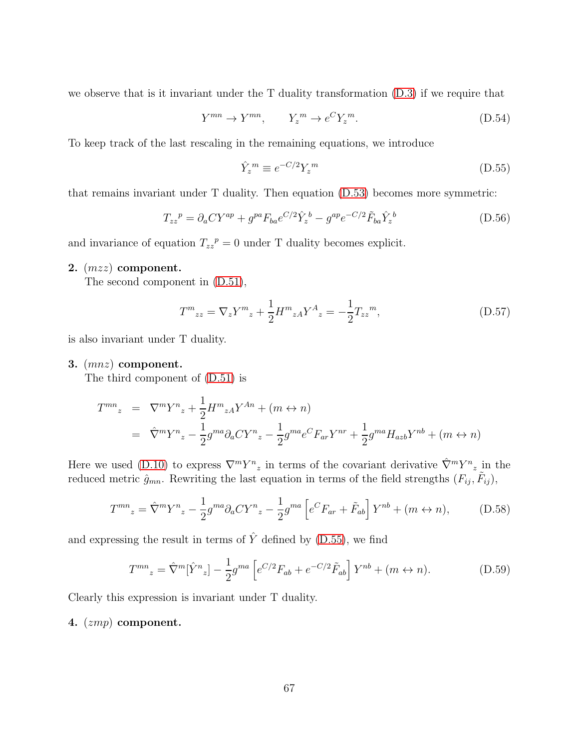we observe that is it invariant under the T duality transformation (D.3) if we require that

$$Y^{mn} \to Y^{mn}, \qquad Y_z{}^m \to e^C Y_z{}^m. \tag{D.54}$$

To keep track of the last rescaling in the remaining equations, we introduce

$$\hat{Y}_z{}^m \equiv e^{-C/2} Y_z{}^m \tag{D.55}$$

that remains invariant under T duality. Then equation (D.53) becomes more symmetric:

$$T_{zz}{}^p = \partial_a C Y^{ap} + g^{pa} F_{ba} e^{C/2} \hat{Y}_z{}^b - g^{ap} e^{-C/2} \tilde{F}_{ba} \hat{Y}_z{}^b \tag{D.56}$$

and invariance of equation $T_{zz}{}^p = 0$ under T duality becomes explicit.

**2.** $(mzz)$ **component.**
The second component in (D.51),

$$T^m{}_{zz} = \nabla_z Y^m{}_z + \frac{1}{2} H^m{}_{zA} Y^A{}_z = -\frac{1}{2} T_{zz}{}^m, \tag{D.57}$$

is also invariant under T duality.

**3.** $(mnz)$ **component.**
The third component of (D.51) is

$$\begin{aligned} T^{mn}{}_z &= \nabla^m Y^n{}_z + \frac{1}{2} H^m{}_{zA} Y^{An} + (m \leftrightarrow n) \\ &= \hat{\nabla}^m Y^n{}_z - \frac{1}{2} g^{ma} \partial_a C Y^n{}_z - \frac{1}{2} g^{ma} e^C F_{ar} Y^{nr} + \frac{1}{2} g^{ma} H_{azb} Y^{nb} + (m \leftrightarrow n) \end{aligned}$$

Here we used (D.10) to express $\nabla^m Y^n{}_z$ in terms of the covariant derivative $\hat{\nabla}^m Y^n{}_z$ in the reduced metric $\hat{g}_{mn}$. Rewriting the last equation in terms of the field strengths $(F_{ij}, \tilde{F}_{ij})$,

$$T^{mn}{}_z = \hat{\nabla}^m Y^n{}_z - \frac{1}{2} g^{ma} \partial_a C Y^n{}_z - \frac{1}{2} g^{ma} \left[ e^C F_{ar} + \tilde{F}_{ab} \right] Y^{nb} + (m \leftrightarrow n), \tag{D.58}$$

and expressing the result in terms of $\hat{Y}$ defined by (D.55), we find

$$T^{mn}{}_z = \hat{\nabla}^m [\hat{Y}^n{}_z] - \frac{1}{2} g^{ma} \left[ e^{C/2} F_{ab} + e^{-C/2} \tilde{F}_{ab} \right] Y^{nb} + (m \leftrightarrow n). \tag{D.59}$$

Clearly this expression is invariant under T duality.

**4.** $(zmp)$ **component.**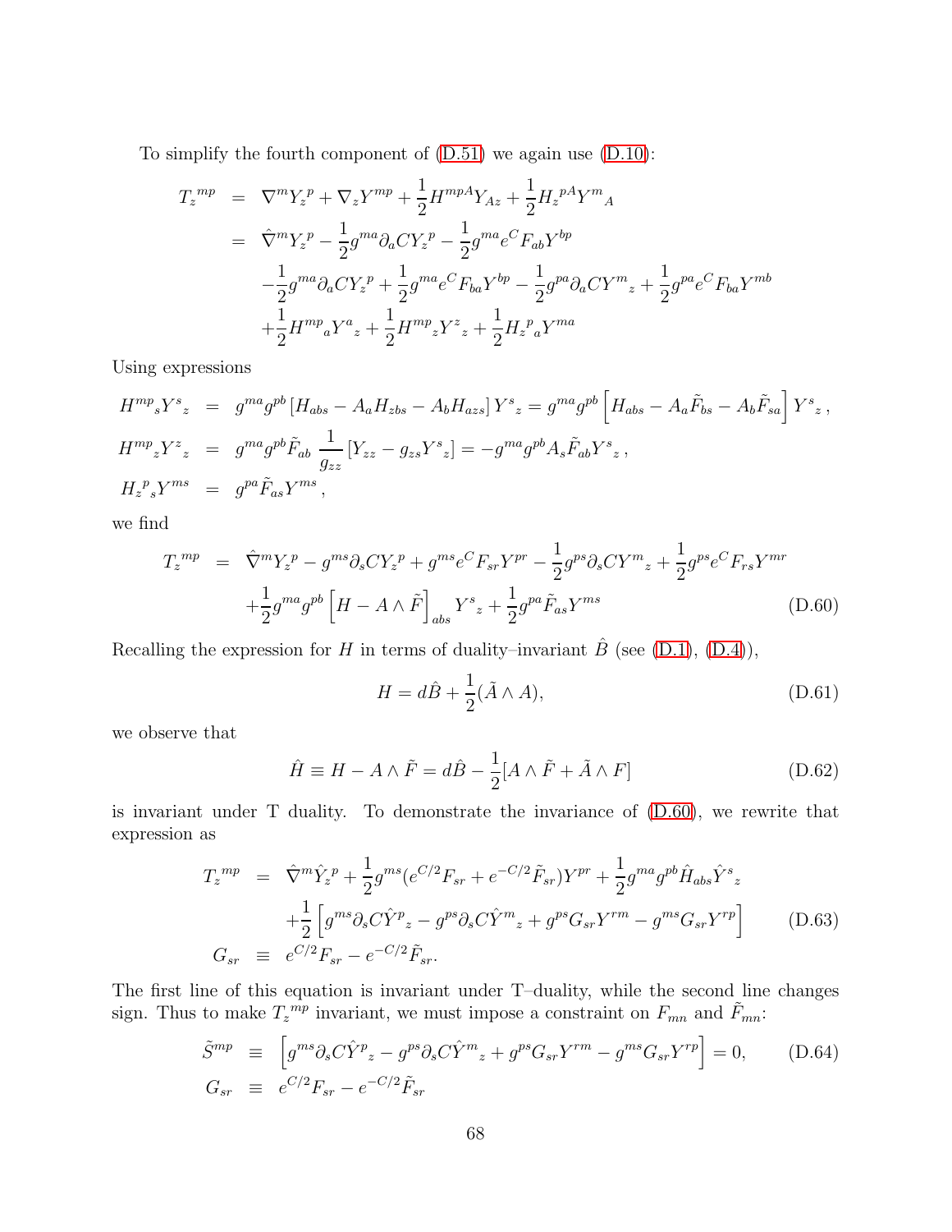To simplify the fourth component of (D.51) we again use (D.10):

$$
\begin{aligned}
T_z{}^{mp} &= \nabla^m Y_z{}^p + \nabla_z Y^{mp} + \frac{1}{2} H^{mpA} Y_{Az} + \frac{1}{2} H_z{}^{pA} Y^m{}_A \\
&= \hat{\nabla}^m Y_z{}^p - \frac{1}{2} g^{ma} \partial_a C Y_z{}^p - \frac{1}{2} g^{ma} e^C F_{ab} Y^{bp} \\
&\quad - \frac{1}{2} g^{ma} \partial_a C Y_z{}^p + \frac{1}{2} g^{ma} e^C F_{ba} Y^{bp} - \frac{1}{2} g^{pa} \partial_a C Y^m{}_z + \frac{1}{2} g^{pa} e^C F_{ba} Y^{mb} \\
&\quad + \frac{1}{2} H^{mp}{}_a Y^a{}_z + \frac{1}{2} H^{mp}{}_z Y^z{}_z + \frac{1}{2} H_z{}^p{}_a Y^{ma}
\end{aligned}
$$

Using expressions

$$
\begin{aligned}
H^{mp}{}_s Y^s{}_z &= g^{ma} g^{pb} \left[ H_{abs} - A_a H_{zbs} - A_b H_{azs} \right] Y^s{}_z = g^{ma} g^{pb} \left[ H_{abs} - A_a \tilde{F}_{bs} - A_b \tilde{F}_{sa} \right] Y^s{}_z \,, \\
H^{mp}{}_z Y^z{}_z &= g^{ma} g^{pb} \tilde{F}_{ab} \, \frac{1}{g_{zz}} \left[ Y_{zz} - g_{zs} Y^s{}_z \right] = -g^{ma} g^{pb} A_s \tilde{F}_{ab} Y^s{}_z \,, \\
H_z{}^p{}_s Y^{ms} &= g^{pa} \tilde{F}_{as} Y^{ms} \,,
\end{aligned}
$$

we find

$$
\begin{aligned}
T_z{}^{mp} &= \hat{\nabla}^m Y_z{}^p - g^{ms} \partial_s C Y_z{}^p + g^{ms} e^C F_{sr} Y^{pr} - \frac{1}{2} g^{ps} \partial_s C Y^m{}_z + \frac{1}{2} g^{ps} e^C F_{rs} Y^{mr} \\
&\quad + \frac{1}{2} g^{ma} g^{pb} \left[ H - A \wedge \tilde{F} \right]_{abs} Y^s{}_z + \frac{1}{2} g^{pa} \tilde{F}_{as} Y^{ms}
\end{aligned}
\tag{D.60}
$$

Recalling the expression for $H$ in terms of duality–invariant $\hat{B}$ (see (D.1), (D.4)),

$$
H = d\hat{B} + \frac{1}{2} (\tilde{A} \wedge A), \tag{D.61}
$$

we observe that

$$
\hat{H} \equiv H - A \wedge \tilde{F} = d\hat{B} - \frac{1}{2} [A \wedge \tilde{F} + \tilde{A} \wedge F] \tag{D.62}
$$

is invariant under T duality. To demonstrate the invariance of (D.60), we rewrite that expression as

$$
\begin{aligned}
T_z{}^{mp} &= \hat{\nabla}^m \hat{Y}_z{}^p + \frac{1}{2} g^{ms} (e^{C/2} F_{sr} + e^{-C/2} \tilde{F}_{sr}) Y^{pr} + \frac{1}{2} g^{ma} g^{pb} \hat{H}_{abs} \hat{Y}^s{}_z \\
&\quad + \frac{1}{2} \left[ g^{ms} \partial_s C \hat{Y}^p{}_z - g^{ps} \partial_s C \hat{Y}^m{}_z + g^{ps} G_{sr} Y^{rm} - g^{ms} G_{sr} Y^{rp} \right] \\
G_{sr} &\equiv e^{C/2} F_{sr} - e^{-C/2} \tilde{F}_{sr}.
\end{aligned}
\tag{D.63}
$$

The first line of this equation is invariant under T–duality, while the second line changes sign. Thus to make $T_z{}^{mp}$ invariant, we must impose a constraint on $F_{mn}$ and $\tilde{F}_{mn}$:

$$
\begin{aligned}
\tilde{S}^{mp} &\equiv \left[ g^{ms} \partial_s C \hat{Y}^p{}_z - g^{ps} \partial_s C \hat{Y}^m{}_z + g^{ps} G_{sr} Y^{rm} - g^{ms} G_{sr} Y^{rp} \right] = 0, \\
G_{sr} &\equiv e^{C/2} F_{sr} - e^{-C/2} \tilde{F}_{sr}
\end{aligned}
\tag{D.64}
$$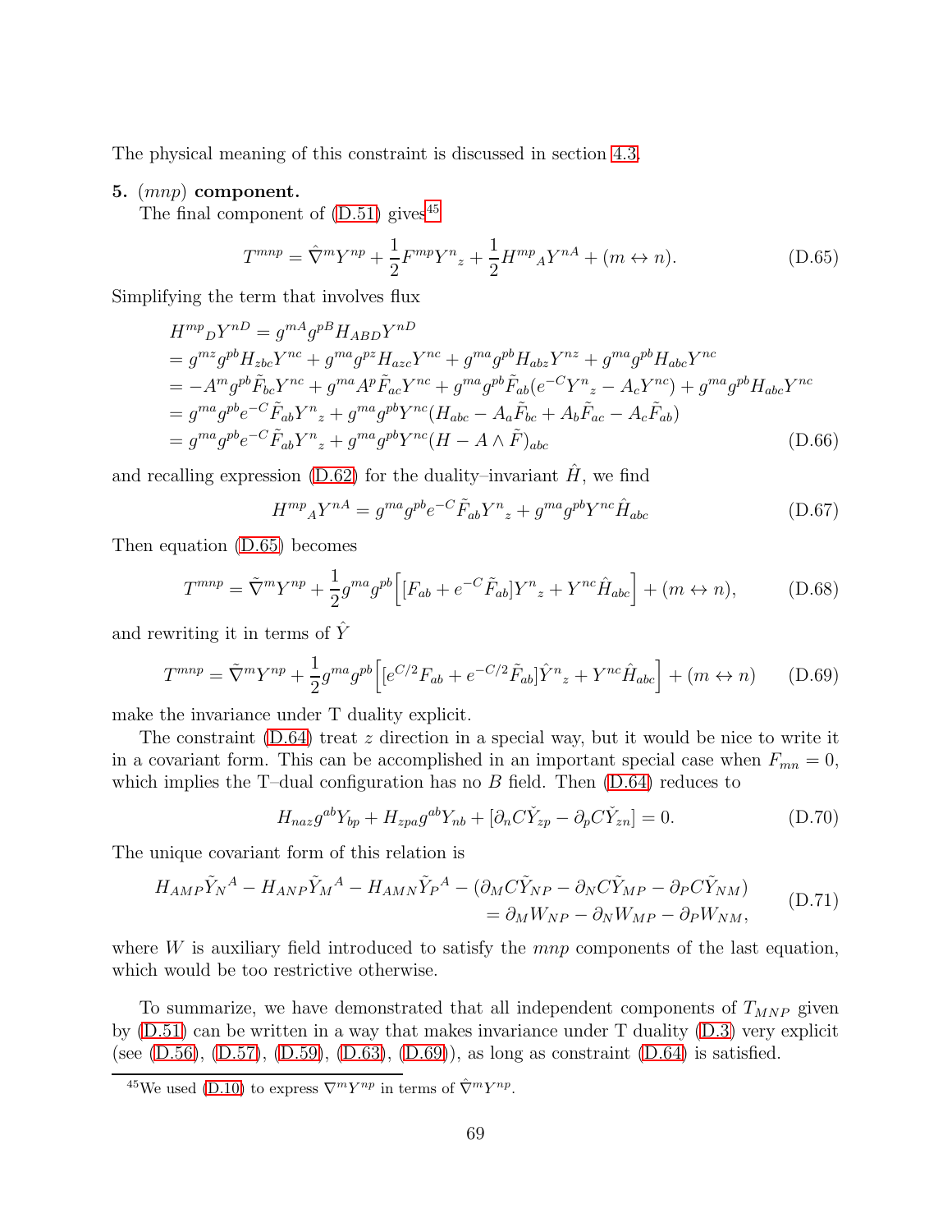The physical meaning of this constraint is discussed in section 4.3.

**5.** $(mnp)$ **component.**

The final component of (D.51) gives[45]

$$T^{mnp} = \hat{\nabla}^m Y^{np} + \frac{1}{2} F^{mp} Y^n{}_z + \frac{1}{2} H^{mp}{}_A Y^{nA} + (m \leftrightarrow n). \tag{D.65}$$

Simplifying the term that involves flux

$$\begin{aligned}
H^{mp}{}_D Y^{nD} &= g^{mA} g^{pB} H_{ABD} Y^{nD} \\
&= g^{mz} g^{pb} H_{zbc} Y^{nc} + g^{ma} g^{pz} H_{azc} Y^{nc} + g^{ma} g^{pb} H_{abz} Y^{nz} + g^{ma} g^{pb} H_{abc} Y^{nc} \\
&= -A^m g^{pb} \tilde{F}_{bc} Y^{nc} + g^{ma} A^p \tilde{F}_{ac} Y^{nc} + g^{ma} g^{pb} \tilde{F}_{ab} (e^{-C} Y^n{}_z - A_c Y^{nc}) + g^{ma} g^{pb} H_{abc} Y^{nc} \\
&= g^{ma} g^{pb} e^{-C} \tilde{F}_{ab} Y^n{}_z + g^{ma} g^{pb} Y^{nc} (H_{abc} - A_a \tilde{F}_{bc} + A_b \tilde{F}_{ac} - A_c \tilde{F}_{ab}) \\
&= g^{ma} g^{pb} e^{-C} \tilde{F}_{ab} Y^n{}_z + g^{ma} g^{pb} Y^{nc} (H - A \wedge \tilde{F})_{abc}
\end{aligned} \tag{D.66}$$

and recalling expression (D.62) for the duality–invariant $\hat{H}$, we find

$$H^{mp}{}_A Y^{nA} = g^{ma} g^{pb} e^{-C} \tilde{F}_{ab} Y^n{}_z + g^{ma} g^{pb} Y^{nc} \hat{H}_{abc} \tag{D.67}$$

Then equation (D.65) becomes

$$T^{mnp} = \tilde{\nabla}^m Y^{np} + \frac{1}{2} g^{ma} g^{pb} \Big[ [F_{ab} + e^{-C} \tilde{F}_{ab}] Y^n{}_z + Y^{nc} \hat{H}_{abc} \Big] + (m \leftrightarrow n), \tag{D.68}$$

and rewriting it in terms of $\hat{Y}$

$$T^{mnp} = \tilde{\nabla}^m Y^{np} + \frac{1}{2} g^{ma} g^{pb} \Big[ [e^{C/2} F_{ab} + e^{-C/2} \tilde{F}_{ab}] \hat{Y}^n{}_z + Y^{nc} \hat{H}_{abc} \Big] + (m \leftrightarrow n) \tag{D.69}$$

make the invariance under T duality explicit.

The constraint (D.64) treat $z$ direction in a special way, but it would be nice to write it in a covariant form. This can be accomplished in an important special case when $F_{mn} = 0$, which implies the T–dual configuration has no $B$ field. Then (D.64) reduces to

$$H_{naz} g^{ab} Y_{bp} + H_{zpa} g^{ab} Y_{nb} + [\partial_n C \check{Y}_{zp} - \partial_p C \check{Y}_{zn}] = 0. \tag{D.70}$$

The unique covariant form of this relation is

$$\begin{aligned}
H_{AMP} \tilde{Y}_N{}^A - H_{ANP} \tilde{Y}_M{}^A - H_{AMN} \tilde{Y}_P{}^A - (\partial_M C \tilde{Y}_{NP} - \partial_N C \tilde{Y}_{MP} - \partial_P C \tilde{Y}_{NM}) \\
= \partial_M W_{NP} - \partial_N W_{MP} - \partial_P W_{NM},
\end{aligned} \tag{D.71}$$

where $W$ is auxiliary field introduced to satisfy the $mnp$ components of the last equation, which would be too restrictive otherwise.

To summarize, we have demonstrated that all independent components of $T_{MNP}$ given by (D.51) can be written in a way that makes invariance under T duality (D.3) very explicit (see (D.56), (D.57), (D.59), (D.63), (D.69)), as long as constraint (D.64) is satisfied.

[45] We used (D.10) to express $\nabla^m Y^{np}$ in terms of $\hat{\nabla}^m Y^{np}$.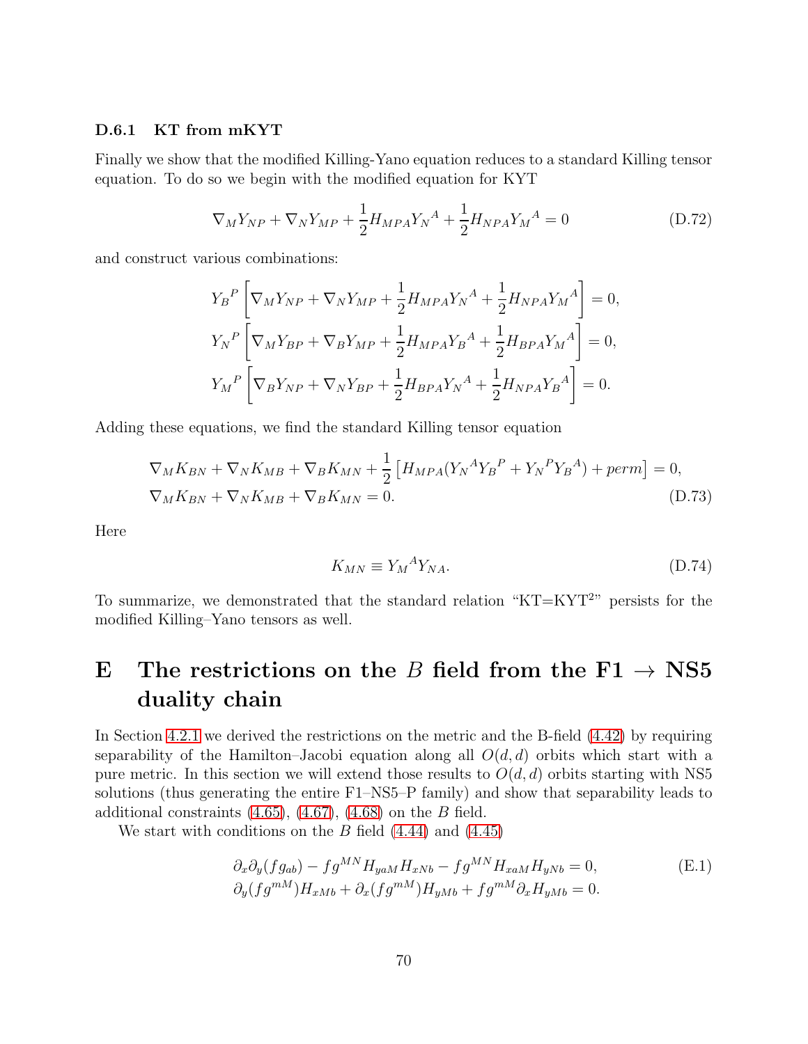### D.6.1 KT from mKYT

Finally we show that the modified Killing-Yano equation reduces to a standard Killing tensor equation. To do so we begin with the modified equation for KYT

$$\nabla_M Y_{NP} + \nabla_N Y_{MP} + \frac{1}{2} H_{MPA} Y_N{}^A + \frac{1}{2} H_{NPA} Y_M{}^A = 0 \tag{D.72}$$

and construct various combinations:

$$Y_B{}^P \left[ \nabla_M Y_{NP} + \nabla_N Y_{MP} + \frac{1}{2} H_{MPA} Y_N{}^A + \frac{1}{2} H_{NPA} Y_M{}^A \right] = 0,$$
$$Y_N{}^P \left[ \nabla_M Y_{BP} + \nabla_B Y_{MP} + \frac{1}{2} H_{MPA} Y_B{}^A + \frac{1}{2} H_{BPA} Y_M{}^A \right] = 0,$$
$$Y_M{}^P \left[ \nabla_B Y_{NP} + \nabla_N Y_{BP} + \frac{1}{2} H_{BPA} Y_N{}^A + \frac{1}{2} H_{NPA} Y_B{}^A \right] = 0.$$

Adding these equations, we find the standard Killing tensor equation

$$\begin{aligned}
&\nabla_M K_{BN} + \nabla_N K_{MB} + \nabla_B K_{MN} + \frac{1}{2} \left[ H_{MPA} (Y_N{}^A Y_B{}^P + Y_N{}^P Y_B{}^A) + perm \right] = 0, \\
&\nabla_M K_{BN} + \nabla_N K_{MB} + \nabla_B K_{MN} = 0.
\end{aligned} \tag{D.73}$$

Here

$$K_{MN} \equiv Y_M{}^A Y_{NA}. \tag{D.74}$$

To summarize, we demonstrated that the standard relation "KT=KYT$^2$" persists for the modified Killing–Yano tensors as well.

# E The restrictions on the $B$ field from the F1 $\rightarrow$ NS5 duality chain

In Section 4.2.1 we derived the restrictions on the metric and the B-field (4.42) by requiring separability of the Hamilton–Jacobi equation along all $O(d,d)$ orbits which start with a pure metric. In this section we will extend those results to $O(d,d)$ orbits starting with NS5 solutions (thus generating the entire F1–NS5–P family) and show that separability leads to additional constraints (4.65), (4.67), (4.68) on the $B$ field.

We start with conditions on the $B$ field (4.44) and (4.45)

$$\begin{aligned}
&\partial_x \partial_y (f g_{ab}) - f g^{MN} H_{yaM} H_{xNb} - f g^{MN} H_{xaM} H_{yNb} = 0, \\
&\partial_y (f g^{mM}) H_{xMb} + \partial_x (f g^{mM}) H_{yMb} + f g^{mM} \partial_x H_{yMb} = 0.
\end{aligned} \tag{E.1}$$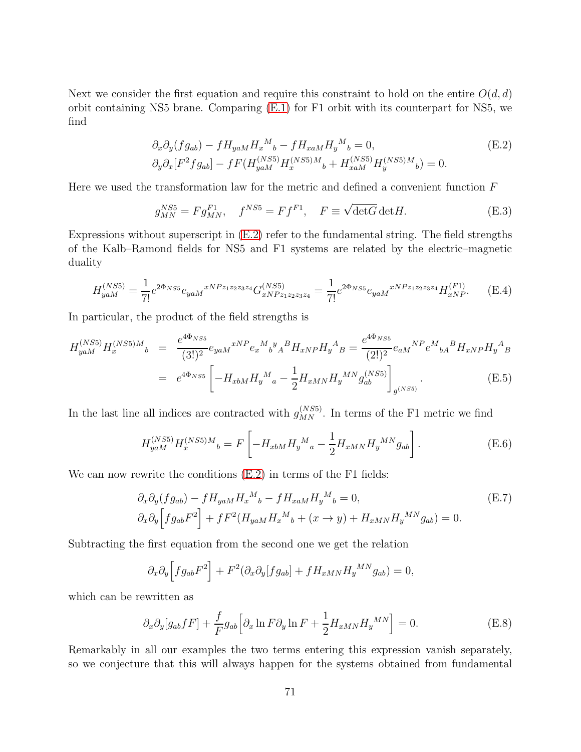Next we consider the first equation and require this constraint to hold on the entire $O(d,d)$ orbit containing NS5 brane. Comparing (E.1) for F1 orbit with its counterpart for NS5, we find

$$
\begin{aligned}
&\partial_x\partial_y(fg_{ab}) - fH_{yaM}H_x{}^M{}_b - fH_{xaM}H_y{}^M{}_b = 0, \\
&\partial_y\partial_x[F^2 fg_{ab}] - fF(H^{(NS5)}_{yaM}H^{(NS5)M}_x{}_b + H^{(NS5)}_{xaM}H^{(NS5)M}_y{}_b) = 0.
\end{aligned}
\tag{E.2}
$$

Here we used the transformation law for the metric and defined a convenient function $F$

$$
g^{NS5}_{MN} = Fg^{F1}_{MN}, \quad f^{NS5} = Ff^{F1}, \quad F \equiv \sqrt{\det G}\det H. \tag{E.3}
$$

Expressions without superscript in (E.2) refer to the fundamental string. The field strengths of the Kalb–Ramond fields for NS5 and F1 systems are related by the electric–magnetic duality

$$
H^{(NS5)}_{yaM} = \frac{1}{7!}e^{2\Phi_{NS5}}e_{yaM}{}^{xNPz_1z_2z_3z_4}G^{(NS5)}_{xNPz_1z_2z_3z_4} = \frac{1}{7!}e^{2\Phi_{NS5}}e_{yaM}{}^{xNPz_1z_2z_3z_4}H^{(F1)}_{xNP}. \tag{E.4}
$$

In particular, the product of the field strengths is

$$
\begin{aligned}
H^{(NS5)}_{yaM}H^{(NS5)M}_x{}_b &= \frac{e^{4\Phi_{NS5}}}{(3!)^2}e_{yaM}{}^{xNP}e_x{}^M{}_b{}^y{}_A{}^B H_{xNP}H_y{}^A{}_B = \frac{e^{4\Phi_{NS5}}}{(2!)^2}e_{aM}{}^{NP}e^M{}_{bA}{}^B H_{xNP}H_y{}^A{}_B \\
&= e^{4\Phi_{NS5}}\left[-H_{xbM}H_y{}^M{}_a - \frac{1}{2}H_{xMN}H_y{}^{MN}g^{(NS5)}_{ab}\right]_{g^{(NS5)}}.
\end{aligned}
\tag{E.5}
$$

In the last line all indices are contracted with $g^{(NS5)}_{MN}$. In terms of the F1 metric we find

$$
H^{(NS5)}_{yaM}H^{(NS5)M}_x{}_b = F\left[-H_{xbM}H_y{}^M{}_a - \frac{1}{2}H_{xMN}H_y{}^{MN}g_{ab}\right]. \tag{E.6}
$$

We can now rewrite the conditions (E.2) in terms of the F1 fields:

$$
\begin{aligned}
&\partial_x\partial_y(fg_{ab}) - fH_{yaM}H_x{}^M{}_b - fH_{xaM}H_y{}^M{}_b = 0, \\
&\partial_x\partial_y\Big[fg_{ab}F^2\Big] + fF^2(H_{yaM}H_x{}^M{}_b + (x \to y) + H_{xMN}H_y{}^{MN}g_{ab}) = 0.
\end{aligned}
\tag{E.7}
$$

Subtracting the first equation from the second one we get the relation

$$
\partial_x\partial_y\Big[fg_{ab}F^2\Big] + F^2(\partial_x\partial_y[fg_{ab}] + fH_{xMN}H_y{}^{MN}g_{ab}) = 0,
$$

which can be rewritten as

$$
\partial_x\partial_y[g_{ab}fF] + \frac{f}{F}g_{ab}\Big[\partial_x \ln F\partial_y \ln F + \frac{1}{2}H_{xMN}H_y{}^{MN}\Big] = 0. \tag{E.8}
$$

Remarkably in all our examples the two terms entering this expression vanish separately, so we conjecture that this will always happen for the systems obtained from fundamental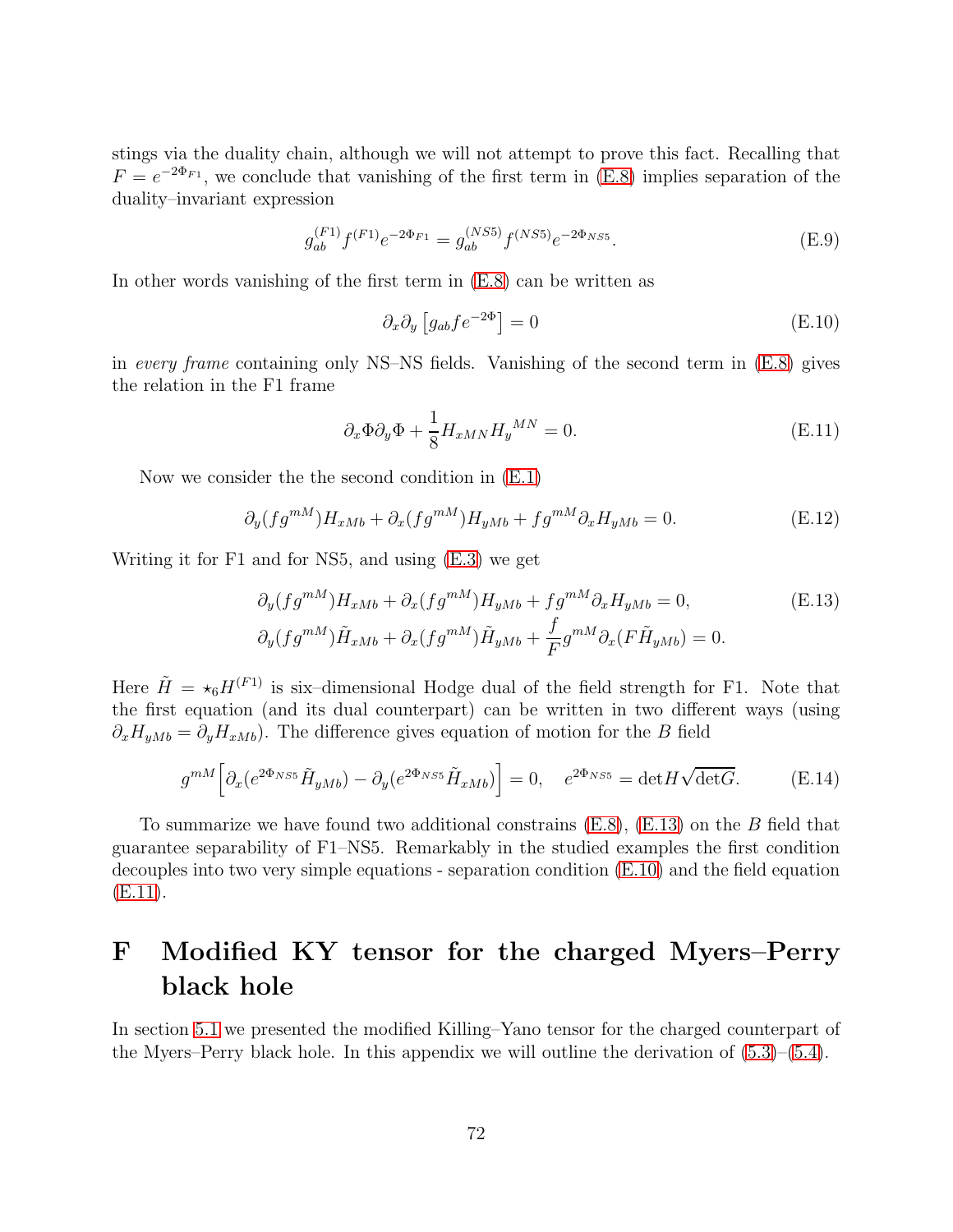stings via the duality chain, although we will not attempt to prove this fact. Recalling that $F = e^{-2\Phi_{F1}}$, we conclude that vanishing of the first term in (E.8) implies separation of the duality–invariant expression

$$g_{ab}^{(F1)} f^{(F1)} e^{-2\Phi_{F1}} = g_{ab}^{(NS5)} f^{(NS5)} e^{-2\Phi_{NS5}}. \tag{E.9}$$

In other words vanishing of the first term in (E.8) can be written as

$$\partial_x \partial_y \left[ g_{ab} f e^{-2\Phi} \right] = 0 \tag{E.10}$$

in *every frame* containing only NS–NS fields. Vanishing of the second term in (E.8) gives the relation in the F1 frame

$$\partial_x \Phi \partial_y \Phi + \frac{1}{8} H_{xMN} H_y{}^{MN} = 0. \tag{E.11}$$

Now we consider the the second condition in (E.1)

$$\partial_y (f g^{mM}) H_{xMb} + \partial_x (f g^{mM}) H_{yMb} + f g^{mM} \partial_x H_{yMb} = 0. \tag{E.12}$$

Writing it for F1 and for NS5, and using (E.3) we get

$$\begin{aligned}
&\partial_y (f g^{mM}) H_{xMb} + \partial_x (f g^{mM}) H_{yMb} + f g^{mM} \partial_x H_{yMb} = 0, \\
&\partial_y (f g^{mM}) \tilde{H}_{xMb} + \partial_x (f g^{mM}) \tilde{H}_{yMb} + \frac{f}{F} g^{mM} \partial_x (F \tilde{H}_{yMb}) = 0.
\end{aligned} \tag{E.13}$$

Here $\tilde{H} = \star_6 H^{(F1)}$ is six–dimensional Hodge dual of the field strength for F1. Note that the first equation (and its dual counterpart) can be written in two different ways (using $\partial_x H_{yMb} = \partial_y H_{xMb}$). The difference gives equation of motion for the $B$ field

$$g^{mM} \Big[ \partial_x (e^{2\Phi_{NS5}} \tilde{H}_{yMb}) - \partial_y (e^{2\Phi_{NS5}} \tilde{H}_{xMb}) \Big] = 0, \quad e^{2\Phi_{NS5}} = \det H \sqrt{\det G}. \tag{E.14}$$

To summarize we have found two additional constrains (E.8), (E.13) on the $B$ field that guarantee separability of F1–NS5. Remarkably in the studied examples the first condition decouples into two very simple equations - separation condition (E.10) and the field equation (E.11).

# F Modified KY tensor for the charged Myers–Perry black hole

In section 5.1 we presented the modified Killing–Yano tensor for the charged counterpart of the Myers–Perry black hole. In this appendix we will outline the derivation of (5.3)–(5.4).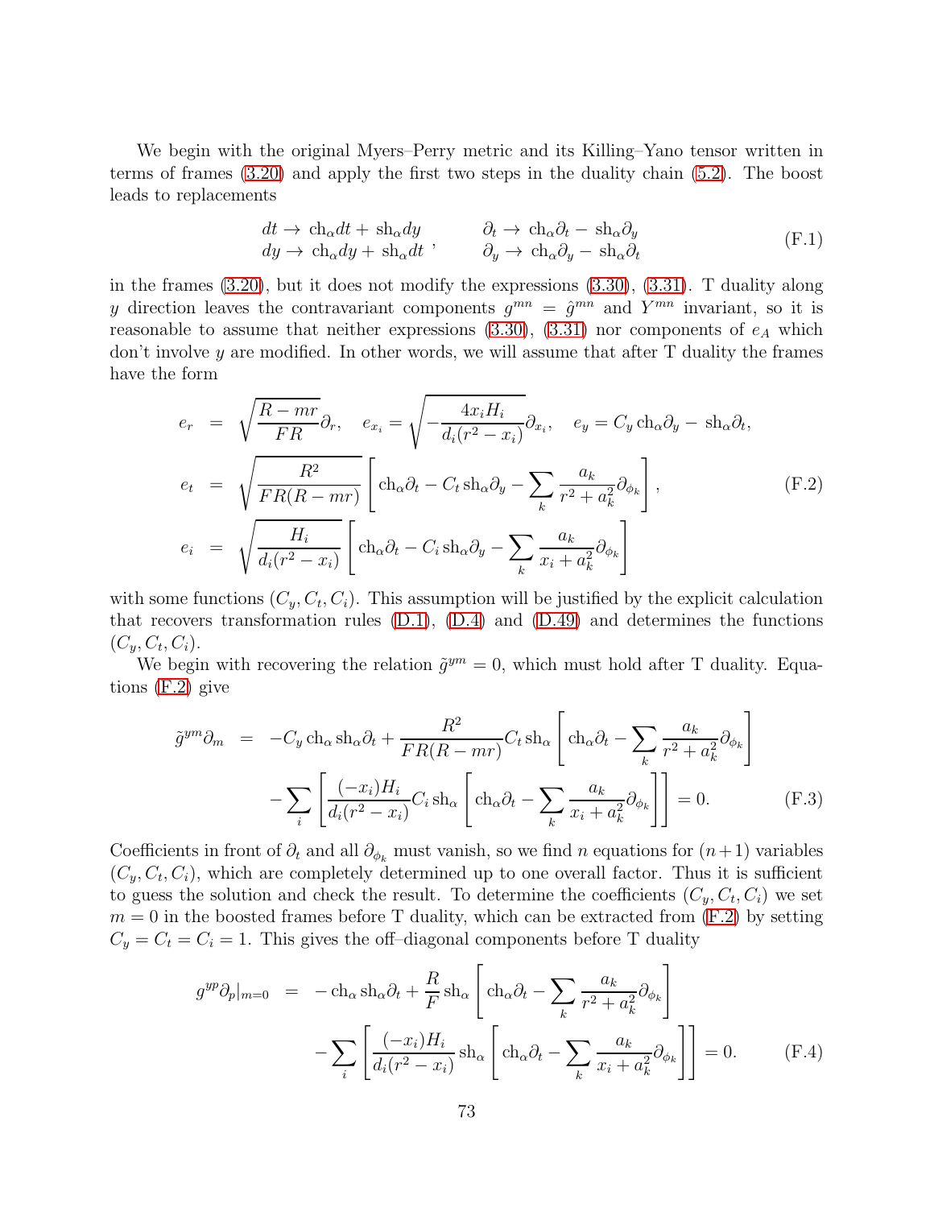We begin with the original Myers–Perry metric and its Killing–Yano tensor written in terms of frames (3.20) and apply the first two steps in the duality chain (5.2). The boost leads to replacements

$$
\begin{array}{ll}
dt \to \mathrm{ch}_\alpha dt + \mathrm{sh}_\alpha dy \\
dy \to \mathrm{ch}_\alpha dy + \mathrm{sh}_\alpha dt
\end{array},
\qquad
\begin{array}{l}
\partial_t \to \mathrm{ch}_\alpha \partial_t - \mathrm{sh}_\alpha \partial_y \\
\partial_y \to \mathrm{ch}_\alpha \partial_y - \mathrm{sh}_\alpha \partial_t
\end{array}
\tag{F.1}
$$

in the frames (3.20), but it does not modify the expressions (3.30), (3.31). T duality along $y$ direction leaves the contravariant components $g^{mn} = \hat{g}^{mn}$ and $Y^{mn}$ invariant, so it is reasonable to assume that neither expressions (3.30), (3.31) nor components of $e_A$ which don't involve $y$ are modified. In other words, we will assume that after T duality the frames have the form

$$
\begin{aligned}
e_r &= \sqrt{\frac{R-mr}{FR}}\partial_r, \quad e_{x_i} = \sqrt{-\frac{4x_i H_i}{d_i(r^2-x_i)}}\partial_{x_i}, \quad e_y = C_y\,\mathrm{ch}_\alpha \partial_y - \mathrm{sh}_\alpha \partial_t, \\
e_t &= \sqrt{\frac{R^2}{FR(R-mr)}}\left[\mathrm{ch}_\alpha \partial_t - C_t\,\mathrm{sh}_\alpha \partial_y - \sum_k \frac{a_k}{r^2+a_k^2}\partial_{\phi_k}\right], \\
e_i &= \sqrt{\frac{H_i}{d_i(r^2-x_i)}}\left[\mathrm{ch}_\alpha \partial_t - C_i\,\mathrm{sh}_\alpha \partial_y - \sum_k \frac{a_k}{x_i+a_k^2}\partial_{\phi_k}\right]
\end{aligned}
\tag{F.2}
$$

with some functions $(C_y, C_t, C_i)$. This assumption will be justified by the explicit calculation that recovers transformation rules (D.1), (D.4) and (D.49) and determines the functions $(C_y, C_t, C_i)$.

We begin with recovering the relation $\tilde{g}^{ym} = 0$, which must hold after T duality. Equations (F.2) give

$$
\begin{aligned}
\tilde{g}^{ym}\partial_m &= -C_y\,\mathrm{ch}_\alpha\,\mathrm{sh}_\alpha \partial_t + \frac{R^2}{FR(R-mr)}C_t\,\mathrm{sh}_\alpha\left[\mathrm{ch}_\alpha \partial_t - \sum_k \frac{a_k}{r^2+a_k^2}\partial_{\phi_k}\right] \\
&\quad - \sum_i \left[\frac{(-x_i)H_i}{d_i(r^2-x_i)}C_i\,\mathrm{sh}_\alpha\left[\mathrm{ch}_\alpha \partial_t - \sum_k \frac{a_k}{x_i+a_k^2}\partial_{\phi_k}\right]\right] = 0.
\end{aligned}
\tag{F.3}
$$

Coefficients in front of $\partial_t$ and all $\partial_{\phi_k}$ must vanish, so we find $n$ equations for $(n+1)$ variables $(C_y, C_t, C_i)$, which are completely determined up to one overall factor. Thus it is sufficient to guess the solution and check the result. To determine the coefficients $(C_y, C_t, C_i)$ we set $m = 0$ in the boosted frames before T duality, which can be extracted from (F.2) by setting $C_y = C_t = C_i = 1$. This gives the off–diagonal components before T duality

$$
\begin{aligned}
g^{yp}\partial_p|_{m=0} &= -\mathrm{ch}_\alpha\,\mathrm{sh}_\alpha \partial_t + \frac{R}{F}\mathrm{sh}_\alpha\left[\mathrm{ch}_\alpha \partial_t - \sum_k \frac{a_k}{r^2+a_k^2}\partial_{\phi_k}\right] \\
&\quad - \sum_i \left[\frac{(-x_i)H_i}{d_i(r^2-x_i)}\mathrm{sh}_\alpha\left[\mathrm{ch}_\alpha \partial_t - \sum_k \frac{a_k}{x_i+a_k^2}\partial_{\phi_k}\right]\right] = 0.
\end{aligned}
\tag{F.4}
$$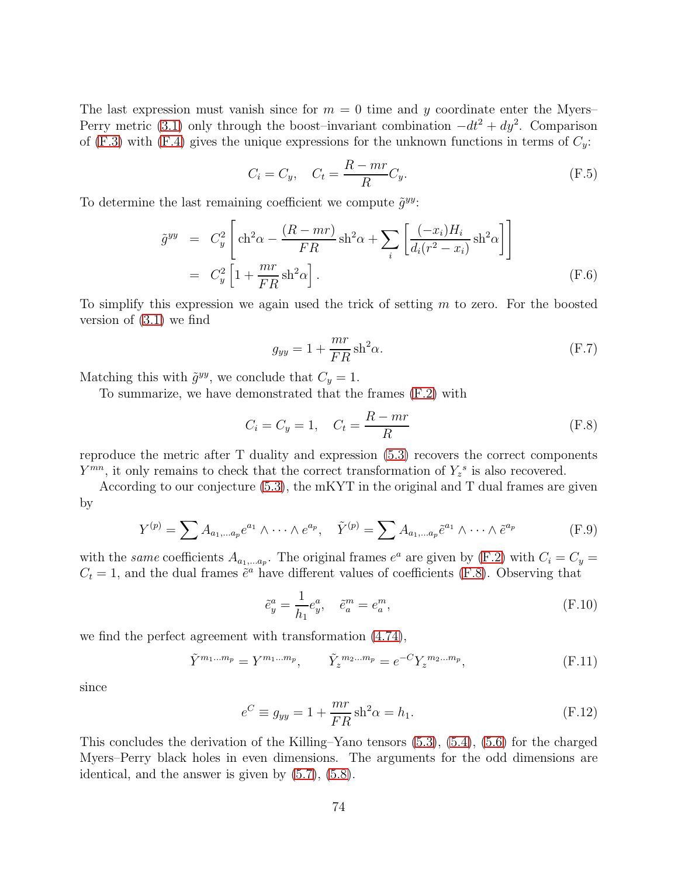The last expression must vanish since for $m = 0$ time and $y$ coordinate enter the Myers–Perry metric (3.1) only through the boost–invariant combination $-dt^2 + dy^2$. Comparison of (F.3) with (F.4) gives the unique expressions for the unknown functions in terms of $C_y$:

$$C_i = C_y, \quad C_t = \frac{R - mr}{R} C_y. \tag{F.5}$$

To determine the last remaining coefficient we compute $\tilde{g}^{yy}$:

$$\begin{aligned} \tilde{g}^{yy} &= C_y^2 \left[ \text{ch}^2\alpha - \frac{(R - mr)}{FR} \text{sh}^2\alpha + \sum_i \left[ \frac{(-x_i) H_i}{d_i (r^2 - x_i)} \text{sh}^2\alpha \right] \right] \\ &= C_y^2 \left[ 1 + \frac{mr}{FR} \text{sh}^2\alpha \right]. \end{aligned} \tag{F.6}$$

To simplify this expression we again used the trick of setting $m$ to zero. For the boosted version of (3.1) we find

$$g_{yy} = 1 + \frac{mr}{FR} \text{sh}^2\alpha. \tag{F.7}$$

Matching this with $\tilde{g}^{yy}$, we conclude that $C_y = 1$.

To summarize, we have demonstrated that the frames (F.2) with

$$C_i = C_y = 1, \quad C_t = \frac{R - mr}{R} \tag{F.8}$$

reproduce the metric after T duality and expression (5.3) recovers the correct components $Y^{mn}$, it only remains to check that the correct transformation of $Y_z{}^s$ is also recovered.

According to our conjecture (5.3), the mKYT in the original and T dual frames are given by

$$Y^{(p)} = \sum A_{a_1,\dots a_p} e^{a_1} \wedge \dots \wedge e^{a_p}, \quad \tilde{Y}^{(p)} = \sum A_{a_1,\dots a_p} \tilde{e}^{a_1} \wedge \dots \wedge \tilde{e}^{a_p} \tag{F.9}$$

with the *same* coefficients $A_{a_1,\dots a_p}$. The original frames $e^a$ are given by (F.2) with $C_i = C_y = C_t = 1$, and the dual frames $\tilde{e}^a$ have different values of coefficients (F.8). Observing that

$$\tilde{e}_y^a = \frac{1}{h_1} e_y^a, \quad \tilde{e}_a^m = e_a^m, \tag{F.10}$$

we find the perfect agreement with transformation (4.74),

$$\tilde{Y}^{m_1 \dots m_p} = Y^{m_1 \dots m_p}, \qquad \tilde{Y}_z{}^{m_2 \dots m_p} = e^{-C} Y_z{}^{m_2 \dots m_p}, \tag{F.11}$$

since

$$e^C \equiv g_{yy} = 1 + \frac{mr}{FR} \text{sh}^2\alpha = h_1. \tag{F.12}$$

This concludes the derivation of the Killing–Yano tensors (5.3), (5.4), (5.6) for the charged Myers–Perry black holes in even dimensions. The arguments for the odd dimensions are identical, and the answer is given by (5.7), (5.8).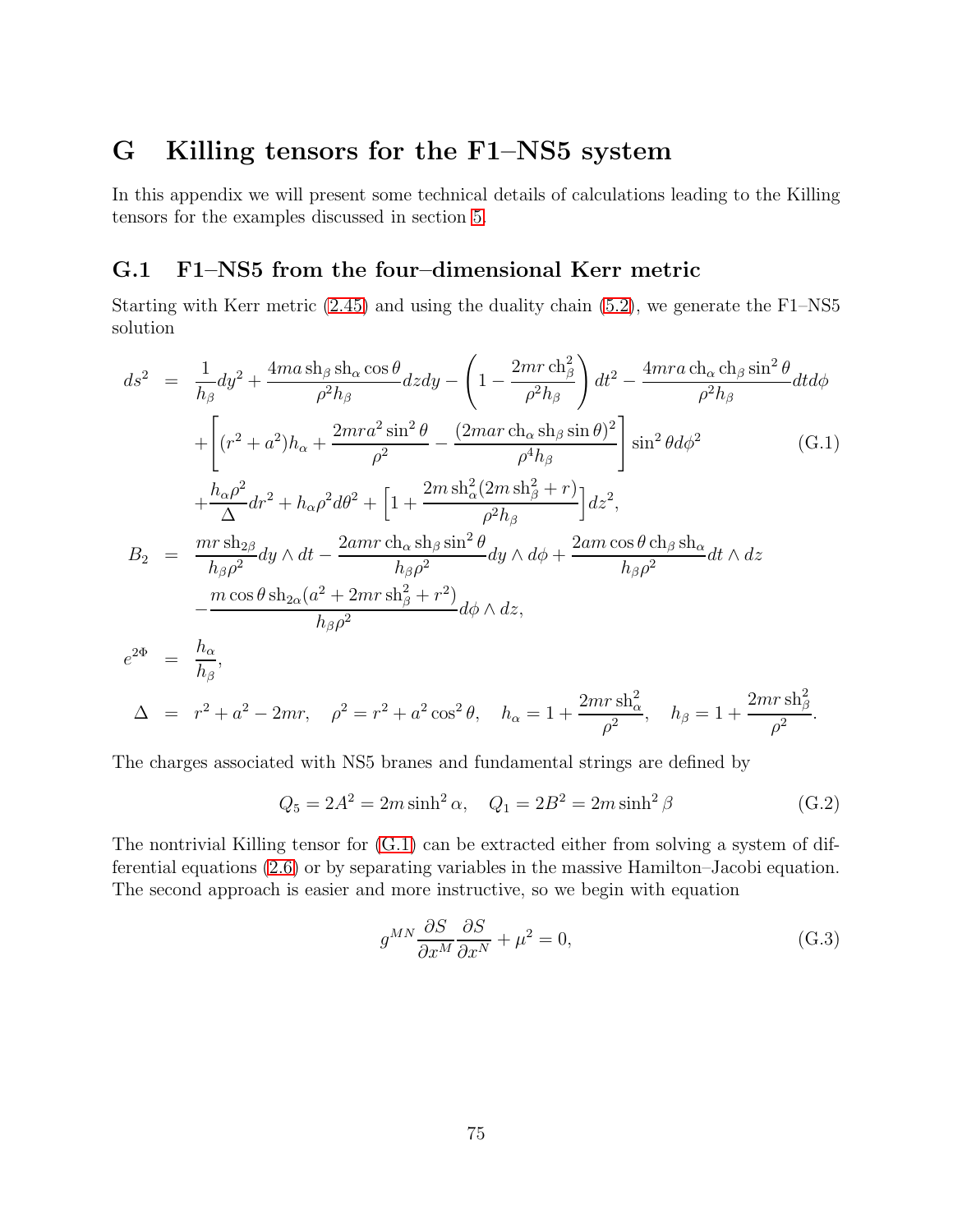## G Killing tensors for the F1–NS5 system

In this appendix we will present some technical details of calculations leading to the Killing tensors for the examples discussed in section 5.

### G.1 F1–NS5 from the four–dimensional Kerr metric

Starting with Kerr metric (2.45) and using the duality chain (5.2), we generate the F1–NS5 solution

$$
\begin{aligned}
ds^2 &= \frac{1}{h_\beta}dy^2 + \frac{4ma\,\mathrm{sh}_\beta\,\mathrm{sh}_\alpha\cos\theta}{\rho^2 h_\beta}dzdy - \left(1 - \frac{2mr\,\mathrm{ch}_\beta^2}{\rho^2 h_\beta}\right)dt^2 - \frac{4mra\,\mathrm{ch}_\alpha\,\mathrm{ch}_\beta\sin^2\theta}{\rho^2 h_\beta}dtd\phi \\
&\quad + \left[(r^2+a^2)h_\alpha + \frac{2mra^2\sin^2\theta}{\rho^2} - \frac{(2mar\,\mathrm{ch}_\alpha\,\mathrm{sh}_\beta\sin\theta)^2}{\rho^4 h_\beta}\right]\sin^2\theta d\phi^2 \qquad\qquad (G.1)\\
&\quad + \frac{h_\alpha\rho^2}{\Delta}dr^2 + h_\alpha\rho^2 d\theta^2 + \Big[1 + \frac{2m\,\mathrm{sh}_\alpha^2(2m\,\mathrm{sh}_\beta^2 + r)}{\rho^2 h_\beta}\Big]dz^2,\\
B_2 &= \frac{mr\,\mathrm{sh}_{2\beta}}{h_\beta\rho^2}dy\wedge dt - \frac{2amr\,\mathrm{ch}_\alpha\,\mathrm{sh}_\beta\sin^2\theta}{h_\beta\rho^2}dy\wedge d\phi + \frac{2am\cos\theta\,\mathrm{ch}_\beta\,\mathrm{sh}_\alpha}{h_\beta\rho^2}dt\wedge dz\\
&\quad - \frac{m\cos\theta\,\mathrm{sh}_{2\alpha}(a^2 + 2mr\,\mathrm{sh}_\beta^2 + r^2)}{h_\beta\rho^2}d\phi\wedge dz,\\
e^{2\Phi} &= \frac{h_\alpha}{h_\beta},\\
\Delta &= r^2 + a^2 - 2mr, \quad \rho^2 = r^2 + a^2\cos^2\theta, \quad h_\alpha = 1 + \frac{2mr\,\mathrm{sh}_\alpha^2}{\rho^2}, \quad h_\beta = 1 + \frac{2mr\,\mathrm{sh}_\beta^2}{\rho^2}.
\end{aligned}
$$

The charges associated with NS5 branes and fundamental strings are defined by

$$
Q_5 = 2A^2 = 2m\sinh^2\alpha, \quad Q_1 = 2B^2 = 2m\sinh^2\beta \qquad (G.2)
$$

The nontrivial Killing tensor for (G.1) can be extracted either from solving a system of differential equations (2.6) or by separating variables in the massive Hamilton–Jacobi equation. The second approach is easier and more instructive, so we begin with equation

$$
g^{MN}\frac{\partial S}{\partial x^M}\frac{\partial S}{\partial x^N} + \mu^2 = 0, \qquad (G.3)
$$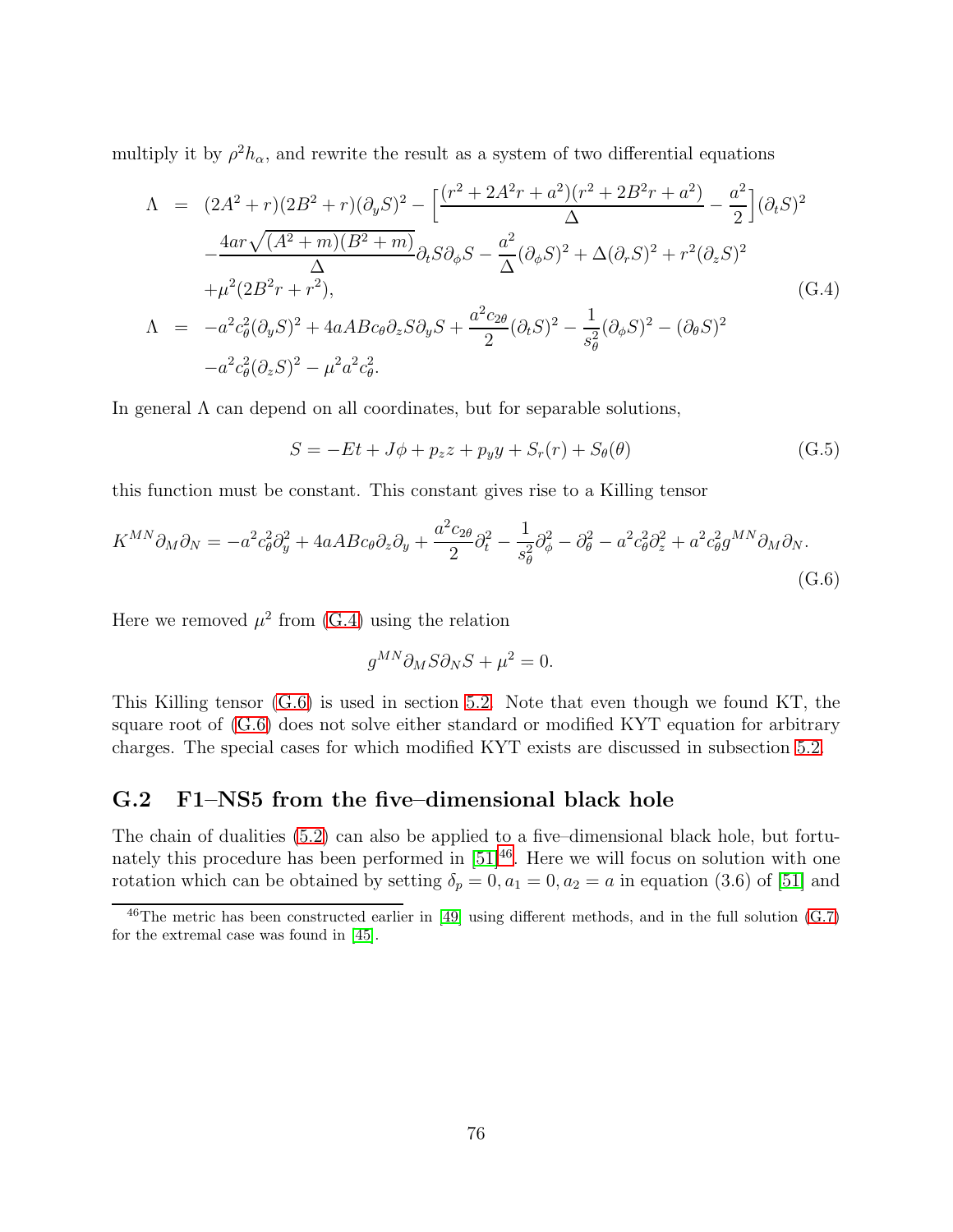multiply it by $\rho^2 h_\alpha$, and rewrite the result as a system of two differential equations

$$
\begin{aligned}
\Lambda &= (2A^2+r)(2B^2+r)(\partial_y S)^2 - \Big[\frac{(r^2+2A^2r+a^2)(r^2+2B^2r+a^2)}{\Delta} - \frac{a^2}{2}\Big](\partial_t S)^2 \\
&\quad - \frac{4ar\sqrt{(A^2+m)(B^2+m)}}{\Delta}\partial_t S \partial_\phi S - \frac{a^2}{\Delta}(\partial_\phi S)^2 + \Delta(\partial_r S)^2 + r^2(\partial_z S)^2 \\
&\quad + \mu^2(2B^2 r + r^2), \\
\Lambda &= -a^2 c_\theta^2 (\partial_y S)^2 + 4aABc_\theta \partial_z S \partial_y S + \frac{a^2 c_{2\theta}}{2}(\partial_t S)^2 - \frac{1}{s_\theta^2}(\partial_\phi S)^2 - (\partial_\theta S)^2 \\
&\quad - a^2 c_\theta^2 (\partial_z S)^2 - \mu^2 a^2 c_\theta^2.
\end{aligned}
\tag{G.4}
$$

In general $\Lambda$ can depend on all coordinates, but for separable solutions,

$$
S = -Et + J\phi + p_z z + p_y y + S_r(r) + S_\theta(\theta) \tag{G.5}
$$

this function must be constant. This constant gives rise to a Killing tensor

$$
K^{MN}\partial_M \partial_N = -a^2 c_\theta^2 \partial_y^2 + 4aABc_\theta \partial_z \partial_y + \frac{a^2 c_{2\theta}}{2}\partial_t^2 - \frac{1}{s_\theta^2}\partial_\phi^2 - \partial_\theta^2 - a^2 c_\theta^2 \partial_z^2 + a^2 c_\theta^2 g^{MN}\partial_M \partial_N.
\tag{G.6}
$$

Here we removed $\mu^2$ from (G.4) using the relation

$$
g^{MN}\partial_M S \partial_N S + \mu^2 = 0.
$$

This Killing tensor (G.6) is used in section 5.2. Note that even though we found KT, the square root of (G.6) does not solve either standard or modified KYT equation for arbitrary charges. The special cases for which modified KYT exists are discussed in subsection 5.2.

## G.2 F1–NS5 from the five–dimensional black hole

The chain of dualities (5.2) can also be applied to a five–dimensional black hole, but fortunately this procedure has been performed in [51][46]. Here we will focus on solution with one rotation which can be obtained by setting $\delta_p = 0, a_1 = 0, a_2 = a$ in equation (3.6) of [51] and

[46] The metric has been constructed earlier in [49] using different methods, and in the full solution (G.7) for the extremal case was found in [45].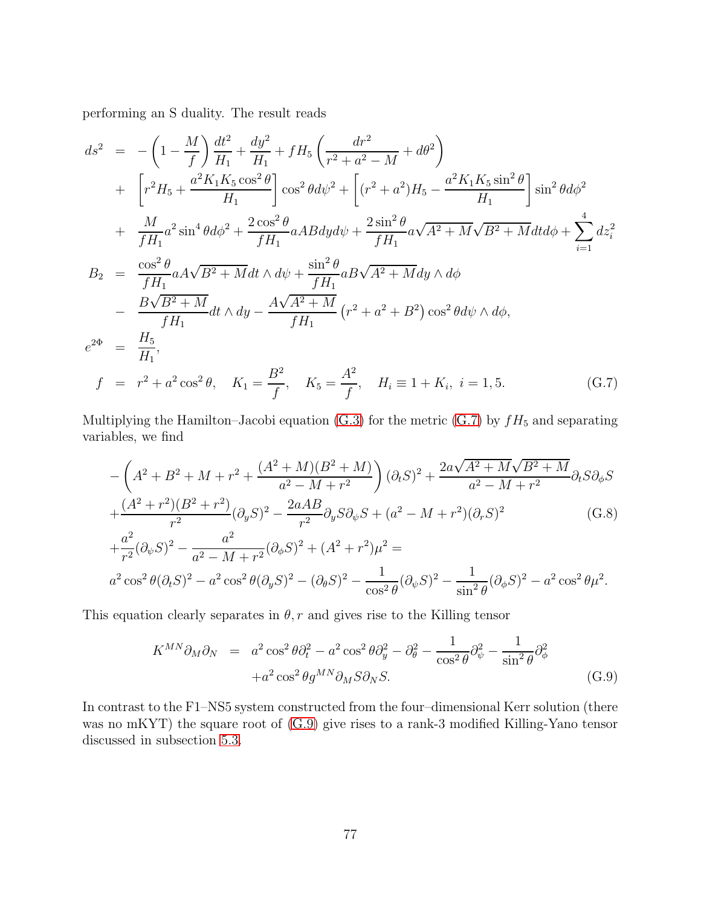performing an S duality. The result reads

$$
\begin{aligned}
ds^2 &= -\left(1-\frac{M}{f}\right)\frac{dt^2}{H_1}+\frac{dy^2}{H_1}+fH_5\left(\frac{dr^2}{r^2+a^2-M}+d\theta^2\right)\\
&+ \left[r^2H_5+\frac{a^2K_1K_5\cos^2\theta}{H_1}\right]\cos^2\theta d\psi^2+\left[(r^2+a^2)H_5-\frac{a^2K_1K_5\sin^2\theta}{H_1}\right]\sin^2\theta d\phi^2\\
&+ \frac{M}{fH_1}a^2\sin^4\theta d\phi^2+\frac{2\cos^2\theta}{fH_1}aABdyd\psi+\frac{2\sin^2\theta}{fH_1}a\sqrt{A^2+M}\sqrt{B^2+M}dtd\phi+\sum_{i=1}^{4}dz_i^2\\
B_2 &= \frac{\cos^2\theta}{fH_1}aA\sqrt{B^2+M}dt\wedge d\psi+\frac{\sin^2\theta}{fH_1}aB\sqrt{A^2+M}dy\wedge d\phi\\
&- \frac{B\sqrt{B^2+M}}{fH_1}dt\wedge dy-\frac{A\sqrt{A^2+M}}{fH_1}\left(r^2+a^2+B^2\right)\cos^2\theta d\psi\wedge d\phi,\\
e^{2\Phi} &= \frac{H_5}{H_1},\\
f &= r^2+a^2\cos^2\theta,\quad K_1=\frac{B^2}{f},\quad K_5=\frac{A^2}{f},\quad H_i\equiv 1+K_i,\ i=1,5.
\end{aligned}
\tag{G.7}
$$

Multiplying the Hamilton–Jacobi equation (G.3) for the metric (G.7) by $fH_5$ and separating variables, we find

$$
\begin{aligned}
&-\left(A^2+B^2+M+r^2+\frac{(A^2+M)(B^2+M)}{a^2-M+r^2}\right)(\partial_t S)^2+\frac{2a\sqrt{A^2+M}\sqrt{B^2+M}}{a^2-M+r^2}\partial_t S\partial_\phi S\\
&+\frac{(A^2+r^2)(B^2+r^2)}{r^2}(\partial_y S)^2-\frac{2aAB}{r^2}\partial_y S\partial_\psi S+(a^2-M+r^2)(\partial_r S)^2\\
&+\frac{a^2}{r^2}(\partial_\psi S)^2-\frac{a^2}{a^2-M+r^2}(\partial_\phi S)^2+(A^2+r^2)\mu^2=\\
&a^2\cos^2\theta(\partial_t S)^2-a^2\cos^2\theta(\partial_y S)^2-(\partial_\theta S)^2-\frac{1}{\cos^2\theta}(\partial_\psi S)^2-\frac{1}{\sin^2\theta}(\partial_\phi S)^2-a^2\cos^2\theta\mu^2.
\end{aligned}
\tag{G.8}
$$

This equation clearly separates in $\theta, r$ and gives rise to the Killing tensor

$$
\begin{aligned}
K^{MN}\partial_M\partial_N &= a^2\cos^2\theta\partial_t^2-a^2\cos^2\theta\partial_y^2-\partial_\theta^2-\frac{1}{\cos^2\theta}\partial_\psi^2-\frac{1}{\sin^2\theta}\partial_\phi^2\\
&+a^2\cos^2\theta g^{MN}\partial_M S\partial_N S.
\end{aligned}
\tag{G.9}
$$

In contrast to the F1–NS5 system constructed from the four–dimensional Kerr solution (there was no mKYT) the square root of (G.9) give rises to a rank-3 modified Killing-Yano tensor discussed in subsection 5.3.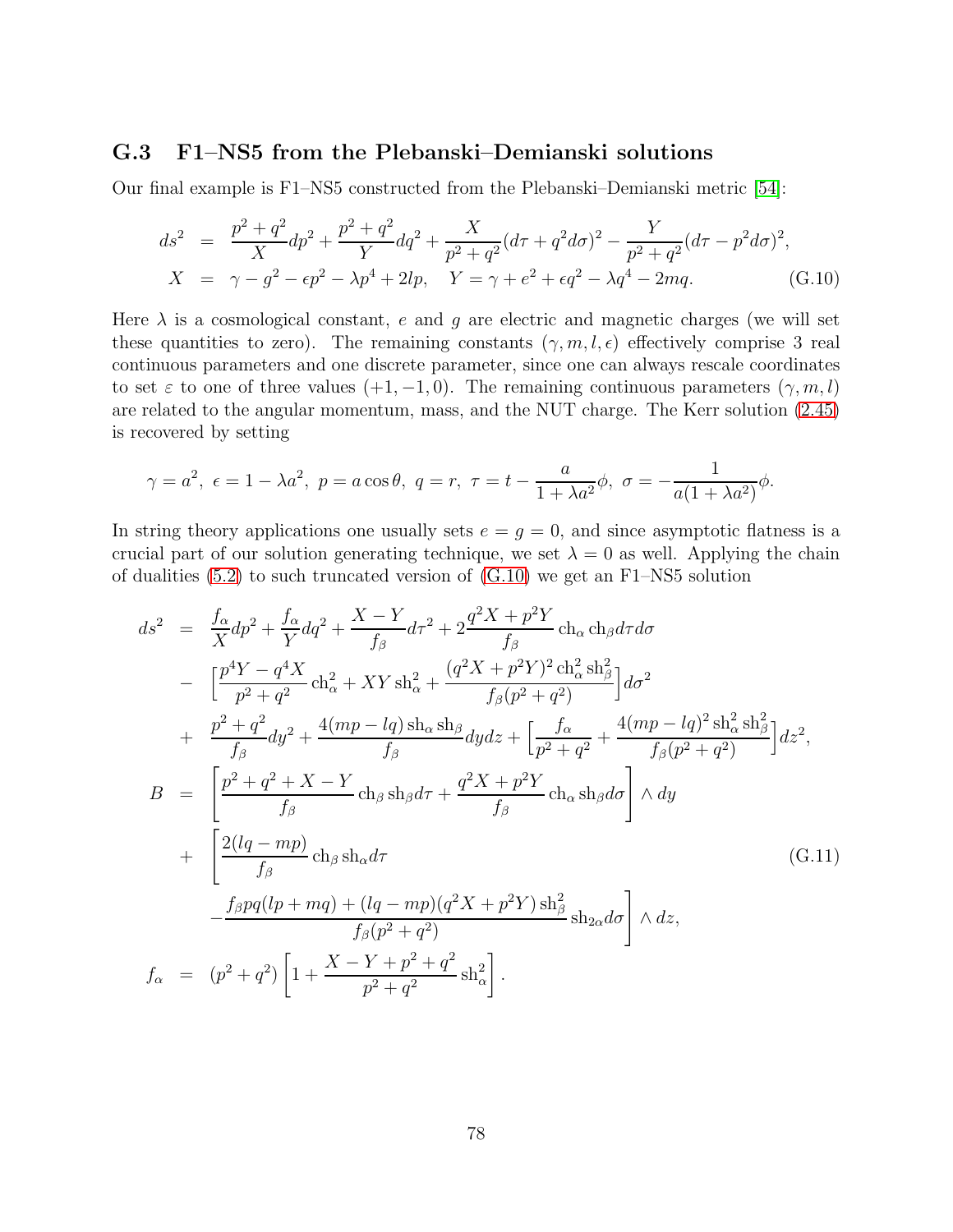### G.3 F1–NS5 from the Plebanski–Demianski solutions

Our final example is F1–NS5 constructed from the Plebanski–Demianski metric [54]:

$$
\begin{aligned}
ds^2 &= \frac{p^2+q^2}{X}dp^2 + \frac{p^2+q^2}{Y}dq^2 + \frac{X}{p^2+q^2}(d\tau + q^2 d\sigma)^2 - \frac{Y}{p^2+q^2}(d\tau - p^2 d\sigma)^2, \\
X &= \gamma - g^2 - \epsilon p^2 - \lambda p^4 + 2lp, \quad Y = \gamma + e^2 + \epsilon q^2 - \lambda q^4 - 2mq.
\end{aligned}
\tag{G.10}
$$

Here $\lambda$ is a cosmological constant, $e$ and $g$ are electric and magnetic charges (we will set these quantities to zero). The remaining constants $(\gamma, m, l, \epsilon)$ effectively comprise 3 real continuous parameters and one discrete parameter, since one can always rescale coordinates to set $\varepsilon$ to one of three values $(+1, -1, 0)$. The remaining continuous parameters $(\gamma, m, l)$ are related to the angular momentum, mass, and the NUT charge. The Kerr solution (2.45) is recovered by setting

$$
\gamma = a^2, \ \epsilon = 1 - \lambda a^2, \ p = a\cos\theta, \ q = r, \ \tau = t - \frac{a}{1+\lambda a^2}\phi, \ \sigma = -\frac{1}{a(1+\lambda a^2)}\phi.
$$

In string theory applications one usually sets $e = g = 0$, and since asymptotic flatness is a crucial part of our solution generating technique, we set $\lambda = 0$ as well. Applying the chain of dualities (5.2) to such truncated version of (G.10) we get an F1–NS5 solution

$$
\begin{aligned}
ds^2 &= \frac{f_\alpha}{X}dp^2 + \frac{f_\alpha}{Y}dq^2 + \frac{X-Y}{f_\beta}d\tau^2 + 2\frac{q^2X + p^2Y}{f_\beta}\,\mathrm{ch}_\alpha\,\mathrm{ch}_\beta d\tau d\sigma \\
&- \Big[\frac{p^4Y - q^4X}{p^2+q^2}\mathrm{ch}_\alpha^2 + XY\,\mathrm{sh}_\alpha^2 + \frac{(q^2X+p^2Y)^2\,\mathrm{ch}_\alpha^2\,\mathrm{sh}_\beta^2}{f_\beta(p^2+q^2)}\Big]d\sigma^2 \\
&+ \frac{p^2+q^2}{f_\beta}dy^2 + \frac{4(mp-lq)\,\mathrm{sh}_\alpha\,\mathrm{sh}_\beta}{f_\beta}dydz + \Big[\frac{f_\alpha}{p^2+q^2} + \frac{4(mp-lq)^2\,\mathrm{sh}_\alpha^2\,\mathrm{sh}_\beta^2}{f_\beta(p^2+q^2)}\Big]dz^2, \\
B &= \left[\frac{p^2+q^2+X-Y}{f_\beta}\mathrm{ch}_\beta\,\mathrm{sh}_\beta d\tau + \frac{q^2X+p^2Y}{f_\beta}\mathrm{ch}_\alpha\,\mathrm{sh}_\beta d\sigma\right]\wedge dy \\
&+ \left[\frac{2(lq-mp)}{f_\beta}\mathrm{ch}_\beta\,\mathrm{sh}_\alpha d\tau \right. \\
&\left. - \frac{f_\beta pq(lp+mq) + (lq-mp)(q^2X+p^2Y)\,\mathrm{sh}_\beta^2}{f_\beta(p^2+q^2)}\mathrm{sh}_{2\alpha}d\sigma\right]\wedge dz, \\
f_\alpha &= (p^2+q^2)\left[1 + \frac{X-Y+p^2+q^2}{p^2+q^2}\mathrm{sh}_\alpha^2\right].
\end{aligned}
\tag{G.11}
$$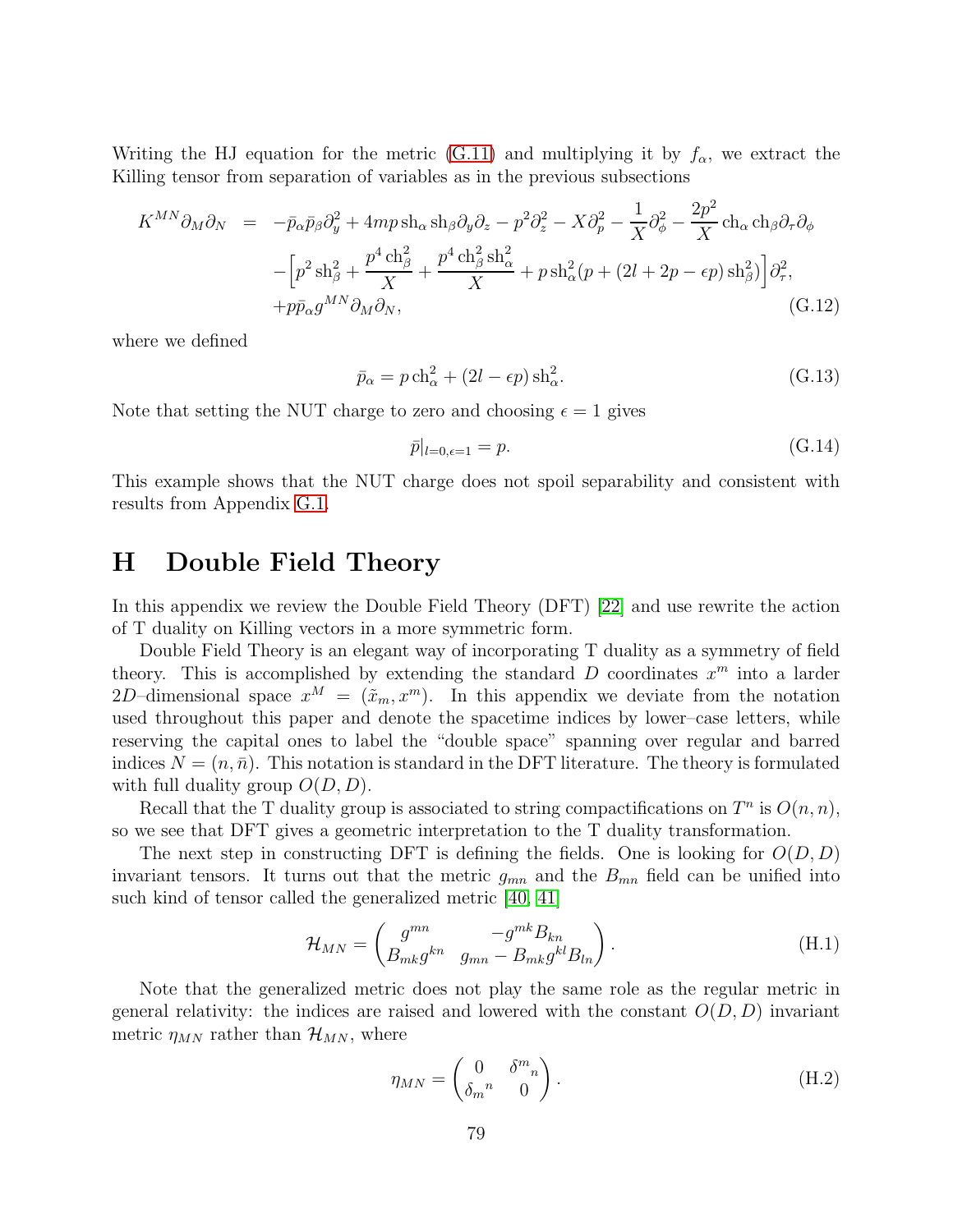Writing the HJ equation for the metric (G.11) and multiplying it by $f_\alpha$, we extract the Killing tensor from separation of variables as in the previous subsections

$$
\begin{aligned}
K^{MN}\partial_M\partial_N &= -\bar{p}_\alpha\bar{p}_\beta\partial_y^2 + 4mp\,\mathrm{sh}_\alpha\,\mathrm{sh}_\beta\partial_y\partial_z - p^2\partial_z^2 - X\partial_p^2 - \frac{1}{X}\partial_\phi^2 - \frac{2p^2}{X}\,\mathrm{ch}_\alpha\,\mathrm{ch}_\beta\partial_\tau\partial_\phi \\
&\quad -\Big[p^2\,\mathrm{sh}_\beta^2 + \frac{p^4\,\mathrm{ch}_\beta^2}{X} + \frac{p^4\,\mathrm{ch}_\beta^2\,\mathrm{sh}_\alpha^2}{X} + p\,\mathrm{sh}_\alpha^2(p + (2l + 2p - \epsilon p)\,\mathrm{sh}_\beta^2)\Big]\partial_\tau^2, \\
&\quad + p\bar{p}_\alpha g^{MN}\partial_M\partial_N,
\end{aligned}
\tag{G.12}
$$

where we defined

$$
\bar{p}_\alpha = p\,\mathrm{ch}_\alpha^2 + (2l - \epsilon p)\,\mathrm{sh}_\alpha^2. \tag{G.13}
$$

Note that setting the NUT charge to zero and choosing $\epsilon = 1$ gives

$$
\bar{p}|_{l=0,\epsilon=1} = p. \tag{G.14}
$$

This example shows that the NUT charge does not spoil separability and consistent with results from Appendix G.1.

# H Double Field Theory

In this appendix we review the Double Field Theory (DFT) [22] and use rewrite the action of T duality on Killing vectors in a more symmetric form.

Double Field Theory is an elegant way of incorporating T duality as a symmetry of field theory. This is accomplished by extending the standard $D$ coordinates $x^m$ into a larder $2D$–dimensional space $x^M = (\tilde{x}_m, x^m)$. In this appendix we deviate from the notation used throughout this paper and denote the spacetime indices by lower–case letters, while reserving the capital ones to label the "double space" spanning over regular and barred indices $N = (n, \bar{n})$. This notation is standard in the DFT literature. The theory is formulated with full duality group $O(D, D)$.

Recall that the T duality group is associated to string compactifications on $T^n$ is $O(n, n)$, so we see that DFT gives a geometric interpretation to the T duality transformation.

The next step in constructing DFT is defining the fields. One is looking for $O(D, D)$ invariant tensors. It turns out that the metric $g_{mn}$ and the $B_{mn}$ field can be unified into such kind of tensor called the generalized metric [40, 41]

$$
\mathcal{H}_{MN} = \begin{pmatrix} g^{mn} & -g^{mk}B_{kn} \\ B_{mk}g^{kn} & g_{mn} - B_{mk}g^{kl}B_{ln} \end{pmatrix}. \tag{H.1}
$$

Note that the generalized metric does not play the same role as the regular metric in general relativity: the indices are raised and lowered with the constant $O(D, D)$ invariant metric $\eta_{MN}$ rather than $\mathcal{H}_{MN}$, where

$$
\eta_{MN} = \begin{pmatrix} 0 & \delta^m{}_n \\ \delta_m{}^n & 0 \end{pmatrix}. \tag{H.2}
$$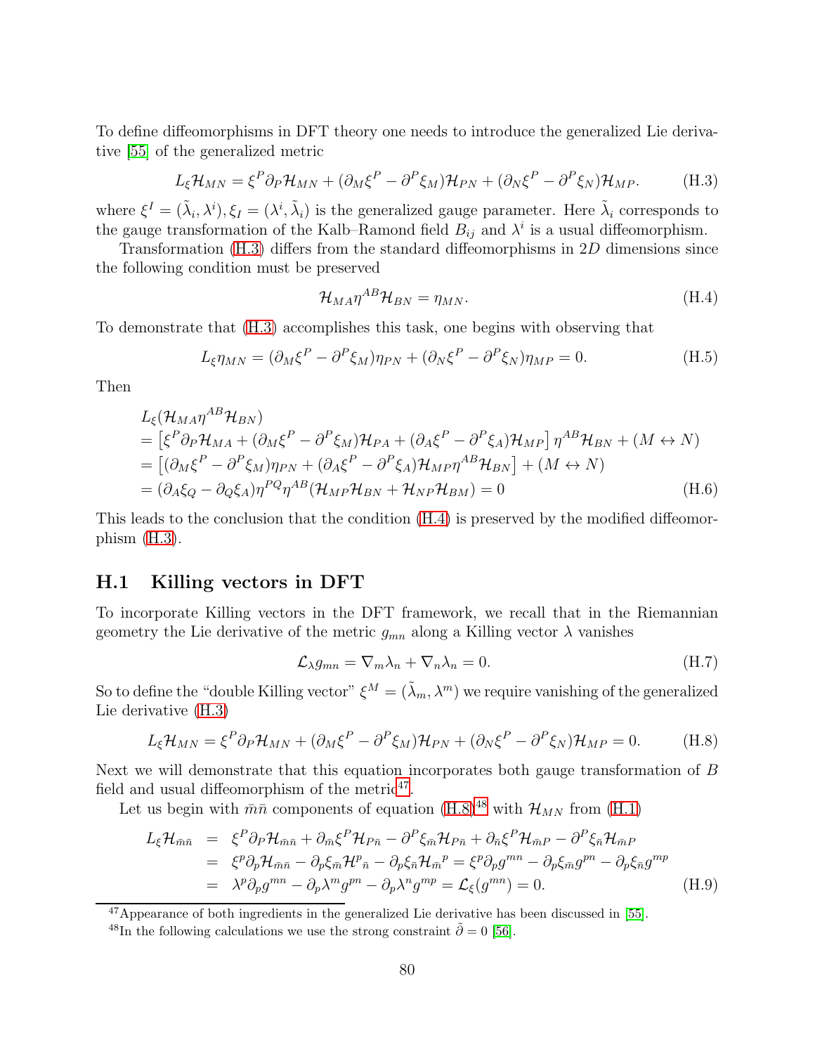To define diffeomorphisms in DFT theory one needs to introduce the generalized Lie derivative [55] of the generalized metric

$$L_\xi \mathcal{H}_{MN} = \xi^P \partial_P \mathcal{H}_{MN} + (\partial_M \xi^P - \partial^P \xi_M)\mathcal{H}_{PN} + (\partial_N \xi^P - \partial^P \xi_N)\mathcal{H}_{MP}. \tag{H.3}$$

where $\xi^I = (\tilde{\lambda}_i, \lambda^i), \xi_I = (\lambda^i, \tilde{\lambda}_i)$ is the generalized gauge parameter. Here $\tilde{\lambda}_i$ corresponds to the gauge transformation of the Kalb–Ramond field $B_{ij}$ and $\lambda^i$ is a usual diffeomorphism.

Transformation (H.3) differs from the standard diffeomorphisms in $2D$ dimensions since the following condition must be preserved

$$\mathcal{H}_{MA}\eta^{AB}\mathcal{H}_{BN} = \eta_{MN}. \tag{H.4}$$

To demonstrate that (H.3) accomplishes this task, one begins with observing that

$$L_\xi \eta_{MN} = (\partial_M \xi^P - \partial^P \xi_M)\eta_{PN} + (\partial_N \xi^P - \partial^P \xi_N)\eta_{MP} = 0. \tag{H.5}$$

Then

$$\begin{aligned}
& L_\xi(\mathcal{H}_{MA}\eta^{AB}\mathcal{H}_{BN}) \\
&= \left[\xi^P \partial_P \mathcal{H}_{MA} + (\partial_M \xi^P - \partial^P \xi_M)\mathcal{H}_{PA} + (\partial_A \xi^P - \partial^P \xi_A)\mathcal{H}_{MP}\right]\eta^{AB}\mathcal{H}_{BN} + (M \leftrightarrow N) \\
&= \left[(\partial_M \xi^P - \partial^P \xi_M)\eta_{PN} + (\partial_A \xi^P - \partial^P \xi_A)\mathcal{H}_{MP}\eta^{AB}\mathcal{H}_{BN}\right] + (M \leftrightarrow N) \\
&= (\partial_A \xi_Q - \partial_Q \xi_A)\eta^{PQ}\eta^{AB}(\mathcal{H}_{MP}\mathcal{H}_{BN} + \mathcal{H}_{NP}\mathcal{H}_{BM}) = 0
\end{aligned} \tag{H.6}$$

This leads to the conclusion that the condition (H.4) is preserved by the modified diffeomorphism (H.3).

## H.1 Killing vectors in DFT

To incorporate Killing vectors in the DFT framework, we recall that in the Riemannian geometry the Lie derivative of the metric $g_{mn}$ along a Killing vector $\lambda$ vanishes

$$\mathcal{L}_\lambda g_{mn} = \nabla_m \lambda_n + \nabla_n \lambda_n = 0. \tag{H.7}$$

So to define the "double Killing vector" $\xi^M = (\tilde{\lambda}_m, \lambda^m)$ we require vanishing of the generalized Lie derivative (H.3)

$$L_\xi \mathcal{H}_{MN} = \xi^P \partial_P \mathcal{H}_{MN} + (\partial_M \xi^P - \partial^P \xi_M)\mathcal{H}_{PN} + (\partial_N \xi^P - \partial^P \xi_N)\mathcal{H}_{MP} = 0. \tag{H.8}$$

Next we will demonstrate that this equation incorporates both gauge transformation of $B$ field and usual diffeomorphism of the metric[47].

Let us begin with $\bar{m}\bar{n}$ components of equation (H.8)[48] with $\mathcal{H}_{MN}$ from (H.1)

$$\begin{aligned}
L_\xi \mathcal{H}_{\bar{m}\bar{n}} &= \xi^P \partial_P \mathcal{H}_{\bar{m}\bar{n}} + \partial_{\bar{m}} \xi^P \mathcal{H}_{P\bar{n}} - \partial^P \xi_{\bar{m}} \mathcal{H}_{P\bar{n}} + \partial_{\bar{n}} \xi^P \mathcal{H}_{\bar{m}P} - \partial^P \xi_{\bar{n}} \mathcal{H}_{\bar{m}P} \\
&= \xi^p \partial_p \mathcal{H}_{\bar{m}\bar{n}} - \partial_p \xi_{\bar{m}} \mathcal{H}^p{}_{\bar{n}} - \partial_p \xi_{\bar{n}} \mathcal{H}_{\bar{m}}{}^p = \xi^p \partial_p g^{mn} - \partial_p \xi_{\bar{m}} g^{pn} - \partial_p \xi_{\bar{n}} g^{mp} \\
&= \lambda^p \partial_p g^{mn} - \partial_p \lambda^m g^{pn} - \partial_p \lambda^n g^{mp} = \mathcal{L}_\xi(g^{mn}) = 0.
\end{aligned} \tag{H.9}$$

[47] Appearance of both ingredients in the generalized Lie derivative has been discussed in [55].

[48] In the following calculations we use the strong constraint $\tilde{\partial} = 0$ [56].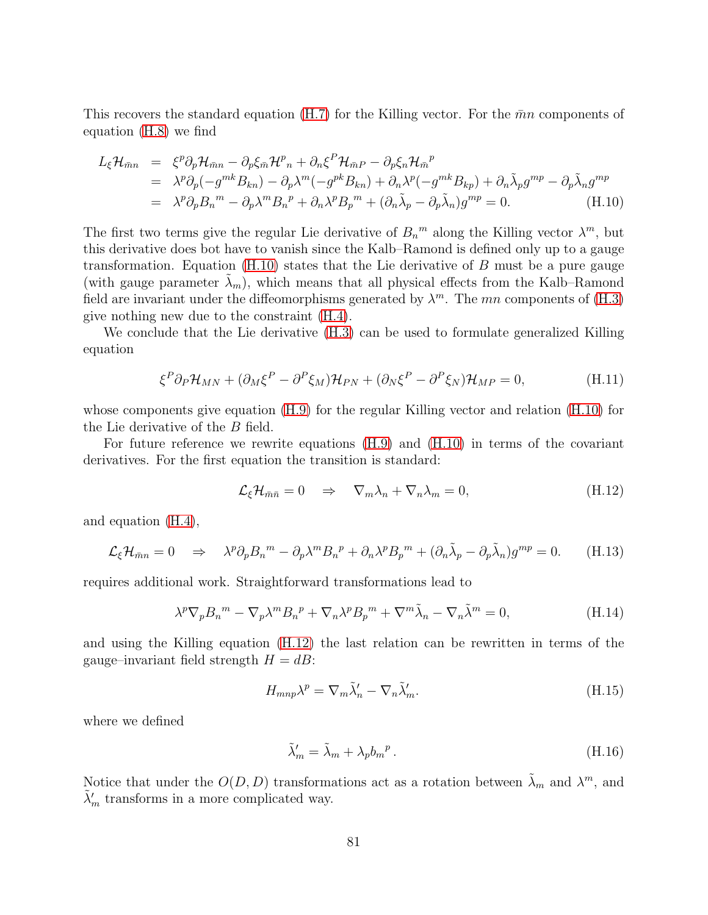This recovers the standard equation (H.7) for the Killing vector. For the $\bar{m}n$ components of equation (H.8) we find

$$
\begin{aligned}
L_\xi \mathcal{H}_{\bar{m}n} &= \xi^p \partial_p \mathcal{H}_{\bar{m}n} - \partial_p \xi_{\bar{m}} \mathcal{H}^p{}_n + \partial_n \xi^P \mathcal{H}_{\bar{m}P} - \partial_p \xi_n \mathcal{H}_{\bar{m}}{}^p \\
&= \lambda^p \partial_p (-g^{mk} B_{kn}) - \partial_p \lambda^m (-g^{pk} B_{kn}) + \partial_n \lambda^p (-g^{mk} B_{kp}) + \partial_n \tilde{\lambda}_p g^{mp} - \partial_p \tilde{\lambda}_n g^{mp} \\
&= \lambda^p \partial_p B_n{}^m - \partial_p \lambda^m B_n{}^p + \partial_n \lambda^p B_p{}^m + (\partial_n \tilde{\lambda}_p - \partial_p \tilde{\lambda}_n) g^{mp} = 0. \qquad \text{(H.10)}
\end{aligned}
$$

The first two terms give the regular Lie derivative of $B_n{}^m$ along the Killing vector $\lambda^m$, but this derivative does bot have to vanish since the Kalb–Ramond is defined only up to a gauge transformation. Equation (H.10) states that the Lie derivative of $B$ must be a pure gauge (with gauge parameter $\tilde{\lambda}_m$), which means that all physical effects from the Kalb–Ramond field are invariant under the diffeomorphisms generated by $\lambda^m$. The $mn$ components of (H.3) give nothing new due to the constraint (H.4).

We conclude that the Lie derivative (H.3) can be used to formulate generalized Killing equation

$$
\xi^P \partial_P \mathcal{H}_{MN} + (\partial_M \xi^P - \partial^P \xi_M) \mathcal{H}_{PN} + (\partial_N \xi^P - \partial^P \xi_N) \mathcal{H}_{MP} = 0, \qquad \text{(H.11)}
$$

whose components give equation (H.9) for the regular Killing vector and relation (H.10) for the Lie derivative of the $B$ field.

For future reference we rewrite equations (H.9) and (H.10) in terms of the covariant derivatives. For the first equation the transition is standard:

$$
\mathcal{L}_\xi \mathcal{H}_{\bar{m}\bar{n}} = 0 \quad \Rightarrow \quad \nabla_m \lambda_n + \nabla_n \lambda_m = 0, \qquad \text{(H.12)}
$$

and equation (H.4),

$$
\mathcal{L}_\xi \mathcal{H}_{\bar{m}n} = 0 \quad \Rightarrow \quad \lambda^p \partial_p B_n{}^m - \partial_p \lambda^m B_n{}^p + \partial_n \lambda^p B_p{}^m + (\partial_n \tilde{\lambda}_p - \partial_p \tilde{\lambda}_n) g^{mp} = 0. \qquad \text{(H.13)}
$$

requires additional work. Straightforward transformations lead to

$$
\lambda^p \nabla_p B_n{}^m - \nabla_p \lambda^m B_n{}^p + \nabla_n \lambda^p B_p{}^m + \nabla^m \tilde{\lambda}_n - \nabla_n \tilde{\lambda}^m = 0, \qquad \text{(H.14)}
$$

and using the Killing equation (H.12) the last relation can be rewritten in terms of the gauge–invariant field strength $H = dB$:

$$
H_{mnp} \lambda^p = \nabla_m \tilde{\lambda}'_n - \nabla_n \tilde{\lambda}'_m. \qquad \text{(H.15)}
$$

where we defined

$$
\tilde{\lambda}'_m = \tilde{\lambda}_m + \lambda_p b_m{}^p \,. \qquad \text{(H.16)}
$$

Notice that under the $O(D,D)$ transformations act as a rotation between $\tilde{\lambda}_m$ and $\lambda^m$, and $\tilde{\lambda}'_m$ transforms in a more complicated way.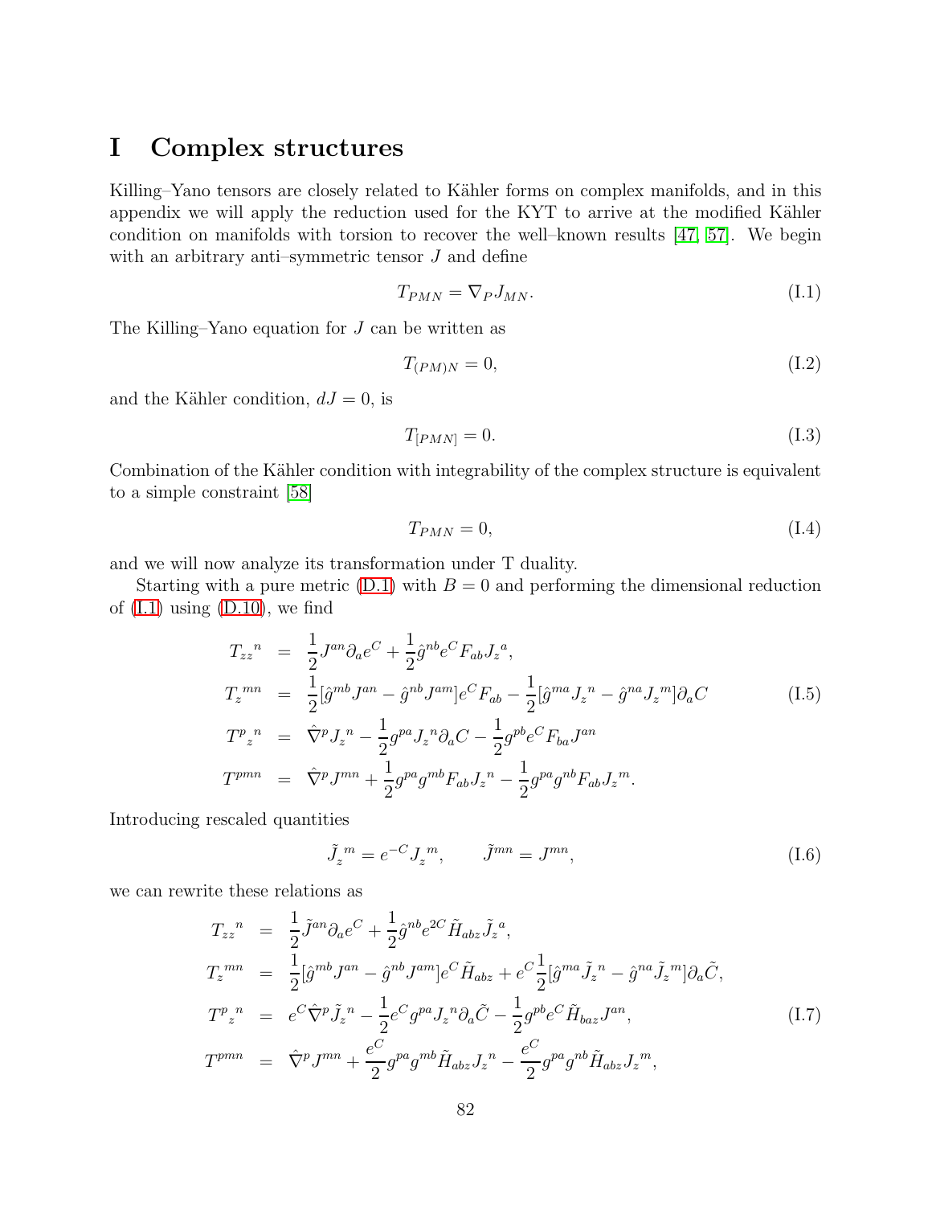# I Complex structures

Killing–Yano tensors are closely related to Kähler forms on complex manifolds, and in this appendix we will apply the reduction used for the KYT to arrive at the modified Kähler condition on manifolds with torsion to recover the well–known results [47, 57]. We begin with an arbitrary anti–symmetric tensor $J$ and define

$$T_{PMN} = \nabla_P J_{MN}. \tag{I.1}$$

The Killing–Yano equation for $J$ can be written as

$$T_{(PM)N} = 0, \tag{I.2}$$

and the Kähler condition, $dJ = 0$, is

$$T_{[PMN]} = 0. \tag{I.3}$$

Combination of the Kähler condition with integrability of the complex structure is equivalent to a simple constraint [58]

$$T_{PMN} = 0, \tag{I.4}$$

and we will now analyze its transformation under T duality.

Starting with a pure metric (D.1) with $B = 0$ and performing the dimensional reduction of (I.1) using (D.10), we find

$$\begin{aligned}
T_{zz}{}^{n} &= \frac{1}{2} J^{an}\partial_a e^C + \frac{1}{2}\hat{g}^{nb} e^C F_{ab} J_z{}^a, \\
T_z{}^{mn} &= \frac{1}{2}[\hat{g}^{mb}J^{an} - \hat{g}^{nb}J^{am}] e^C F_{ab} - \frac{1}{2}[\hat{g}^{ma}J_z{}^n - \hat{g}^{na}J_z{}^m]\partial_a C \\
T^{p}{}_{z}{}^{n} &= \hat{\nabla}^p J_z{}^n - \frac{1}{2} g^{pa} J_z{}^n \partial_a C - \frac{1}{2} g^{pb} e^C F_{ba} J^{an} \\
T^{pmn} &= \hat{\nabla}^p J^{mn} + \frac{1}{2} g^{pa} g^{mb} F_{ab} J_z{}^n - \frac{1}{2} g^{pa} g^{nb} F_{ab} J_z{}^m.
\end{aligned} \tag{I.5}$$

Introducing rescaled quantities

$$\tilde{J}_z{}^m = e^{-C} J_z{}^m, \qquad \tilde{J}^{mn} = J^{mn}, \tag{I.6}$$

we can rewrite these relations as

$$\begin{aligned}
T_{zz}{}^{n} &= \frac{1}{2}\tilde{J}^{an}\partial_a e^C + \frac{1}{2}\hat{g}^{nb} e^{2C}\tilde{H}_{abz}\tilde{J}_z{}^a, \\
T_z{}^{mn} &= \frac{1}{2}[\hat{g}^{mb}J^{an} - \hat{g}^{nb}J^{am}] e^C \tilde{H}_{abz} + e^C \frac{1}{2}[\hat{g}^{ma}\tilde{J}_z{}^n - \hat{g}^{na}\tilde{J}_z{}^m]\partial_a \tilde{C}, \\
T^{p}{}_{z}{}^{n} &= e^C \hat{\nabla}^p \tilde{J}_z{}^n - \frac{1}{2} e^C g^{pa} J_z{}^n \partial_a \tilde{C} - \frac{1}{2} g^{pb} e^C \tilde{H}_{baz} J^{an}, \\
T^{pmn} &= \hat{\nabla}^p J^{mn} + \frac{e^C}{2} g^{pa} g^{mb} \tilde{H}_{abz} J_z{}^n - \frac{e^C}{2} g^{pa} g^{nb} \tilde{H}_{abz} J_z{}^m,
\end{aligned} \tag{I.7}$$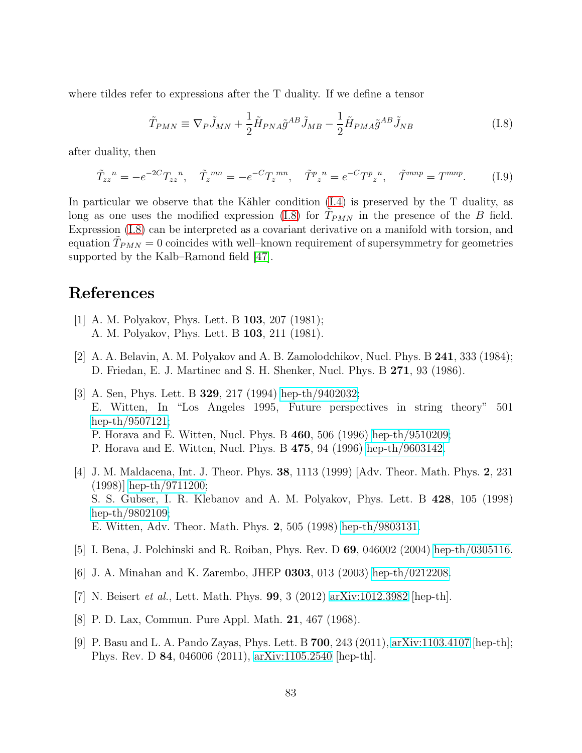where tildes refer to expressions after the T duality. If we define a tensor

$$\tilde{T}_{PMN} \equiv \nabla_P \tilde{J}_{MN} + \frac{1}{2}\tilde{H}_{PNA}\tilde{g}^{AB}\tilde{J}_{MB} - \frac{1}{2}\tilde{H}_{PMA}\tilde{g}^{AB}\tilde{J}_{NB} \tag{I.8}$$

after duality, then

$$\tilde{T}_{zz}{}^{n} = -e^{-2C}T_{zz}{}^{n}, \quad \tilde{T}_{z}{}^{mn} = -e^{-C}T_{z}{}^{mn}, \quad \tilde{T}^{p}{}_{z}{}^{n} = e^{-C}T^{p}{}_{z}{}^{n}, \quad \tilde{T}^{mnp} = T^{mnp}. \tag{I.9}$$

In particular we observe that the Kähler condition (I.4) is preserved by the T duality, as long as one uses the modified expression (I.8) for $\tilde{T}_{PMN}$ in the presence of the $B$ field. Expression (I.8) can be interpreted as a covariant derivative on a manifold with torsion, and equation $\tilde{T}_{PMN} = 0$ coincides with well–known requirement of supersymmetry for geometries supported by the Kalb–Ramond field [47].

# References

[1] A. M. Polyakov, Phys. Lett. B **103**, 207 (1981);
A. M. Polyakov, Phys. Lett. B **103**, 211 (1981).

[2] A. A. Belavin, A. M. Polyakov and A. B. Zamolodchikov, Nucl. Phys. B **241**, 333 (1984);
D. Friedan, E. J. Martinec and S. H. Shenker, Nucl. Phys. B **271**, 93 (1986).

[3] A. Sen, Phys. Lett. B **329**, 217 (1994) hep-th/9402032;
E. Witten, In "Los Angeles 1995, Future perspectives in string theory" 501 hep-th/9507121;
P. Horava and E. Witten, Nucl. Phys. B **460**, 506 (1996) hep-th/9510209;
P. Horava and E. Witten, Nucl. Phys. B **475**, 94 (1996) hep-th/9603142.

[4] J. M. Maldacena, Int. J. Theor. Phys. **38**, 1113 (1999) [Adv. Theor. Math. Phys. **2**, 231 (1998)] hep-th/9711200;
S. S. Gubser, I. R. Klebanov and A. M. Polyakov, Phys. Lett. B **428**, 105 (1998) hep-th/9802109;
E. Witten, Adv. Theor. Math. Phys. **2**, 505 (1998) hep-th/9803131.

[5] I. Bena, J. Polchinski and R. Roiban, Phys. Rev. D **69**, 046002 (2004) hep-th/0305116.

[6] J. A. Minahan and K. Zarembo, JHEP **0303**, 013 (2003) hep-th/0212208.

[7] N. Beisert *et al.*, Lett. Math. Phys. **99**, 3 (2012) arXiv:1012.3982 [hep-th].

[8] P. D. Lax, Commun. Pure Appl. Math. **21**, 467 (1968).

[9] P. Basu and L. A. Pando Zayas, Phys. Lett. B **700**, 243 (2011), arXiv:1103.4107 [hep-th];
Phys. Rev. D **84**, 046006 (2011), arXiv:1105.2540 [hep-th].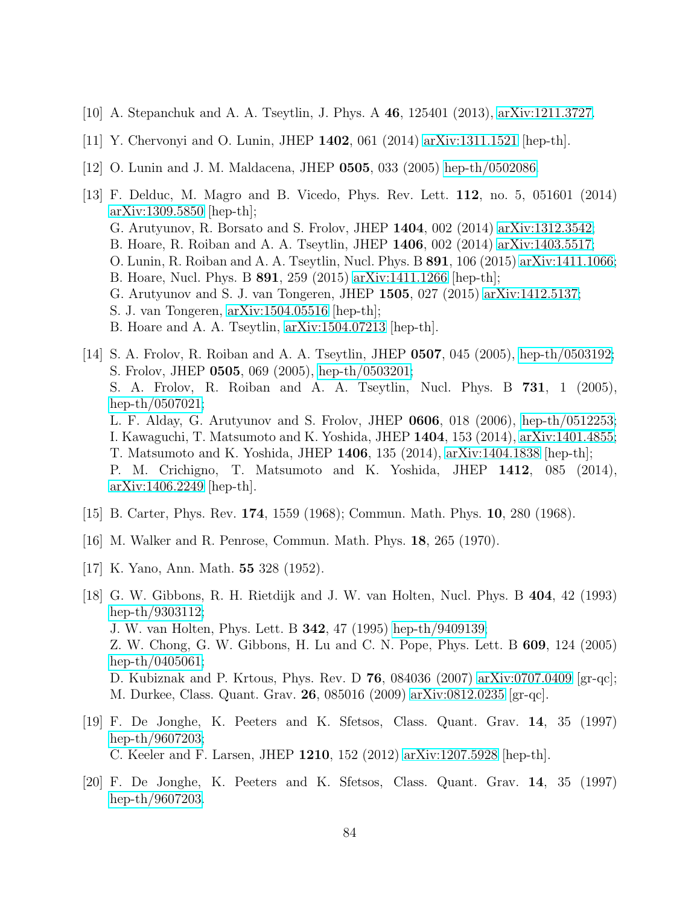[10] A. Stepanchuk and A. A. Tseytlin, J. Phys. A **46**, 125401 (2013), arXiv:1211.3727.

[11] Y. Chervonyi and O. Lunin, JHEP **1402**, 061 (2014) arXiv:1311.1521 [hep-th].

[12] O. Lunin and J. M. Maldacena, JHEP **0505**, 033 (2005) hep-th/0502086.

[13] F. Delduc, M. Magro and B. Vicedo, Phys. Rev. Lett. **112**, no. 5, 051601 (2014) arXiv:1309.5850 [hep-th];
G. Arutyunov, R. Borsato and S. Frolov, JHEP **1404**, 002 (2014) arXiv:1312.3542;
B. Hoare, R. Roiban and A. A. Tseytlin, JHEP **1406**, 002 (2014) arXiv:1403.5517;
O. Lunin, R. Roiban and A. A. Tseytlin, Nucl. Phys. B **891**, 106 (2015) arXiv:1411.1066;
B. Hoare, Nucl. Phys. B **891**, 259 (2015) arXiv:1411.1266 [hep-th];
G. Arutyunov and S. J. van Tongeren, JHEP **1505**, 027 (2015) arXiv:1412.5137;
S. J. van Tongeren, arXiv:1504.05516 [hep-th];
B. Hoare and A. A. Tseytlin, arXiv:1504.07213 [hep-th].

[14] S. A. Frolov, R. Roiban and A. A. Tseytlin, JHEP **0507**, 045 (2005), hep-th/0503192;
S. Frolov, JHEP **0505**, 069 (2005), hep-th/0503201;
S. A. Frolov, R. Roiban and A. A. Tseytlin, Nucl. Phys. B **731**, 1 (2005), hep-th/0507021;
L. F. Alday, G. Arutyunov and S. Frolov, JHEP **0606**, 018 (2006), hep-th/0512253;
I. Kawaguchi, T. Matsumoto and K. Yoshida, JHEP **1404**, 153 (2014), arXiv:1401.4855;
T. Matsumoto and K. Yoshida, JHEP **1406**, 135 (2014), arXiv:1404.1838 [hep-th];
P. M. Crichigno, T. Matsumoto and K. Yoshida, JHEP **1412**, 085 (2014), arXiv:1406.2249 [hep-th].

[15] B. Carter, Phys. Rev. **174**, 1559 (1968); Commun. Math. Phys. **10**, 280 (1968).

[16] M. Walker and R. Penrose, Commun. Math. Phys. **18**, 265 (1970).

[17] K. Yano, Ann. Math. **55** 328 (1952).

[18] G. W. Gibbons, R. H. Rietdijk and J. W. van Holten, Nucl. Phys. B **404**, 42 (1993) hep-th/9303112;
J. W. van Holten, Phys. Lett. B **342**, 47 (1995) hep-th/9409139;
Z. W. Chong, G. W. Gibbons, H. Lu and C. N. Pope, Phys. Lett. B **609**, 124 (2005) hep-th/0405061;
D. Kubiznak and P. Krtous, Phys. Rev. D **76**, 084036 (2007) arXiv:0707.0409 [gr-qc];
M. Durkee, Class. Quant. Grav. **26**, 085016 (2009) arXiv:0812.0235 [gr-qc].

[19] F. De Jonghe, K. Peeters and K. Sfetsos, Class. Quant. Grav. **14**, 35 (1997) hep-th/9607203;
C. Keeler and F. Larsen, JHEP **1210**, 152 (2012) arXiv:1207.5928 [hep-th].

[20] F. De Jonghe, K. Peeters and K. Sfetsos, Class. Quant. Grav. **14**, 35 (1997) hep-th/9607203.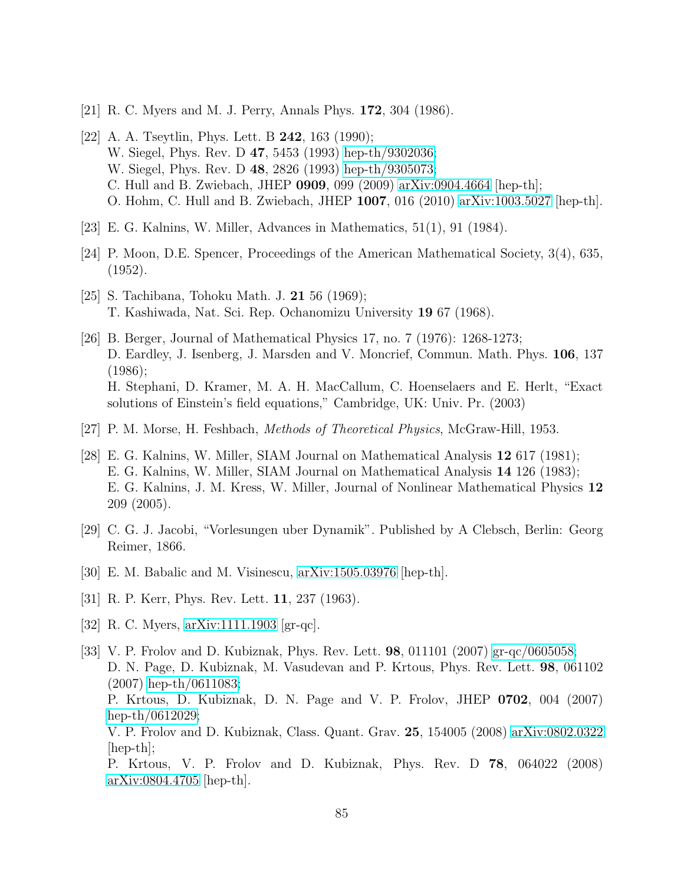[21] R. C. Myers and M. J. Perry, Annals Phys. **172**, 304 (1986).

[22] A. A. Tseytlin, Phys. Lett. B **242**, 163 (1990);
W. Siegel, Phys. Rev. D **47**, 5453 (1993) hep-th/9302036;
W. Siegel, Phys. Rev. D **48**, 2826 (1993) hep-th/9305073;
C. Hull and B. Zwiebach, JHEP **0909**, 099 (2009) arXiv:0904.4664 [hep-th];
O. Hohm, C. Hull and B. Zwiebach, JHEP **1007**, 016 (2010) arXiv:1003.5027 [hep-th].

[23] E. G. Kalnins, W. Miller, Advances in Mathematics, 51(1), 91 (1984).

[24] P. Moon, D.E. Spencer, Proceedings of the American Mathematical Society, 3(4), 635, (1952).

[25] S. Tachibana, Tohoku Math. J. **21** 56 (1969);
T. Kashiwada, Nat. Sci. Rep. Ochanomizu University **19** 67 (1968).

[26] B. Berger, Journal of Mathematical Physics 17, no. 7 (1976): 1268-1273;
D. Eardley, J. Isenberg, J. Marsden and V. Moncrief, Commun. Math. Phys. **106**, 137 (1986);
H. Stephani, D. Kramer, M. A. H. MacCallum, C. Hoenselaers and E. Herlt, "Exact solutions of Einstein's field equations," Cambridge, UK: Univ. Pr. (2003)

[27] P. M. Morse, H. Feshbach, *Methods of Theoretical Physics*, McGraw-Hill, 1953.

[28] E. G. Kalnins, W. Miller, SIAM Journal on Mathematical Analysis **12** 617 (1981);
E. G. Kalnins, W. Miller, SIAM Journal on Mathematical Analysis **14** 126 (1983);
E. G. Kalnins, J. M. Kress, W. Miller, Journal of Nonlinear Mathematical Physics **12** 209 (2005).

[29] C. G. J. Jacobi, "Vorlesungen uber Dynamik". Published by A Clebsch, Berlin: Georg Reimer, 1866.

[30] E. M. Babalic and M. Visinescu, arXiv:1505.03976 [hep-th].

[31] R. P. Kerr, Phys. Rev. Lett. **11**, 237 (1963).

[32] R. C. Myers, arXiv:1111.1903 [gr-qc].

[33] V. P. Frolov and D. Kubiznak, Phys. Rev. Lett. **98**, 011101 (2007) gr-qc/0605058;
D. N. Page, D. Kubiznak, M. Vasudevan and P. Krtous, Phys. Rev. Lett. **98**, 061102 (2007) hep-th/0611083;
P. Krtous, D. Kubiznak, D. N. Page and V. P. Frolov, JHEP **0702**, 004 (2007) hep-th/0612029;
V. P. Frolov and D. Kubiznak, Class. Quant. Grav. **25**, 154005 (2008) arXiv:0802.0322 [hep-th];
P. Krtous, V. P. Frolov and D. Kubiznak, Phys. Rev. D **78**, 064022 (2008) arXiv:0804.4705 [hep-th].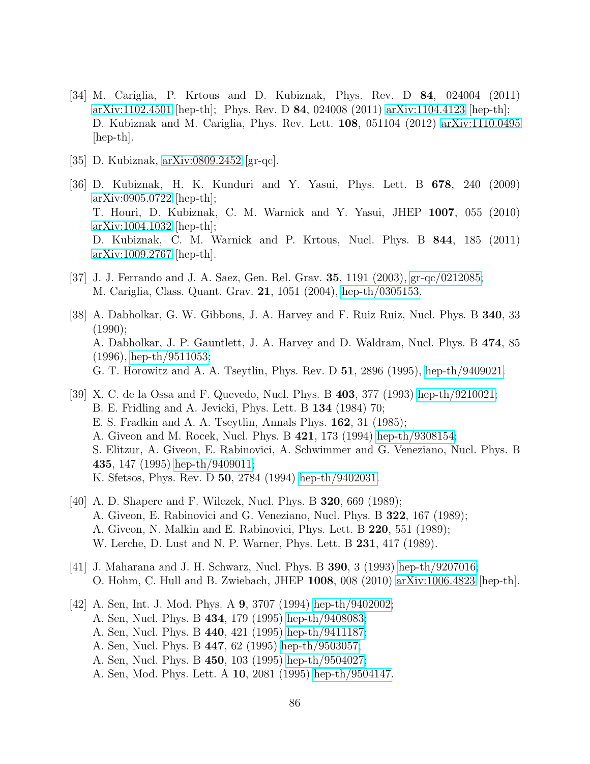[34] M. Cariglia, P. Krtous and D. Kubiznak, Phys. Rev. D **84**, 024004 (2011) arXiv:1102.4501 [hep-th]; Phys. Rev. D **84**, 024008 (2011) arXiv:1104.4123 [hep-th]; D. Kubiznak and M. Cariglia, Phys. Rev. Lett. **108**, 051104 (2012) arXiv:1110.0495 [hep-th].

[35] D. Kubiznak, arXiv:0809.2452 [gr-qc].

[36] D. Kubiznak, H. K. Kunduri and Y. Yasui, Phys. Lett. B **678**, 240 (2009) arXiv:0905.0722 [hep-th];
T. Houri, D. Kubiznak, C. M. Warnick and Y. Yasui, JHEP **1007**, 055 (2010) arXiv:1004.1032 [hep-th];
D. Kubiznak, C. M. Warnick and P. Krtous, Nucl. Phys. B **844**, 185 (2011) arXiv:1009.2767 [hep-th].

[37] J. J. Ferrando and J. A. Saez, Gen. Rel. Grav. **35**, 1191 (2003), gr-qc/0212085;
M. Cariglia, Class. Quant. Grav. **21**, 1051 (2004), hep-th/0305153.

[38] A. Dabholkar, G. W. Gibbons, J. A. Harvey and F. Ruiz Ruiz, Nucl. Phys. B **340**, 33 (1990);
A. Dabholkar, J. P. Gauntlett, J. A. Harvey and D. Waldram, Nucl. Phys. B **474**, 85 (1996), hep-th/9511053;
G. T. Horowitz and A. A. Tseytlin, Phys. Rev. D **51**, 2896 (1995), hep-th/9409021.

[39] X. C. de la Ossa and F. Quevedo, Nucl. Phys. B **403**, 377 (1993) hep-th/9210021;
B. E. Fridling and A. Jevicki, Phys. Lett. B **134** (1984) 70;
E. S. Fradkin and A. A. Tseytlin, Annals Phys. **162**, 31 (1985);
A. Giveon and M. Rocek, Nucl. Phys. B **421**, 173 (1994) hep-th/9308154;
S. Elitzur, A. Giveon, E. Rabinovici, A. Schwimmer and G. Veneziano, Nucl. Phys. B **435**, 147 (1995) hep-th/9409011;
K. Sfetsos, Phys. Rev. D **50**, 2784 (1994) hep-th/9402031.

[40] A. D. Shapere and F. Wilczek, Nucl. Phys. B **320**, 669 (1989);
A. Giveon, E. Rabinovici and G. Veneziano, Nucl. Phys. B **322**, 167 (1989);
A. Giveon, N. Malkin and E. Rabinovici, Phys. Lett. B **220**, 551 (1989);
W. Lerche, D. Lust and N. P. Warner, Phys. Lett. B **231**, 417 (1989).

[41] J. Maharana and J. H. Schwarz, Nucl. Phys. B **390**, 3 (1993) hep-th/9207016;
O. Hohm, C. Hull and B. Zwiebach, JHEP **1008**, 008 (2010) arXiv:1006.4823 [hep-th].

[42] A. Sen, Int. J. Mod. Phys. A **9**, 3707 (1994) hep-th/9402002;
A. Sen, Nucl. Phys. B **434**, 179 (1995) hep-th/9408083;
A. Sen, Nucl. Phys. B **440**, 421 (1995) hep-th/9411187;
A. Sen, Nucl. Phys. B **447**, 62 (1995) hep-th/9503057;
A. Sen, Nucl. Phys. B **450**, 103 (1995) hep-th/9504027;
A. Sen, Mod. Phys. Lett. A **10**, 2081 (1995) hep-th/9504147.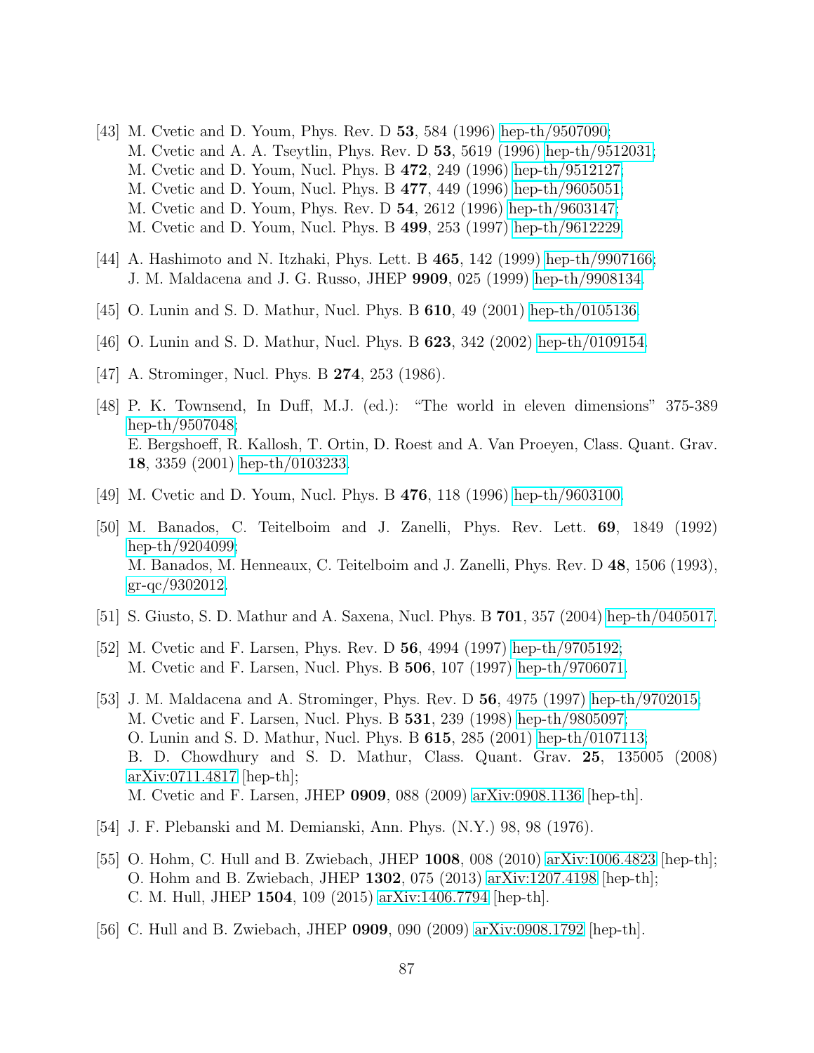[43] M. Cvetic and D. Youm, Phys. Rev. D **53**, 584 (1996) hep-th/9507090;
M. Cvetic and A. A. Tseytlin, Phys. Rev. D **53**, 5619 (1996) hep-th/9512031;
M. Cvetic and D. Youm, Nucl. Phys. B **472**, 249 (1996) hep-th/9512127;
M. Cvetic and D. Youm, Nucl. Phys. B **477**, 449 (1996) hep-th/9605051;
M. Cvetic and D. Youm, Phys. Rev. D **54**, 2612 (1996) hep-th/9603147;
M. Cvetic and D. Youm, Nucl. Phys. B **499**, 253 (1997) hep-th/9612229.

[44] A. Hashimoto and N. Itzhaki, Phys. Lett. B **465**, 142 (1999) hep-th/9907166;
J. M. Maldacena and J. G. Russo, JHEP **9909**, 025 (1999) hep-th/9908134.

[45] O. Lunin and S. D. Mathur, Nucl. Phys. B **610**, 49 (2001) hep-th/0105136.

[46] O. Lunin and S. D. Mathur, Nucl. Phys. B **623**, 342 (2002) hep-th/0109154.

[47] A. Strominger, Nucl. Phys. B **274**, 253 (1986).

[48] P. K. Townsend, In Duff, M.J. (ed.): "The world in eleven dimensions" 375-389 hep-th/9507048;
E. Bergshoeff, R. Kallosh, T. Ortin, D. Roest and A. Van Proeyen, Class. Quant. Grav. **18**, 3359 (2001) hep-th/0103233.

[49] M. Cvetic and D. Youm, Nucl. Phys. B **476**, 118 (1996) hep-th/9603100.

[50] M. Banados, C. Teitelboim and J. Zanelli, Phys. Rev. Lett. **69**, 1849 (1992) hep-th/9204099;
M. Banados, M. Henneaux, C. Teitelboim and J. Zanelli, Phys. Rev. D **48**, 1506 (1993), gr-qc/9302012.

[51] S. Giusto, S. D. Mathur and A. Saxena, Nucl. Phys. B **701**, 357 (2004) hep-th/0405017.

[52] M. Cvetic and F. Larsen, Phys. Rev. D **56**, 4994 (1997) hep-th/9705192;
M. Cvetic and F. Larsen, Nucl. Phys. B **506**, 107 (1997) hep-th/9706071.

[53] J. M. Maldacena and A. Strominger, Phys. Rev. D **56**, 4975 (1997) hep-th/9702015;
M. Cvetic and F. Larsen, Nucl. Phys. B **531**, 239 (1998) hep-th/9805097;
O. Lunin and S. D. Mathur, Nucl. Phys. B **615**, 285 (2001) hep-th/0107113;
B. D. Chowdhury and S. D. Mathur, Class. Quant. Grav. **25**, 135005 (2008) arXiv:0711.4817 [hep-th];
M. Cvetic and F. Larsen, JHEP **0909**, 088 (2009) arXiv:0908.1136 [hep-th].

[54] J. F. Plebanski and M. Demianski, Ann. Phys. (N.Y.) 98, 98 (1976).

[55] O. Hohm, C. Hull and B. Zwiebach, JHEP **1008**, 008 (2010) arXiv:1006.4823 [hep-th];
O. Hohm and B. Zwiebach, JHEP **1302**, 075 (2013) arXiv:1207.4198 [hep-th];
C. M. Hull, JHEP **1504**, 109 (2015) arXiv:1406.7794 [hep-th].

[56] C. Hull and B. Zwiebach, JHEP **0909**, 090 (2009) arXiv:0908.1792 [hep-th].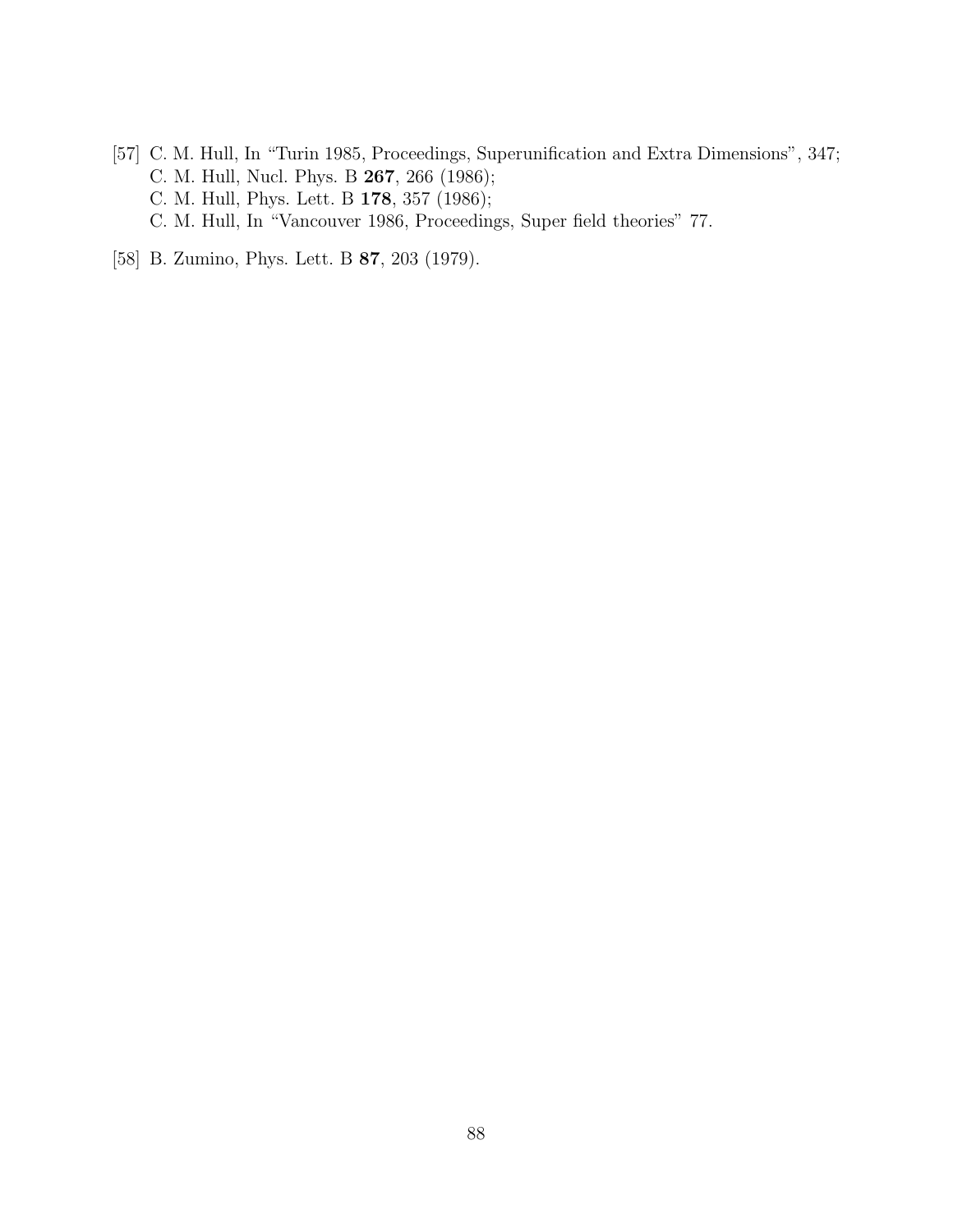[57] C. M. Hull, In "Turin 1985, Proceedings, Superunification and Extra Dimensions", 347;  
C. M. Hull, Nucl. Phys. B **267**, 266 (1986);  
C. M. Hull, Phys. Lett. B **178**, 357 (1986);  
C. M. Hull, In "Vancouver 1986, Proceedings, Super field theories" 77.

[58] B. Zumino, Phys. Lett. B **87**, 203 (1979).